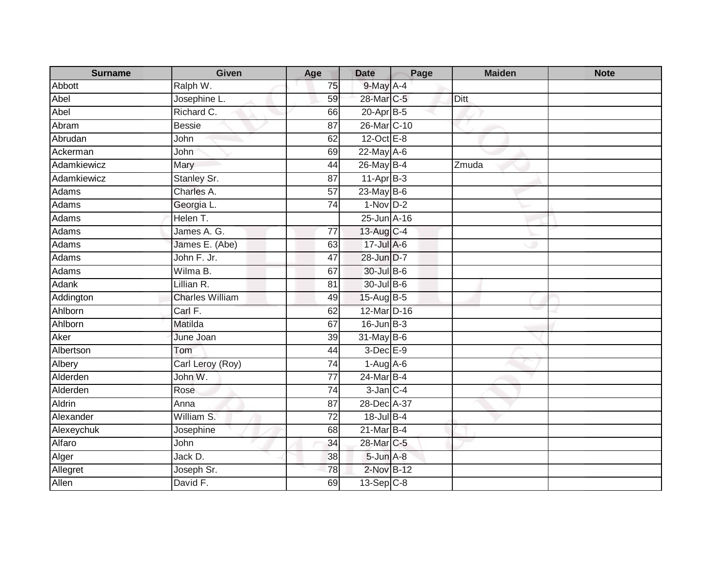| Surname | Given | Age | Date | Page | Maiden | Note |
|---|---|---|---|---|---|---|
| Abbott | Ralph W. | 75 | 9-May | A-4 | | |
| Abel | Josephine L. | 59 | 28-Mar | C-5 | Ditt | |
| Abel | Richard C. | 66 | 20-Apr | B-5 | | |
| Abram | Bessie | 87 | 26-Mar | C-10 | | |
| Abrudan | John | 62 | 12-Oct | E-8 | | |
| Ackerman | John | 69 | 22-May | A-6 | | |
| Adamkiewicz | Mary | 44 | 26-May | B-4 | Zmuda | |
| Adamkiewicz | Stanley Sr. | 87 | 11-Apr | B-3 | | |
| Adams | Charles A. | 57 | 23-May | B-6 | | |
| Adams | Georgia L. | 74 | 1-Nov | D-2 | | |
| Adams | Helen T. | | 25-Jun | A-16 | | |
| Adams | James A. G. | 77 | 13-Aug | C-4 | | |
| Adams | James E. (Abe) | 63 | 17-Jul | A-6 | | |
| Adams | John F. Jr. | 47 | 28-Jun | D-7 | | |
| Adams | Wilma B. | 67 | 30-Jul | B-6 | | |
| Adank | Lillian R. | 81 | 30-Jul | B-6 | | |
| Addington | Charles William | 49 | 15-Aug | B-5 | | |
| Ahlborn | Carl F. | 62 | 12-Mar | D-16 | | |
| Ahlborn | Matilda | 67 | 16-Jun | B-3 | | |
| Aker | June Joan | 39 | 31-May | B-6 | | |
| Albertson | Tom | 44 | 3-Dec | E-9 | | |
| Albery | Carl Leroy (Roy) | 74 | 1-Aug | A-6 | | |
| Alderden | John W. | 77 | 24-Mar | B-4 | | |
| Alderden | Rose | 74 | 3-Jan | C-4 | | |
| Aldrin | Anna | 87 | 28-Dec | A-37 | | |
| Alexander | William S. | 72 | 18-Jul | B-4 | | |
| Alexeychuk | Josephine | 68 | 21-Mar | B-4 | | |
| Alfaro | John | 34 | 28-Mar | C-5 | | |
| Alger | Jack D. | 38 | 5-Jun | A-8 | | |
| Allegret | Joseph Sr. | 78 | 2-Nov | B-12 | | |
| Allen | David F. | 69 | 13-Sep | C-8 | | |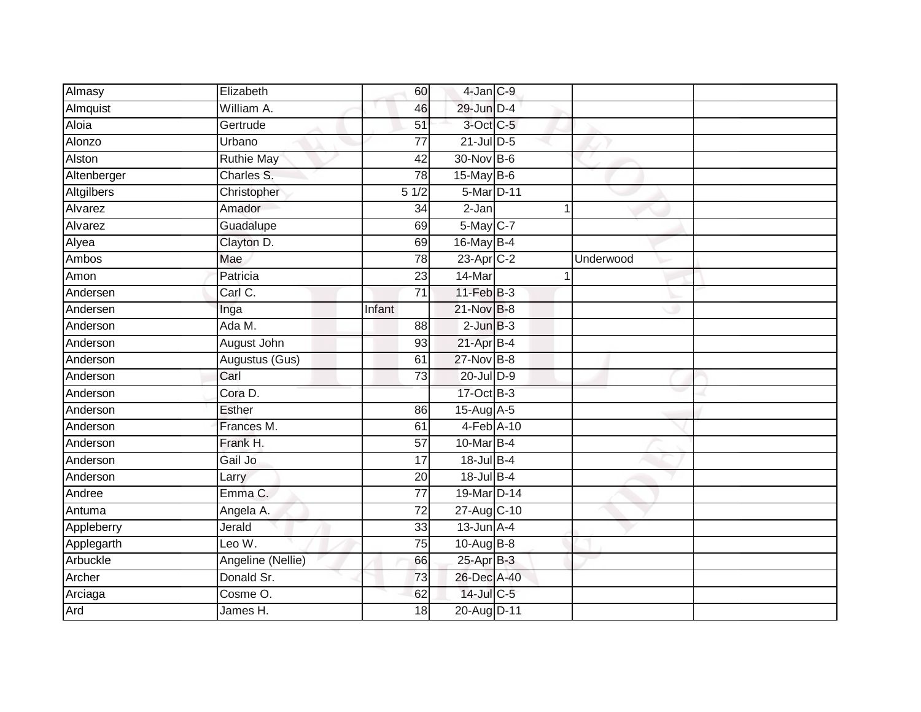| | | | | | | | |
|---|---|---|---|---|---|---|---|
| Almasy | Elizabeth | 60 | 4-Jan | C-9 | | | |
| Almquist | William A. | 46 | 29-Jun | D-4 | | | |
| Aloia | Gertrude | 51 | 3-Oct | C-5 | | | |
| Alonzo | Urbano | 77 | 21-Jul | D-5 | | | |
| Alston | Ruthie May | 42 | 30-Nov | B-6 | | | |
| Altenberger | Charles S. | 78 | 15-May | B-6 | | | |
| Altgilbers | Christopher | 5 1/2 | 5-Mar | D-11 | | | |
| Alvarez | Amador | 34 | 2-Jan | | 1 | | |
| Alvarez | Guadalupe | 69 | 5-May | C-7 | | | |
| Alyea | Clayton D. | 69 | 16-May | B-4 | | | |
| Ambos | Mae | 78 | 23-Apr | C-2 | | Underwood | |
| Amon | Patricia | 23 | 14-Mar | | 1 | | |
| Andersen | Carl C. | 71 | 11-Feb | B-3 | | | |
| Andersen | Inga | Infant | 21-Nov | B-8 | | | |
| Anderson | Ada M. | 88 | 2-Jun | B-3 | | | |
| Anderson | August John | 93 | 21-Apr | B-4 | | | |
| Anderson | Augustus (Gus) | 61 | 27-Nov | B-8 | | | |
| Anderson | Carl | 73 | 20-Jul | D-9 | | | |
| Anderson | Cora D. | | 17-Oct | B-3 | | | |
| Anderson | Esther | 86 | 15-Aug | A-5 | | | |
| Anderson | Frances M. | 61 | 4-Feb | A-10 | | | |
| Anderson | Frank H. | 57 | 10-Mar | B-4 | | | |
| Anderson | Gail Jo | 17 | 18-Jul | B-4 | | | |
| Anderson | Larry | 20 | 18-Jul | B-4 | | | |
| Andree | Emma C. | 77 | 19-Mar | D-14 | | | |
| Antuma | Angela A. | 72 | 27-Aug | C-10 | | | |
| Appleberry | Jerald | 33 | 13-Jun | A-4 | | | |
| Applegarth | Leo W. | 75 | 10-Aug | B-8 | | | |
| Arbuckle | Angeline (Nellie) | 66 | 25-Apr | B-3 | | | |
| Archer | Donald Sr. | 73 | 26-Dec | A-40 | | | |
| Arciaga | Cosme O. | 62 | 14-Jul | C-5 | | | |
| Ard | James H. | 18 | 20-Aug | D-11 | | | |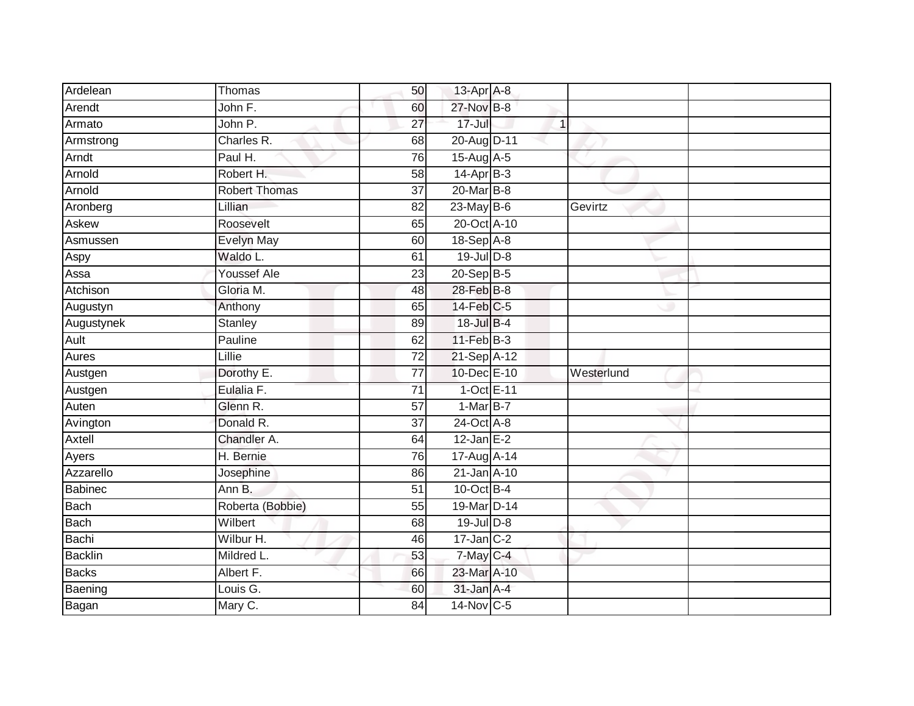| | | | | | | |
|---|---|---|---|---|---|---|
| Ardelean | Thomas | 50 | 13-Apr | A-8 | | |
| Arendt | John F. | 60 | 27-Nov | B-8 | | |
| Armato | John P. | 27 | 17-Jul | 1 | | |
| Armstrong | Charles R. | 68 | 20-Aug | D-11 | | |
| Arndt | Paul H. | 76 | 15-Aug | A-5 | | |
| Arnold | Robert H. | 58 | 14-Apr | B-3 | | |
| Arnold | Robert Thomas | 37 | 20-Mar | B-8 | | |
| Aronberg | Lillian | 82 | 23-May | B-6 | Gevirtz | |
| Askew | Roosevelt | 65 | 20-Oct | A-10 | | |
| Asmussen | Evelyn May | 60 | 18-Sep | A-8 | | |
| Aspy | Waldo L. | 61 | 19-Jul | D-8 | | |
| Assa | Youssef Ale | 23 | 20-Sep | B-5 | | |
| Atchison | Gloria M. | 48 | 28-Feb | B-8 | | |
| Augustyn | Anthony | 65 | 14-Feb | C-5 | | |
| Augustynek | Stanley | 89 | 18-Jul | B-4 | | |
| Ault | Pauline | 62 | 11-Feb | B-3 | | |
| Aures | Lillie | 72 | 21-Sep | A-12 | | |
| Austgen | Dorothy E. | 77 | 10-Dec | E-10 | Westerlund | |
| Austgen | Eulalia F. | 71 | 1-Oct | E-11 | | |
| Auten | Glenn R. | 57 | 1-Mar | B-7 | | |
| Avington | Donald R. | 37 | 24-Oct | A-8 | | |
| Axtell | Chandler A. | 64 | 12-Jan | E-2 | | |
| Ayers | H. Bernie | 76 | 17-Aug | A-14 | | |
| Azzarello | Josephine | 86 | 21-Jan | A-10 | | |
| Babinec | Ann B. | 51 | 10-Oct | B-4 | | |
| Bach | Roberta (Bobbie) | 55 | 19-Mar | D-14 | | |
| Bach | Wilbert | 68 | 19-Jul | D-8 | | |
| Bachi | Wilbur H. | 46 | 17-Jan | C-2 | | |
| Backlin | Mildred L. | 53 | 7-May | C-4 | | |
| Backs | Albert F. | 66 | 23-Mar | A-10 | | |
| Baening | Louis G. | 60 | 31-Jan | A-4 | | |
| Bagan | Mary C. | 84 | 14-Nov | C-5 | | |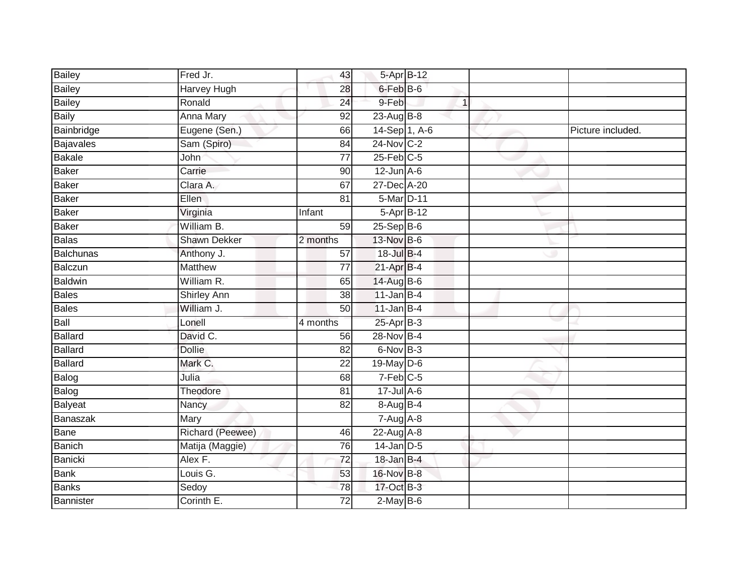| | | | | | | |
|---|---|---|---|---|---|---|
| Bailey | Fred Jr. | 43 | 5-Apr | B-12 | | |
| Bailey | Harvey Hugh | 28 | 6-Feb | B-6 | | |
| Bailey | Ronald | 24 | 9-Feb | 1 | | |
| Baily | Anna Mary | 92 | 23-Aug | B-8 | | |
| Bainbridge | Eugene (Sen.) | 66 | 14-Sep | 1, A-6 | | Picture included. |
| Bajavales | Sam (Spiro) | 84 | 24-Nov | C-2 | | |
| Bakale | John | 77 | 25-Feb | C-5 | | |
| Baker | Carrie | 90 | 12-Jun | A-6 | | |
| Baker | Clara A. | 67 | 27-Dec | A-20 | | |
| Baker | Ellen | 81 | 5-Mar | D-11 | | |
| Baker | Virginia | Infant | 5-Apr | B-12 | | |
| Baker | William B. | 59 | 25-Sep | B-6 | | |
| Balas | Shawn Dekker | 2 months | 13-Nov | B-6 | | |
| Balchunas | Anthony J. | 57 | 18-Jul | B-4 | | |
| Balczun | Matthew | 77 | 21-Apr | B-4 | | |
| Baldwin | William R. | 65 | 14-Aug | B-6 | | |
| Bales | Shirley Ann | 38 | 11-Jan | B-4 | | |
| Bales | William J. | 50 | 11-Jan | B-4 | | |
| Ball | Lonell | 4 months | 25-Apr | B-3 | | |
| Ballard | David C. | 56 | 28-Nov | B-4 | | |
| Ballard | Dollie | 82 | 6-Nov | B-3 | | |
| Ballard | Mark C. | 22 | 19-May | D-6 | | |
| Balog | Julia | 68 | 7-Feb | C-5 | | |
| Balog | Theodore | 81 | 17-Jul | A-6 | | |
| Balyeat | Nancy | 82 | 8-Aug | B-4 | | |
| Banaszak | Mary | | 7-Aug | A-8 | | |
| Bane | Richard (Peewee) | 46 | 22-Aug | A-8 | | |
| Banich | Matija (Maggie) | 76 | 14-Jan | D-5 | | |
| Banicki | Alex F. | 72 | 18-Jan | B-4 | | |
| Bank | Louis G. | 53 | 16-Nov | B-8 | | |
| Banks | Sedoy | 78 | 17-Oct | B-3 | | |
| Bannister | Corinth E. | 72 | 2-May | B-6 | | |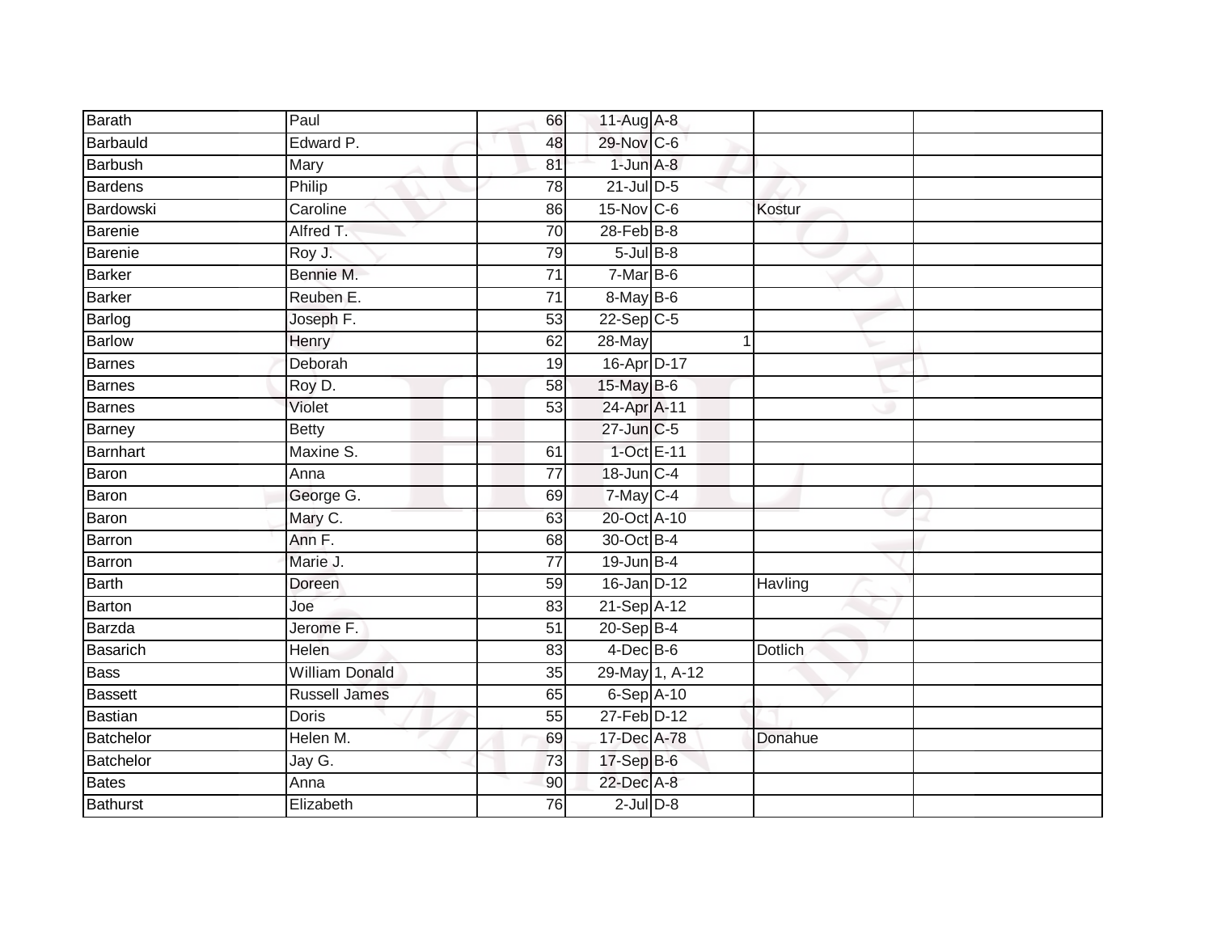| Barath | Paul | 66 | 11-Aug | A-8 | | |
|---|---|---|---|---|---|---|
| Barbauld | Edward P. | 48 | 29-Nov | C-6 | | |
| Barbush | Mary | 81 | 1-Jun | A-8 | | |
| Bardens | Philip | 78 | 21-Jul | D-5 | | |
| Bardowski | Caroline | 86 | 15-Nov | C-6 | Kostur | |
| Barenie | Alfred T. | 70 | 28-Feb | B-8 | | |
| Barenie | Roy J. | 79 | 5-Jul | B-8 | | |
| Barker | Bennie M. | 71 | 7-Mar | B-6 | | |
| Barker | Reuben E. | 71 | 8-May | B-6 | | |
| Barlog | Joseph F. | 53 | 22-Sep | C-5 | | |
| Barlow | Henry | 62 | 28-May | 1 | | |
| Barnes | Deborah | 19 | 16-Apr | D-17 | | |
| Barnes | Roy D. | 58 | 15-May | B-6 | | |
| Barnes | Violet | 53 | 24-Apr | A-11 | | |
| Barney | Betty | | 27-Jun | C-5 | | |
| Barnhart | Maxine S. | 61 | 1-Oct | E-11 | | |
| Baron | Anna | 77 | 18-Jun | C-4 | | |
| Baron | George G. | 69 | 7-May | C-4 | | |
| Baron | Mary C. | 63 | 20-Oct | A-10 | | |
| Barron | Ann F. | 68 | 30-Oct | B-4 | | |
| Barron | Marie J. | 77 | 19-Jun | B-4 | | |
| Barth | Doreen | 59 | 16-Jan | D-12 | Havling | |
| Barton | Joe | 83 | 21-Sep | A-12 | | |
| Barzda | Jerome F. | 51 | 20-Sep | B-4 | | |
| Basarich | Helen | 83 | 4-Dec | B-6 | Dotlich | |
| Bass | William Donald | 35 | 29-May | 1, A-12 | | |
| Bassett | Russell James | 65 | 6-Sep | A-10 | | |
| Bastian | Doris | 55 | 27-Feb | D-12 | | |
| Batchelor | Helen M. | 69 | 17-Dec | A-78 | Donahue | |
| Batchelor | Jay G. | 73 | 17-Sep | B-6 | | |
| Bates | Anna | 90 | 22-Dec | A-8 | | |
| Bathurst | Elizabeth | 76 | 2-Jul | D-8 | | |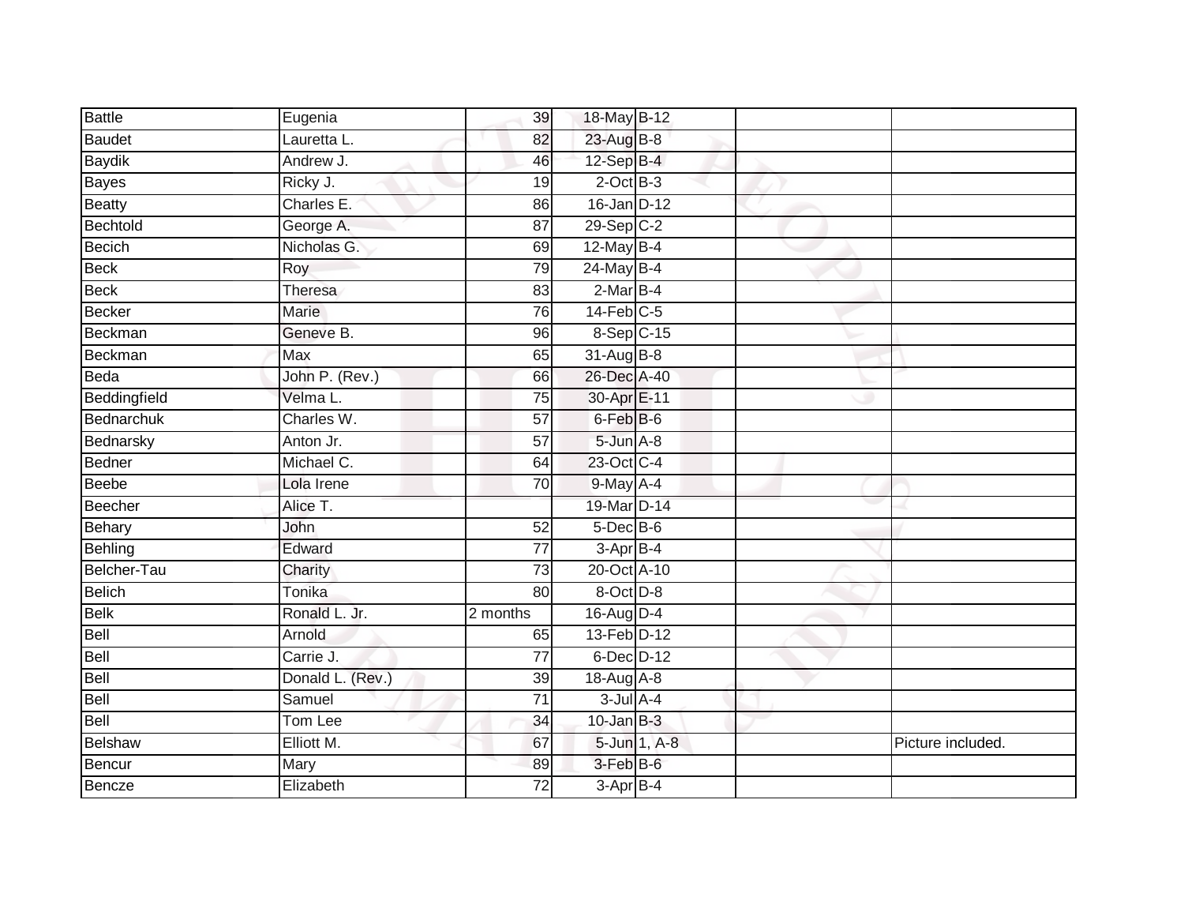| Battle | Eugenia | 39 | 18-May | B-12 | | |
|---|---|---|---|---|---|---|
| Baudet | Lauretta L. | 82 | 23-Aug | B-8 | | |
| Baydik | Andrew J. | 46 | 12-Sep | B-4 | | |
| Bayes | Ricky J. | 19 | 2-Oct | B-3 | | |
| Beatty | Charles E. | 86 | 16-Jan | D-12 | | |
| Bechtold | George A. | 87 | 29-Sep | C-2 | | |
| Becich | Nicholas G. | 69 | 12-May | B-4 | | |
| Beck | Roy | 79 | 24-May | B-4 | | |
| Beck | Theresa | 83 | 2-Mar | B-4 | | |
| Becker | Marie | 76 | 14-Feb | C-5 | | |
| Beckman | Geneve B. | 96 | 8-Sep | C-15 | | |
| Beckman | Max | 65 | 31-Aug | B-8 | | |
| Beda | John P. (Rev.) | 66 | 26-Dec | A-40 | | |
| Beddingfield | Velma L. | 75 | 30-Apr | E-11 | | |
| Bednarchuk | Charles W. | 57 | 6-Feb | B-6 | | |
| Bednarsky | Anton Jr. | 57 | 5-Jun | A-8 | | |
| Bedner | Michael C. | 64 | 23-Oct | C-4 | | |
| Beebe | Lola Irene | 70 | 9-May | A-4 | | |
| Beecher | Alice T. | | 19-Mar | D-14 | | |
| Behary | John | 52 | 5-Dec | B-6 | | |
| Behling | Edward | 77 | 3-Apr | B-4 | | |
| Belcher-Tau | Charity | 73 | 20-Oct | A-10 | | |
| Belich | Tonika | 80 | 8-Oct | D-8 | | |
| Belk | Ronald L. Jr. | 2 months | 16-Aug | D-4 | | |
| Bell | Arnold | 65 | 13-Feb | D-12 | | |
| Bell | Carrie J. | 77 | 6-Dec | D-12 | | |
| Bell | Donald L. (Rev.) | 39 | 18-Aug | A-8 | | |
| Bell | Samuel | 71 | 3-Jul | A-4 | | |
| Bell | Tom Lee | 34 | 10-Jan | B-3 | | |
| Belshaw | Elliott M. | 67 | 5-Jun | 1, A-8 | | Picture included. |
| Bencur | Mary | 89 | 3-Feb | B-6 | | |
| Bencze | Elizabeth | 72 | 3-Apr | B-4 | | |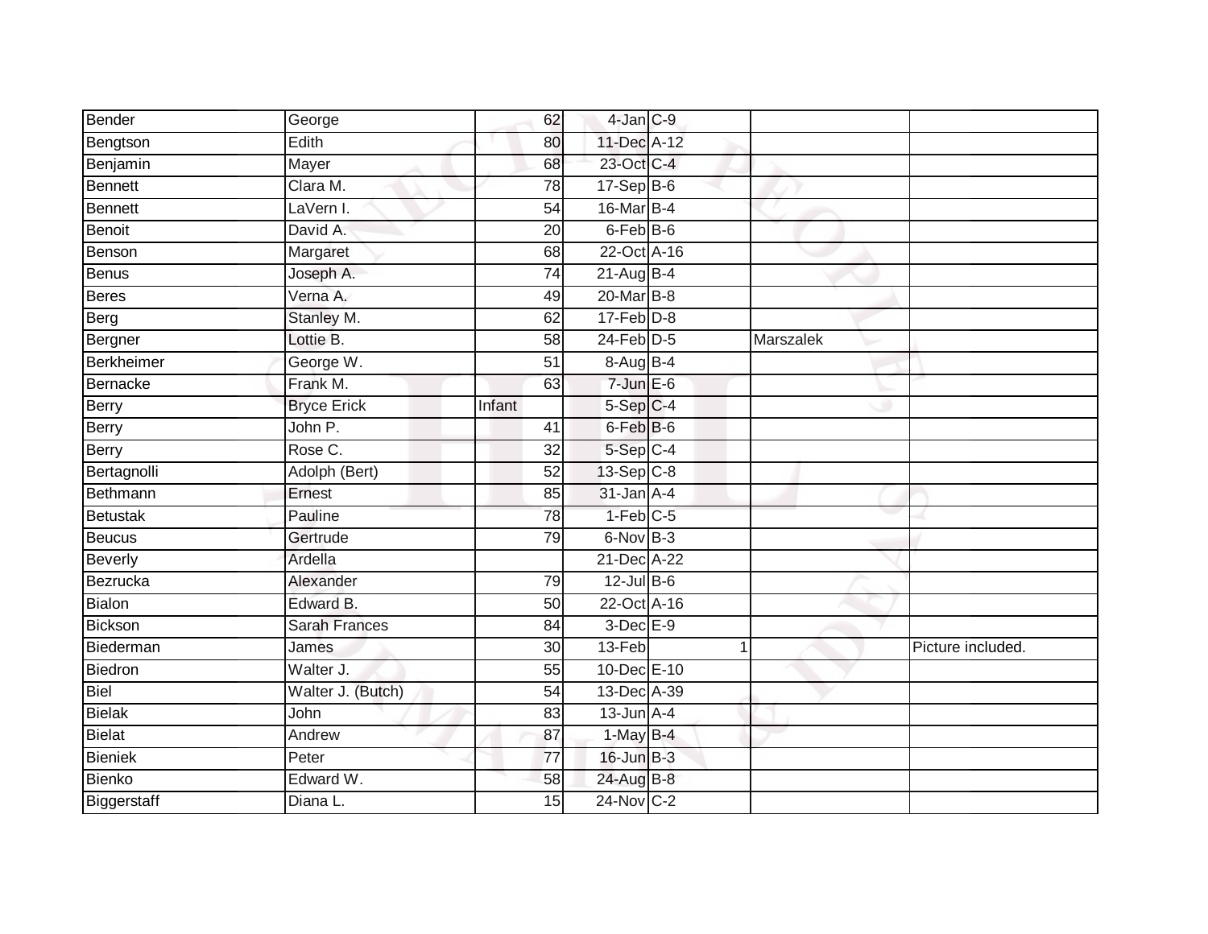| Bender | George | 62 | 4-Jan | C-9 | | |
|---|---|---|---|---|---|---|
| Bengtson | Edith | 80 | 11-Dec | A-12 | | |
| Benjamin | Mayer | 68 | 23-Oct | C-4 | | |
| Bennett | Clara M. | 78 | 17-Sep | B-6 | | |
| Bennett | LaVern I. | 54 | 16-Mar | B-4 | | |
| Benoit | David A. | 20 | 6-Feb | B-6 | | |
| Benson | Margaret | 68 | 22-Oct | A-16 | | |
| Benus | Joseph A. | 74 | 21-Aug | B-4 | | |
| Beres | Verna A. | 49 | 20-Mar | B-8 | | |
| Berg | Stanley M. | 62 | 17-Feb | D-8 | | |
| Bergner | Lottie B. | 58 | 24-Feb | D-5 | Marszalek | |
| Berkheimer | George W. | 51 | 8-Aug | B-4 | | |
| Bernacke | Frank M. | 63 | 7-Jun | E-6 | | |
| Berry | Bryce Erick | Infant | 5-Sep | C-4 | | |
| Berry | John P. | 41 | 6-Feb | B-6 | | |
| Berry | Rose C. | 32 | 5-Sep | C-4 | | |
| Bertagnolli | Adolph (Bert) | 52 | 13-Sep | C-8 | | |
| Bethmann | Ernest | 85 | 31-Jan | A-4 | | |
| Betustak | Pauline | 78 | 1-Feb | C-5 | | |
| Beucus | Gertrude | 79 | 6-Nov | B-3 | | |
| Beverly | Ardella | | 21-Dec | A-22 | | |
| Bezrucka | Alexander | 79 | 12-Jul | B-6 | | |
| Bialon | Edward B. | 50 | 22-Oct | A-16 | | |
| Bickson | Sarah Frances | 84 | 3-Dec | E-9 | | |
| Biederman | James | 30 | 13-Feb | 1 | | Picture included. |
| Biedron | Walter J. | 55 | 10-Dec | E-10 | | |
| Biel | Walter J. (Butch) | 54 | 13-Dec | A-39 | | |
| Bielak | John | 83 | 13-Jun | A-4 | | |
| Bielat | Andrew | 87 | 1-May | B-4 | | |
| Bieniek | Peter | 77 | 16-Jun | B-3 | | |
| Bienko | Edward W. | 58 | 24-Aug | B-8 | | |
| Biggerstaff | Diana L. | 15 | 24-Nov | C-2 | | |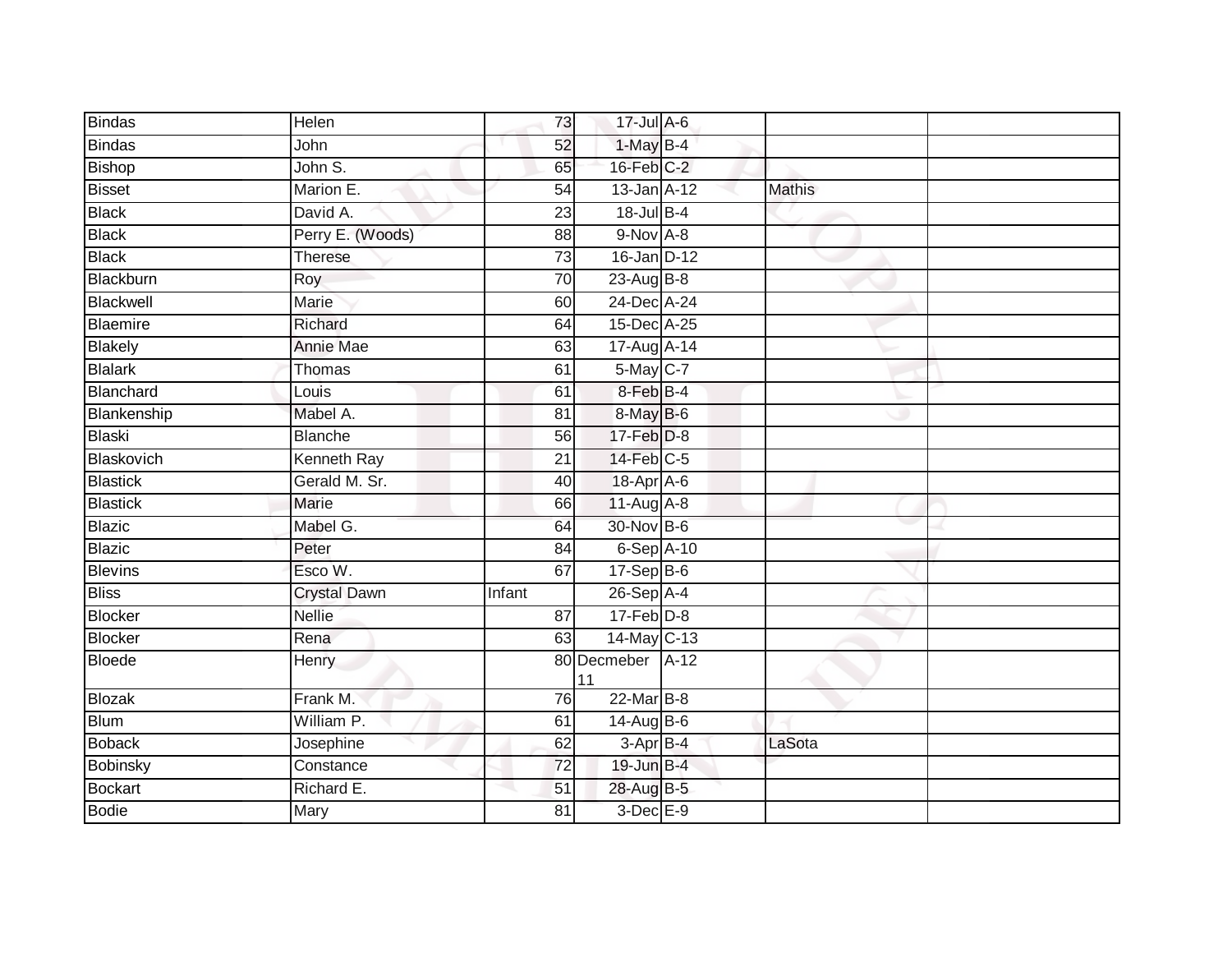| | | | | | | |
|---|---|---|---|---|---|---|
| Bindas | Helen | 73 | 17-Jul | A-6 | | |
| Bindas | John | 52 | 1-May | B-4 | | |
| Bishop | John S. | 65 | 16-Feb | C-2 | | |
| Bisset | Marion E. | 54 | 13-Jan | A-12 | Mathis | |
| Black | David A. | 23 | 18-Jul | B-4 | | |
| Black | Perry E. (Woods) | 88 | 9-Nov | A-8 | | |
| Black | Therese | 73 | 16-Jan | D-12 | | |
| Blackburn | Roy | 70 | 23-Aug | B-8 | | |
| Blackwell | Marie | 60 | 24-Dec | A-24 | | |
| Blaemire | Richard | 64 | 15-Dec | A-25 | | |
| Blakely | Annie Mae | 63 | 17-Aug | A-14 | | |
| Blalark | Thomas | 61 | 5-May | C-7 | | |
| Blanchard | Louis | 61 | 8-Feb | B-4 | | |
| Blankenship | Mabel A. | 81 | 8-May | B-6 | | |
| Blaski | Blanche | 56 | 17-Feb | D-8 | | |
| Blaskovich | Kenneth Ray | 21 | 14-Feb | C-5 | | |
| Blastick | Gerald M. Sr. | 40 | 18-Apr | A-6 | | |
| Blastick | Marie | 66 | 11-Aug | A-8 | | |
| Blazic | Mabel G. | 64 | 30-Nov | B-6 | | |
| Blazic | Peter | 84 | 6-Sep | A-10 | | |
| Blevins | Esco W. | 67 | 17-Sep | B-6 | | |
| Bliss | Crystal Dawn | Infant | 26-Sep | A-4 | | |
| Blocker | Nellie | 87 | 17-Feb | D-8 | | |
| Blocker | Rena | 63 | 14-May | C-13 | | |
| Bloede | Henry | 80 | Decmeber 11 | A-12 | | |
| Blozak | Frank M. | 76 | 22-Mar | B-8 | | |
| Blum | William P. | 61 | 14-Aug | B-6 | | |
| Boback | Josephine | 62 | 3-Apr | B-4 | LaSota | |
| Bobinsky | Constance | 72 | 19-Jun | B-4 | | |
| Bockart | Richard E. | 51 | 28-Aug | B-5 | | |
| Bodie | Mary | 81 | 3-Dec | E-9 | | |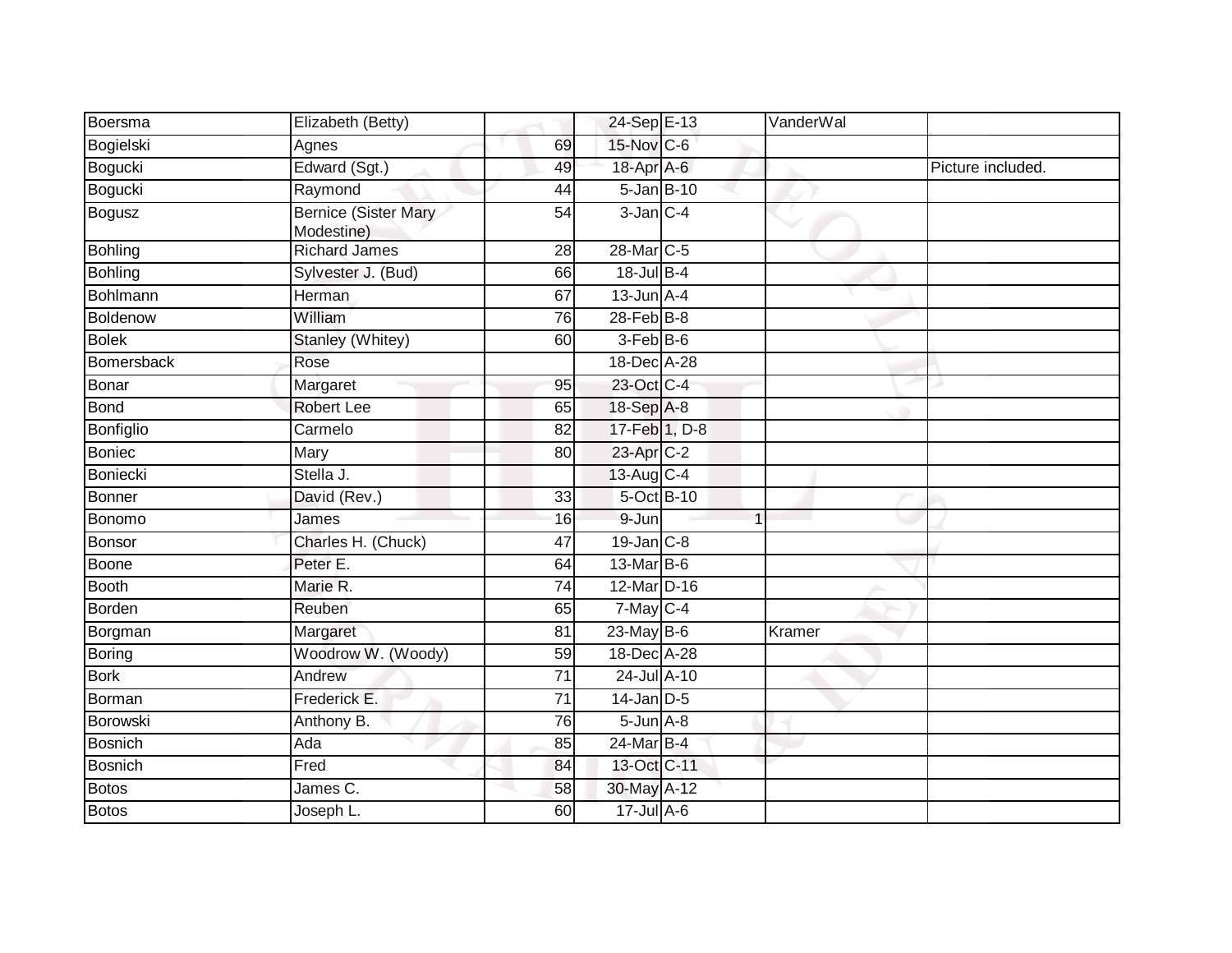| | | | | | | |
|---|---|---|---|---|---|---|
| Boersma | Elizabeth (Betty) | | 24-Sep | E-13 | VanderWal | |
| Bogielski | Agnes | 69 | 15-Nov | C-6 | | |
| Bogucki | Edward (Sgt.) | 49 | 18-Apr | A-6 | | Picture included. |
| Bogucki | Raymond | 44 | 5-Jan | B-10 | | |
| Bogusz | Bernice (Sister Mary Modestine) | 54 | 3-Jan | C-4 | | |
| Bohling | Richard James | 28 | 28-Mar | C-5 | | |
| Bohling | Sylvester J. (Bud) | 66 | 18-Jul | B-4 | | |
| Bohlmann | Herman | 67 | 13-Jun | A-4 | | |
| Boldenow | William | 76 | 28-Feb | B-8 | | |
| Bolek | Stanley (Whitey) | 60 | 3-Feb | B-6 | | |
| Bomersback | Rose | | 18-Dec | A-28 | | |
| Bonar | Margaret | 95 | 23-Oct | C-4 | | |
| Bond | Robert Lee | 65 | 18-Sep | A-8 | | |
| Bonfiglio | Carmelo | 82 | 17-Feb | 1, D-8 | | |
| Boniec | Mary | 80 | 23-Apr | C-2 | | |
| Boniecki | Stella J. | | 13-Aug | C-4 | | |
| Bonner | David (Rev.) | 33 | 5-Oct | B-10 | | |
| Bonomo | James | 16 | 9-Jun | 1 | | |
| Bonsor | Charles H. (Chuck) | 47 | 19-Jan | C-8 | | |
| Boone | Peter E. | 64 | 13-Mar | B-6 | | |
| Booth | Marie R. | 74 | 12-Mar | D-16 | | |
| Borden | Reuben | 65 | 7-May | C-4 | | |
| Borgman | Margaret | 81 | 23-May | B-6 | Kramer | |
| Boring | Woodrow W. (Woody) | 59 | 18-Dec | A-28 | | |
| Bork | Andrew | 71 | 24-Jul | A-10 | | |
| Borman | Frederick E. | 71 | 14-Jan | D-5 | | |
| Borowski | Anthony B. | 76 | 5-Jun | A-8 | | |
| Bosnich | Ada | 85 | 24-Mar | B-4 | | |
| Bosnich | Fred | 84 | 13-Oct | C-11 | | |
| Botos | James C. | 58 | 30-May | A-12 | | |
| Botos | Joseph L. | 60 | 17-Jul | A-6 | | |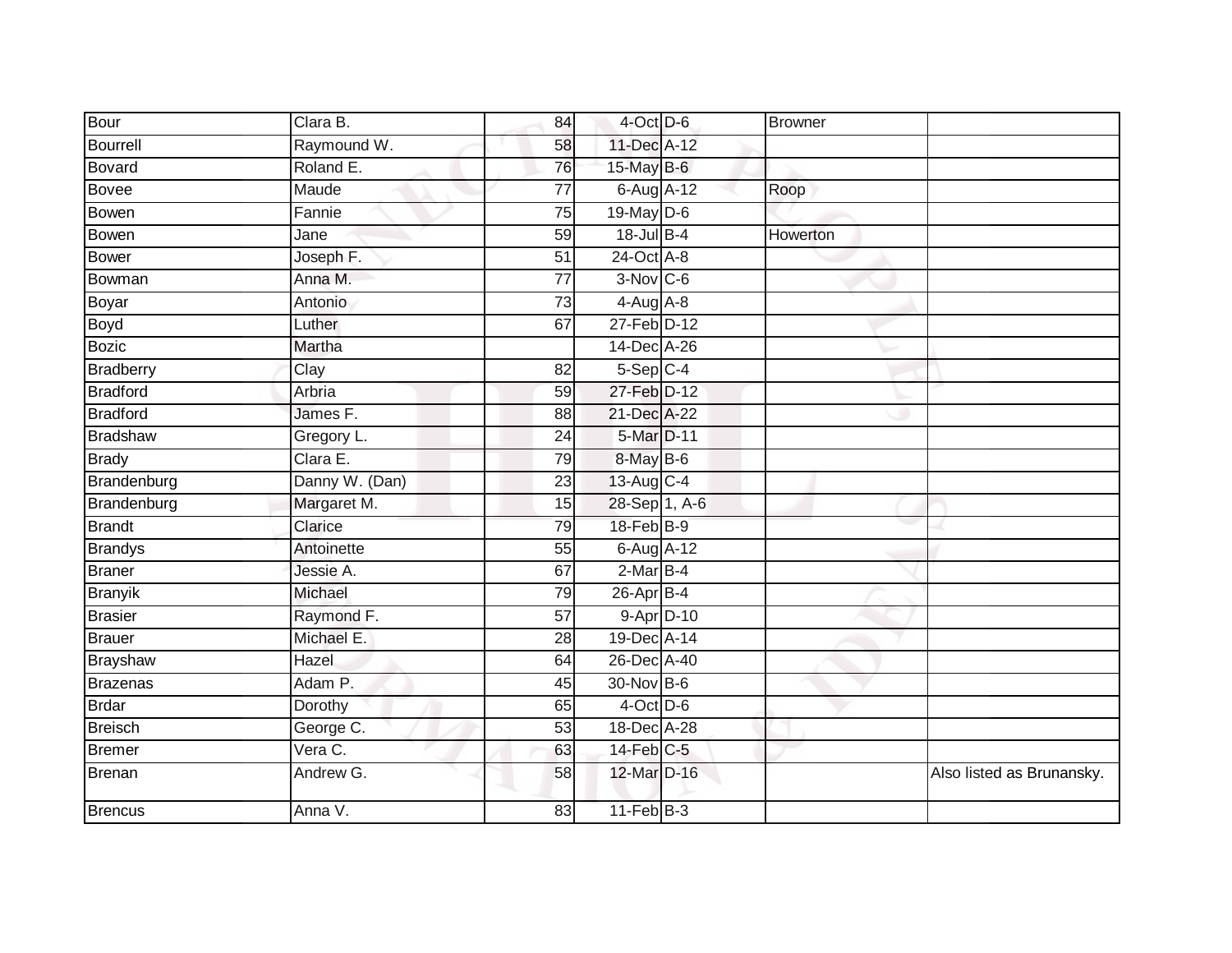| Bour | Clara B. | 84 | 4-Oct | D-6 | Browner | |
|---|---|---|---|---|---|---|
| Bourrell | Raymound W. | 58 | 11-Dec | A-12 | | |
| Bovard | Roland E. | 76 | 15-May | B-6 | | |
| Bovee | Maude | 77 | 6-Aug | A-12 | Roop | |
| Bowen | Fannie | 75 | 19-May | D-6 | | |
| Bowen | Jane | 59 | 18-Jul | B-4 | Howerton | |
| Bower | Joseph F. | 51 | 24-Oct | A-8 | | |
| Bowman | Anna M. | 77 | 3-Nov | C-6 | | |
| Boyar | Antonio | 73 | 4-Aug | A-8 | | |
| Boyd | Luther | 67 | 27-Feb | D-12 | | |
| Bozic | Martha | | 14-Dec | A-26 | | |
| Bradberry | Clay | 82 | 5-Sep | C-4 | | |
| Bradford | Arbria | 59 | 27-Feb | D-12 | | |
| Bradford | James F. | 88 | 21-Dec | A-22 | | |
| Bradshaw | Gregory L. | 24 | 5-Mar | D-11 | | |
| Brady | Clara E. | 79 | 8-May | B-6 | | |
| Brandenburg | Danny W. (Dan) | 23 | 13-Aug | C-4 | | |
| Brandenburg | Margaret M. | 15 | 28-Sep | 1, A-6 | | |
| Brandt | Clarice | 79 | 18-Feb | B-9 | | |
| Brandys | Antoinette | 55 | 6-Aug | A-12 | | |
| Braner | Jessie A. | 67 | 2-Mar | B-4 | | |
| Branyik | Michael | 79 | 26-Apr | B-4 | | |
| Brasier | Raymond F. | 57 | 9-Apr | D-10 | | |
| Brauer | Michael E. | 28 | 19-Dec | A-14 | | |
| Brayshaw | Hazel | 64 | 26-Dec | A-40 | | |
| Brazenas | Adam P. | 45 | 30-Nov | B-6 | | |
| Brdar | Dorothy | 65 | 4-Oct | D-6 | | |
| Breisch | George C. | 53 | 18-Dec | A-28 | | |
| Bremer | Vera C. | 63 | 14-Feb | C-5 | | |
| Brenan | Andrew G. | 58 | 12-Mar | D-16 | | Also listed as Brunansky. |
| Brencus | Anna V. | 83 | 11-Feb | B-3 | | |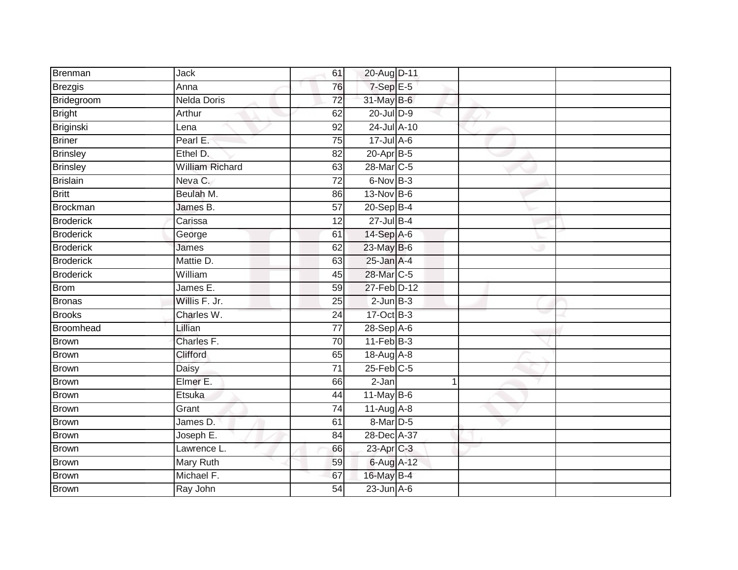| Brenman | Jack | 61 | 20-Aug | D-11 | | | |
|---|---|---|---|---|---|---|---|
| Brezgis | Anna | 76 | 7-Sep | E-5 | | | |
| Bridegroom | Nelda Doris | 72 | 31-May | B-6 | | | |
| Bright | Arthur | 62 | 20-Jul | D-9 | | | |
| Briginski | Lena | 92 | 24-Jul | A-10 | | | |
| Briner | Pearl E. | 75 | 17-Jul | A-6 | | | |
| Brinsley | Ethel D. | 82 | 20-Apr | B-5 | | | |
| Brinsley | William Richard | 63 | 28-Mar | C-5 | | | |
| Brislain | Neva C. | 72 | 6-Nov | B-3 | | | |
| Britt | Beulah M. | 86 | 13-Nov | B-6 | | | |
| Brockman | James B. | 57 | 20-Sep | B-4 | | | |
| Broderick | Carissa | 12 | 27-Jul | B-4 | | | |
| Broderick | George | 61 | 14-Sep | A-6 | | | |
| Broderick | James | 62 | 23-May | B-6 | | | |
| Broderick | Mattie D. | 63 | 25-Jan | A-4 | | | |
| Broderick | William | 45 | 28-Mar | C-5 | | | |
| Brom | James E. | 59 | 27-Feb | D-12 | | | |
| Bronas | Willis F. Jr. | 25 | 2-Jun | B-3 | | | |
| Brooks | Charles W. | 24 | 17-Oct | B-3 | | | |
| Broomhead | Lillian | 77 | 28-Sep | A-6 | | | |
| Brown | Charles F. | 70 | 11-Feb | B-3 | | | |
| Brown | Clifford | 65 | 18-Aug | A-8 | | | |
| Brown | Daisy | 71 | 25-Feb | C-5 | | | |
| Brown | Elmer E. | 66 | 2-Jan | | 1 | | |
| Brown | Etsuka | 44 | 11-May | B-6 | | | |
| Brown | Grant | 74 | 11-Aug | A-8 | | | |
| Brown | James D. | 61 | 8-Mar | D-5 | | | |
| Brown | Joseph E. | 84 | 28-Dec | A-37 | | | |
| Brown | Lawrence L. | 66 | 23-Apr | C-3 | | | |
| Brown | Mary Ruth | 59 | 6-Aug | A-12 | | | |
| Brown | Michael F. | 67 | 16-May | B-4 | | | |
| Brown | Ray John | 54 | 23-Jun | A-6 | | | |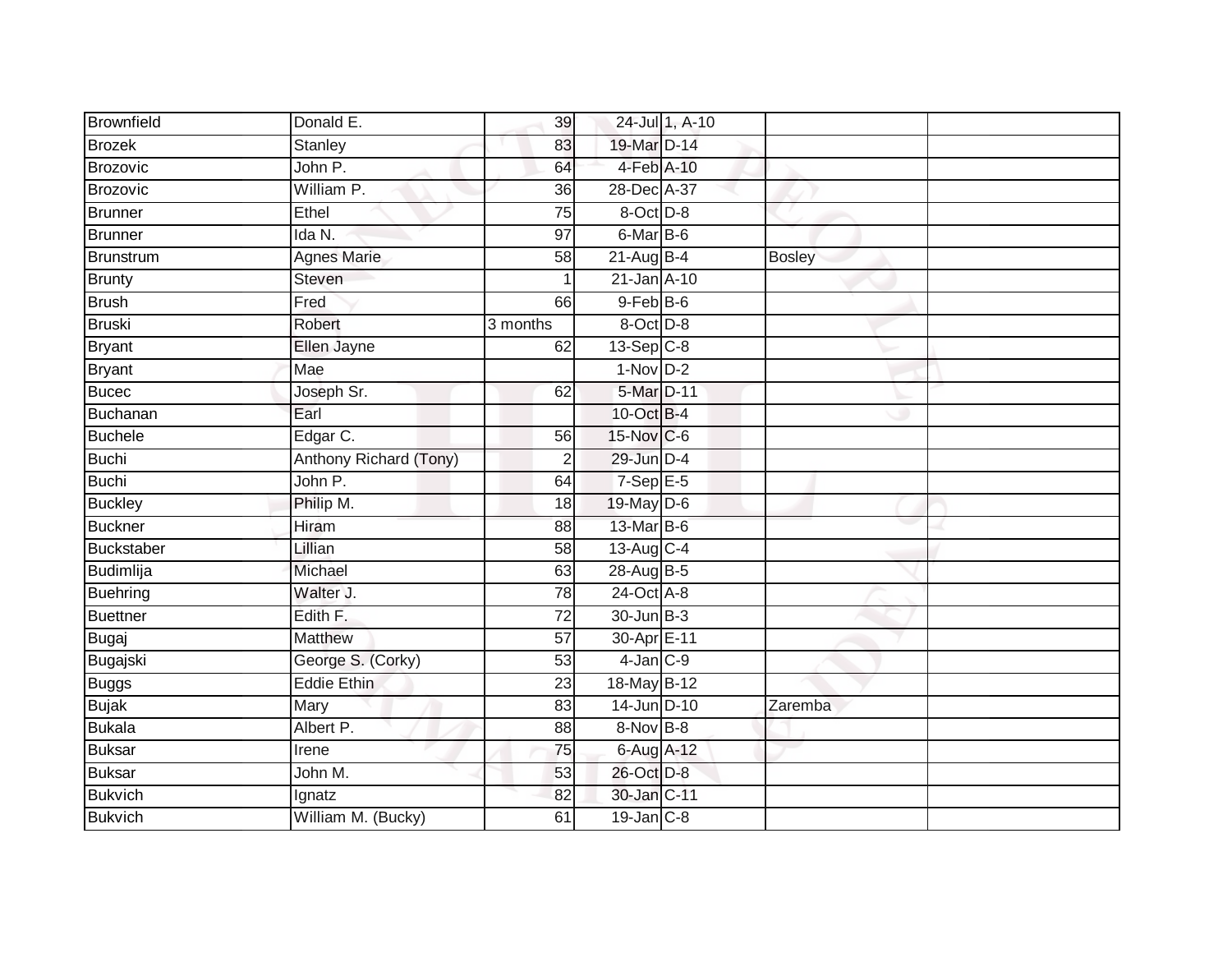| | | | | | | |
|---|---|---|---|---|---|---|
| Brownfield | Donald E. | 39 | 24-Jul | 1, A-10 | | |
| Brozek | Stanley | 83 | 19-Mar | D-14 | | |
| Brozovic | John P. | 64 | 4-Feb | A-10 | | |
| Brozovic | William P. | 36 | 28-Dec | A-37 | | |
| Brunner | Ethel | 75 | 8-Oct | D-8 | | |
| Brunner | Ida N. | 97 | 6-Mar | B-6 | | |
| Brunstrum | Agnes Marie | 58 | 21-Aug | B-4 | Bosley | |
| Brunty | Steven | 1 | 21-Jan | A-10 | | |
| Brush | Fred | 66 | 9-Feb | B-6 | | |
| Bruski | Robert | 3 months | 8-Oct | D-8 | | |
| Bryant | Ellen Jayne | 62 | 13-Sep | C-8 | | |
| Bryant | Mae | | 1-Nov | D-2 | | |
| Bucec | Joseph Sr. | 62 | 5-Mar | D-11 | | |
| Buchanan | Earl | | 10-Oct | B-4 | | |
| Buchele | Edgar C. | 56 | 15-Nov | C-6 | | |
| Buchi | Anthony Richard (Tony) | 2 | 29-Jun | D-4 | | |
| Buchi | John P. | 64 | 7-Sep | E-5 | | |
| Buckley | Philip M. | 18 | 19-May | D-6 | | |
| Buckner | Hiram | 88 | 13-Mar | B-6 | | |
| Buckstaber | Lillian | 58 | 13-Aug | C-4 | | |
| Budimlija | Michael | 63 | 28-Aug | B-5 | | |
| Buehring | Walter J. | 78 | 24-Oct | A-8 | | |
| Buettner | Edith F. | 72 | 30-Jun | B-3 | | |
| Bugaj | Matthew | 57 | 30-Apr | E-11 | | |
| Bugajski | George S. (Corky) | 53 | 4-Jan | C-9 | | |
| Buggs | Eddie Ethin | 23 | 18-May | B-12 | | |
| Bujak | Mary | 83 | 14-Jun | D-10 | Zaremba | |
| Bukala | Albert P. | 88 | 8-Nov | B-8 | | |
| Buksar | Irene | 75 | 6-Aug | A-12 | | |
| Buksar | John M. | 53 | 26-Oct | D-8 | | |
| Bukvich | Ignatz | 82 | 30-Jan | C-11 | | |
| Bukvich | William M. (Bucky) | 61 | 19-Jan | C-8 | | |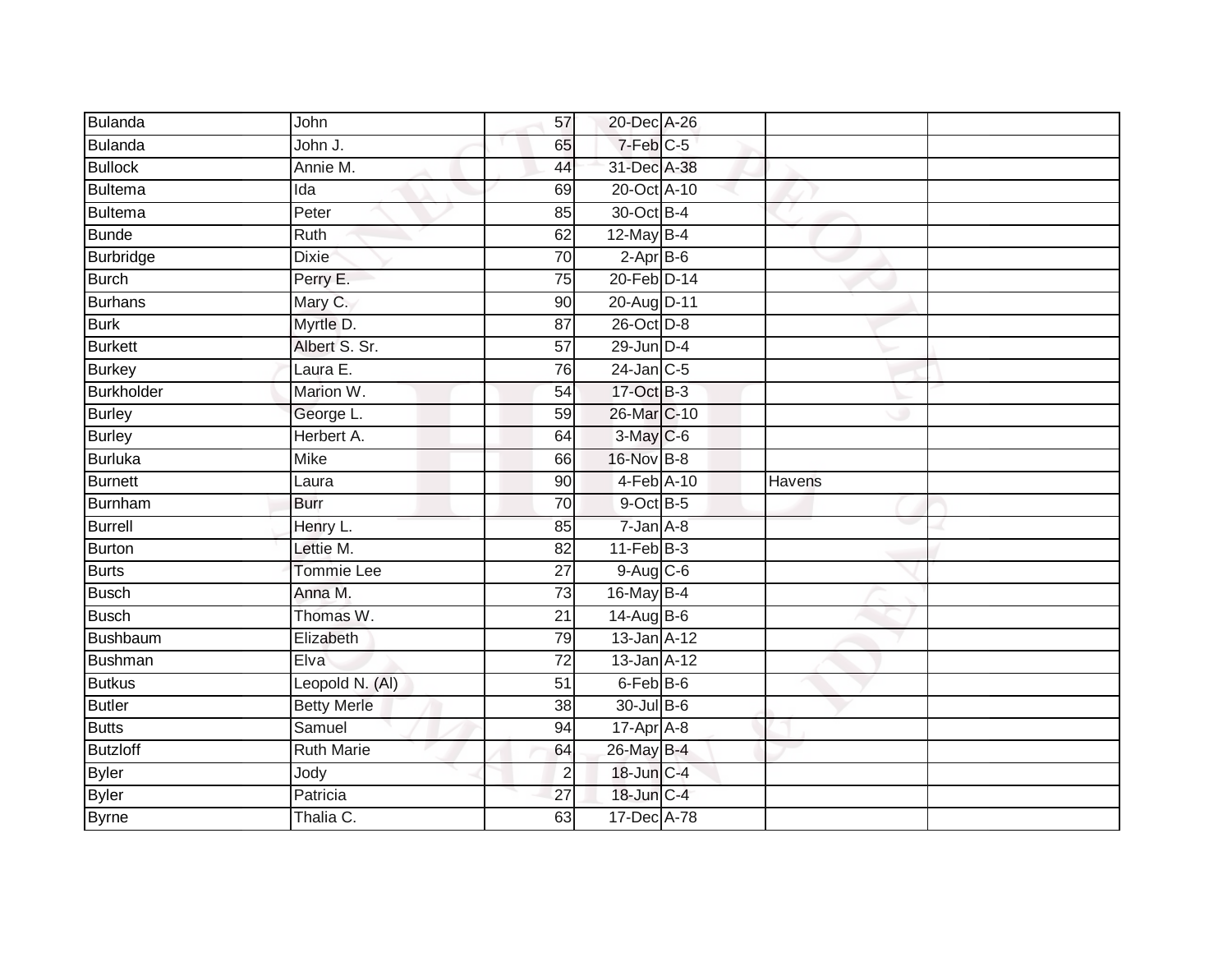| | | | | | | |
|---|---|---|---|---|---|---|
| Bulanda | John | 57 | 20-Dec | A-26 | | |
| Bulanda | John J. | 65 | 7-Feb | C-5 | | |
| Bullock | Annie M. | 44 | 31-Dec | A-38 | | |
| Bultema | Ida | 69 | 20-Oct | A-10 | | |
| Bultema | Peter | 85 | 30-Oct | B-4 | | |
| Bunde | Ruth | 62 | 12-May | B-4 | | |
| Burbridge | Dixie | 70 | 2-Apr | B-6 | | |
| Burch | Perry E. | 75 | 20-Feb | D-14 | | |
| Burhans | Mary C. | 90 | 20-Aug | D-11 | | |
| Burk | Myrtle D. | 87 | 26-Oct | D-8 | | |
| Burkett | Albert S. Sr. | 57 | 29-Jun | D-4 | | |
| Burkey | Laura E. | 76 | 24-Jan | C-5 | | |
| Burkholder | Marion W. | 54 | 17-Oct | B-3 | | |
| Burley | George L. | 59 | 26-Mar | C-10 | | |
| Burley | Herbert A. | 64 | 3-May | C-6 | | |
| Burluka | Mike | 66 | 16-Nov | B-8 | | |
| Burnett | Laura | 90 | 4-Feb | A-10 | Havens | |
| Burnham | Burr | 70 | 9-Oct | B-5 | | |
| Burrell | Henry L. | 85 | 7-Jan | A-8 | | |
| Burton | Lettie M. | 82 | 11-Feb | B-3 | | |
| Burts | Tommie Lee | 27 | 9-Aug | C-6 | | |
| Busch | Anna M. | 73 | 16-May | B-4 | | |
| Busch | Thomas W. | 21 | 14-Aug | B-6 | | |
| Bushbaum | Elizabeth | 79 | 13-Jan | A-12 | | |
| Bushman | Elva | 72 | 13-Jan | A-12 | | |
| Butkus | Leopold N. (Al) | 51 | 6-Feb | B-6 | | |
| Butler | Betty Merle | 38 | 30-Jul | B-6 | | |
| Butts | Samuel | 94 | 17-Apr | A-8 | | |
| Butzloff | Ruth Marie | 64 | 26-May | B-4 | | |
| Byler | Jody | 2 | 18-Jun | C-4 | | |
| Byler | Patricia | 27 | 18-Jun | C-4 | | |
| Byrne | Thalia C. | 63 | 17-Dec | A-78 | | |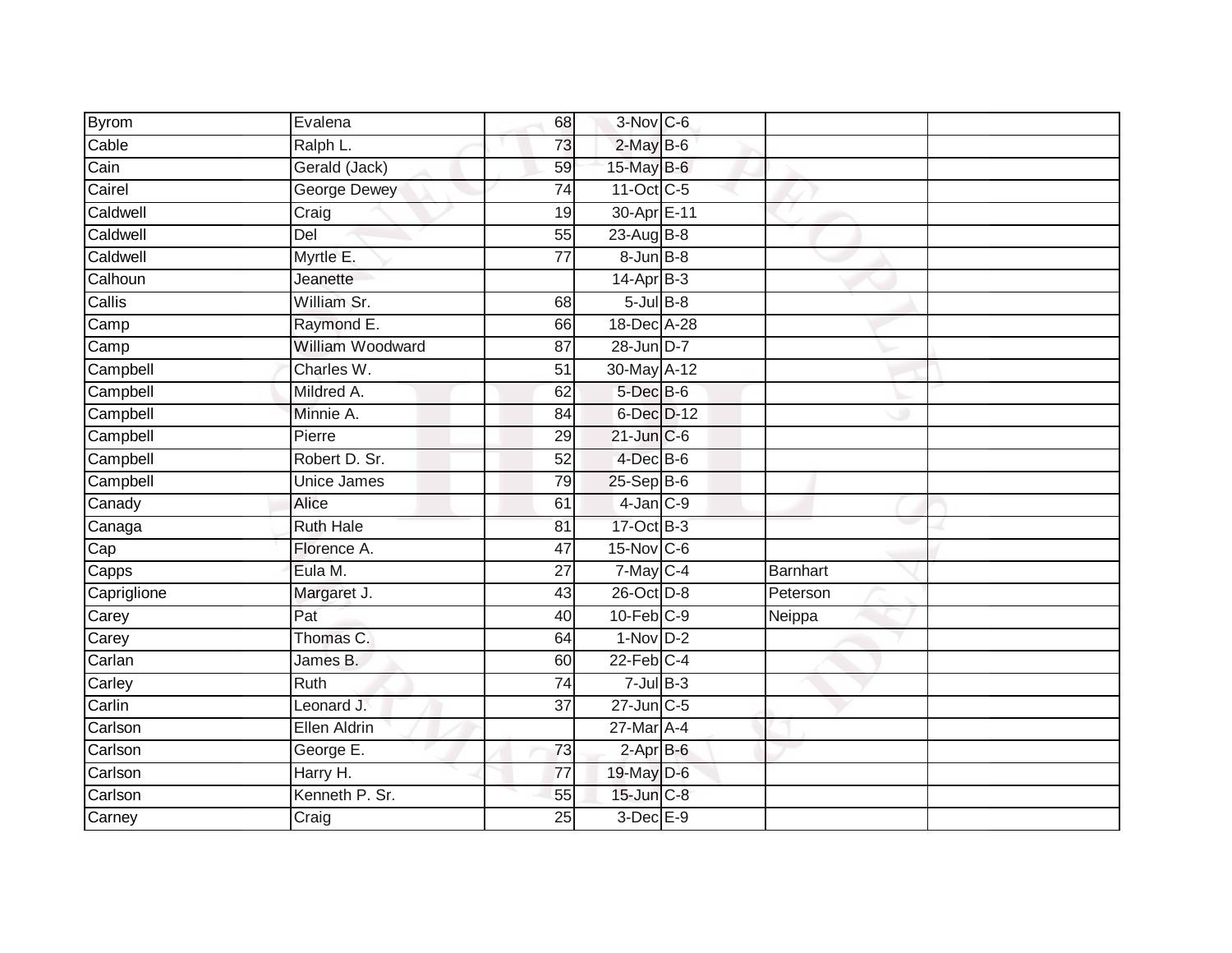| | | | | | | |
|---|---|---|---|---|---|---|
| Byrom | Evalena | 68 | 3-Nov | C-6 | | |
| Cable | Ralph L. | 73 | 2-May | B-6 | | |
| Cain | Gerald (Jack) | 59 | 15-May | B-6 | | |
| Cairel | George Dewey | 74 | 11-Oct | C-5 | | |
| Caldwell | Craig | 19 | 30-Apr | E-11 | | |
| Caldwell | Del | 55 | 23-Aug | B-8 | | |
| Caldwell | Myrtle E. | 77 | 8-Jun | B-8 | | |
| Calhoun | Jeanette | | 14-Apr | B-3 | | |
| Callis | William Sr. | 68 | 5-Jul | B-8 | | |
| Camp | Raymond E. | 66 | 18-Dec | A-28 | | |
| Camp | William Woodward | 87 | 28-Jun | D-7 | | |
| Campbell | Charles W. | 51 | 30-May | A-12 | | |
| Campbell | Mildred A. | 62 | 5-Dec | B-6 | | |
| Campbell | Minnie A. | 84 | 6-Dec | D-12 | | |
| Campbell | Pierre | 29 | 21-Jun | C-6 | | |
| Campbell | Robert D. Sr. | 52 | 4-Dec | B-6 | | |
| Campbell | Unice James | 79 | 25-Sep | B-6 | | |
| Canady | Alice | 61 | 4-Jan | C-9 | | |
| Canaga | Ruth Hale | 81 | 17-Oct | B-3 | | |
| Cap | Florence A. | 47 | 15-Nov | C-6 | | |
| Capps | Eula M. | 27 | 7-May | C-4 | Barnhart | |
| Capriglione | Margaret J. | 43 | 26-Oct | D-8 | Peterson | |
| Carey | Pat | 40 | 10-Feb | C-9 | Neippa | |
| Carey | Thomas C. | 64 | 1-Nov | D-2 | | |
| Carlan | James B. | 60 | 22-Feb | C-4 | | |
| Carley | Ruth | 74 | 7-Jul | B-3 | | |
| Carlin | Leonard J. | 37 | 27-Jun | C-5 | | |
| Carlson | Ellen Aldrin | | 27-Mar | A-4 | | |
| Carlson | George E. | 73 | 2-Apr | B-6 | | |
| Carlson | Harry H. | 77 | 19-May | D-6 | | |
| Carlson | Kenneth P. Sr. | 55 | 15-Jun | C-8 | | |
| Carney | Craig | 25 | 3-Dec | E-9 | | |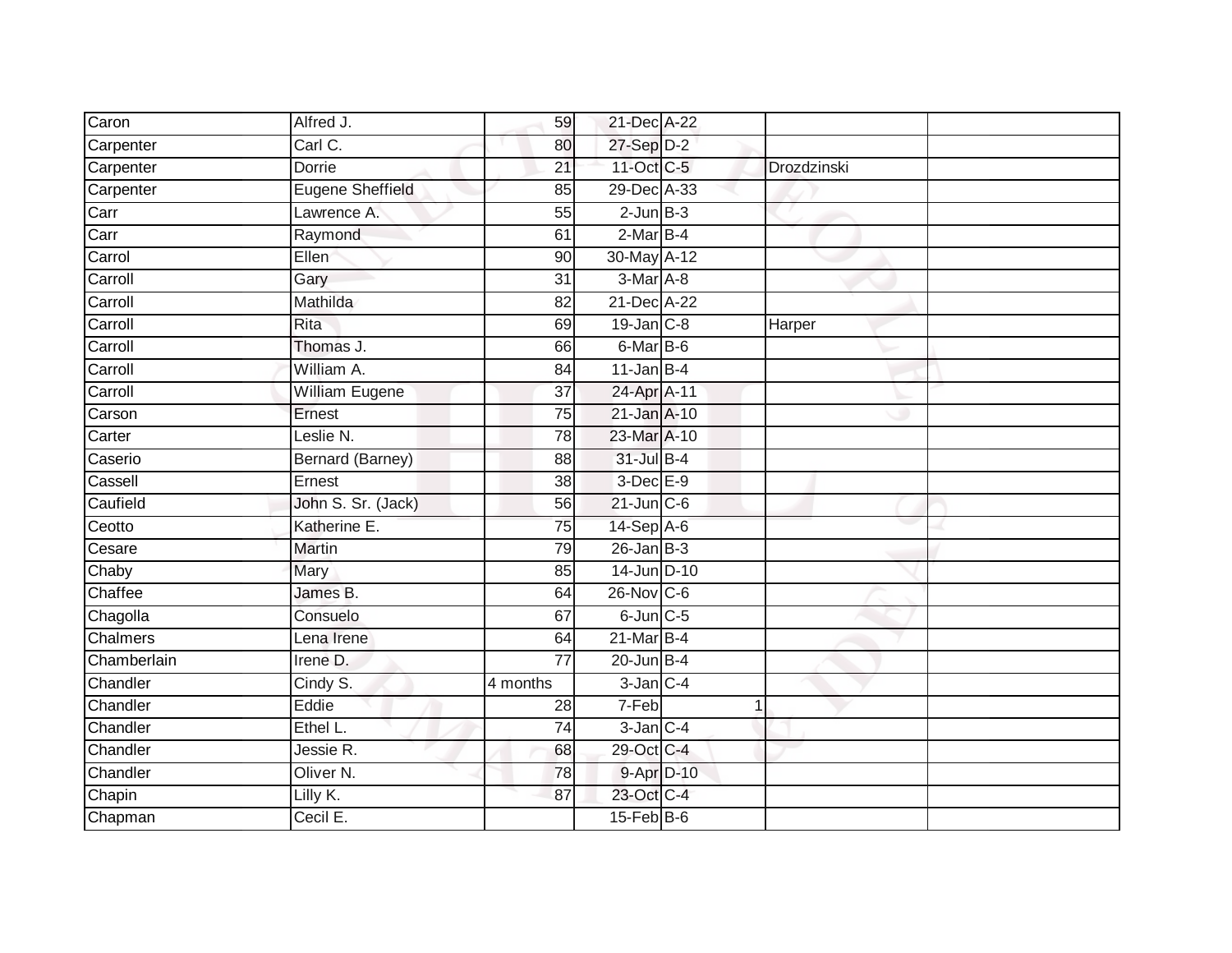| Caron | Alfred J. | 59 | 21-Dec | A-22 | | |
|---|---|---|---|---|---|---|
| Carpenter | Carl C. | 80 | 27-Sep | D-2 | | |
| Carpenter | Dorrie | 21 | 11-Oct | C-5 | Drozdzinski | |
| Carpenter | Eugene Sheffield | 85 | 29-Dec | A-33 | | |
| Carr | Lawrence A. | 55 | 2-Jun | B-3 | | |
| Carr | Raymond | 61 | 2-Mar | B-4 | | |
| Carrol | Ellen | 90 | 30-May | A-12 | | |
| Carroll | Gary | 31 | 3-Mar | A-8 | | |
| Carroll | Mathilda | 82 | 21-Dec | A-22 | | |
| Carroll | Rita | 69 | 19-Jan | C-8 | Harper | |
| Carroll | Thomas J. | 66 | 6-Mar | B-6 | | |
| Carroll | William A. | 84 | 11-Jan | B-4 | | |
| Carroll | William Eugene | 37 | 24-Apr | A-11 | | |
| Carson | Ernest | 75 | 21-Jan | A-10 | | |
| Carter | Leslie N. | 78 | 23-Mar | A-10 | | |
| Caserio | Bernard (Barney) | 88 | 31-Jul | B-4 | | |
| Cassell | Ernest | 38 | 3-Dec | E-9 | | |
| Caufield | John S. Sr. (Jack) | 56 | 21-Jun | C-6 | | |
| Ceotto | Katherine E. | 75 | 14-Sep | A-6 | | |
| Cesare | Martin | 79 | 26-Jan | B-3 | | |
| Chaby | Mary | 85 | 14-Jun | D-10 | | |
| Chaffee | James B. | 64 | 26-Nov | C-6 | | |
| Chagolla | Consuelo | 67 | 6-Jun | C-5 | | |
| Chalmers | Lena Irene | 64 | 21-Mar | B-4 | | |
| Chamberlain | Irene D. | 77 | 20-Jun | B-4 | | |
| Chandler | Cindy S. | 4 months | 3-Jan | C-4 | | |
| Chandler | Eddie | 28 | 7-Feb | 1 | | |
| Chandler | Ethel L. | 74 | 3-Jan | C-4 | | |
| Chandler | Jessie R. | 68 | 29-Oct | C-4 | | |
| Chandler | Oliver N. | 78 | 9-Apr | D-10 | | |
| Chapin | Lilly K. | 87 | 23-Oct | C-4 | | |
| Chapman | Cecil E. | | 15-Feb | B-6 | | |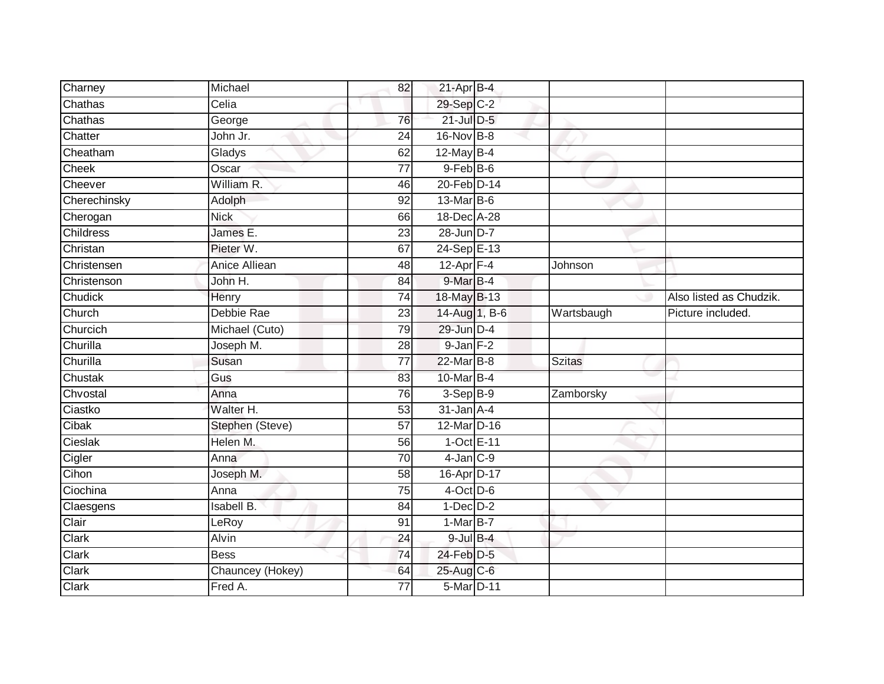| Charney | Michael | 82 | 21-Apr | B-4 | | |
|---|---|---|---|---|---|---|
| Chathas | Celia | | 29-Sep | C-2 | | |
| Chathas | George | 76 | 21-Jul | D-5 | | |
| Chatter | John Jr. | 24 | 16-Nov | B-8 | | |
| Cheatham | Gladys | 62 | 12-May | B-4 | | |
| Cheek | Oscar | 77 | 9-Feb | B-6 | | |
| Cheever | William R. | 46 | 20-Feb | D-14 | | |
| Cherechinsky | Adolph | 92 | 13-Mar | B-6 | | |
| Cherogan | Nick | 66 | 18-Dec | A-28 | | |
| Childress | James E. | 23 | 28-Jun | D-7 | | |
| Christan | Pieter W. | 67 | 24-Sep | E-13 | | |
| Christensen | Anice Alliean | 48 | 12-Apr | F-4 | Johnson | |
| Christenson | John H. | 84 | 9-Mar | B-4 | | |
| Chudick | Henry | 74 | 18-May | B-13 | | Also listed as Chudzik. |
| Church | Debbie Rae | 23 | 14-Aug | 1, B-6 | Wartsbaugh | Picture included. |
| Churcich | Michael (Cuto) | 79 | 29-Jun | D-4 | | |
| Churilla | Joseph M. | 28 | 9-Jan | F-2 | | |
| Churilla | Susan | 77 | 22-Mar | B-8 | Szitas | |
| Chustak | Gus | 83 | 10-Mar | B-4 | | |
| Chvostal | Anna | 76 | 3-Sep | B-9 | Zamborsky | |
| Ciastko | Walter H. | 53 | 31-Jan | A-4 | | |
| Cibak | Stephen (Steve) | 57 | 12-Mar | D-16 | | |
| Cieslak | Helen M. | 56 | 1-Oct | E-11 | | |
| Cigler | Anna | 70 | 4-Jan | C-9 | | |
| Cihon | Joseph M. | 58 | 16-Apr | D-17 | | |
| Ciochina | Anna | 75 | 4-Oct | D-6 | | |
| Claesgens | Isabell B. | 84 | 1-Dec | D-2 | | |
| Clair | LeRoy | 91 | 1-Mar | B-7 | | |
| Clark | Alvin | 24 | 9-Jul | B-4 | | |
| Clark | Bess | 74 | 24-Feb | D-5 | | |
| Clark | Chauncey (Hokey) | 64 | 25-Aug | C-6 | | |
| Clark | Fred A. | 77 | 5-Mar | D-11 | | |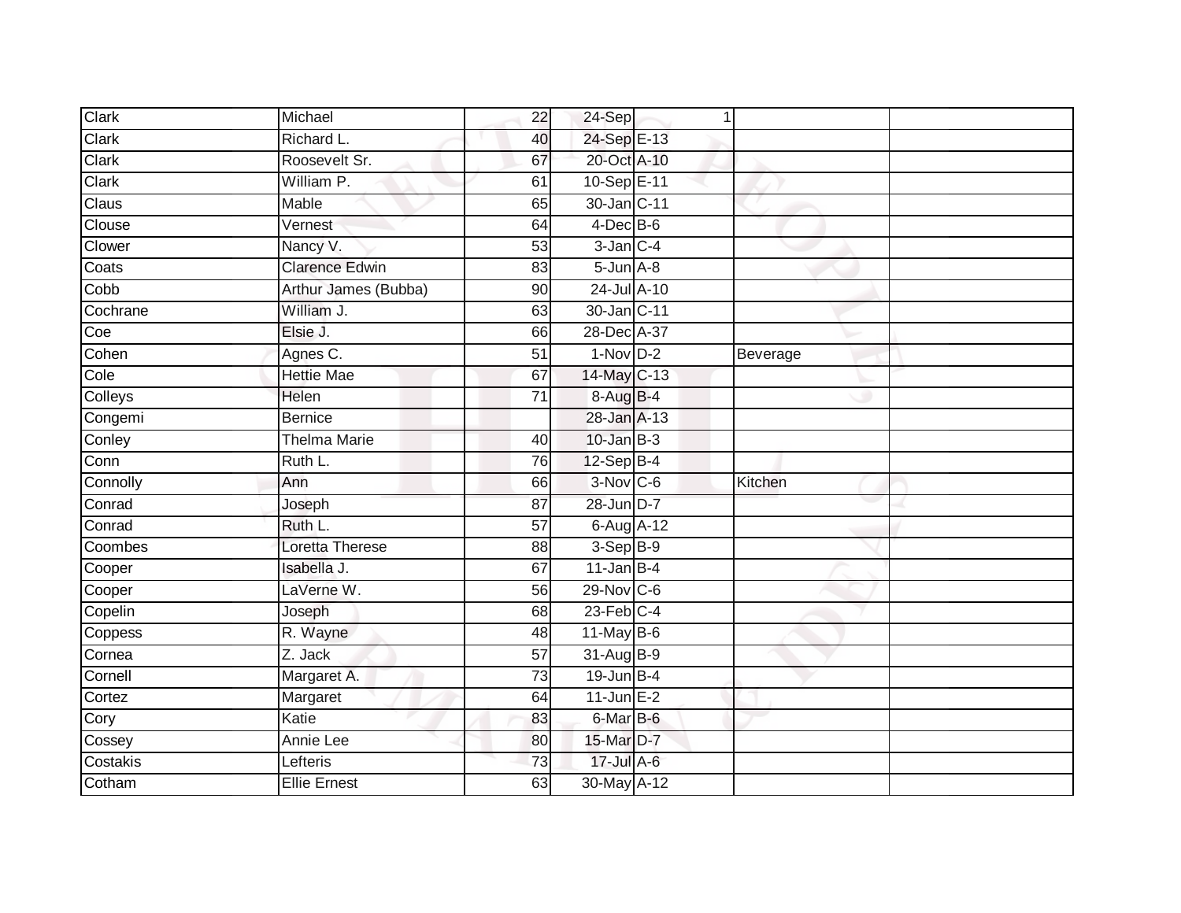| Clark | Michael | 22 | 24-Sep | 1 | | |
|---|---|---|---|---|---|---|
| Clark | Richard L. | 40 | 24-Sep | E-13 | | |
| Clark | Roosevelt Sr. | 67 | 20-Oct | A-10 | | |
| Clark | William P. | 61 | 10-Sep | E-11 | | |
| Claus | Mable | 65 | 30-Jan | C-11 | | |
| Clouse | Vernest | 64 | 4-Dec | B-6 | | |
| Clower | Nancy V. | 53 | 3-Jan | C-4 | | |
| Coats | Clarence Edwin | 83 | 5-Jun | A-8 | | |
| Cobb | Arthur James (Bubba) | 90 | 24-Jul | A-10 | | |
| Cochrane | William J. | 63 | 30-Jan | C-11 | | |
| Coe | Elsie J. | 66 | 28-Dec | A-37 | | |
| Cohen | Agnes C. | 51 | 1-Nov | D-2 | Beverage | |
| Cole | Hettie Mae | 67 | 14-May | C-13 | | |
| Colleys | Helen | 71 | 8-Aug | B-4 | | |
| Congemi | Bernice | | 28-Jan | A-13 | | |
| Conley | Thelma Marie | 40 | 10-Jan | B-3 | | |
| Conn | Ruth L. | 76 | 12-Sep | B-4 | | |
| Connolly | Ann | 66 | 3-Nov | C-6 | Kitchen | |
| Conrad | Joseph | 87 | 28-Jun | D-7 | | |
| Conrad | Ruth L. | 57 | 6-Aug | A-12 | | |
| Coombes | Loretta Therese | 88 | 3-Sep | B-9 | | |
| Cooper | Isabella J. | 67 | 11-Jan | B-4 | | |
| Cooper | LaVerne W. | 56 | 29-Nov | C-6 | | |
| Copelin | Joseph | 68 | 23-Feb | C-4 | | |
| Coppess | R. Wayne | 48 | 11-May | B-6 | | |
| Cornea | Z. Jack | 57 | 31-Aug | B-9 | | |
| Cornell | Margaret A. | 73 | 19-Jun | B-4 | | |
| Cortez | Margaret | 64 | 11-Jun | E-2 | | |
| Cory | Katie | 83 | 6-Mar | B-6 | | |
| Cossey | Annie Lee | 80 | 15-Mar | D-7 | | |
| Costakis | Lefteris | 73 | 17-Jul | A-6 | | |
| Cotham | Ellie Ernest | 63 | 30-May | A-12 | | |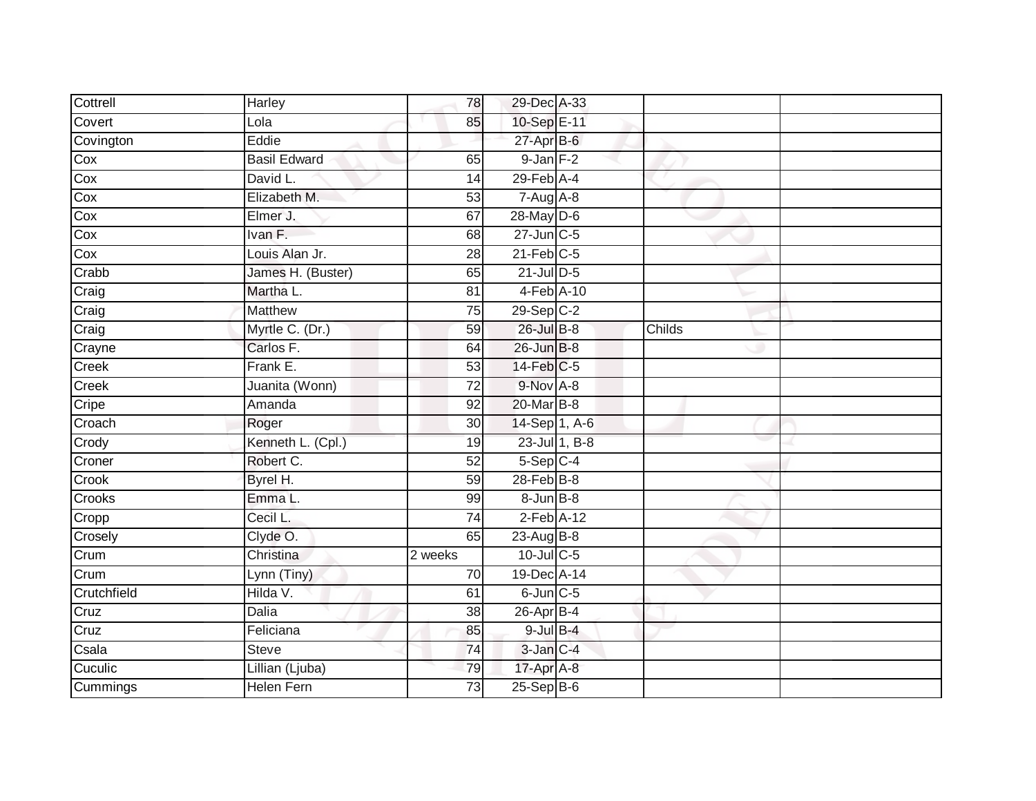| Cottrell | Harley | 78 | 29-Dec | A-33 | | |
|---|---|---|---|---|---|---|
| Covert | Lola | 85 | 10-Sep | E-11 | | |
| Covington | Eddie | | 27-Apr | B-6 | | |
| Cox | Basil Edward | 65 | 9-Jan | F-2 | | |
| Cox | David L. | 14 | 29-Feb | A-4 | | |
| Cox | Elizabeth M. | 53 | 7-Aug | A-8 | | |
| Cox | Elmer J. | 67 | 28-May | D-6 | | |
| Cox | Ivan F. | 68 | 27-Jun | C-5 | | |
| Cox | Louis Alan Jr. | 28 | 21-Feb | C-5 | | |
| Crabb | James H. (Buster) | 65 | 21-Jul | D-5 | | |
| Craig | Martha L. | 81 | 4-Feb | A-10 | | |
| Craig | Matthew | 75 | 29-Sep | C-2 | | |
| Craig | Myrtle C. (Dr.) | 59 | 26-Jul | B-8 | Childs | |
| Crayne | Carlos F. | 64 | 26-Jun | B-8 | | |
| Creek | Frank E. | 53 | 14-Feb | C-5 | | |
| Creek | Juanita (Wonn) | 72 | 9-Nov | A-8 | | |
| Cripe | Amanda | 92 | 20-Mar | B-8 | | |
| Croach | Roger | 30 | 14-Sep | 1, A-6 | | |
| Crody | Kenneth L. (Cpl.) | 19 | 23-Jul | 1, B-8 | | |
| Croner | Robert C. | 52 | 5-Sep | C-4 | | |
| Crook | Byrel H. | 59 | 28-Feb | B-8 | | |
| Crooks | Emma L. | 99 | 8-Jun | B-8 | | |
| Cropp | Cecil L. | 74 | 2-Feb | A-12 | | |
| Crosely | Clyde O. | 65 | 23-Aug | B-8 | | |
| Crum | Christina | 2 weeks | 10-Jul | C-5 | | |
| Crum | Lynn (Tiny) | 70 | 19-Dec | A-14 | | |
| Crutchfield | Hilda V. | 61 | 6-Jun | C-5 | | |
| Cruz | Dalia | 38 | 26-Apr | B-4 | | |
| Cruz | Feliciana | 85 | 9-Jul | B-4 | | |
| Csala | Steve | 74 | 3-Jan | C-4 | | |
| Cuculic | Lillian (Ljuba) | 79 | 17-Apr | A-8 | | |
| Cummings | Helen Fern | 73 | 25-Sep | B-6 | | |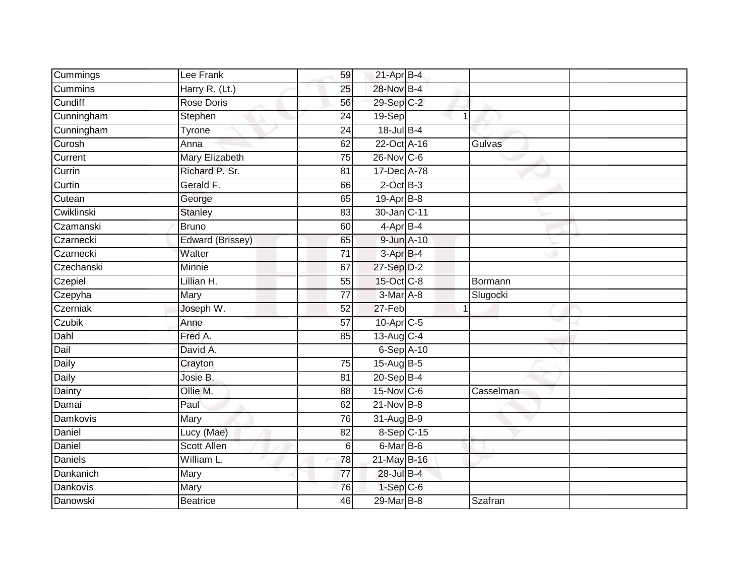| | | | | | | |
|---|---|---|---|---|---|---|
| Cummings | Lee Frank | 59 | 21-Apr | B-4 | | |
| Cummins | Harry R. (Lt.) | 25 | 28-Nov | B-4 | | |
| Cundiff | Rose Doris | 56 | 29-Sep | C-2 | | |
| Cunningham | Stephen | 24 | 19-Sep | 1 | | |
| Cunningham | Tyrone | 24 | 18-Jul | B-4 | | |
| Curosh | Anna | 62 | 22-Oct | A-16 | Gulvas | |
| Current | Mary Elizabeth | 75 | 26-Nov | C-6 | | |
| Currin | Richard P. Sr. | 81 | 17-Dec | A-78 | | |
| Curtin | Gerald F. | 66 | 2-Oct | B-3 | | |
| Cutean | George | 65 | 19-Apr | B-8 | | |
| Cwiklinski | Stanley | 83 | 30-Jan | C-11 | | |
| Czamanski | Bruno | 60 | 4-Apr | B-4 | | |
| Czarnecki | Edward (Brissey) | 65 | 9-Jun | A-10 | | |
| Czarnecki | Walter | 71 | 3-Apr | B-4 | | |
| Czechanski | Minnie | 67 | 27-Sep | D-2 | | |
| Czepiel | Lillian H. | 55 | 15-Oct | C-8 | Bormann | |
| Czepyha | Mary | 77 | 3-Mar | A-8 | Slugocki | |
| Czerniak | Joseph W. | 52 | 27-Feb | 1 | | |
| Czubik | Anne | 57 | 10-Apr | C-5 | | |
| Dahl | Fred A. | 85 | 13-Aug | C-4 | | |
| Dail | David A. | | 6-Sep | A-10 | | |
| Daily | Crayton | 75 | 15-Aug | B-5 | | |
| Daily | Josie B. | 81 | 20-Sep | B-4 | | |
| Dainty | Ollie M. | 88 | 15-Nov | C-6 | Casselman | |
| Damai | Paul | 62 | 21-Nov | B-8 | | |
| Damkovis | Mary | 76 | 31-Aug | B-9 | | |
| Daniel | Lucy (Mae) | 82 | 8-Sep | C-15 | | |
| Daniel | Scott Allen | 6 | 6-Mar | B-6 | | |
| Daniels | William L. | 78 | 21-May | B-16 | | |
| Dankanich | Mary | 77 | 28-Jul | B-4 | | |
| Dankovis | Mary | 76 | 1-Sep | C-6 | | |
| Danowski | Beatrice | 46 | 29-Mar | B-8 | Szafran | |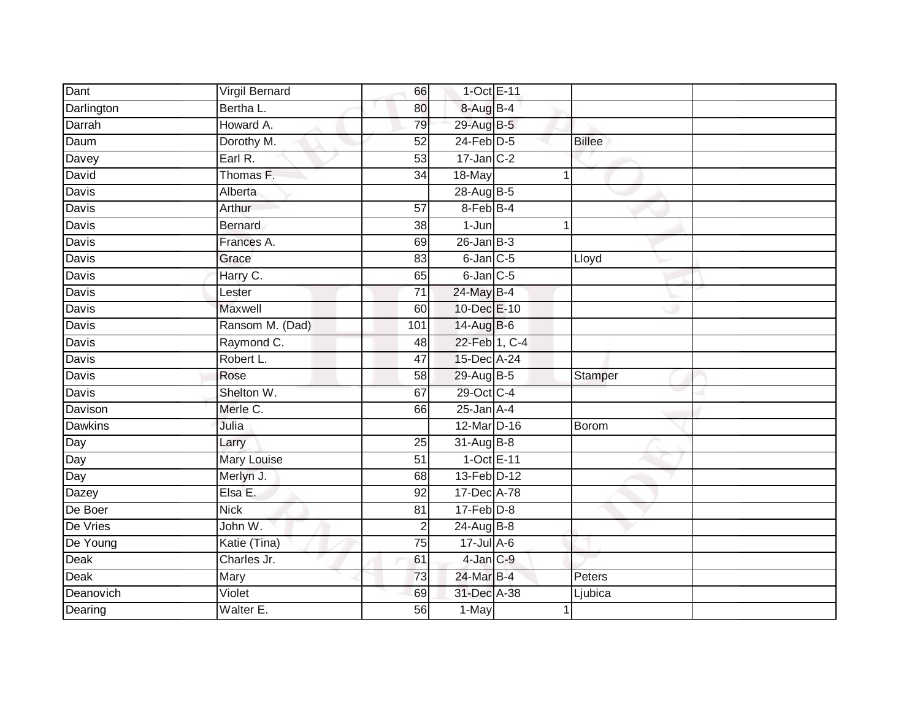| | | | | | | |
|---|---|---|---|---|---|---|
| Dant | Virgil Bernard | 66 | 1-Oct | E-11 | | |
| Darlington | Bertha L. | 80 | 8-Aug | B-4 | | |
| Darrah | Howard A. | 79 | 29-Aug | B-5 | | |
| Daum | Dorothy M. | 52 | 24-Feb | D-5 | Billee | |
| Davey | Earl R. | 53 | 17-Jan | C-2 | | |
| David | Thomas F. | 34 | 18-May | 1 | | |
| Davis | Alberta | | 28-Aug | B-5 | | |
| Davis | Arthur | 57 | 8-Feb | B-4 | | |
| Davis | Bernard | 38 | 1-Jun | 1 | | |
| Davis | Frances A. | 69 | 26-Jan | B-3 | | |
| Davis | Grace | 83 | 6-Jan | C-5 | Lloyd | |
| Davis | Harry C. | 65 | 6-Jan | C-5 | | |
| Davis | Lester | 71 | 24-May | B-4 | | |
| Davis | Maxwell | 60 | 10-Dec | E-10 | | |
| Davis | Ransom M. (Dad) | 101 | 14-Aug | B-6 | | |
| Davis | Raymond C. | 48 | 22-Feb | 1, C-4 | | |
| Davis | Robert L. | 47 | 15-Dec | A-24 | | |
| Davis | Rose | 58 | 29-Aug | B-5 | Stamper | |
| Davis | Shelton W. | 67 | 29-Oct | C-4 | | |
| Davison | Merle C. | 66 | 25-Jan | A-4 | | |
| Dawkins | Julia | | 12-Mar | D-16 | Borom | |
| Day | Larry | 25 | 31-Aug | B-8 | | |
| Day | Mary Louise | 51 | 1-Oct | E-11 | | |
| Day | Merlyn J. | 68 | 13-Feb | D-12 | | |
| Dazey | Elsa E. | 92 | 17-Dec | A-78 | | |
| De Boer | Nick | 81 | 17-Feb | D-8 | | |
| De Vries | John W. | 2 | 24-Aug | B-8 | | |
| De Young | Katie (Tina) | 75 | 17-Jul | A-6 | | |
| Deak | Charles Jr. | 61 | 4-Jan | C-9 | | |
| Deak | Mary | 73 | 24-Mar | B-4 | Peters | |
| Deanovich | Violet | 69 | 31-Dec | A-38 | Ljubica | |
| Dearing | Walter E. | 56 | 1-May | 1 | | |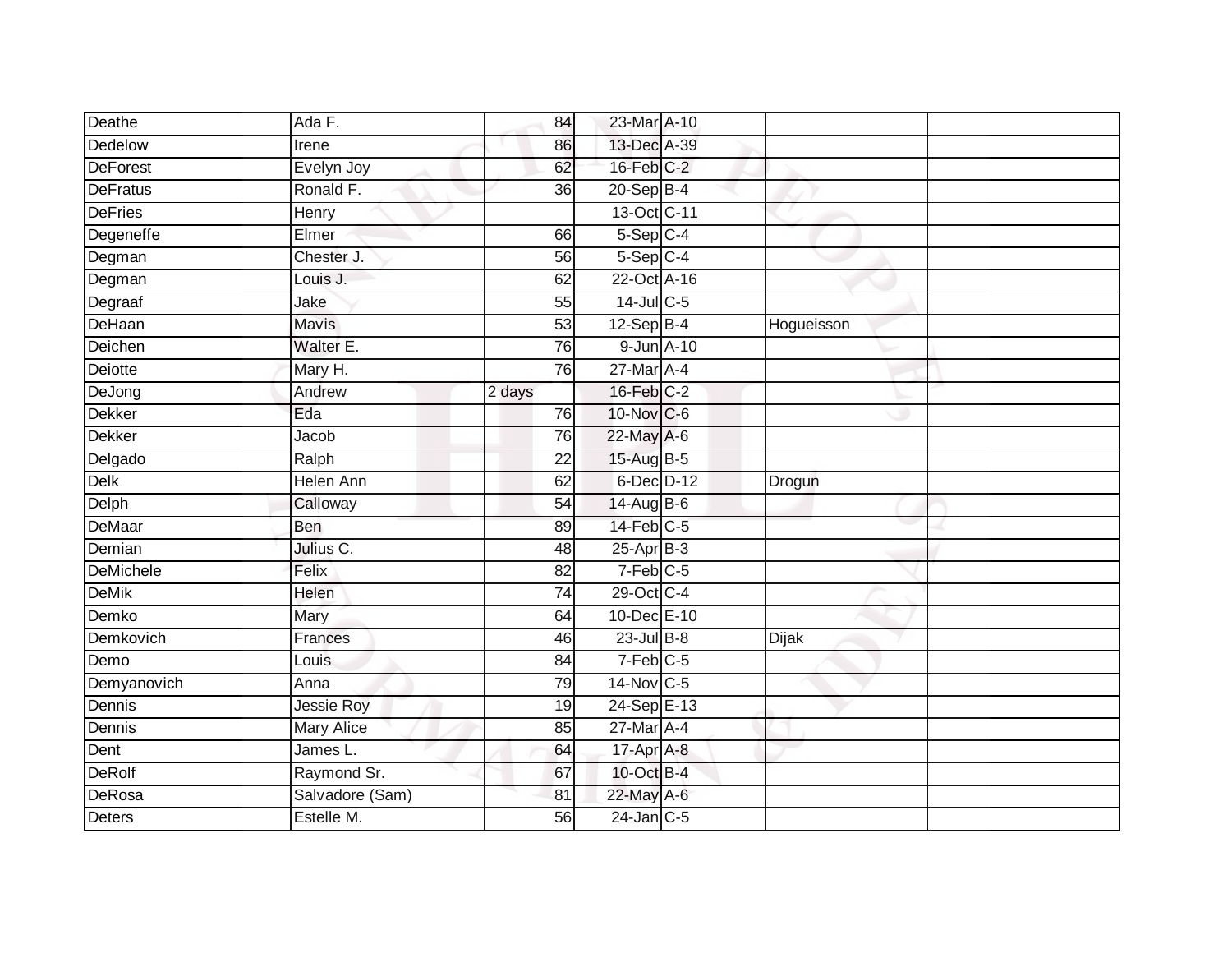| Deathe | Ada F. | 84 | 23-Mar | A-10 | | |
|---|---|---|---|---|---|---|
| Dedelow | Irene | 86 | 13-Dec | A-39 | | |
| DeForest | Evelyn Joy | 62 | 16-Feb | C-2 | | |
| DeFratus | Ronald F. | 36 | 20-Sep | B-4 | | |
| DeFries | Henry | | 13-Oct | C-11 | | |
| Degeneffe | Elmer | 66 | 5-Sep | C-4 | | |
| Degman | Chester J. | 56 | 5-Sep | C-4 | | |
| Degman | Louis J. | 62 | 22-Oct | A-16 | | |
| Degraaf | Jake | 55 | 14-Jul | C-5 | | |
| DeHaan | Mavis | 53 | 12-Sep | B-4 | Hogueisson | |
| Deichen | Walter E. | 76 | 9-Jun | A-10 | | |
| Deiotte | Mary H. | 76 | 27-Mar | A-4 | | |
| DeJong | Andrew | 2 days | 16-Feb | C-2 | | |
| Dekker | Eda | 76 | 10-Nov | C-6 | | |
| Dekker | Jacob | 76 | 22-May | A-6 | | |
| Delgado | Ralph | 22 | 15-Aug | B-5 | | |
| Delk | Helen Ann | 62 | 6-Dec | D-12 | Drogun | |
| Delph | Calloway | 54 | 14-Aug | B-6 | | |
| DeMaar | Ben | 89 | 14-Feb | C-5 | | |
| Demian | Julius C. | 48 | 25-Apr | B-3 | | |
| DeMichele | Felix | 82 | 7-Feb | C-5 | | |
| DeMik | Helen | 74 | 29-Oct | C-4 | | |
| Demko | Mary | 64 | 10-Dec | E-10 | | |
| Demkovich | Frances | 46 | 23-Jul | B-8 | Dijak | |
| Demo | Louis | 84 | 7-Feb | C-5 | | |
| Demyanovich | Anna | 79 | 14-Nov | C-5 | | |
| Dennis | Jessie Roy | 19 | 24-Sep | E-13 | | |
| Dennis | Mary Alice | 85 | 27-Mar | A-4 | | |
| Dent | James L. | 64 | 17-Apr | A-8 | | |
| DeRolf | Raymond Sr. | 67 | 10-Oct | B-4 | | |
| DeRosa | Salvadore (Sam) | 81 | 22-May | A-6 | | |
| Deters | Estelle M. | 56 | 24-Jan | C-5 | | |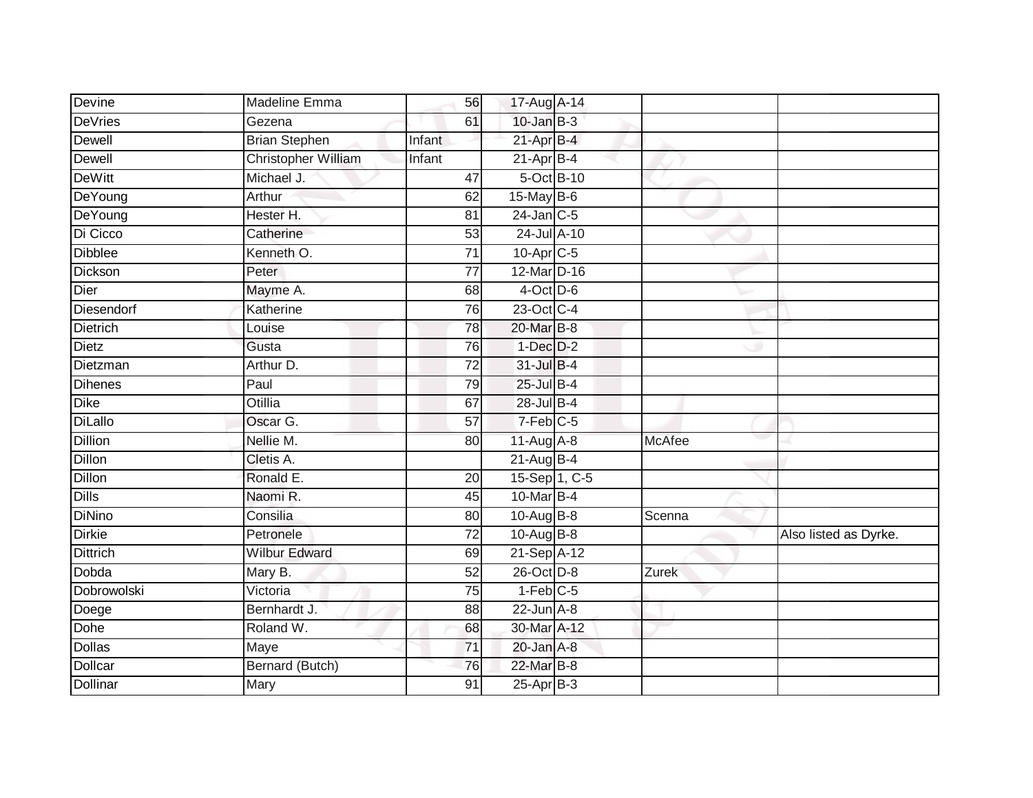| | | | | | | |
|---|---|---|---|---|---|---|
| Devine | Madeline Emma | 56 | 17-Aug | A-14 | | |
| DeVries | Gezena | 61 | 10-Jan | B-3 | | |
| Dewell | Brian Stephen | Infant | 21-Apr | B-4 | | |
| Dewell | Christopher William | Infant | 21-Apr | B-4 | | |
| DeWitt | Michael J. | 47 | 5-Oct | B-10 | | |
| DeYoung | Arthur | 62 | 15-May | B-6 | | |
| DeYoung | Hester H. | 81 | 24-Jan | C-5 | | |
| Di Cicco | Catherine | 53 | 24-Jul | A-10 | | |
| Dibblee | Kenneth O. | 71 | 10-Apr | C-5 | | |
| Dickson | Peter | 77 | 12-Mar | D-16 | | |
| Dier | Mayme A. | 68 | 4-Oct | D-6 | | |
| Diesendorf | Katherine | 76 | 23-Oct | C-4 | | |
| Dietrich | Louise | 78 | 20-Mar | B-8 | | |
| Dietz | Gusta | 76 | 1-Dec | D-2 | | |
| Dietzman | Arthur D. | 72 | 31-Jul | B-4 | | |
| Dihenes | Paul | 79 | 25-Jul | B-4 | | |
| Dike | Otillia | 67 | 28-Jul | B-4 | | |
| DiLallo | Oscar G. | 57 | 7-Feb | C-5 | | |
| Dillion | Nellie M. | 80 | 11-Aug | A-8 | McAfee | |
| Dillon | Cletis A. | | 21-Aug | B-4 | | |
| Dillon | Ronald E. | 20 | 15-Sep | 1, C-5 | | |
| Dills | Naomi R. | 45 | 10-Mar | B-4 | | |
| DiNino | Consilia | 80 | 10-Aug | B-8 | Scenna | |
| Dirkie | Petronele | 72 | 10-Aug | B-8 | | Also listed as Dyrke. |
| Dittrich | Wilbur Edward | 69 | 21-Sep | A-12 | | |
| Dobda | Mary B. | 52 | 26-Oct | D-8 | Zurek | |
| Dobrowolski | Victoria | 75 | 1-Feb | C-5 | | |
| Doege | Bernhardt J. | 88 | 22-Jun | A-8 | | |
| Dohe | Roland W. | 68 | 30-Mar | A-12 | | |
| Dollas | Maye | 71 | 20-Jan | A-8 | | |
| Dollcar | Bernard (Butch) | 76 | 22-Mar | B-8 | | |
| Dollinar | Mary | 91 | 25-Apr | B-3 | | |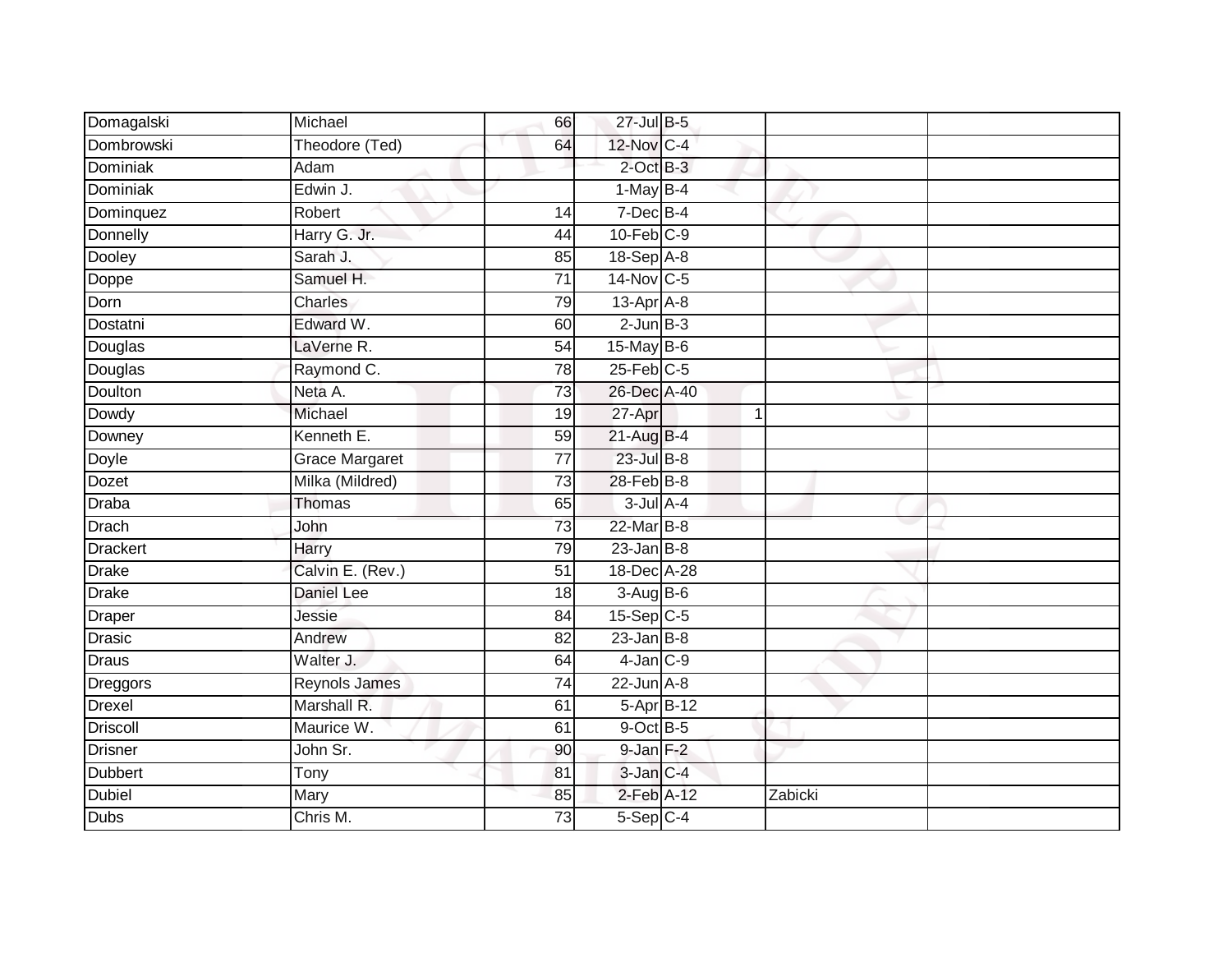| | | | | | | | |
|---|---|---|---|---|---|---|---|
| Domagalski | Michael | 66 | 27-Jul | B-5 | | | |
| Dombrowski | Theodore (Ted) | 64 | 12-Nov | C-4 | | | |
| Dominiak | Adam | | 2-Oct | B-3 | | | |
| Dominiak | Edwin J. | | 1-May | B-4 | | | |
| Dominquez | Robert | 14 | 7-Dec | B-4 | | | |
| Donnelly | Harry G. Jr. | 44 | 10-Feb | C-9 | | | |
| Dooley | Sarah J. | 85 | 18-Sep | A-8 | | | |
| Doppe | Samuel H. | 71 | 14-Nov | C-5 | | | |
| Dorn | Charles | 79 | 13-Apr | A-8 | | | |
| Dostatni | Edward W. | 60 | 2-Jun | B-3 | | | |
| Douglas | LaVerne R. | 54 | 15-May | B-6 | | | |
| Douglas | Raymond C. | 78 | 25-Feb | C-5 | | | |
| Doulton | Neta A. | 73 | 26-Dec | A-40 | | | |
| Dowdy | Michael | 19 | 27-Apr | | 1 | | |
| Downey | Kenneth E. | 59 | 21-Aug | B-4 | | | |
| Doyle | Grace Margaret | 77 | 23-Jul | B-8 | | | |
| Dozet | Milka (Mildred) | 73 | 28-Feb | B-8 | | | |
| Draba | Thomas | 65 | 3-Jul | A-4 | | | |
| Drach | John | 73 | 22-Mar | B-8 | | | |
| Drackert | Harry | 79 | 23-Jan | B-8 | | | |
| Drake | Calvin E. (Rev.) | 51 | 18-Dec | A-28 | | | |
| Drake | Daniel Lee | 18 | 3-Aug | B-6 | | | |
| Draper | Jessie | 84 | 15-Sep | C-5 | | | |
| Drasic | Andrew | 82 | 23-Jan | B-8 | | | |
| Draus | Walter J. | 64 | 4-Jan | C-9 | | | |
| Dreggors | Reynols James | 74 | 22-Jun | A-8 | | | |
| Drexel | Marshall R. | 61 | 5-Apr | B-12 | | | |
| Driscoll | Maurice W. | 61 | 9-Oct | B-5 | | | |
| Drisner | John Sr. | 90 | 9-Jan | F-2 | | | |
| Dubbert | Tony | 81 | 3-Jan | C-4 | | | |
| Dubiel | Mary | 85 | 2-Feb | A-12 | | Zabicki | |
| Dubs | Chris M. | 73 | 5-Sep | C-4 | | | |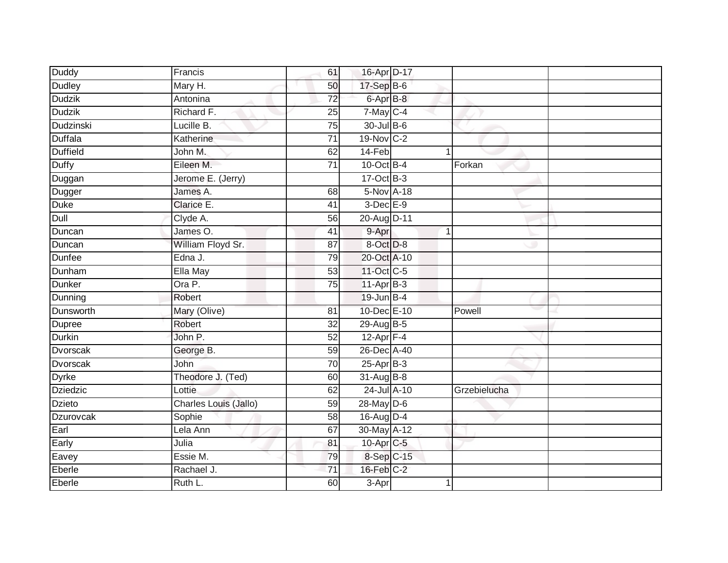| | | | | | | |
|---|---|---|---|---|---|---|
| Duddy | Francis | 61 | 16-Apr | D-17 | | |
| Dudley | Mary H. | 50 | 17-Sep | B-6 | | |
| Dudzik | Antonina | 72 | 6-Apr | B-8 | | |
| Dudzik | Richard F. | 25 | 7-May | C-4 | | |
| Dudzinski | Lucille B. | 75 | 30-Jul | B-6 | | |
| Duffala | Katherine | 71 | 19-Nov | C-2 | | |
| Duffield | John M. | 62 | 14-Feb | 1 | | |
| Duffy | Eileen M. | 71 | 10-Oct | B-4 | Forkan | |
| Duggan | Jerome E. (Jerry) | | 17-Oct | B-3 | | |
| Dugger | James A. | 68 | 5-Nov | A-18 | | |
| Duke | Clarice E. | 41 | 3-Dec | E-9 | | |
| Dull | Clyde A. | 56 | 20-Aug | D-11 | | |
| Duncan | James O. | 41 | 9-Apr | 1 | | |
| Duncan | William Floyd Sr. | 87 | 8-Oct | D-8 | | |
| Dunfee | Edna J. | 79 | 20-Oct | A-10 | | |
| Dunham | Ella May | 53 | 11-Oct | C-5 | | |
| Dunker | Ora P. | 75 | 11-Apr | B-3 | | |
| Dunning | Robert | | 19-Jun | B-4 | | |
| Dunsworth | Mary (Olive) | 81 | 10-Dec | E-10 | Powell | |
| Dupree | Robert | 32 | 29-Aug | B-5 | | |
| Durkin | John P. | 52 | 12-Apr | F-4 | | |
| Dvorscak | George B. | 59 | 26-Dec | A-40 | | |
| Dvorscak | John | 70 | 25-Apr | B-3 | | |
| Dyrke | Theodore J. (Ted) | 60 | 31-Aug | B-8 | | |
| Dziedzic | Lottie | 62 | 24-Jul | A-10 | Grzebielucha | |
| Dzieto | Charles Louis (Jallo) | 59 | 28-May | D-6 | | |
| Dzurovcak | Sophie | 58 | 16-Aug | D-4 | | |
| Earl | Lela Ann | 67 | 30-May | A-12 | | |
| Early | Julia | 81 | 10-Apr | C-5 | | |
| Eavey | Essie M. | 79 | 8-Sep | C-15 | | |
| Eberle | Rachael J. | 71 | 16-Feb | C-2 | | |
| Eberle | Ruth L. | 60 | 3-Apr | 1 | | |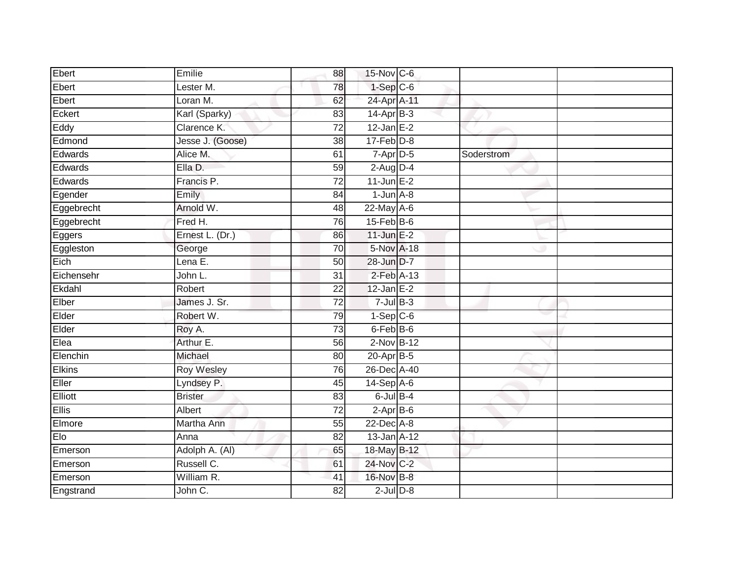| | | | | | | |
|---|---|---|---|---|---|---|
| Ebert | Emilie | 88 | 15-Nov | C-6 | | |
| Ebert | Lester M. | 78 | 1-Sep | C-6 | | |
| Ebert | Loran M. | 62 | 24-Apr | A-11 | | |
| Eckert | Karl (Sparky) | 83 | 14-Apr | B-3 | | |
| Eddy | Clarence K. | 72 | 12-Jan | E-2 | | |
| Edmond | Jesse J. (Goose) | 38 | 17-Feb | D-8 | | |
| Edwards | Alice M. | 61 | 7-Apr | D-5 | Soderstrom | |
| Edwards | Ella D. | 59 | 2-Aug | D-4 | | |
| Edwards | Francis P. | 72 | 11-Jun | E-2 | | |
| Egender | Emily | 84 | 1-Jun | A-8 | | |
| Eggebrecht | Arnold W. | 48 | 22-May | A-6 | | |
| Eggebrecht | Fred H. | 76 | 15-Feb | B-6 | | |
| Eggers | Ernest L. (Dr.) | 86 | 11-Jun | E-2 | | |
| Eggleston | George | 70 | 5-Nov | A-18 | | |
| Eich | Lena E. | 50 | 28-Jun | D-7 | | |
| Eichensehr | John L. | 31 | 2-Feb | A-13 | | |
| Ekdahl | Robert | 22 | 12-Jan | E-2 | | |
| Elber | James J. Sr. | 72 | 7-Jul | B-3 | | |
| Elder | Robert W. | 79 | 1-Sep | C-6 | | |
| Elder | Roy A. | 73 | 6-Feb | B-6 | | |
| Elea | Arthur E. | 56 | 2-Nov | B-12 | | |
| Elenchin | Michael | 80 | 20-Apr | B-5 | | |
| Elkins | Roy Wesley | 76 | 26-Dec | A-40 | | |
| Eller | Lyndsey P. | 45 | 14-Sep | A-6 | | |
| Elliott | Brister | 83 | 6-Jul | B-4 | | |
| Ellis | Albert | 72 | 2-Apr | B-6 | | |
| Elmore | Martha Ann | 55 | 22-Dec | A-8 | | |
| Elo | Anna | 82 | 13-Jan | A-12 | | |
| Emerson | Adolph A. (Al) | 65 | 18-May | B-12 | | |
| Emerson | Russell C. | 61 | 24-Nov | C-2 | | |
| Emerson | William R. | 41 | 16-Nov | B-8 | | |
| Engstrand | John C. | 82 | 2-Jul | D-8 | | |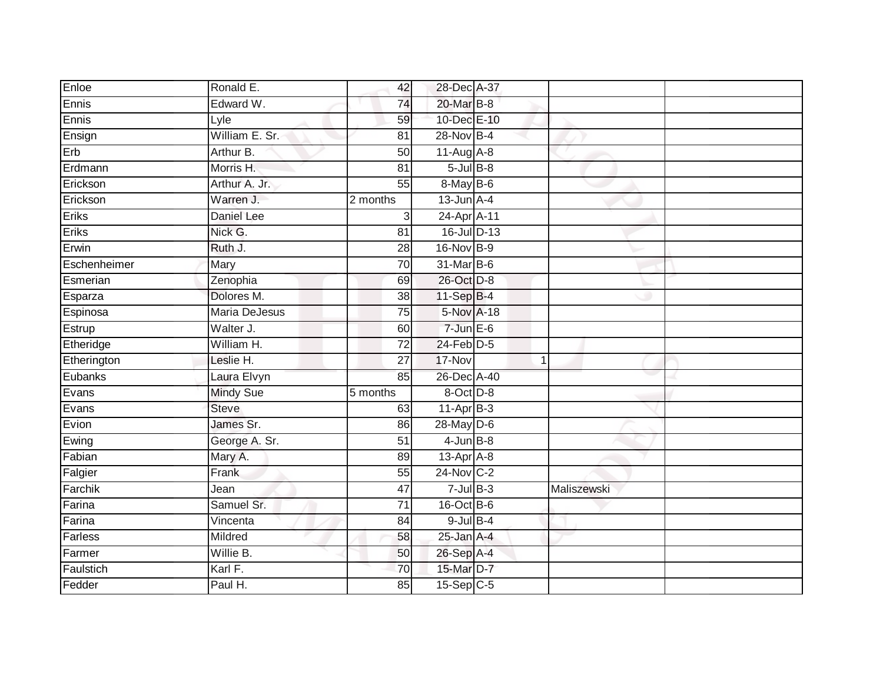| | | | | | | |
|---|---|---|---|---|---|---|
| Enloe | Ronald E. | 42 | 28-Dec | A-37 | | |
| Ennis | Edward W. | 74 | 20-Mar | B-8 | | |
| Ennis | Lyle | 59 | 10-Dec | E-10 | | |
| Ensign | William E. Sr. | 81 | 28-Nov | B-4 | | |
| Erb | Arthur B. | 50 | 11-Aug | A-8 | | |
| Erdmann | Morris H. | 81 | 5-Jul | B-8 | | |
| Erickson | Arthur A. Jr. | 55 | 8-May | B-6 | | |
| Erickson | Warren J. | 2 months | 13-Jun | A-4 | | |
| Eriks | Daniel Lee | 3 | 24-Apr | A-11 | | |
| Eriks | Nick G. | 81 | 16-Jul | D-13 | | |
| Erwin | Ruth J. | 28 | 16-Nov | B-9 | | |
| Eschenheimer | Mary | 70 | 31-Mar | B-6 | | |
| Esmerian | Zenophia | 69 | 26-Oct | D-8 | | |
| Esparza | Dolores M. | 38 | 11-Sep | B-4 | | |
| Espinosa | Maria DeJesus | 75 | 5-Nov | A-18 | | |
| Estrup | Walter J. | 60 | 7-Jun | E-6 | | |
| Etheridge | William H. | 72 | 24-Feb | D-5 | | |
| Etherington | Leslie H. | 27 | 17-Nov | 1 | | |
| Eubanks | Laura Elvyn | 85 | 26-Dec | A-40 | | |
| Evans | Mindy Sue | 5 months | 8-Oct | D-8 | | |
| Evans | Steve | 63 | 11-Apr | B-3 | | |
| Evion | James Sr. | 86 | 28-May | D-6 | | |
| Ewing | George A. Sr. | 51 | 4-Jun | B-8 | | |
| Fabian | Mary A. | 89 | 13-Apr | A-8 | | |
| Falgier | Frank | 55 | 24-Nov | C-2 | | |
| Farchik | Jean | 47 | 7-Jul | B-3 | Maliszewski | |
| Farina | Samuel Sr. | 71 | 16-Oct | B-6 | | |
| Farina | Vincenta | 84 | 9-Jul | B-4 | | |
| Farless | Mildred | 58 | 25-Jan | A-4 | | |
| Farmer | Willie B. | 50 | 26-Sep | A-4 | | |
| Faulstich | Karl F. | 70 | 15-Mar | D-7 | | |
| Fedder | Paul H. | 85 | 15-Sep | C-5 | | |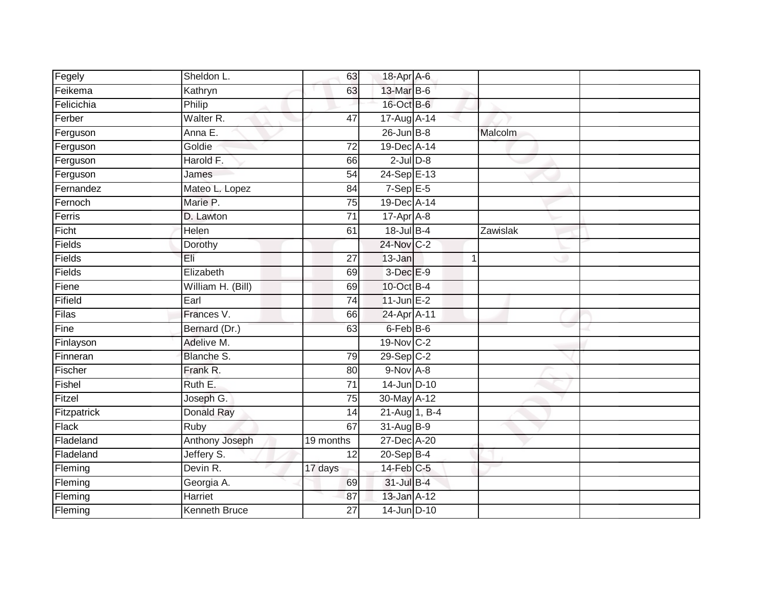| | | | | | | |
|---|---|---|---|---|---|---|
| Fegely | Sheldon L. | 63 | 18-Apr | A-6 | | |
| Feikema | Kathryn | 63 | 13-Mar | B-6 | | |
| Felicichia | Philip | | 16-Oct | B-6 | | |
| Ferber | Walter R. | 47 | 17-Aug | A-14 | | |
| Ferguson | Anna E. | | 26-Jun | B-8 | Malcolm | |
| Ferguson | Goldie | 72 | 19-Dec | A-14 | | |
| Ferguson | Harold F. | 66 | 2-Jul | D-8 | | |
| Ferguson | James | 54 | 24-Sep | E-13 | | |
| Fernandez | Mateo L. Lopez | 84 | 7-Sep | E-5 | | |
| Fernoch | Marie P. | 75 | 19-Dec | A-14 | | |
| Ferris | D. Lawton | 71 | 17-Apr | A-8 | | |
| Ficht | Helen | 61 | 18-Jul | B-4 | Zawislak | |
| Fields | Dorothy | | 24-Nov | C-2 | | |
| Fields | Eli | 27 | 13-Jan | 1 | | |
| Fields | Elizabeth | 69 | 3-Dec | E-9 | | |
| Fiene | William H. (Bill) | 69 | 10-Oct | B-4 | | |
| Fifield | Earl | 74 | 11-Jun | E-2 | | |
| Filas | Frances V. | 66 | 24-Apr | A-11 | | |
| Fine | Bernard (Dr.) | 63 | 6-Feb | B-6 | | |
| Finlayson | Adelive M. | | 19-Nov | C-2 | | |
| Finneran | Blanche S. | 79 | 29-Sep | C-2 | | |
| Fischer | Frank R. | 80 | 9-Nov | A-8 | | |
| Fishel | Ruth E. | 71 | 14-Jun | D-10 | | |
| Fitzel | Joseph G. | 75 | 30-May | A-12 | | |
| Fitzpatrick | Donald Ray | 14 | 21-Aug | 1, B-4 | | |
| Flack | Ruby | 67 | 31-Aug | B-9 | | |
| Fladeland | Anthony Joseph | 19 months | 27-Dec | A-20 | | |
| Fladeland | Jeffery S. | 12 | 20-Sep | B-4 | | |
| Fleming | Devin R. | 17 days | 14-Feb | C-5 | | |
| Fleming | Georgia A. | 69 | 31-Jul | B-4 | | |
| Fleming | Harriet | 87 | 13-Jan | A-12 | | |
| Fleming | Kenneth Bruce | 27 | 14-Jun | D-10 | | |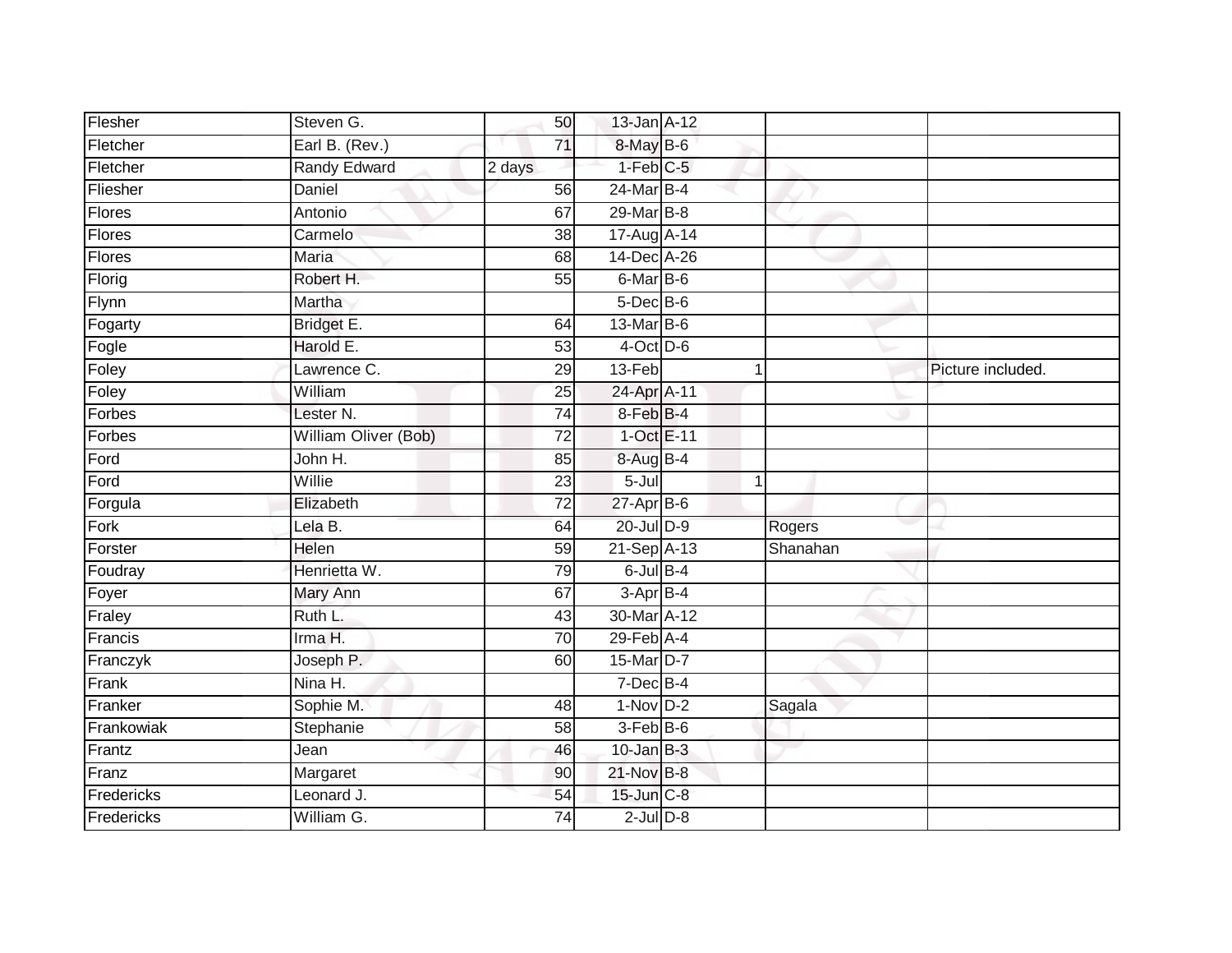| | | | | | | | |
|---|---|---|---|---|---|---|---|
| Flesher | Steven G. | 50 | 13-Jan | A-12 | | | |
| Fletcher | Earl B. (Rev.) | 71 | 8-May | B-6 | | | |
| Fletcher | Randy Edward | 2 days | 1-Feb | C-5 | | | |
| Fliesher | Daniel | 56 | 24-Mar | B-4 | | | |
| Flores | Antonio | 67 | 29-Mar | B-8 | | | |
| Flores | Carmelo | 38 | 17-Aug | A-14 | | | |
| Flores | Maria | 68 | 14-Dec | A-26 | | | |
| Florig | Robert H. | 55 | 6-Mar | B-6 | | | |
| Flynn | Martha | | 5-Dec | B-6 | | | |
| Fogarty | Bridget E. | 64 | 13-Mar | B-6 | | | |
| Fogle | Harold E. | 53 | 4-Oct | D-6 | | | |
| Foley | Lawrence C. | 29 | 13-Feb | | 1 | | Picture included. |
| Foley | William | 25 | 24-Apr | A-11 | | | |
| Forbes | Lester N. | 74 | 8-Feb | B-4 | | | |
| Forbes | William Oliver (Bob) | 72 | 1-Oct | E-11 | | | |
| Ford | John H. | 85 | 8-Aug | B-4 | | | |
| Ford | Willie | 23 | 5-Jul | | 1 | | |
| Forgula | Elizabeth | 72 | 27-Apr | B-6 | | | |
| Fork | Lela B. | 64 | 20-Jul | D-9 | | Rogers | |
| Forster | Helen | 59 | 21-Sep | A-13 | | Shanahan | |
| Foudray | Henrietta W. | 79 | 6-Jul | B-4 | | | |
| Foyer | Mary Ann | 67 | 3-Apr | B-4 | | | |
| Fraley | Ruth L. | 43 | 30-Mar | A-12 | | | |
| Francis | Irma H. | 70 | 29-Feb | A-4 | | | |
| Franczyk | Joseph P. | 60 | 15-Mar | D-7 | | | |
| Frank | Nina H. | | 7-Dec | B-4 | | | |
| Franker | Sophie M. | 48 | 1-Nov | D-2 | | Sagala | |
| Frankowiak | Stephanie | 58 | 3-Feb | B-6 | | | |
| Frantz | Jean | 46 | 10-Jan | B-3 | | | |
| Franz | Margaret | 90 | 21-Nov | B-8 | | | |
| Fredericks | Leonard J. | 54 | 15-Jun | C-8 | | | |
| Fredericks | William G. | 74 | 2-Jul | D-8 | | | |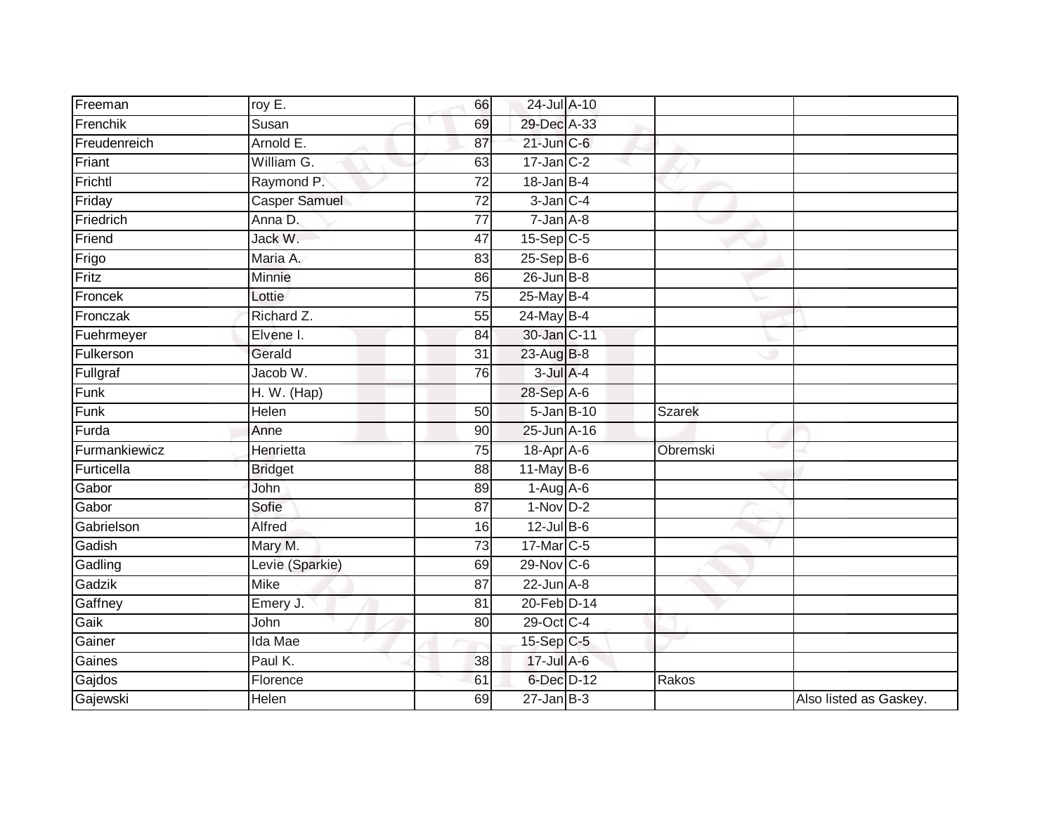| | | | | | | |
|---|---|---|---|---|---|---|
| Freeman | roy E. | 66 | 24-Jul | A-10 | | |
| Frenchik | Susan | 69 | 29-Dec | A-33 | | |
| Freudenreich | Arnold E. | 87 | 21-Jun | C-6 | | |
| Friant | William G. | 63 | 17-Jan | C-2 | | |
| Frichtl | Raymond P. | 72 | 18-Jan | B-4 | | |
| Friday | Casper Samuel | 72 | 3-Jan | C-4 | | |
| Friedrich | Anna D. | 77 | 7-Jan | A-8 | | |
| Friend | Jack W. | 47 | 15-Sep | C-5 | | |
| Frigo | Maria A. | 83 | 25-Sep | B-6 | | |
| Fritz | Minnie | 86 | 26-Jun | B-8 | | |
| Froncek | Lottie | 75 | 25-May | B-4 | | |
| Fronczak | Richard Z. | 55 | 24-May | B-4 | | |
| Fuehrmeyer | Elvene I. | 84 | 30-Jan | C-11 | | |
| Fulkerson | Gerald | 31 | 23-Aug | B-8 | | |
| Fullgraf | Jacob W. | 76 | 3-Jul | A-4 | | |
| Funk | H. W. (Hap) | | 28-Sep | A-6 | | |
| Funk | Helen | 50 | 5-Jan | B-10 | Szarek | |
| Furda | Anne | 90 | 25-Jun | A-16 | | |
| Furmankiewicz | Henrietta | 75 | 18-Apr | A-6 | Obremski | |
| Furticella | Bridget | 88 | 11-May | B-6 | | |
| Gabor | John | 89 | 1-Aug | A-6 | | |
| Gabor | Sofie | 87 | 1-Nov | D-2 | | |
| Gabrielson | Alfred | 16 | 12-Jul | B-6 | | |
| Gadish | Mary M. | 73 | 17-Mar | C-5 | | |
| Gadling | Levie (Sparkie) | 69 | 29-Nov | C-6 | | |
| Gadzik | Mike | 87 | 22-Jun | A-8 | | |
| Gaffney | Emery J. | 81 | 20-Feb | D-14 | | |
| Gaik | John | 80 | 29-Oct | C-4 | | |
| Gainer | Ida Mae | | 15-Sep | C-5 | | |
| Gaines | Paul K. | 38 | 17-Jul | A-6 | | |
| Gajdos | Florence | 61 | 6-Dec | D-12 | Rakos | |
| Gajewski | Helen | 69 | 27-Jan | B-3 | | Also listed as Gaskey. |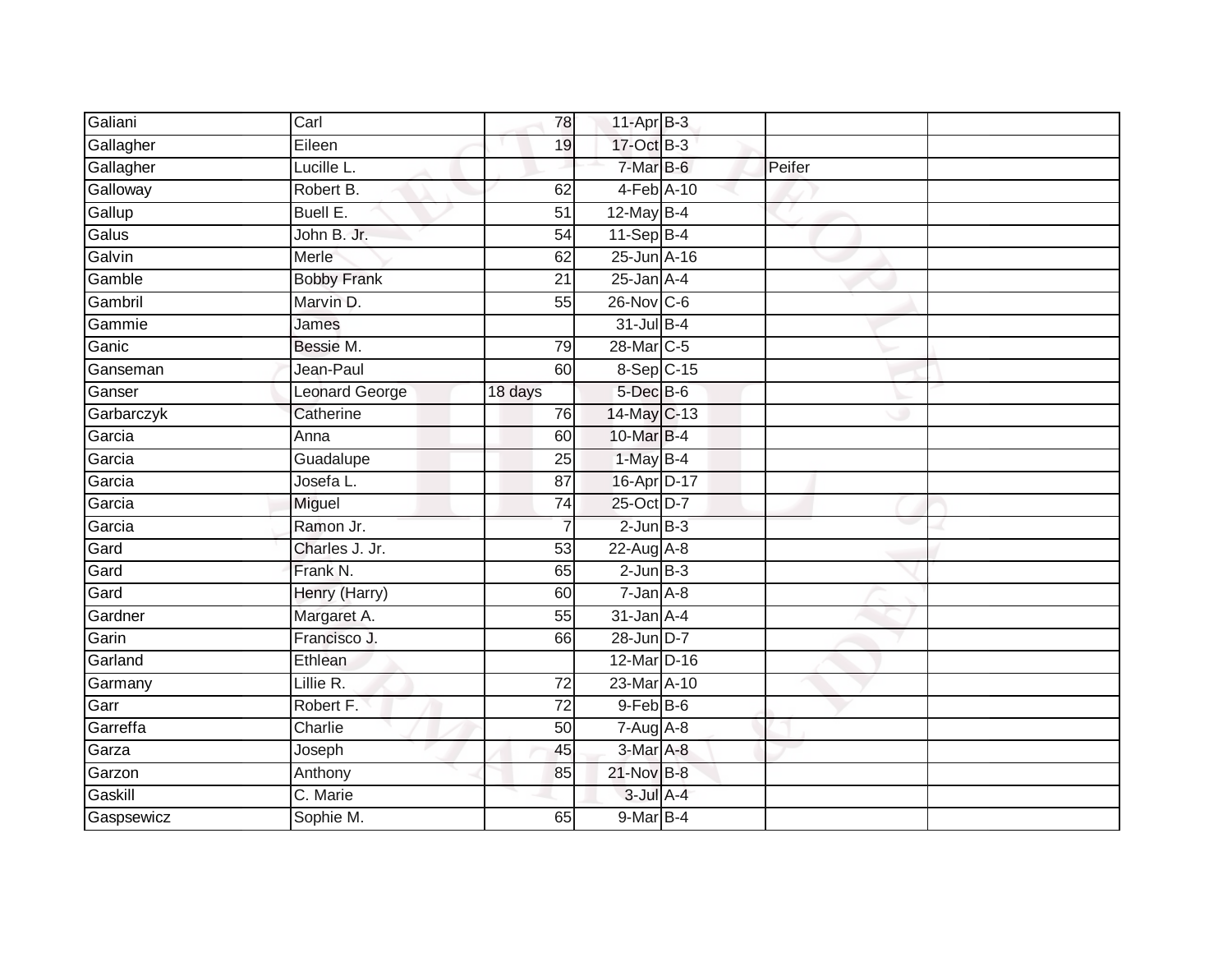| | | | | | | |
|---|---|---|---|---|---|---|
| Galiani | Carl | 78 | 11-Apr | B-3 | | |
| Gallagher | Eileen | 19 | 17-Oct | B-3 | | |
| Gallagher | Lucille L. | | 7-Mar | B-6 | Peifer | |
| Galloway | Robert B. | 62 | 4-Feb | A-10 | | |
| Gallup | Buell E. | 51 | 12-May | B-4 | | |
| Galus | John B. Jr. | 54 | 11-Sep | B-4 | | |
| Galvin | Merle | 62 | 25-Jun | A-16 | | |
| Gamble | Bobby Frank | 21 | 25-Jan | A-4 | | |
| Gambril | Marvin D. | 55 | 26-Nov | C-6 | | |
| Gammie | James | | 31-Jul | B-4 | | |
| Ganic | Bessie M. | 79 | 28-Mar | C-5 | | |
| Ganseman | Jean-Paul | 60 | 8-Sep | C-15 | | |
| Ganser | Leonard George | 18 days | 5-Dec | B-6 | | |
| Garbarczyk | Catherine | 76 | 14-May | C-13 | | |
| Garcia | Anna | 60 | 10-Mar | B-4 | | |
| Garcia | Guadalupe | 25 | 1-May | B-4 | | |
| Garcia | Josefa L. | 87 | 16-Apr | D-17 | | |
| Garcia | Miguel | 74 | 25-Oct | D-7 | | |
| Garcia | Ramon Jr. | 7 | 2-Jun | B-3 | | |
| Gard | Charles J. Jr. | 53 | 22-Aug | A-8 | | |
| Gard | Frank N. | 65 | 2-Jun | B-3 | | |
| Gard | Henry (Harry) | 60 | 7-Jan | A-8 | | |
| Gardner | Margaret A. | 55 | 31-Jan | A-4 | | |
| Garin | Francisco J. | 66 | 28-Jun | D-7 | | |
| Garland | Ethlean | | 12-Mar | D-16 | | |
| Garmany | Lillie R. | 72 | 23-Mar | A-10 | | |
| Garr | Robert F. | 72 | 9-Feb | B-6 | | |
| Garreffa | Charlie | 50 | 7-Aug | A-8 | | |
| Garza | Joseph | 45 | 3-Mar | A-8 | | |
| Garzon | Anthony | 85 | 21-Nov | B-8 | | |
| Gaskill | C. Marie | | 3-Jul | A-4 | | |
| Gaspsewicz | Sophie M. | 65 | 9-Mar | B-4 | | |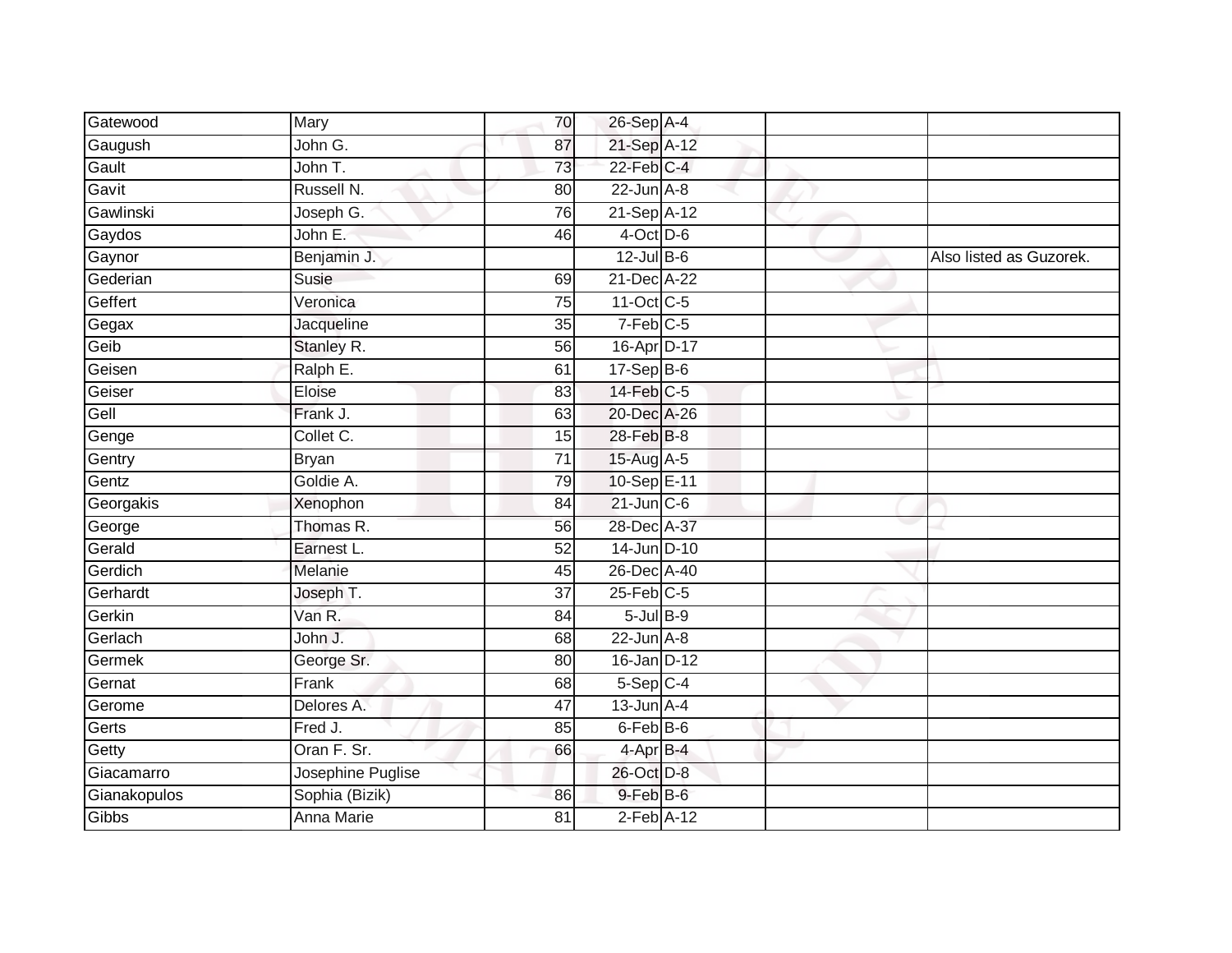| | | | | | | |
|---|---|---|---|---|---|---|
| Gatewood | Mary | 70 | 26-Sep | A-4 | | |
| Gaugush | John G. | 87 | 21-Sep | A-12 | | |
| Gault | John T. | 73 | 22-Feb | C-4 | | |
| Gavit | Russell N. | 80 | 22-Jun | A-8 | | |
| Gawlinski | Joseph G. | 76 | 21-Sep | A-12 | | |
| Gaydos | John E. | 46 | 4-Oct | D-6 | | |
| Gaynor | Benjamin J. | | 12-Jul | B-6 | | Also listed as Guzorek. |
| Gederian | Susie | 69 | 21-Dec | A-22 | | |
| Geffert | Veronica | 75 | 11-Oct | C-5 | | |
| Gegax | Jacqueline | 35 | 7-Feb | C-5 | | |
| Geib | Stanley R. | 56 | 16-Apr | D-17 | | |
| Geisen | Ralph E. | 61 | 17-Sep | B-6 | | |
| Geiser | Eloise | 83 | 14-Feb | C-5 | | |
| Gell | Frank J. | 63 | 20-Dec | A-26 | | |
| Genge | Collet C. | 15 | 28-Feb | B-8 | | |
| Gentry | Bryan | 71 | 15-Aug | A-5 | | |
| Gentz | Goldie A. | 79 | 10-Sep | E-11 | | |
| Georgakis | Xenophon | 84 | 21-Jun | C-6 | | |
| George | Thomas R. | 56 | 28-Dec | A-37 | | |
| Gerald | Earnest L. | 52 | 14-Jun | D-10 | | |
| Gerdich | Melanie | 45 | 26-Dec | A-40 | | |
| Gerhardt | Joseph T. | 37 | 25-Feb | C-5 | | |
| Gerkin | Van R. | 84 | 5-Jul | B-9 | | |
| Gerlach | John J. | 68 | 22-Jun | A-8 | | |
| Germek | George Sr. | 80 | 16-Jan | D-12 | | |
| Gernat | Frank | 68 | 5-Sep | C-4 | | |
| Gerome | Delores A. | 47 | 13-Jun | A-4 | | |
| Gerts | Fred J. | 85 | 6-Feb | B-6 | | |
| Getty | Oran F. Sr. | 66 | 4-Apr | B-4 | | |
| Giacamarro | Josephine Puglise | | 26-Oct | D-8 | | |
| Gianakopulos | Sophia (Bizik) | 86 | 9-Feb | B-6 | | |
| Gibbs | Anna Marie | 81 | 2-Feb | A-12 | | |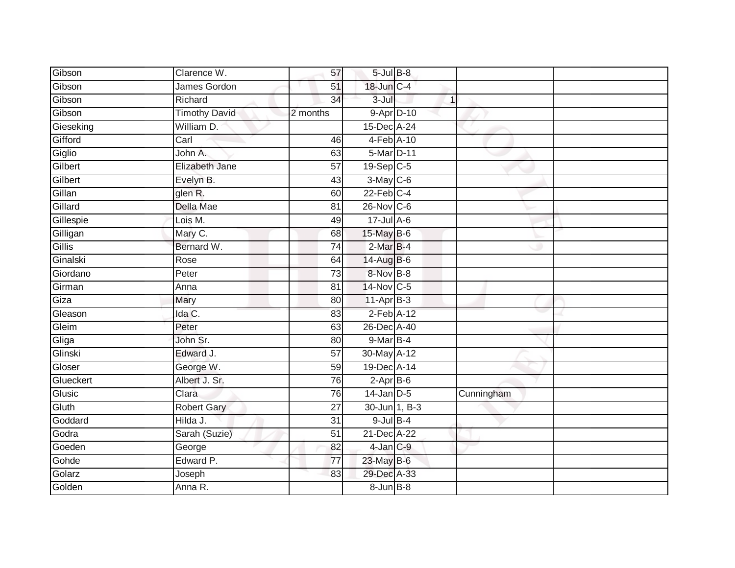| | | | | | | |
|---|---|---|---|---|---|---|
| Gibson | Clarence W. | 57 | 5-Jul | B-8 | | |
| Gibson | James Gordon | 51 | 18-Jun | C-4 | | |
| Gibson | Richard | 34 | 3-Jul | 1 | | |
| Gibson | Timothy David | 2 months | 9-Apr | D-10 | | |
| Gieseking | William D. | | 15-Dec | A-24 | | |
| Gifford | Carl | 46 | 4-Feb | A-10 | | |
| Giglio | John A. | 63 | 5-Mar | D-11 | | |
| Gilbert | Elizabeth Jane | 57 | 19-Sep | C-5 | | |
| Gilbert | Evelyn B. | 43 | 3-May | C-6 | | |
| Gillan | glen R. | 60 | 22-Feb | C-4 | | |
| Gillard | Della Mae | 81 | 26-Nov | C-6 | | |
| Gillespie | Lois M. | 49 | 17-Jul | A-6 | | |
| Gilligan | Mary C. | 68 | 15-May | B-6 | | |
| Gillis | Bernard W. | 74 | 2-Mar | B-4 | | |
| Ginalski | Rose | 64 | 14-Aug | B-6 | | |
| Giordano | Peter | 73 | 8-Nov | B-8 | | |
| Girman | Anna | 81 | 14-Nov | C-5 | | |
| Giza | Mary | 80 | 11-Apr | B-3 | | |
| Gleason | Ida C. | 83 | 2-Feb | A-12 | | |
| Gleim | Peter | 63 | 26-Dec | A-40 | | |
| Gliga | John Sr. | 80 | 9-Mar | B-4 | | |
| Glinski | Edward J. | 57 | 30-May | A-12 | | |
| Gloser | George W. | 59 | 19-Dec | A-14 | | |
| Glueckert | Albert J. Sr. | 76 | 2-Apr | B-6 | | |
| Glusic | Clara | 76 | 14-Jan | D-5 | Cunningham | |
| Gluth | Robert Gary | 27 | 30-Jun | 1, B-3 | | |
| Goddard | Hilda J. | 31 | 9-Jul | B-4 | | |
| Godra | Sarah (Suzie) | 51 | 21-Dec | A-22 | | |
| Goeden | George | 82 | 4-Jan | C-9 | | |
| Gohde | Edward P. | 77 | 23-May | B-6 | | |
| Golarz | Joseph | 83 | 29-Dec | A-33 | | |
| Golden | Anna R. | | 8-Jun | B-8 | | |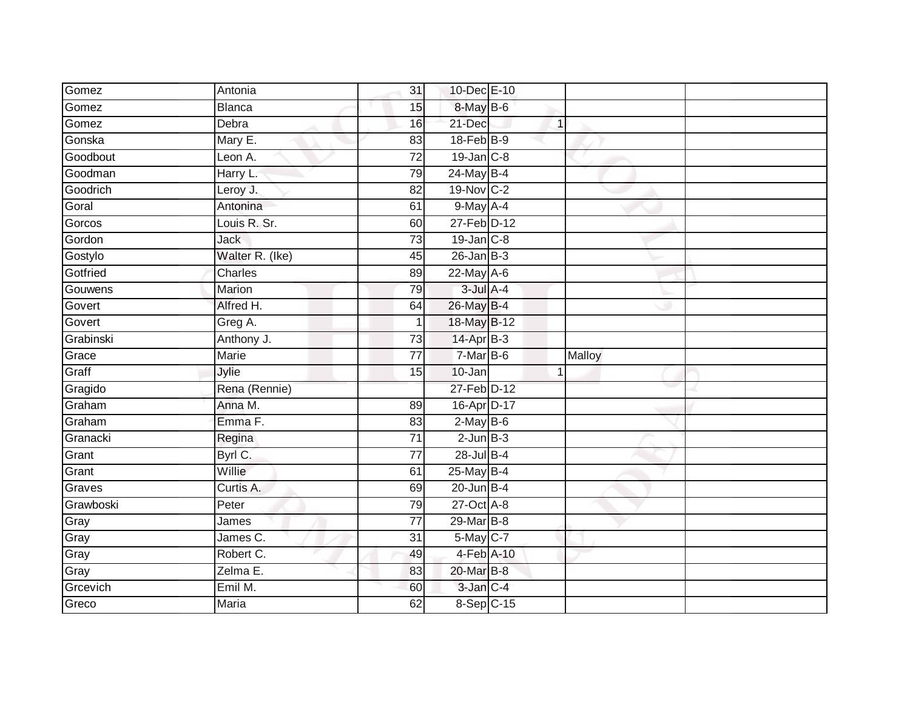| | | | | | | | |
|---|---|---|---|---|---|---|---|
| Gomez | Antonia | 31 | 10-Dec | E-10 | | | |
| Gomez | Blanca | 15 | 8-May | B-6 | | | |
| Gomez | Debra | 16 | 21-Dec | | 1 | | |
| Gonska | Mary E. | 83 | 18-Feb | B-9 | | | |
| Goodbout | Leon A. | 72 | 19-Jan | C-8 | | | |
| Goodman | Harry L. | 79 | 24-May | B-4 | | | |
| Goodrich | Leroy J. | 82 | 19-Nov | C-2 | | | |
| Goral | Antonina | 61 | 9-May | A-4 | | | |
| Gorcos | Louis R. Sr. | 60 | 27-Feb | D-12 | | | |
| Gordon | Jack | 73 | 19-Jan | C-8 | | | |
| Gostylo | Walter R. (Ike) | 45 | 26-Jan | B-3 | | | |
| Gotfried | Charles | 89 | 22-May | A-6 | | | |
| Gouwens | Marion | 79 | 3-Jul | A-4 | | | |
| Govert | Alfred H. | 64 | 26-May | B-4 | | | |
| Govert | Greg A. | 1 | 18-May | B-12 | | | |
| Grabinski | Anthony J. | 73 | 14-Apr | B-3 | | | |
| Grace | Marie | 77 | 7-Mar | B-6 | | Malloy | |
| Graff | Jylie | 15 | 10-Jan | | 1 | | |
| Gragido | Rena (Rennie) | | 27-Feb | D-12 | | | |
| Graham | Anna M. | 89 | 16-Apr | D-17 | | | |
| Graham | Emma F. | 83 | 2-May | B-6 | | | |
| Granacki | Regina | 71 | 2-Jun | B-3 | | | |
| Grant | Byrl C. | 77 | 28-Jul | B-4 | | | |
| Grant | Willie | 61 | 25-May | B-4 | | | |
| Graves | Curtis A. | 69 | 20-Jun | B-4 | | | |
| Grawboski | Peter | 79 | 27-Oct | A-8 | | | |
| Gray | James | 77 | 29-Mar | B-8 | | | |
| Gray | James C. | 31 | 5-May | C-7 | | | |
| Gray | Robert C. | 49 | 4-Feb | A-10 | | | |
| Gray | Zelma E. | 83 | 20-Mar | B-8 | | | |
| Grcevich | Emil M. | 60 | 3-Jan | C-4 | | | |
| Greco | Maria | 62 | 8-Sep | C-15 | | | |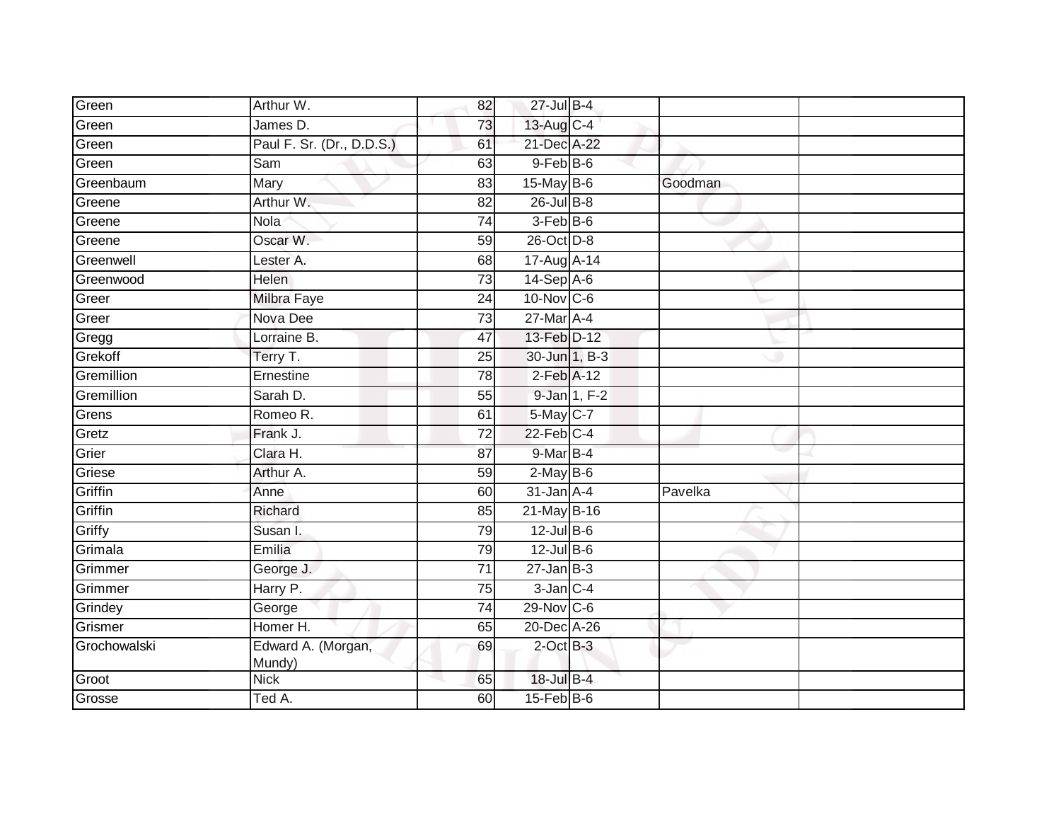| | | | | | | |
|---|---|---|---|---|---|---|
| Green | Arthur W. | 82 | 27-Jul | B-4 | | |
| Green | James D. | 73 | 13-Aug | C-4 | | |
| Green | Paul F. Sr. (Dr., D.D.S.) | 61 | 21-Dec | A-22 | | |
| Green | Sam | 63 | 9-Feb | B-6 | | |
| Greenbaum | Mary | 83 | 15-May | B-6 | Goodman | |
| Greene | Arthur W. | 82 | 26-Jul | B-8 | | |
| Greene | Nola | 74 | 3-Feb | B-6 | | |
| Greene | Oscar W. | 59 | 26-Oct | D-8 | | |
| Greenwell | Lester A. | 68 | 17-Aug | A-14 | | |
| Greenwood | Helen | 73 | 14-Sep | A-6 | | |
| Greer | Milbra Faye | 24 | 10-Nov | C-6 | | |
| Greer | Nova Dee | 73 | 27-Mar | A-4 | | |
| Gregg | Lorraine B. | 47 | 13-Feb | D-12 | | |
| Grekoff | Terry T. | 25 | 30-Jun | 1, B-3 | | |
| Gremillion | Ernestine | 78 | 2-Feb | A-12 | | |
| Gremillion | Sarah D. | 55 | 9-Jan | 1, F-2 | | |
| Grens | Romeo R. | 61 | 5-May | C-7 | | |
| Gretz | Frank J. | 72 | 22-Feb | C-4 | | |
| Grier | Clara H. | 87 | 9-Mar | B-4 | | |
| Griese | Arthur A. | 59 | 2-May | B-6 | | |
| Griffin | Anne | 60 | 31-Jan | A-4 | Pavelka | |
| Griffin | Richard | 85 | 21-May | B-16 | | |
| Griffy | Susan I. | 79 | 12-Jul | B-6 | | |
| Grimala | Emilia | 79 | 12-Jul | B-6 | | |
| Grimmer | George J. | 71 | 27-Jan | B-3 | | |
| Grimmer | Harry P. | 75 | 3-Jan | C-4 | | |
| Grindey | George | 74 | 29-Nov | C-6 | | |
| Grismer | Homer H. | 65 | 20-Dec | A-26 | | |
| Grochowalski | Edward A. (Morgan, Mundy) | 69 | 2-Oct | B-3 | | |
| Groot | Nick | 65 | 18-Jul | B-4 | | |
| Grosse | Ted A. | 60 | 15-Feb | B-6 | | |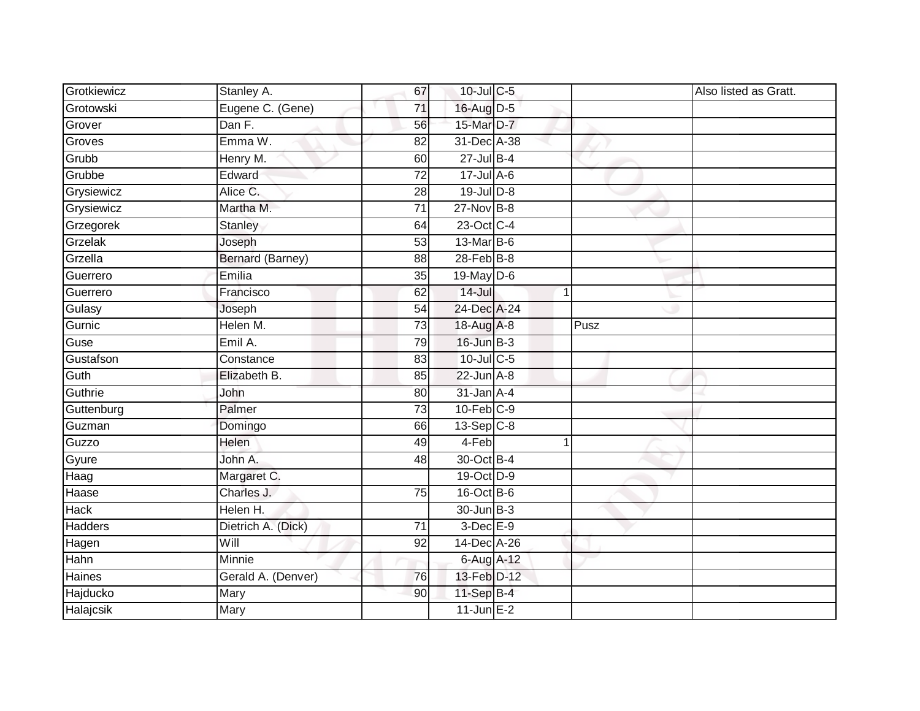| | | | | | | | |
|---|---|---|---|---|---|---|---|
| Grotkiewicz | Stanley A. | 67 | 10-Jul | C-5 | | | Also listed as Gratt. |
| Grotowski | Eugene C. (Gene) | 71 | 16-Aug | D-5 | | | |
| Grover | Dan F. | 56 | 15-Mar | D-7 | | | |
| Groves | Emma W. | 82 | 31-Dec | A-38 | | | |
| Grubb | Henry M. | 60 | 27-Jul | B-4 | | | |
| Grubbe | Edward | 72 | 17-Jul | A-6 | | | |
| Grysiewicz | Alice C. | 28 | 19-Jul | D-8 | | | |
| Grysiewicz | Martha M. | 71 | 27-Nov | B-8 | | | |
| Grzegorek | Stanley | 64 | 23-Oct | C-4 | | | |
| Grzelak | Joseph | 53 | 13-Mar | B-6 | | | |
| Grzella | Bernard (Barney) | 88 | 28-Feb | B-8 | | | |
| Guerrero | Emilia | 35 | 19-May | D-6 | | | |
| Guerrero | Francisco | 62 | 14-Jul | | 1 | | |
| Gulasy | Joseph | 54 | 24-Dec | A-24 | | | |
| Gurnic | Helen M. | 73 | 18-Aug | A-8 | | Pusz | |
| Guse | Emil A. | 79 | 16-Jun | B-3 | | | |
| Gustafson | Constance | 83 | 10-Jul | C-5 | | | |
| Guth | Elizabeth B. | 85 | 22-Jun | A-8 | | | |
| Guthrie | John | 80 | 31-Jan | A-4 | | | |
| Guttenburg | Palmer | 73 | 10-Feb | C-9 | | | |
| Guzman | Domingo | 66 | 13-Sep | C-8 | | | |
| Guzzo | Helen | 49 | 4-Feb | | 1 | | |
| Gyure | John A. | 48 | 30-Oct | B-4 | | | |
| Haag | Margaret C. | | 19-Oct | D-9 | | | |
| Haase | Charles J. | 75 | 16-Oct | B-6 | | | |
| Hack | Helen H. | | 30-Jun | B-3 | | | |
| Hadders | Dietrich A. (Dick) | 71 | 3-Dec | E-9 | | | |
| Hagen | Will | 92 | 14-Dec | A-26 | | | |
| Hahn | Minnie | | 6-Aug | A-12 | | | |
| Haines | Gerald A. (Denver) | 76 | 13-Feb | D-12 | | | |
| Hajducko | Mary | 90 | 11-Sep | B-4 | | | |
| Halajcsik | Mary | | 11-Jun | E-2 | | | |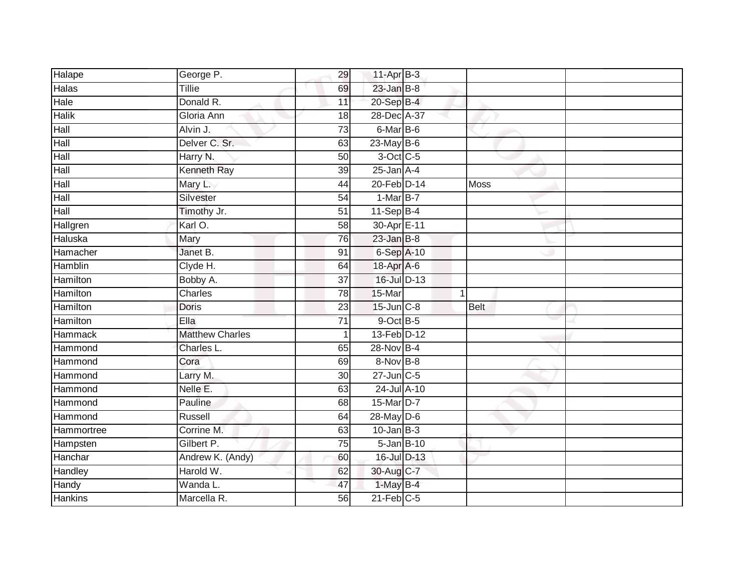| | | | | | | | |
|---|---|---|---|---|---|---|---|
| Halape | George P. | 29 | 11-Apr | B-3 | | | |
| Halas | Tillie | 69 | 23-Jan | B-8 | | | |
| Hale | Donald R. | 11 | 20-Sep | B-4 | | | |
| Halik | Gloria Ann | 18 | 28-Dec | A-37 | | | |
| Hall | Alvin J. | 73 | 6-Mar | B-6 | | | |
| Hall | Delver C. Sr. | 63 | 23-May | B-6 | | | |
| Hall | Harry N. | 50 | 3-Oct | C-5 | | | |
| Hall | Kenneth Ray | 39 | 25-Jan | A-4 | | | |
| Hall | Mary L. | 44 | 20-Feb | D-14 | | Moss | |
| Hall | Silvester | 54 | 1-Mar | B-7 | | | |
| Hall | Timothy Jr. | 51 | 11-Sep | B-4 | | | |
| Hallgren | Karl O. | 58 | 30-Apr | E-11 | | | |
| Haluska | Mary | 76 | 23-Jan | B-8 | | | |
| Hamacher | Janet B. | 91 | 6-Sep | A-10 | | | |
| Hamblin | Clyde H. | 64 | 18-Apr | A-6 | | | |
| Hamilton | Bobby A. | 37 | 16-Jul | D-13 | | | |
| Hamilton | Charles | 78 | 15-Mar | | 1 | | |
| Hamilton | Doris | 23 | 15-Jun | C-8 | | Belt | |
| Hamilton | Ella | 71 | 9-Oct | B-5 | | | |
| Hammack | Matthew Charles | 1 | 13-Feb | D-12 | | | |
| Hammond | Charles L. | 65 | 28-Nov | B-4 | | | |
| Hammond | Cora | 69 | 8-Nov | B-8 | | | |
| Hammond | Larry M. | 30 | 27-Jun | C-5 | | | |
| Hammond | Nelle E. | 63 | 24-Jul | A-10 | | | |
| Hammond | Pauline | 68 | 15-Mar | D-7 | | | |
| Hammond | Russell | 64 | 28-May | D-6 | | | |
| Hammortree | Corrine M. | 63 | 10-Jan | B-3 | | | |
| Hampsten | Gilbert P. | 75 | 5-Jan | B-10 | | | |
| Hanchar | Andrew K. (Andy) | 60 | 16-Jul | D-13 | | | |
| Handley | Harold W. | 62 | 30-Aug | C-7 | | | |
| Handy | Wanda L. | 47 | 1-May | B-4 | | | |
| Hankins | Marcella R. | 56 | 21-Feb | C-5 | | | |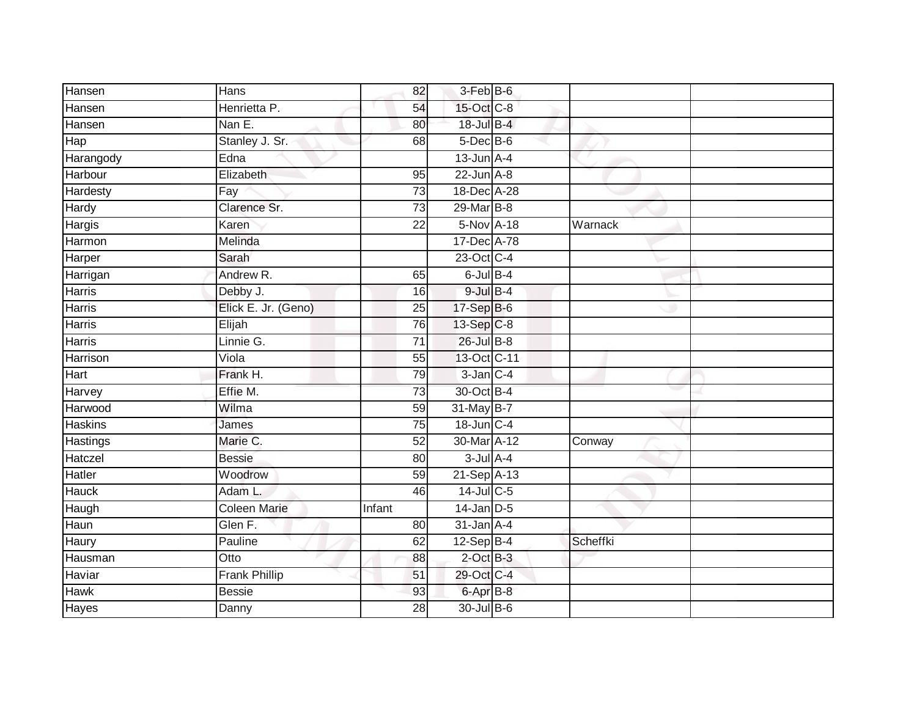| | | | | | | |
|---|---|---|---|---|---|---|
| Hansen | Hans | 82 | 3-Feb | B-6 | | |
| Hansen | Henrietta P. | 54 | 15-Oct | C-8 | | |
| Hansen | Nan E. | 80 | 18-Jul | B-4 | | |
| Hap | Stanley J. Sr. | 68 | 5-Dec | B-6 | | |
| Harangody | Edna | | 13-Jun | A-4 | | |
| Harbour | Elizabeth | 95 | 22-Jun | A-8 | | |
| Hardesty | Fay | 73 | 18-Dec | A-28 | | |
| Hardy | Clarence Sr. | 73 | 29-Mar | B-8 | | |
| Hargis | Karen | 22 | 5-Nov | A-18 | Warnack | |
| Harmon | Melinda | | 17-Dec | A-78 | | |
| Harper | Sarah | | 23-Oct | C-4 | | |
| Harrigan | Andrew R. | 65 | 6-Jul | B-4 | | |
| Harris | Debby J. | 16 | 9-Jul | B-4 | | |
| Harris | Elick E. Jr. (Geno) | 25 | 17-Sep | B-6 | | |
| Harris | Elijah | 76 | 13-Sep | C-8 | | |
| Harris | Linnie G. | 71 | 26-Jul | B-8 | | |
| Harrison | Viola | 55 | 13-Oct | C-11 | | |
| Hart | Frank H. | 79 | 3-Jan | C-4 | | |
| Harvey | Effie M. | 73 | 30-Oct | B-4 | | |
| Harwood | Wilma | 59 | 31-May | B-7 | | |
| Haskins | James | 75 | 18-Jun | C-4 | | |
| Hastings | Marie C. | 52 | 30-Mar | A-12 | Conway | |
| Hatczel | Bessie | 80 | 3-Jul | A-4 | | |
| Hatler | Woodrow | 59 | 21-Sep | A-13 | | |
| Hauck | Adam L. | 46 | 14-Jul | C-5 | | |
| Haugh | Coleen Marie | Infant | 14-Jan | D-5 | | |
| Haun | Glen F. | 80 | 31-Jan | A-4 | | |
| Haury | Pauline | 62 | 12-Sep | B-4 | Scheffki | |
| Hausman | Otto | 88 | 2-Oct | B-3 | | |
| Haviar | Frank Phillip | 51 | 29-Oct | C-4 | | |
| Hawk | Bessie | 93 | 6-Apr | B-8 | | |
| Hayes | Danny | 28 | 30-Jul | B-6 | | |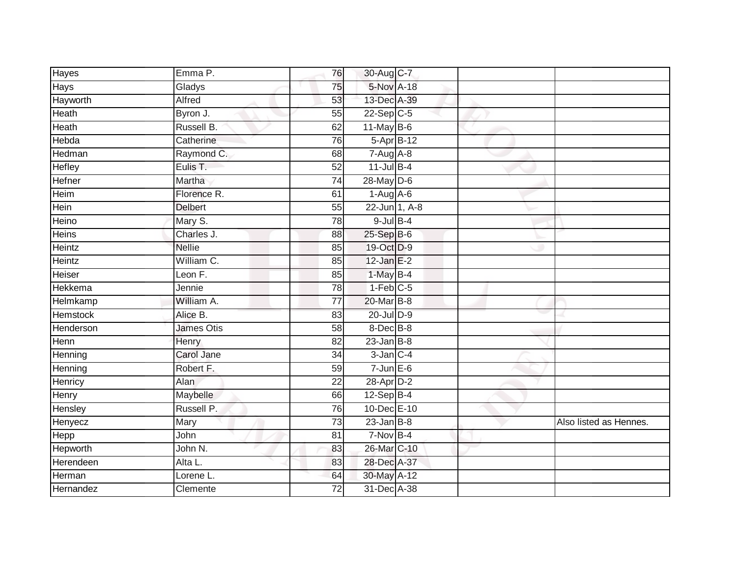| | | | | | | |
|---|---|---|---|---|---|---|
| Hayes | Emma P. | 76 | 30-Aug | C-7 | | |
| Hays | Gladys | 75 | 5-Nov | A-18 | | |
| Hayworth | Alfred | 53 | 13-Dec | A-39 | | |
| Heath | Byron J. | 55 | 22-Sep | C-5 | | |
| Heath | Russell B. | 62 | 11-May | B-6 | | |
| Hebda | Catherine | 76 | 5-Apr | B-12 | | |
| Hedman | Raymond C. | 68 | 7-Aug | A-8 | | |
| Hefley | Eulis T. | 52 | 11-Jul | B-4 | | |
| Hefner | Martha | 74 | 28-May | D-6 | | |
| Heim | Florence R. | 61 | 1-Aug | A-6 | | |
| Hein | Delbert | 55 | 22-Jun | 1, A-8 | | |
| Heino | Mary S. | 78 | 9-Jul | B-4 | | |
| Heins | Charles J. | 88 | 25-Sep | B-6 | | |
| Heintz | Nellie | 85 | 19-Oct | D-9 | | |
| Heintz | William C. | 85 | 12-Jan | E-2 | | |
| Heiser | Leon F. | 85 | 1-May | B-4 | | |
| Hekkema | Jennie | 78 | 1-Feb | C-5 | | |
| Helmkamp | William A. | 77 | 20-Mar | B-8 | | |
| Hemstock | Alice B. | 83 | 20-Jul | D-9 | | |
| Henderson | James Otis | 58 | 8-Dec | B-8 | | |
| Henn | Henry | 82 | 23-Jan | B-8 | | |
| Henning | Carol Jane | 34 | 3-Jan | C-4 | | |
| Henning | Robert F. | 59 | 7-Jun | E-6 | | |
| Henricy | Alan | 22 | 28-Apr | D-2 | | |
| Henry | Maybelle | 66 | 12-Sep | B-4 | | |
| Hensley | Russell P. | 76 | 10-Dec | E-10 | | |
| Henyecz | Mary | 73 | 23-Jan | B-8 | | Also listed as Hennes. |
| Hepp | John | 81 | 7-Nov | B-4 | | |
| Hepworth | John N. | 83 | 26-Mar | C-10 | | |
| Herendeen | Alta L. | 83 | 28-Dec | A-37 | | |
| Herman | Lorene L. | 64 | 30-May | A-12 | | |
| Hernandez | Clemente | 72 | 31-Dec | A-38 | | |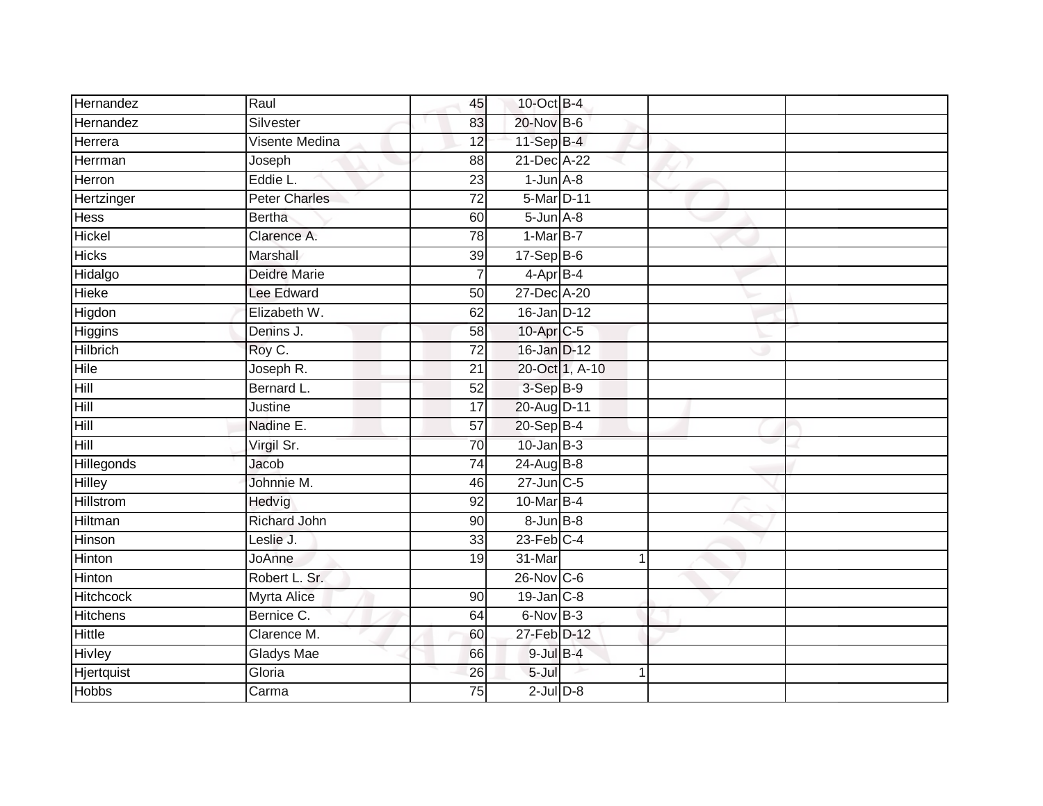| | | | | | | |
|---|---|---|---|---|---|---|
| Hernandez | Raul | 45 | 10-Oct | B-4 | | |
| Hernandez | Silvester | 83 | 20-Nov | B-6 | | |
| Herrera | Visente Medina | 12 | 11-Sep | B-4 | | |
| Herrman | Joseph | 88 | 21-Dec | A-22 | | |
| Herron | Eddie L. | 23 | 1-Jun | A-8 | | |
| Hertzinger | Peter Charles | 72 | 5-Mar | D-11 | | |
| Hess | Bertha | 60 | 5-Jun | A-8 | | |
| Hickel | Clarence A. | 78 | 1-Mar | B-7 | | |
| Hicks | Marshall | 39 | 17-Sep | B-6 | | |
| Hidalgo | Deidre Marie | 7 | 4-Apr | B-4 | | |
| Hieke | Lee Edward | 50 | 27-Dec | A-20 | | |
| Higdon | Elizabeth W. | 62 | 16-Jan | D-12 | | |
| Higgins | Denins J. | 58 | 10-Apr | C-5 | | |
| Hilbrich | Roy C. | 72 | 16-Jan | D-12 | | |
| Hile | Joseph R. | 21 | 20-Oct | 1, A-10 | | |
| Hill | Bernard L. | 52 | 3-Sep | B-9 | | |
| Hill | Justine | 17 | 20-Aug | D-11 | | |
| Hill | Nadine E. | 57 | 20-Sep | B-4 | | |
| Hill | Virgil Sr. | 70 | 10-Jan | B-3 | | |
| Hillegonds | Jacob | 74 | 24-Aug | B-8 | | |
| Hilley | Johnnie M. | 46 | 27-Jun | C-5 | | |
| Hillstrom | Hedvig | 92 | 10-Mar | B-4 | | |
| Hiltman | Richard John | 90 | 8-Jun | B-8 | | |
| Hinson | Leslie J. | 33 | 23-Feb | C-4 | | |
| Hinton | JoAnne | 19 | 31-Mar | 1 | | |
| Hinton | Robert L. Sr. | | 26-Nov | C-6 | | |
| Hitchcock | Myrta Alice | 90 | 19-Jan | C-8 | | |
| Hitchens | Bernice C. | 64 | 6-Nov | B-3 | | |
| Hittle | Clarence M. | 60 | 27-Feb | D-12 | | |
| Hivley | Gladys Mae | 66 | 9-Jul | B-4 | | |
| Hjertquist | Gloria | 26 | 5-Jul | 1 | | |
| Hobbs | Carma | 75 | 2-Jul | D-8 | | |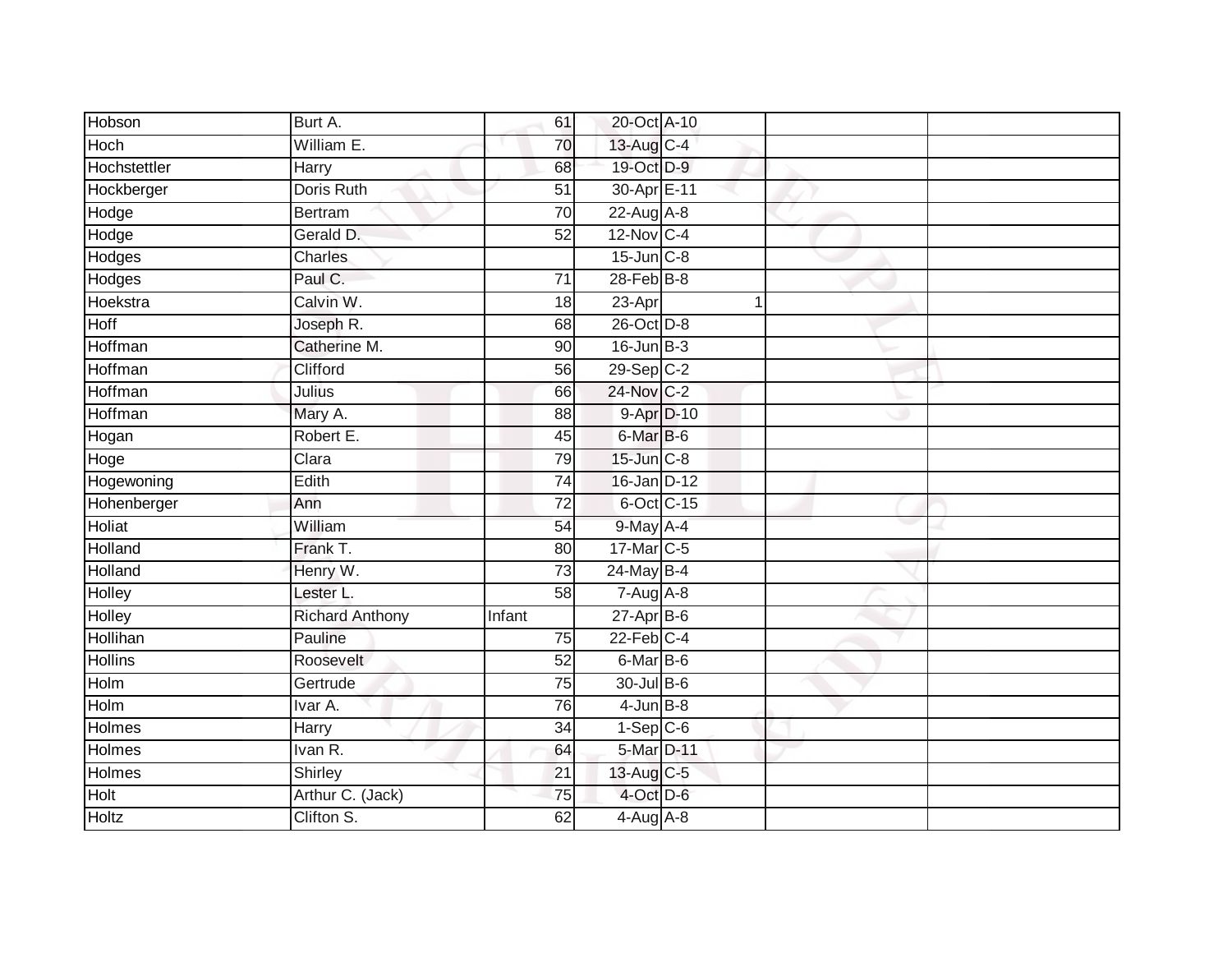| | | | | | | | |
|---|---|---|---|---|---|---|---|
| Hobson | Burt A. | 61 | 20-Oct | A-10 | | | |
| Hoch | William E. | 70 | 13-Aug | C-4 | | | |
| Hochstettler | Harry | 68 | 19-Oct | D-9 | | | |
| Hockberger | Doris Ruth | 51 | 30-Apr | E-11 | | | |
| Hodge | Bertram | 70 | 22-Aug | A-8 | | | |
| Hodge | Gerald D. | 52 | 12-Nov | C-4 | | | |
| Hodges | Charles | | 15-Jun | C-8 | | | |
| Hodges | Paul C. | 71 | 28-Feb | B-8 | | | |
| Hoekstra | Calvin W. | 18 | 23-Apr | | 1 | | |
| Hoff | Joseph R. | 68 | 26-Oct | D-8 | | | |
| Hoffman | Catherine M. | 90 | 16-Jun | B-3 | | | |
| Hoffman | Clifford | 56 | 29-Sep | C-2 | | | |
| Hoffman | Julius | 66 | 24-Nov | C-2 | | | |
| Hoffman | Mary A. | 88 | 9-Apr | D-10 | | | |
| Hogan | Robert E. | 45 | 6-Mar | B-6 | | | |
| Hoge | Clara | 79 | 15-Jun | C-8 | | | |
| Hogewoning | Edith | 74 | 16-Jan | D-12 | | | |
| Hohenberger | Ann | 72 | 6-Oct | C-15 | | | |
| Holiat | William | 54 | 9-May | A-4 | | | |
| Holland | Frank T. | 80 | 17-Mar | C-5 | | | |
| Holland | Henry W. | 73 | 24-May | B-4 | | | |
| Holley | Lester L. | 58 | 7-Aug | A-8 | | | |
| Holley | Richard Anthony | Infant | 27-Apr | B-6 | | | |
| Hollihan | Pauline | 75 | 22-Feb | C-4 | | | |
| Hollins | Roosevelt | 52 | 6-Mar | B-6 | | | |
| Holm | Gertrude | 75 | 30-Jul | B-6 | | | |
| Holm | Ivar A. | 76 | 4-Jun | B-8 | | | |
| Holmes | Harry | 34 | 1-Sep | C-6 | | | |
| Holmes | Ivan R. | 64 | 5-Mar | D-11 | | | |
| Holmes | Shirley | 21 | 13-Aug | C-5 | | | |
| Holt | Arthur C. (Jack) | 75 | 4-Oct | D-6 | | | |
| Holtz | Clifton S. | 62 | 4-Aug | A-8 | | | |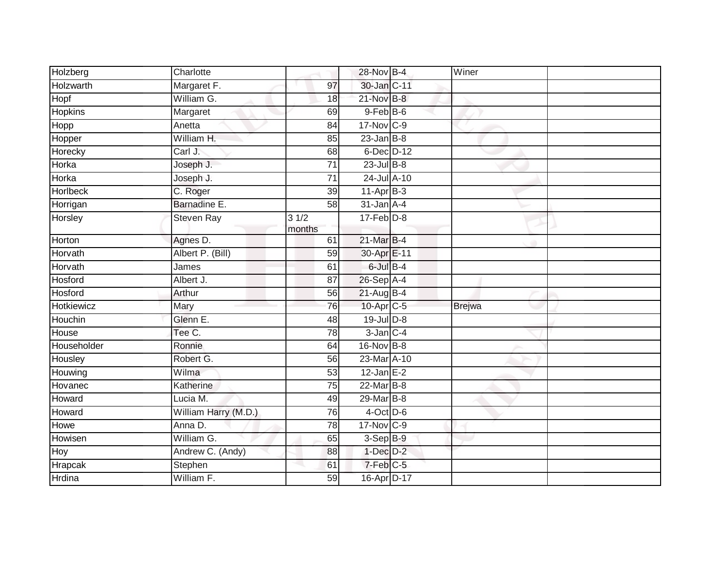| | | | | | | |
|---|---|---|---|---|---|---|
| Holzberg | Charlotte | | 28-Nov | B-4 | Winer | |
| Holzwarth | Margaret F. | 97 | 30-Jan | C-11 | | |
| Hopf | William G. | 18 | 21-Nov | B-8 | | |
| Hopkins | Margaret | 69 | 9-Feb | B-6 | | |
| Hopp | Anetta | 84 | 17-Nov | C-9 | | |
| Hopper | William H. | 85 | 23-Jan | B-8 | | |
| Horecky | Carl J. | 68 | 6-Dec | D-12 | | |
| Horka | Joseph J. | 71 | 23-Jul | B-8 | | |
| Horka | Joseph J. | 71 | 24-Jul | A-10 | | |
| Horlbeck | C. Roger | 39 | 11-Apr | B-3 | | |
| Horrigan | Barnadine E. | 58 | 31-Jan | A-4 | | |
| Horsley | Steven Ray | 3 1/2 months | 17-Feb | D-8 | | |
| Horton | Agnes D. | 61 | 21-Mar | B-4 | | |
| Horvath | Albert P. (Bill) | 59 | 30-Apr | E-11 | | |
| Horvath | James | 61 | 6-Jul | B-4 | | |
| Hosford | Albert J. | 87 | 26-Sep | A-4 | | |
| Hosford | Arthur | 56 | 21-Aug | B-4 | | |
| Hotkiewicz | Mary | 76 | 10-Apr | C-5 | Brejwa | |
| Houchin | Glenn E. | 48 | 19-Jul | D-8 | | |
| House | Tee C. | 78 | 3-Jan | C-4 | | |
| Householder | Ronnie | 64 | 16-Nov | B-8 | | |
| Housley | Robert G. | 56 | 23-Mar | A-10 | | |
| Houwing | Wilma | 53 | 12-Jan | E-2 | | |
| Hovanec | Katherine | 75 | 22-Mar | B-8 | | |
| Howard | Lucia M. | 49 | 29-Mar | B-8 | | |
| Howard | William Harry (M.D.) | 76 | 4-Oct | D-6 | | |
| Howe | Anna D. | 78 | 17-Nov | C-9 | | |
| Howisen | William G. | 65 | 3-Sep | B-9 | | |
| Hoy | Andrew C. (Andy) | 88 | 1-Dec | D-2 | | |
| Hrapcak | Stephen | 61 | 7-Feb | C-5 | | |
| Hrdina | William F. | 59 | 16-Apr | D-17 | | |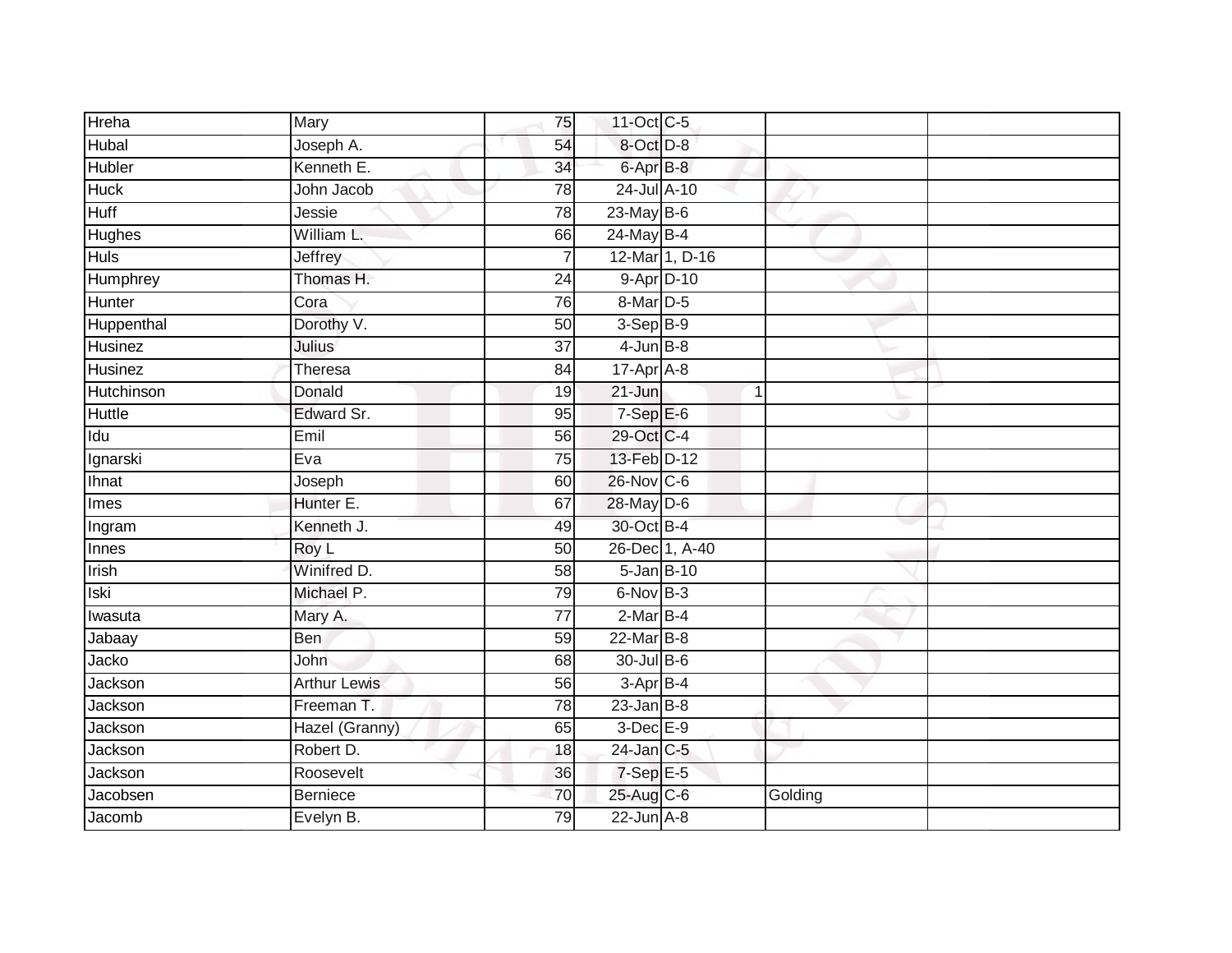| | | | | | | | |
|---|---|---|---|---|---|---|---|
| Hreha | Mary | 75 | 11-Oct | C-5 | | | |
| Hubal | Joseph A. | 54 | 8-Oct | D-8 | | | |
| Hubler | Kenneth E. | 34 | 6-Apr | B-8 | | | |
| Huck | John Jacob | 78 | 24-Jul | A-10 | | | |
| Huff | Jessie | 78 | 23-May | B-6 | | | |
| Hughes | William L. | 66 | 24-May | B-4 | | | |
| Huls | Jeffrey | 7 | 12-Mar | 1, D-16 | | | |
| Humphrey | Thomas H. | 24 | 9-Apr | D-10 | | | |
| Hunter | Cora | 76 | 8-Mar | D-5 | | | |
| Huppenthal | Dorothy V. | 50 | 3-Sep | B-9 | | | |
| Husinez | Julius | 37 | 4-Jun | B-8 | | | |
| Husinez | Theresa | 84 | 17-Apr | A-8 | | | |
| Hutchinson | Donald | 19 | 21-Jun | 1 | | | |
| Huttle | Edward Sr. | 95 | 7-Sep | E-6 | | | |
| Idu | Emil | 56 | 29-Oct | C-4 | | | |
| Ignarski | Eva | 75 | 13-Feb | D-12 | | | |
| Ihnat | Joseph | 60 | 26-Nov | C-6 | | | |
| Imes | Hunter E. | 67 | 28-May | D-6 | | | |
| Ingram | Kenneth J. | 49 | 30-Oct | B-4 | | | |
| Innes | Roy L | 50 | 26-Dec | 1, A-40 | | | |
| Irish | Winifred D. | 58 | 5-Jan | B-10 | | | |
| Iski | Michael P. | 79 | 6-Nov | B-3 | | | |
| Iwasuta | Mary A. | 77 | 2-Mar | B-4 | | | |
| Jabaay | Ben | 59 | 22-Mar | B-8 | | | |
| Jacko | John | 68 | 30-Jul | B-6 | | | |
| Jackson | Arthur Lewis | 56 | 3-Apr | B-4 | | | |
| Jackson | Freeman T. | 78 | 23-Jan | B-8 | | | |
| Jackson | Hazel (Granny) | 65 | 3-Dec | E-9 | | | |
| Jackson | Robert D. | 18 | 24-Jan | C-5 | | | |
| Jackson | Roosevelt | 36 | 7-Sep | E-5 | | | |
| Jacobsen | Berniece | 70 | 25-Aug | C-6 | | Golding | |
| Jacomb | Evelyn B. | 79 | 22-Jun | A-8 | | | |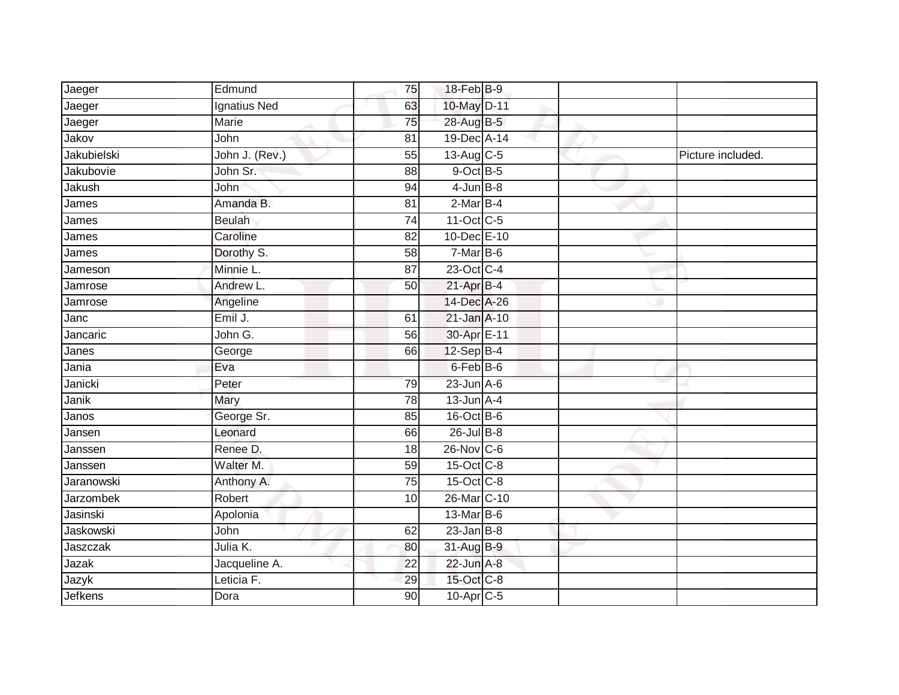| Jaeger | Edmund | 75 | 18-Feb | B-9 | | |
|---|---|---|---|---|---|---|
| Jaeger | Ignatius Ned | 63 | 10-May | D-11 | | |
| Jaeger | Marie | 75 | 28-Aug | B-5 | | |
| Jakov | John | 81 | 19-Dec | A-14 | | |
| Jakubielski | John J. (Rev.) | 55 | 13-Aug | C-5 | | Picture included. |
| Jakubovie | John Sr. | 88 | 9-Oct | B-5 | | |
| Jakush | John | 94 | 4-Jun | B-8 | | |
| James | Amanda B. | 81 | 2-Mar | B-4 | | |
| James | Beulah | 74 | 11-Oct | C-5 | | |
| James | Caroline | 82 | 10-Dec | E-10 | | |
| James | Dorothy S. | 58 | 7-Mar | B-6 | | |
| Jameson | Minnie L. | 87 | 23-Oct | C-4 | | |
| Jamrose | Andrew L. | 50 | 21-Apr | B-4 | | |
| Jamrose | Angeline | | 14-Dec | A-26 | | |
| Janc | Emil J. | 61 | 21-Jan | A-10 | | |
| Jancaric | John G. | 56 | 30-Apr | E-11 | | |
| Janes | George | 66 | 12-Sep | B-4 | | |
| Jania | Eva | | 6-Feb | B-6 | | |
| Janicki | Peter | 79 | 23-Jun | A-6 | | |
| Janik | Mary | 78 | 13-Jun | A-4 | | |
| Janos | George Sr. | 85 | 16-Oct | B-6 | | |
| Jansen | Leonard | 66 | 26-Jul | B-8 | | |
| Janssen | Renee D. | 18 | 26-Nov | C-6 | | |
| Janssen | Walter M. | 59 | 15-Oct | C-8 | | |
| Jaranowski | Anthony A. | 75 | 15-Oct | C-8 | | |
| Jarzombek | Robert | 10 | 26-Mar | C-10 | | |
| Jasinski | Apolonia | | 13-Mar | B-6 | | |
| Jaskowski | John | 62 | 23-Jan | B-8 | | |
| Jaszczak | Julia K. | 80 | 31-Aug | B-9 | | |
| Jazak | Jacqueline A. | 22 | 22-Jun | A-8 | | |
| Jazyk | Leticia F. | 29 | 15-Oct | C-8 | | |
| Jefkens | Dora | 90 | 10-Apr | C-5 | | |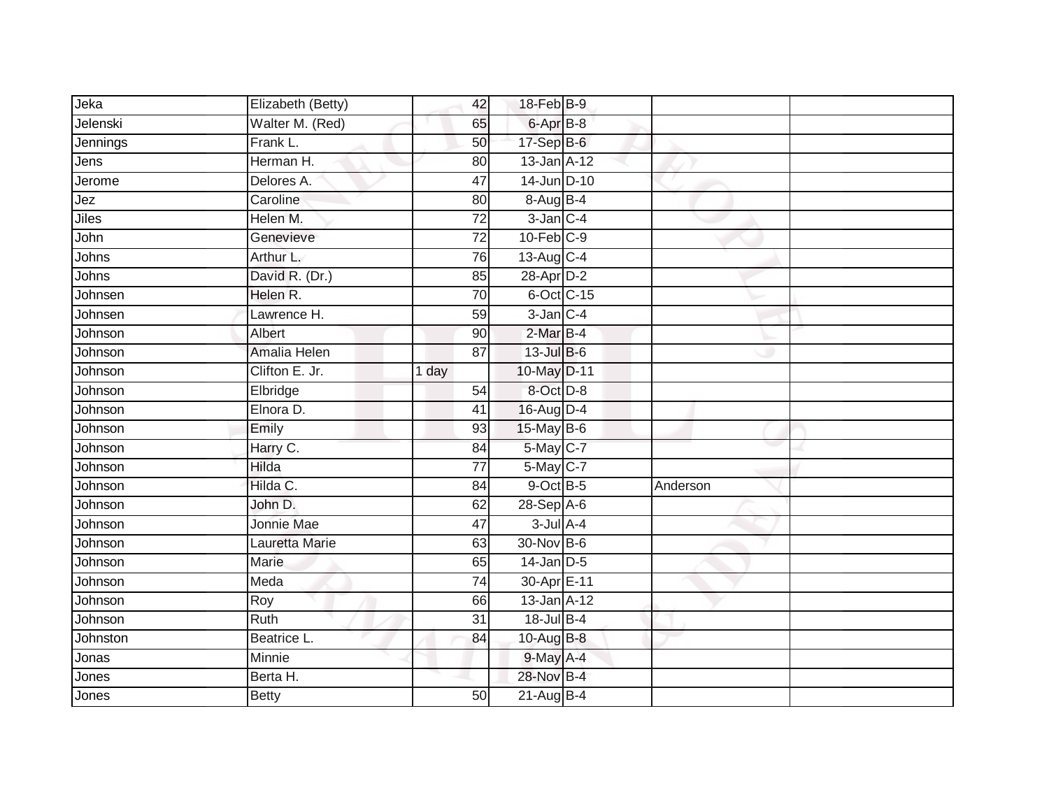| | | | | | | |
|---|---|---|---|---|---|---|
| Jeka | Elizabeth (Betty) | 42 | 18-Feb | B-9 | | |
| Jelenski | Walter M. (Red) | 65 | 6-Apr | B-8 | | |
| Jennings | Frank L. | 50 | 17-Sep | B-6 | | |
| Jens | Herman H. | 80 | 13-Jan | A-12 | | |
| Jerome | Delores A. | 47 | 14-Jun | D-10 | | |
| Jez | Caroline | 80 | 8-Aug | B-4 | | |
| Jiles | Helen M. | 72 | 3-Jan | C-4 | | |
| John | Genevieve | 72 | 10-Feb | C-9 | | |
| Johns | Arthur L. | 76 | 13-Aug | C-4 | | |
| Johns | David R. (Dr.) | 85 | 28-Apr | D-2 | | |
| Johnsen | Helen R. | 70 | 6-Oct | C-15 | | |
| Johnsen | Lawrence H. | 59 | 3-Jan | C-4 | | |
| Johnson | Albert | 90 | 2-Mar | B-4 | | |
| Johnson | Amalia Helen | 87 | 13-Jul | B-6 | | |
| Johnson | Clifton E. Jr. | 1 day | 10-May | D-11 | | |
| Johnson | Elbridge | 54 | 8-Oct | D-8 | | |
| Johnson | Elnora D. | 41 | 16-Aug | D-4 | | |
| Johnson | Emily | 93 | 15-May | B-6 | | |
| Johnson | Harry C. | 84 | 5-May | C-7 | | |
| Johnson | Hilda | 77 | 5-May | C-7 | | |
| Johnson | Hilda C. | 84 | 9-Oct | B-5 | Anderson | |
| Johnson | John D. | 62 | 28-Sep | A-6 | | |
| Johnson | Jonnie Mae | 47 | 3-Jul | A-4 | | |
| Johnson | Lauretta Marie | 63 | 30-Nov | B-6 | | |
| Johnson | Marie | 65 | 14-Jan | D-5 | | |
| Johnson | Meda | 74 | 30-Apr | E-11 | | |
| Johnson | Roy | 66 | 13-Jan | A-12 | | |
| Johnson | Ruth | 31 | 18-Jul | B-4 | | |
| Johnston | Beatrice L. | 84 | 10-Aug | B-8 | | |
| Jonas | Minnie | | 9-May | A-4 | | |
| Jones | Berta H. | | 28-Nov | B-4 | | |
| Jones | Betty | 50 | 21-Aug | B-4 | | |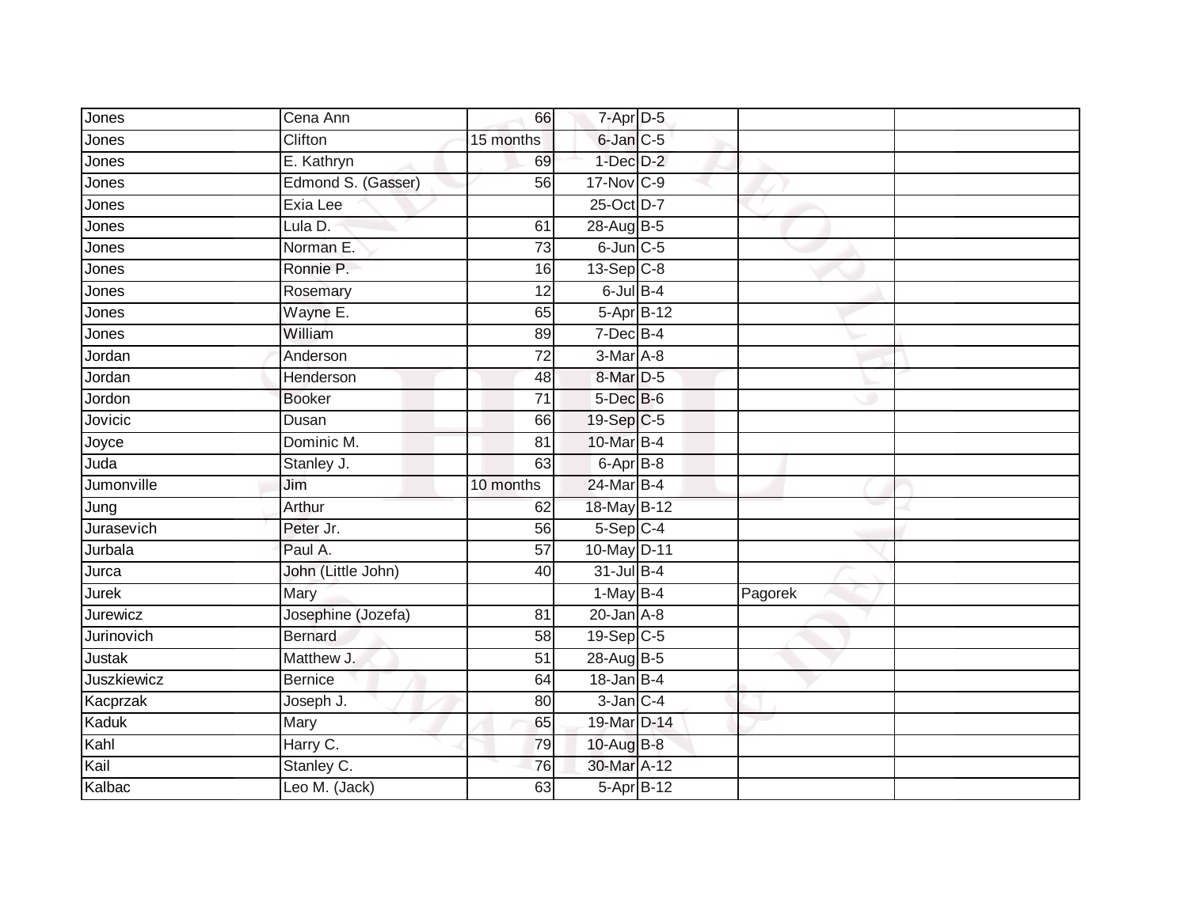| | | | | | | |
|---|---|---|---|---|---|---|
| Jones | Cena Ann | 66 | 7-Apr | D-5 | | |
| Jones | Clifton | 15 months | 6-Jan | C-5 | | |
| Jones | E. Kathryn | 69 | 1-Dec | D-2 | | |
| Jones | Edmond S. (Gasser) | 56 | 17-Nov | C-9 | | |
| Jones | Exia Lee | | 25-Oct | D-7 | | |
| Jones | Lula D. | 61 | 28-Aug | B-5 | | |
| Jones | Norman E. | 73 | 6-Jun | C-5 | | |
| Jones | Ronnie P. | 16 | 13-Sep | C-8 | | |
| Jones | Rosemary | 12 | 6-Jul | B-4 | | |
| Jones | Wayne E. | 65 | 5-Apr | B-12 | | |
| Jones | William | 89 | 7-Dec | B-4 | | |
| Jordan | Anderson | 72 | 3-Mar | A-8 | | |
| Jordan | Henderson | 48 | 8-Mar | D-5 | | |
| Jordon | Booker | 71 | 5-Dec | B-6 | | |
| Jovicic | Dusan | 66 | 19-Sep | C-5 | | |
| Joyce | Dominic M. | 81 | 10-Mar | B-4 | | |
| Juda | Stanley J. | 63 | 6-Apr | B-8 | | |
| Jumonville | Jim | 10 months | 24-Mar | B-4 | | |
| Jung | Arthur | 62 | 18-May | B-12 | | |
| Jurasevich | Peter Jr. | 56 | 5-Sep | C-4 | | |
| Jurbala | Paul A. | 57 | 10-May | D-11 | | |
| Jurca | John (Little John) | 40 | 31-Jul | B-4 | | |
| Jurek | Mary | | 1-May | B-4 | Pagorek | |
| Jurewicz | Josephine (Jozefa) | 81 | 20-Jan | A-8 | | |
| Jurinovich | Bernard | 58 | 19-Sep | C-5 | | |
| Justak | Matthew J. | 51 | 28-Aug | B-5 | | |
| Juszkiewicz | Bernice | 64 | 18-Jan | B-4 | | |
| Kacprzak | Joseph J. | 80 | 3-Jan | C-4 | | |
| Kaduk | Mary | 65 | 19-Mar | D-14 | | |
| Kahl | Harry C. | 79 | 10-Aug | B-8 | | |
| Kail | Stanley C. | 76 | 30-Mar | A-12 | | |
| Kalbac | Leo M. (Jack) | 63 | 5-Apr | B-12 | | |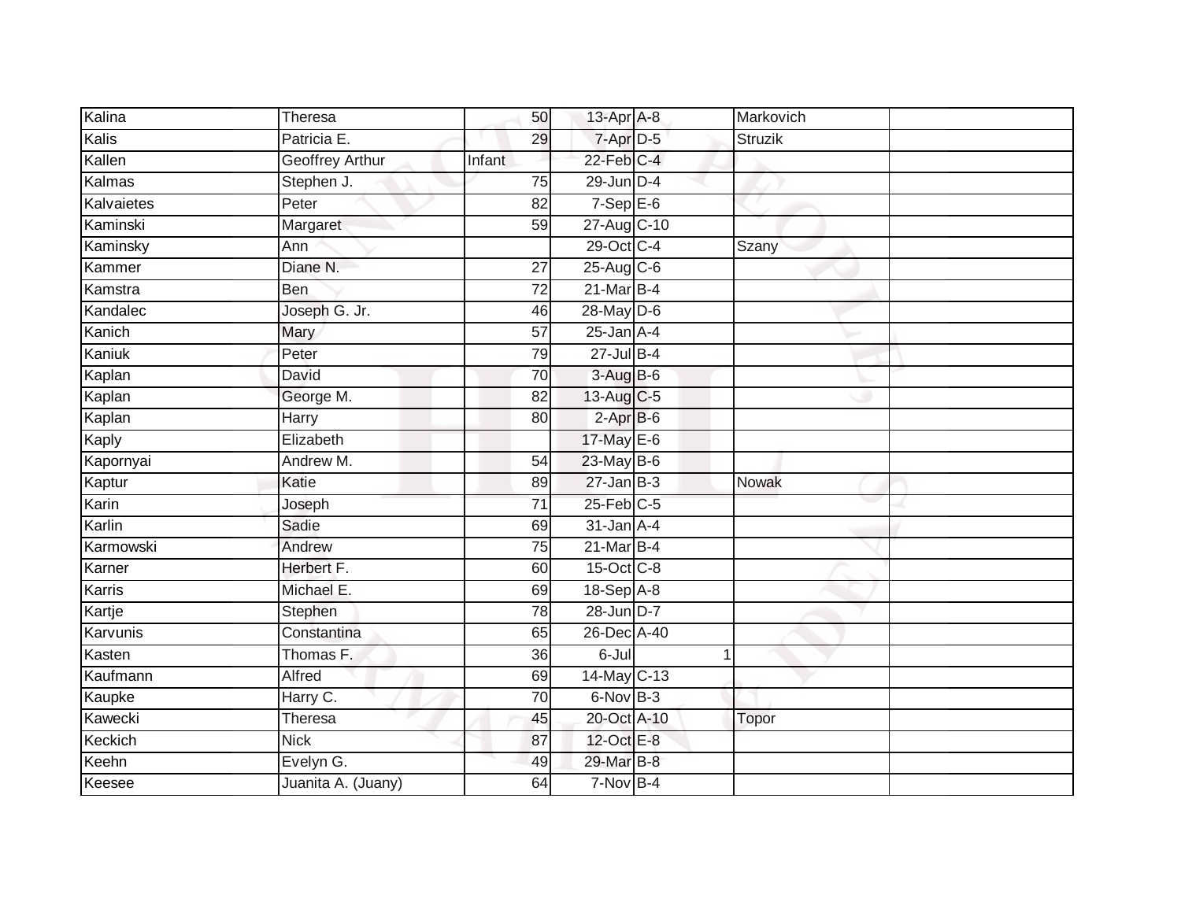| Kalina | Theresa | 50 | 13-Apr | A-8 | | Markovich | |
|---|---|---|---|---|---|---|---|
| Kalis | Patricia E. | 29 | 7-Apr | D-5 | | Struzik | |
| Kallen | Geoffrey Arthur | Infant | 22-Feb | C-4 | | | |
| Kalmas | Stephen J. | 75 | 29-Jun | D-4 | | | |
| Kalvaietes | Peter | 82 | 7-Sep | E-6 | | | |
| Kaminski | Margaret | 59 | 27-Aug | C-10 | | | |
| Kaminsky | Ann | | 29-Oct | C-4 | | Szany | |
| Kammer | Diane N. | 27 | 25-Aug | C-6 | | | |
| Kamstra | Ben | 72 | 21-Mar | B-4 | | | |
| Kandalec | Joseph G. Jr. | 46 | 28-May | D-6 | | | |
| Kanich | Mary | 57 | 25-Jan | A-4 | | | |
| Kaniuk | Peter | 79 | 27-Jul | B-4 | | | |
| Kaplan | David | 70 | 3-Aug | B-6 | | | |
| Kaplan | George M. | 82 | 13-Aug | C-5 | | | |
| Kaplan | Harry | 80 | 2-Apr | B-6 | | | |
| Kaply | Elizabeth | | 17-May | E-6 | | | |
| Kapornyai | Andrew M. | 54 | 23-May | B-6 | | | |
| Kaptur | Katie | 89 | 27-Jan | B-3 | | Nowak | |
| Karin | Joseph | 71 | 25-Feb | C-5 | | | |
| Karlin | Sadie | 69 | 31-Jan | A-4 | | | |
| Karmowski | Andrew | 75 | 21-Mar | B-4 | | | |
| Karner | Herbert F. | 60 | 15-Oct | C-8 | | | |
| Karris | Michael E. | 69 | 18-Sep | A-8 | | | |
| Kartje | Stephen | 78 | 28-Jun | D-7 | | | |
| Karvunis | Constantina | 65 | 26-Dec | A-40 | | | |
| Kasten | Thomas F. | 36 | 6-Jul | | 1 | | |
| Kaufmann | Alfred | 69 | 14-May | C-13 | | | |
| Kaupke | Harry C. | 70 | 6-Nov | B-3 | | | |
| Kawecki | Theresa | 45 | 20-Oct | A-10 | | Topor | |
| Keckich | Nick | 87 | 12-Oct | E-8 | | | |
| Keehn | Evelyn G. | 49 | 29-Mar | B-8 | | | |
| Keesee | Juanita A. (Juany) | 64 | 7-Nov | B-4 | | | |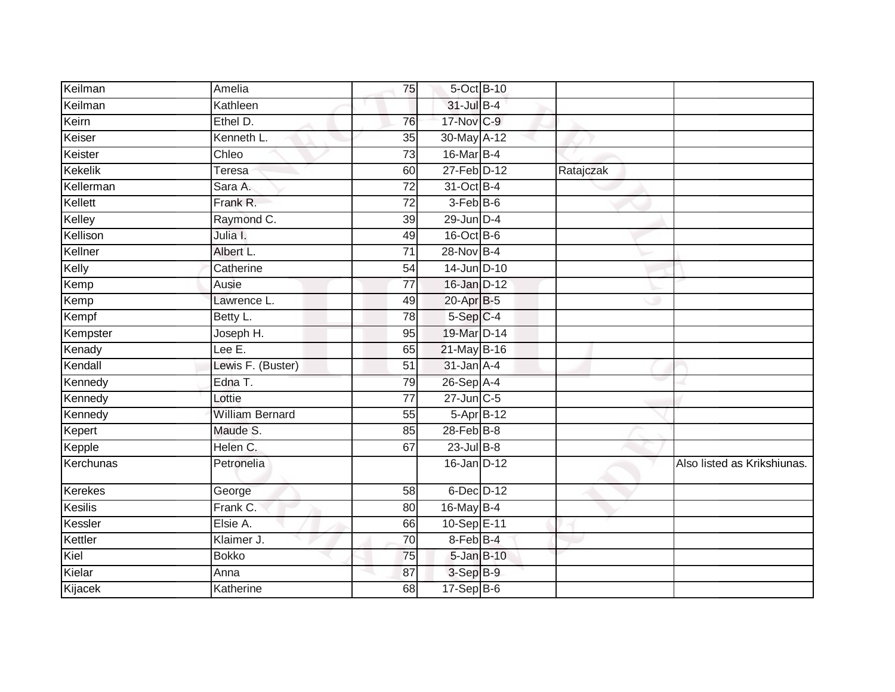| | | | | | | |
|---|---|---|---|---|---|---|
| Keilman | Amelia | 75 | 5-Oct | B-10 | | |
| Keilman | Kathleen | | 31-Jul | B-4 | | |
| Keirn | Ethel D. | 76 | 17-Nov | C-9 | | |
| Keiser | Kenneth L. | 35 | 30-May | A-12 | | |
| Keister | Chleo | 73 | 16-Mar | B-4 | | |
| Kekelik | Teresa | 60 | 27-Feb | D-12 | Ratajczak | |
| Kellerman | Sara A. | 72 | 31-Oct | B-4 | | |
| Kellett | Frank R. | 72 | 3-Feb | B-6 | | |
| Kelley | Raymond C. | 39 | 29-Jun | D-4 | | |
| Kellison | Julia I. | 49 | 16-Oct | B-6 | | |
| Kellner | Albert L. | 71 | 28-Nov | B-4 | | |
| Kelly | Catherine | 54 | 14-Jun | D-10 | | |
| Kemp | Ausie | 77 | 16-Jan | D-12 | | |
| Kemp | Lawrence L. | 49 | 20-Apr | B-5 | | |
| Kempf | Betty L. | 78 | 5-Sep | C-4 | | |
| Kempster | Joseph H. | 95 | 19-Mar | D-14 | | |
| Kenady | Lee E. | 65 | 21-May | B-16 | | |
| Kendall | Lewis F. (Buster) | 51 | 31-Jan | A-4 | | |
| Kennedy | Edna T. | 79 | 26-Sep | A-4 | | |
| Kennedy | Lottie | 77 | 27-Jun | C-5 | | |
| Kennedy | William Bernard | 55 | 5-Apr | B-12 | | |
| Kepert | Maude S. | 85 | 28-Feb | B-8 | | |
| Kepple | Helen C. | 67 | 23-Jul | B-8 | | |
| Kerchunas | Petronelia | | 16-Jan | D-12 | | Also listed as Krikshiunas. |
| Kerekes | George | 58 | 6-Dec | D-12 | | |
| Kesilis | Frank C. | 80 | 16-May | B-4 | | |
| Kessler | Elsie A. | 66 | 10-Sep | E-11 | | |
| Kettler | Klaimer J. | 70 | 8-Feb | B-4 | | |
| Kiel | Bokko | 75 | 5-Jan | B-10 | | |
| Kielar | Anna | 87 | 3-Sep | B-9 | | |
| Kijacek | Katherine | 68 | 17-Sep | B-6 | | |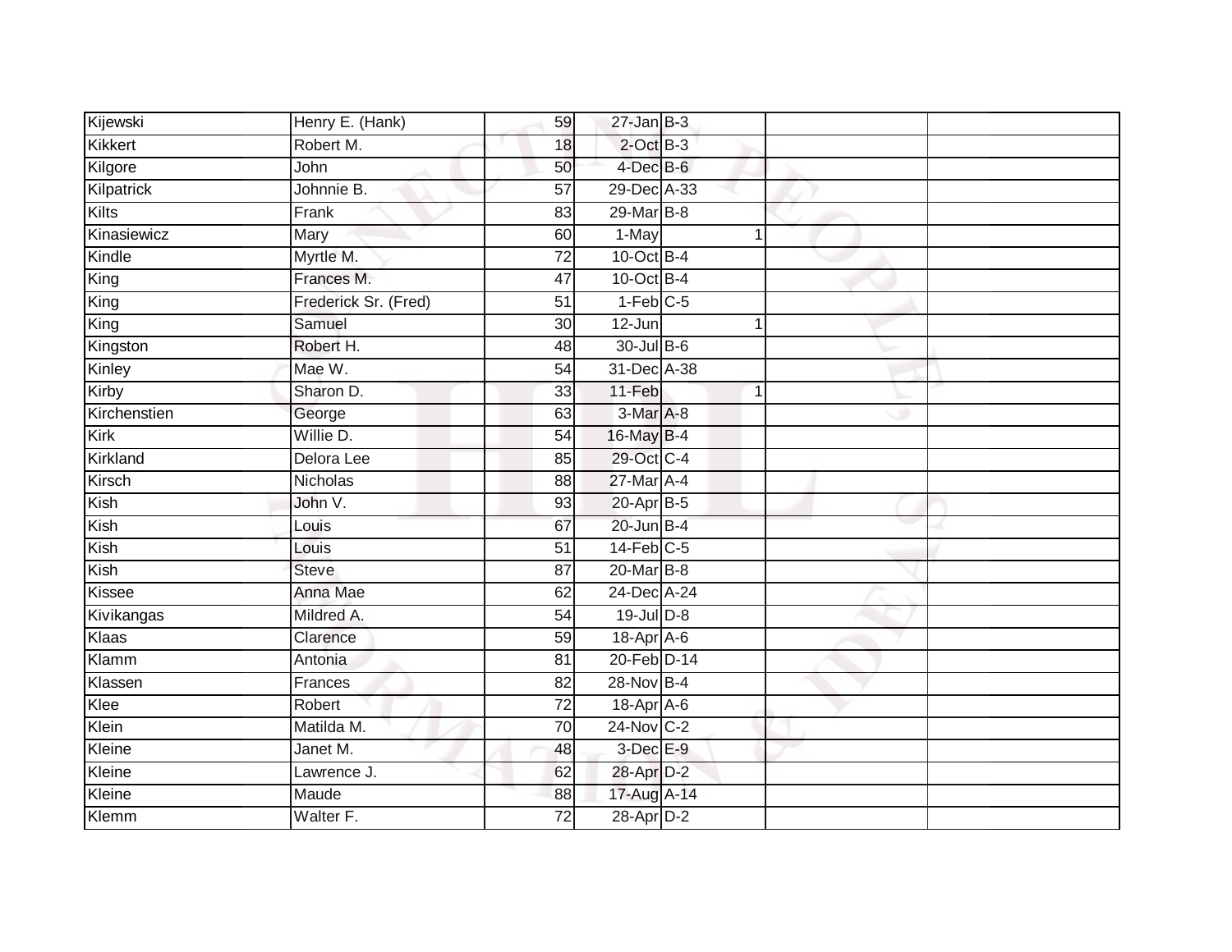| | | | | | | | |
|---|---|---|---|---|---|---|---|
| Kijewski | Henry E. (Hank) | 59 | 27-Jan | B-3 | | | |
| Kikkert | Robert M. | 18 | 2-Oct | B-3 | | | |
| Kilgore | John | 50 | 4-Dec | B-6 | | | |
| Kilpatrick | Johnnie B. | 57 | 29-Dec | A-33 | | | |
| Kilts | Frank | 83 | 29-Mar | B-8 | | | |
| Kinasiewicz | Mary | 60 | 1-May | | 1 | | |
| Kindle | Myrtle M. | 72 | 10-Oct | B-4 | | | |
| King | Frances M. | 47 | 10-Oct | B-4 | | | |
| King | Frederick Sr. (Fred) | 51 | 1-Feb | C-5 | | | |
| King | Samuel | 30 | 12-Jun | | 1 | | |
| Kingston | Robert H. | 48 | 30-Jul | B-6 | | | |
| Kinley | Mae W. | 54 | 31-Dec | A-38 | | | |
| Kirby | Sharon D. | 33 | 11-Feb | | 1 | | |
| Kirchenstien | George | 63 | 3-Mar | A-8 | | | |
| Kirk | Willie D. | 54 | 16-May | B-4 | | | |
| Kirkland | Delora Lee | 85 | 29-Oct | C-4 | | | |
| Kirsch | Nicholas | 88 | 27-Mar | A-4 | | | |
| Kish | John V. | 93 | 20-Apr | B-5 | | | |
| Kish | Louis | 67 | 20-Jun | B-4 | | | |
| Kish | Louis | 51 | 14-Feb | C-5 | | | |
| Kish | Steve | 87 | 20-Mar | B-8 | | | |
| Kissee | Anna Mae | 62 | 24-Dec | A-24 | | | |
| Kivikangas | Mildred A. | 54 | 19-Jul | D-8 | | | |
| Klaas | Clarence | 59 | 18-Apr | A-6 | | | |
| Klamm | Antonia | 81 | 20-Feb | D-14 | | | |
| Klassen | Frances | 82 | 28-Nov | B-4 | | | |
| Klee | Robert | 72 | 18-Apr | A-6 | | | |
| Klein | Matilda M. | 70 | 24-Nov | C-2 | | | |
| Kleine | Janet M. | 48 | 3-Dec | E-9 | | | |
| Kleine | Lawrence J. | 62 | 28-Apr | D-2 | | | |
| Kleine | Maude | 88 | 17-Aug | A-14 | | | |
| Klemm | Walter F. | 72 | 28-Apr | D-2 | | | |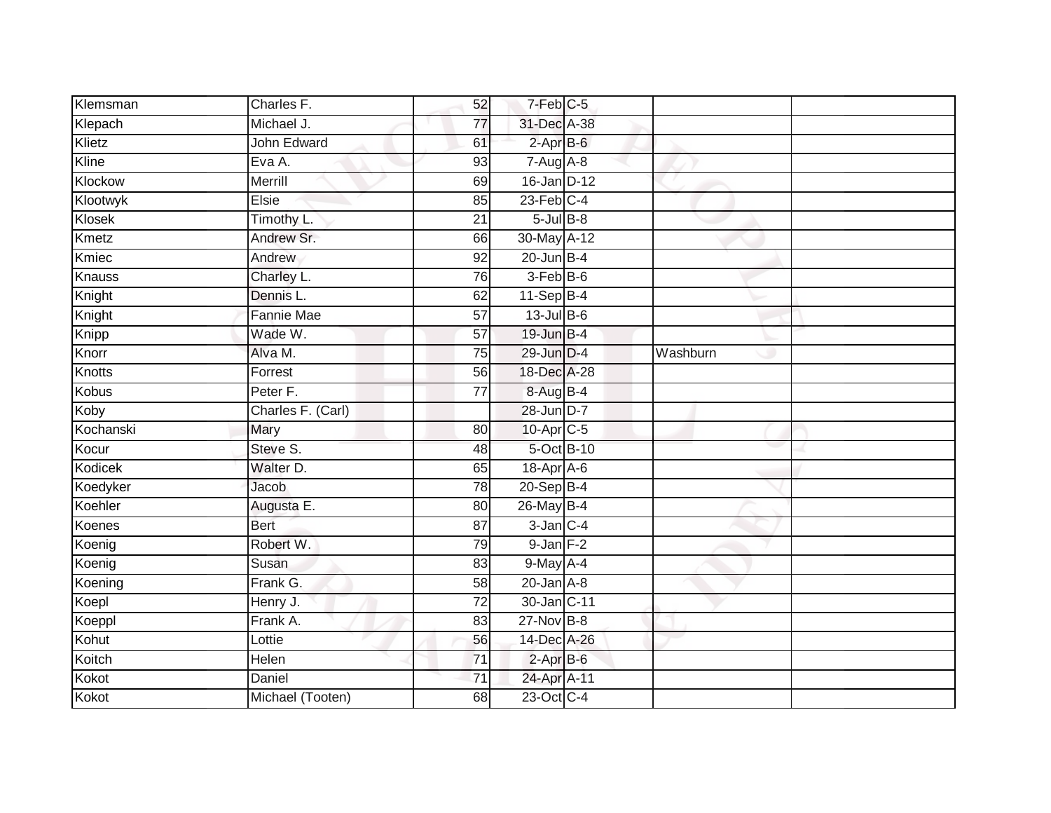| | | | | | | |
|---|---|---|---|---|---|---|
| Klemsman | Charles F. | 52 | 7-Feb | C-5 | | |
| Klepach | Michael J. | 77 | 31-Dec | A-38 | | |
| Klietz | John Edward | 61 | 2-Apr | B-6 | | |
| Kline | Eva A. | 93 | 7-Aug | A-8 | | |
| Klockow | Merrill | 69 | 16-Jan | D-12 | | |
| Klootwyk | Elsie | 85 | 23-Feb | C-4 | | |
| Klosek | Timothy L. | 21 | 5-Jul | B-8 | | |
| Kmetz | Andrew Sr. | 66 | 30-May | A-12 | | |
| Kmiec | Andrew | 92 | 20-Jun | B-4 | | |
| Knauss | Charley L. | 76 | 3-Feb | B-6 | | |
| Knight | Dennis L. | 62 | 11-Sep | B-4 | | |
| Knight | Fannie Mae | 57 | 13-Jul | B-6 | | |
| Knipp | Wade W. | 57 | 19-Jun | B-4 | | |
| Knorr | Alva M. | 75 | 29-Jun | D-4 | Washburn | |
| Knotts | Forrest | 56 | 18-Dec | A-28 | | |
| Kobus | Peter F. | 77 | 8-Aug | B-4 | | |
| Koby | Charles F. (Carl) | | 28-Jun | D-7 | | |
| Kochanski | Mary | 80 | 10-Apr | C-5 | | |
| Kocur | Steve S. | 48 | 5-Oct | B-10 | | |
| Kodicek | Walter D. | 65 | 18-Apr | A-6 | | |
| Koedyker | Jacob | 78 | 20-Sep | B-4 | | |
| Koehler | Augusta E. | 80 | 26-May | B-4 | | |
| Koenes | Bert | 87 | 3-Jan | C-4 | | |
| Koenig | Robert W. | 79 | 9-Jan | F-2 | | |
| Koenig | Susan | 83 | 9-May | A-4 | | |
| Koening | Frank G. | 58 | 20-Jan | A-8 | | |
| Koepl | Henry J. | 72 | 30-Jan | C-11 | | |
| Koeppl | Frank A. | 83 | 27-Nov | B-8 | | |
| Kohut | Lottie | 56 | 14-Dec | A-26 | | |
| Koitch | Helen | 71 | 2-Apr | B-6 | | |
| Kokot | Daniel | 71 | 24-Apr | A-11 | | |
| Kokot | Michael (Tooten) | 68 | 23-Oct | C-4 | | |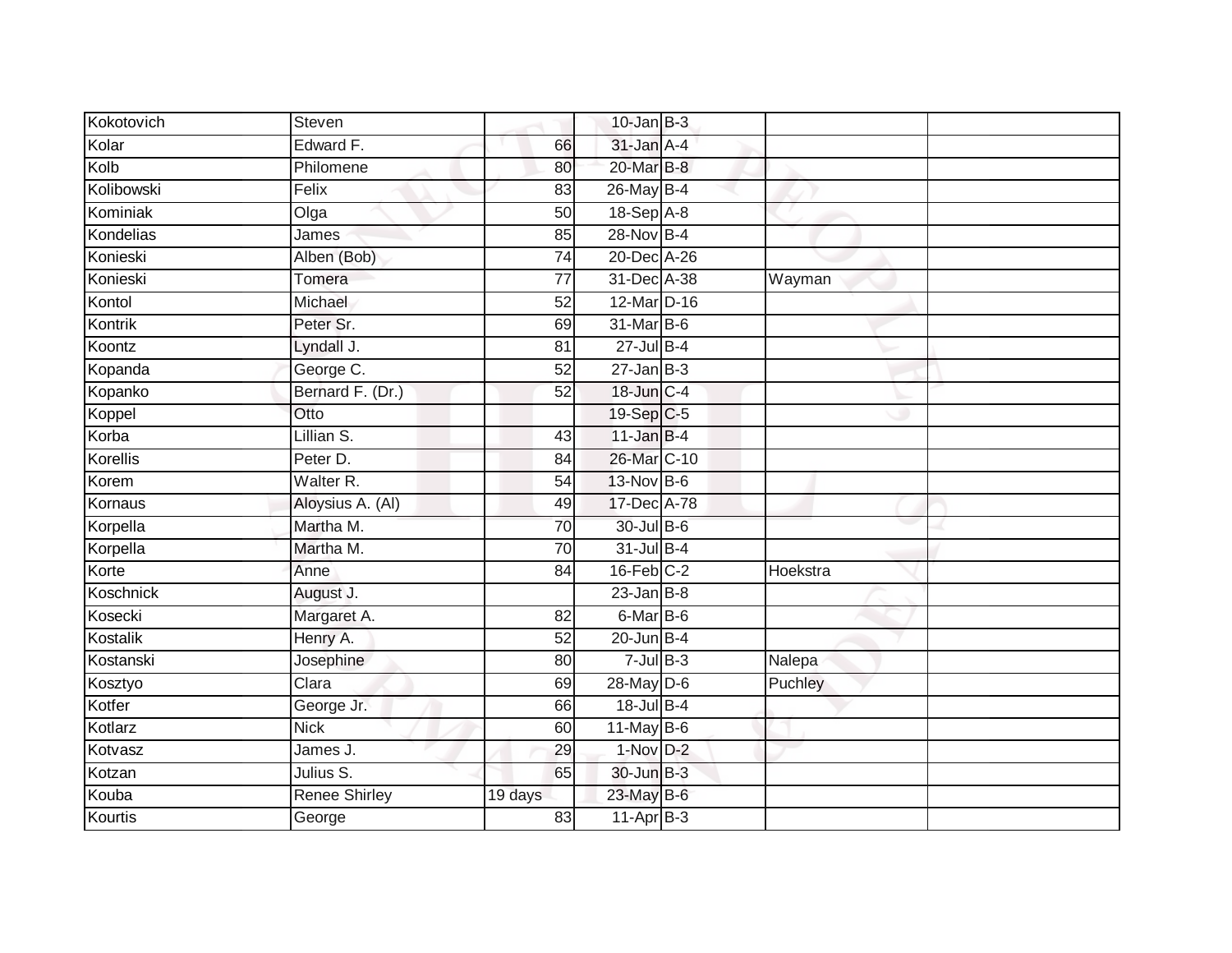| | | | | | | |
|---|---|---|---|---|---|---|
| Kokotovich | Steven | | 10-Jan | B-3 | | |
| Kolar | Edward F. | 66 | 31-Jan | A-4 | | |
| Kolb | Philomene | 80 | 20-Mar | B-8 | | |
| Kolibowski | Felix | 83 | 26-May | B-4 | | |
| Kominiak | Olga | 50 | 18-Sep | A-8 | | |
| Kondelias | James | 85 | 28-Nov | B-4 | | |
| Konieski | Alben (Bob) | 74 | 20-Dec | A-26 | | |
| Konieski | Tomera | 77 | 31-Dec | A-38 | Wayman | |
| Kontol | Michael | 52 | 12-Mar | D-16 | | |
| Kontrik | Peter Sr. | 69 | 31-Mar | B-6 | | |
| Koontz | Lyndall J. | 81 | 27-Jul | B-4 | | |
| Kopanda | George C. | 52 | 27-Jan | B-3 | | |
| Kopanko | Bernard F. (Dr.) | 52 | 18-Jun | C-4 | | |
| Koppel | Otto | | 19-Sep | C-5 | | |
| Korba | Lillian S. | 43 | 11-Jan | B-4 | | |
| Korellis | Peter D. | 84 | 26-Mar | C-10 | | |
| Korem | Walter R. | 54 | 13-Nov | B-6 | | |
| Kornaus | Aloysius A. (Al) | 49 | 17-Dec | A-78 | | |
| Korpella | Martha M. | 70 | 30-Jul | B-6 | | |
| Korpella | Martha M. | 70 | 31-Jul | B-4 | | |
| Korte | Anne | 84 | 16-Feb | C-2 | Hoekstra | |
| Koschnick | August J. | | 23-Jan | B-8 | | |
| Kosecki | Margaret A. | 82 | 6-Mar | B-6 | | |
| Kostalik | Henry A. | 52 | 20-Jun | B-4 | | |
| Kostanski | Josephine | 80 | 7-Jul | B-3 | Nalepa | |
| Kosztyo | Clara | 69 | 28-May | D-6 | Puchley | |
| Kotfer | George Jr. | 66 | 18-Jul | B-4 | | |
| Kotlarz | Nick | 60 | 11-May | B-6 | | |
| Kotvasz | James J. | 29 | 1-Nov | D-2 | | |
| Kotzan | Julius S. | 65 | 30-Jun | B-3 | | |
| Kouba | Renee Shirley | 19 days | 23-May | B-6 | | |
| Kourtis | George | 83 | 11-Apr | B-3 | | |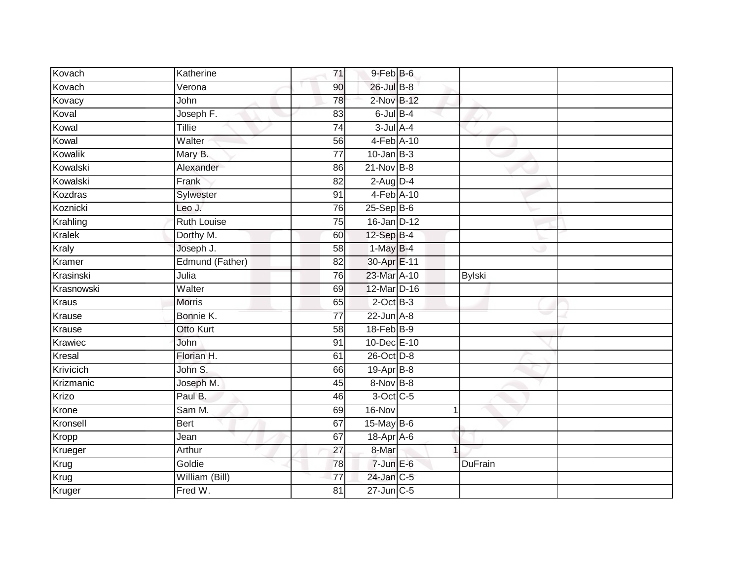| | | | | | | | |
|---|---|---|---|---|---|---|---|
| Kovach | Katherine | 71 | 9-Feb | B-6 | | | |
| Kovach | Verona | 90 | 26-Jul | B-8 | | | |
| Kovacy | John | 78 | 2-Nov | B-12 | | | |
| Koval | Joseph F. | 83 | 6-Jul | B-4 | | | |
| Kowal | Tillie | 74 | 3-Jul | A-4 | | | |
| Kowal | Walter | 56 | 4-Feb | A-10 | | | |
| Kowalik | Mary B. | 77 | 10-Jan | B-3 | | | |
| Kowalski | Alexander | 86 | 21-Nov | B-8 | | | |
| Kowalski | Frank | 82 | 2-Aug | D-4 | | | |
| Kozdras | Sylwester | 91 | 4-Feb | A-10 | | | |
| Koznicki | Leo J. | 76 | 25-Sep | B-6 | | | |
| Krahling | Ruth Louise | 75 | 16-Jan | D-12 | | | |
| Kralek | Dorthy M. | 60 | 12-Sep | B-4 | | | |
| Kraly | Joseph J. | 58 | 1-May | B-4 | | | |
| Kramer | Edmund (Father) | 82 | 30-Apr | E-11 | | | |
| Krasinski | Julia | 76 | 23-Mar | A-10 | | Bylski | |
| Krasnowski | Walter | 69 | 12-Mar | D-16 | | | |
| Kraus | Morris | 65 | 2-Oct | B-3 | | | |
| Krause | Bonnie K. | 77 | 22-Jun | A-8 | | | |
| Krause | Otto Kurt | 58 | 18-Feb | B-9 | | | |
| Krawiec | John | 91 | 10-Dec | E-10 | | | |
| Kresal | Florian H. | 61 | 26-Oct | D-8 | | | |
| Krivicich | John S. | 66 | 19-Apr | B-8 | | | |
| Krizmanic | Joseph M. | 45 | 8-Nov | B-8 | | | |
| Krizo | Paul B. | 46 | 3-Oct | C-5 | | | |
| Krone | Sam M. | 69 | 16-Nov | | 1 | | |
| Kronsell | Bert | 67 | 15-May | B-6 | | | |
| Kropp | Jean | 67 | 18-Apr | A-6 | | | |
| Krueger | Arthur | 27 | 8-Mar | | 1 | | |
| Krug | Goldie | 78 | 7-Jun | E-6 | | DuFrain | |
| Krug | William (Bill) | 77 | 24-Jan | C-5 | | | |
| Kruger | Fred W. | 81 | 27-Jun | C-5 | | | |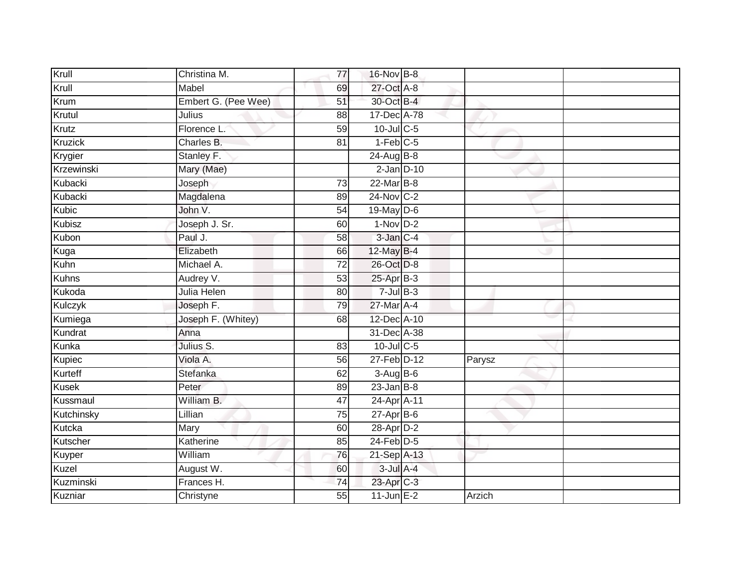| | | | | | | |
|---|---|---|---|---|---|---|
| Krull | Christina M. | 77 | 16-Nov | B-8 | | |
| Krull | Mabel | 69 | 27-Oct | A-8 | | |
| Krum | Embert G. (Pee Wee) | 51 | 30-Oct | B-4 | | |
| Krutul | Julius | 88 | 17-Dec | A-78 | | |
| Krutz | Florence L. | 59 | 10-Jul | C-5 | | |
| Kruzick | Charles B. | 81 | 1-Feb | C-5 | | |
| Krygier | Stanley F. | | 24-Aug | B-8 | | |
| Krzewinski | Mary (Mae) | | 2-Jan | D-10 | | |
| Kubacki | Joseph | 73 | 22-Mar | B-8 | | |
| Kubacki | Magdalena | 89 | 24-Nov | C-2 | | |
| Kubic | John V. | 54 | 19-May | D-6 | | |
| Kubisz | Joseph J. Sr. | 60 | 1-Nov | D-2 | | |
| Kubon | Paul J. | 58 | 3-Jan | C-4 | | |
| Kuga | Elizabeth | 66 | 12-May | B-4 | | |
| Kuhn | Michael A. | 72 | 26-Oct | D-8 | | |
| Kuhns | Audrey V. | 53 | 25-Apr | B-3 | | |
| Kukoda | Julia Helen | 80 | 7-Jul | B-3 | | |
| Kulczyk | Joseph F. | 79 | 27-Mar | A-4 | | |
| Kumiega | Joseph F. (Whitey) | 68 | 12-Dec | A-10 | | |
| Kundrat | Anna | | 31-Dec | A-38 | | |
| Kunka | Julius S. | 83 | 10-Jul | C-5 | | |
| Kupiec | Viola A. | 56 | 27-Feb | D-12 | Parysz | |
| Kurteff | Stefanka | 62 | 3-Aug | B-6 | | |
| Kusek | Peter | 89 | 23-Jan | B-8 | | |
| Kussmaul | William B. | 47 | 24-Apr | A-11 | | |
| Kutchinsky | Lillian | 75 | 27-Apr | B-6 | | |
| Kutcka | Mary | 60 | 28-Apr | D-2 | | |
| Kutscher | Katherine | 85 | 24-Feb | D-5 | | |
| Kuyper | William | 76 | 21-Sep | A-13 | | |
| Kuzel | August W. | 60 | 3-Jul | A-4 | | |
| Kuzminski | Frances H. | 74 | 23-Apr | C-3 | | |
| Kuzniar | Christyne | 55 | 11-Jun | E-2 | Arzich | |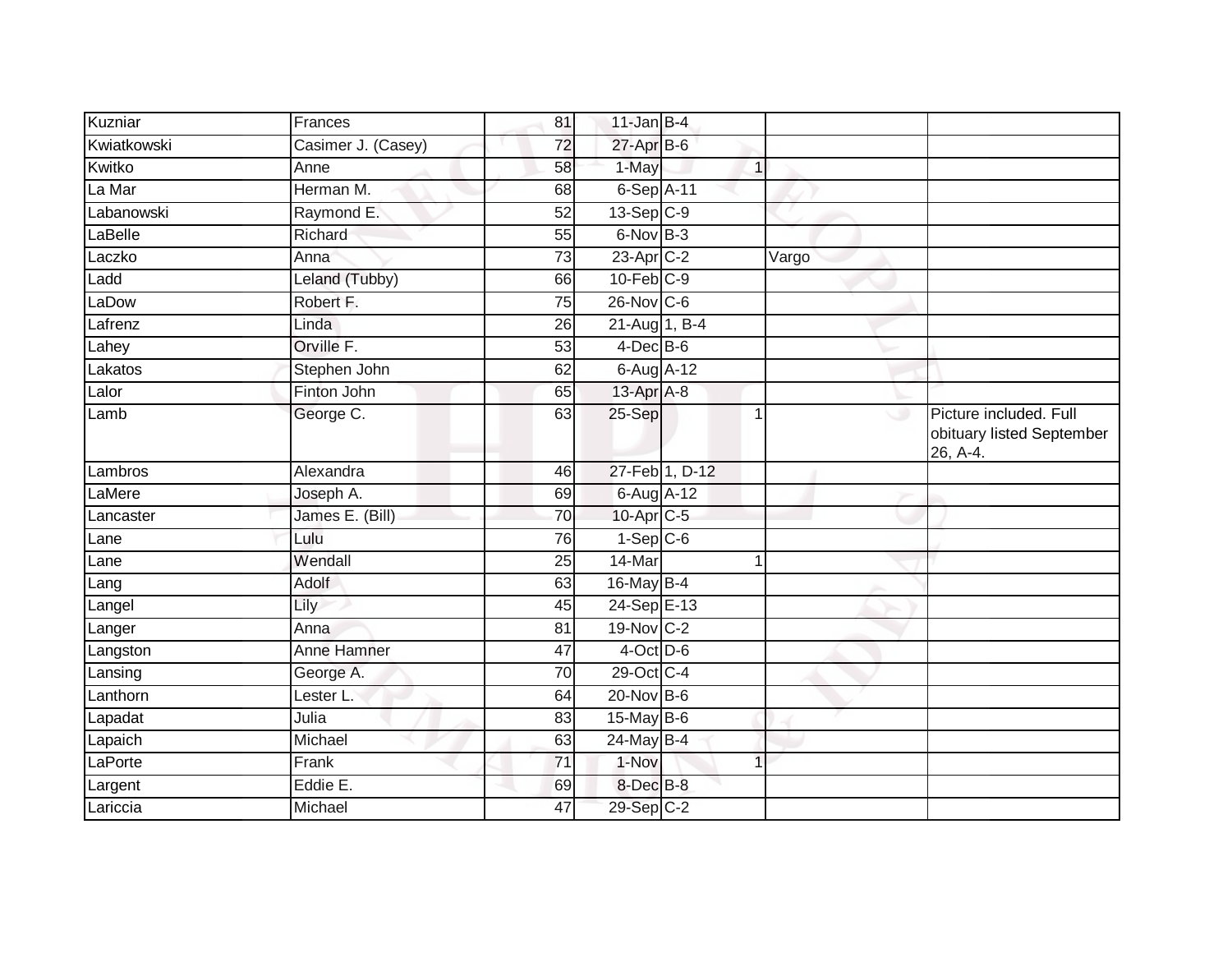| | | | | | | | |
|---|---|---|---|---|---|---|---|
| Kuzniar | Frances | 81 | 11-Jan | B-4 | | | |
| Kwiatkowski | Casimer J. (Casey) | 72 | 27-Apr | B-6 | | | |
| Kwitko | Anne | 58 | 1-May | | 1 | | |
| La Mar | Herman M. | 68 | 6-Sep | A-11 | | | |
| Labanowski | Raymond E. | 52 | 13-Sep | C-9 | | | |
| LaBelle | Richard | 55 | 6-Nov | B-3 | | | |
| Laczko | Anna | 73 | 23-Apr | C-2 | | Vargo | |
| Ladd | Leland (Tubby) | 66 | 10-Feb | C-9 | | | |
| LaDow | Robert F. | 75 | 26-Nov | C-6 | | | |
| Lafrenz | Linda | 26 | 21-Aug | 1, B-4 | | | |
| Lahey | Orville F. | 53 | 4-Dec | B-6 | | | |
| Lakatos | Stephen John | 62 | 6-Aug | A-12 | | | |
| Lalor | Finton John | 65 | 13-Apr | A-8 | | | |
| Lamb | George C. | 63 | 25-Sep | | 1 | | Picture included. Full obituary listed September 26, A-4. |
| Lambros | Alexandra | 46 | 27-Feb | 1, D-12 | | | |
| LaMere | Joseph A. | 69 | 6-Aug | A-12 | | | |
| Lancaster | James E. (Bill) | 70 | 10-Apr | C-5 | | | |
| Lane | Lulu | 76 | 1-Sep | C-6 | | | |
| Lane | Wendall | 25 | 14-Mar | | 1 | | |
| Lang | Adolf | 63 | 16-May | B-4 | | | |
| Langel | Lily | 45 | 24-Sep | E-13 | | | |
| Langer | Anna | 81 | 19-Nov | C-2 | | | |
| Langston | Anne Hamner | 47 | 4-Oct | D-6 | | | |
| Lansing | George A. | 70 | 29-Oct | C-4 | | | |
| Lanthorn | Lester L. | 64 | 20-Nov | B-6 | | | |
| Lapadat | Julia | 83 | 15-May | B-6 | | | |
| Lapaich | Michael | 63 | 24-May | B-4 | | | |
| LaPorte | Frank | 71 | 1-Nov | | 1 | | |
| Largent | Eddie E. | 69 | 8-Dec | B-8 | | | |
| Lariccia | Michael | 47 | 29-Sep | C-2 | | | |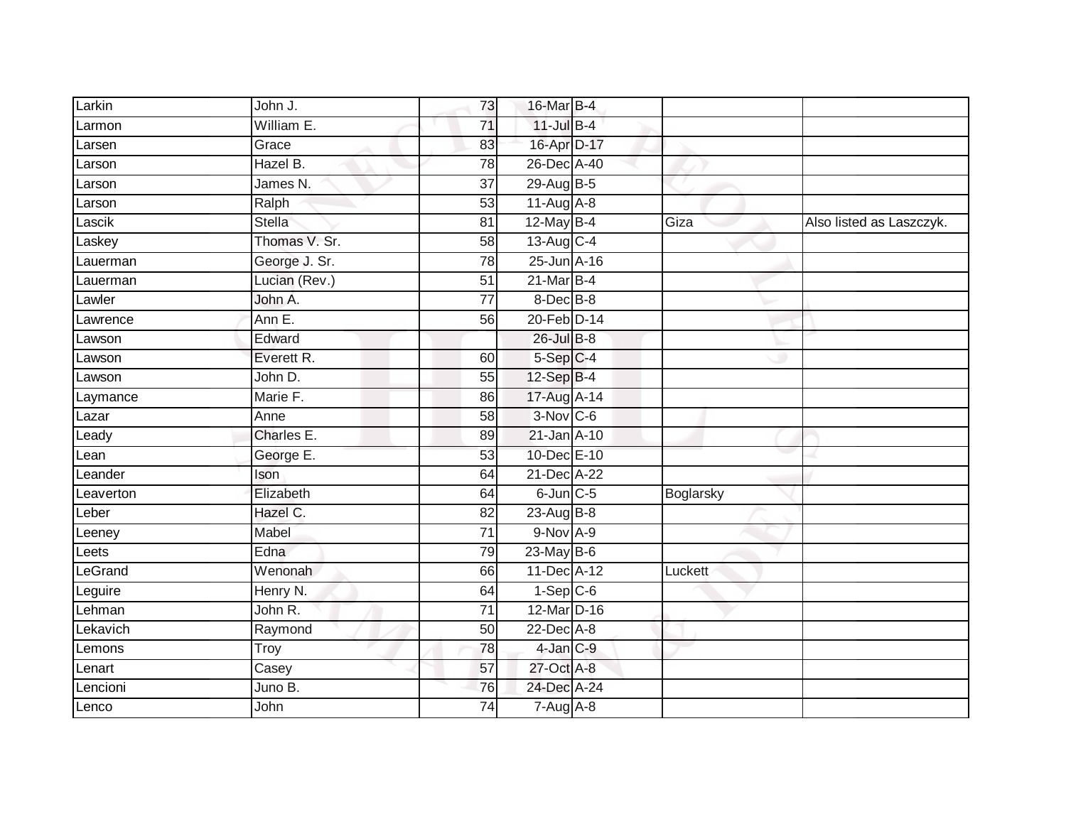| Larkin | John J. | 73 | 16-Mar | B-4 | | |
|---|---|---|---|---|---|---|
| Larmon | William E. | 71 | 11-Jul | B-4 | | |
| Larsen | Grace | 83 | 16-Apr | D-17 | | |
| Larson | Hazel B. | 78 | 26-Dec | A-40 | | |
| Larson | James N. | 37 | 29-Aug | B-5 | | |
| Larson | Ralph | 53 | 11-Aug | A-8 | | |
| Lascik | Stella | 81 | 12-May | B-4 | Giza | Also listed as Laszczyk. |
| Laskey | Thomas V. Sr. | 58 | 13-Aug | C-4 | | |
| Lauerman | George J. Sr. | 78 | 25-Jun | A-16 | | |
| Lauerman | Lucian (Rev.) | 51 | 21-Mar | B-4 | | |
| Lawler | John A. | 77 | 8-Dec | B-8 | | |
| Lawrence | Ann E. | 56 | 20-Feb | D-14 | | |
| Lawson | Edward | | 26-Jul | B-8 | | |
| Lawson | Everett R. | 60 | 5-Sep | C-4 | | |
| Lawson | John D. | 55 | 12-Sep | B-4 | | |
| Laymance | Marie F. | 86 | 17-Aug | A-14 | | |
| Lazar | Anne | 58 | 3-Nov | C-6 | | |
| Leady | Charles E. | 89 | 21-Jan | A-10 | | |
| Lean | George E. | 53 | 10-Dec | E-10 | | |
| Leander | Ison | 64 | 21-Dec | A-22 | | |
| Leaverton | Elizabeth | 64 | 6-Jun | C-5 | Boglarsky | |
| Leber | Hazel C. | 82 | 23-Aug | B-8 | | |
| Leeney | Mabel | 71 | 9-Nov | A-9 | | |
| Leets | Edna | 79 | 23-May | B-6 | | |
| LeGrand | Wenonah | 66 | 11-Dec | A-12 | Luckett | |
| Leguire | Henry N. | 64 | 1-Sep | C-6 | | |
| Lehman | John R. | 71 | 12-Mar | D-16 | | |
| Lekavich | Raymond | 50 | 22-Dec | A-8 | | |
| Lemons | Troy | 78 | 4-Jan | C-9 | | |
| Lenart | Casey | 57 | 27-Oct | A-8 | | |
| Lencioni | Juno B. | 76 | 24-Dec | A-24 | | |
| Lenco | John | 74 | 7-Aug | A-8 | | |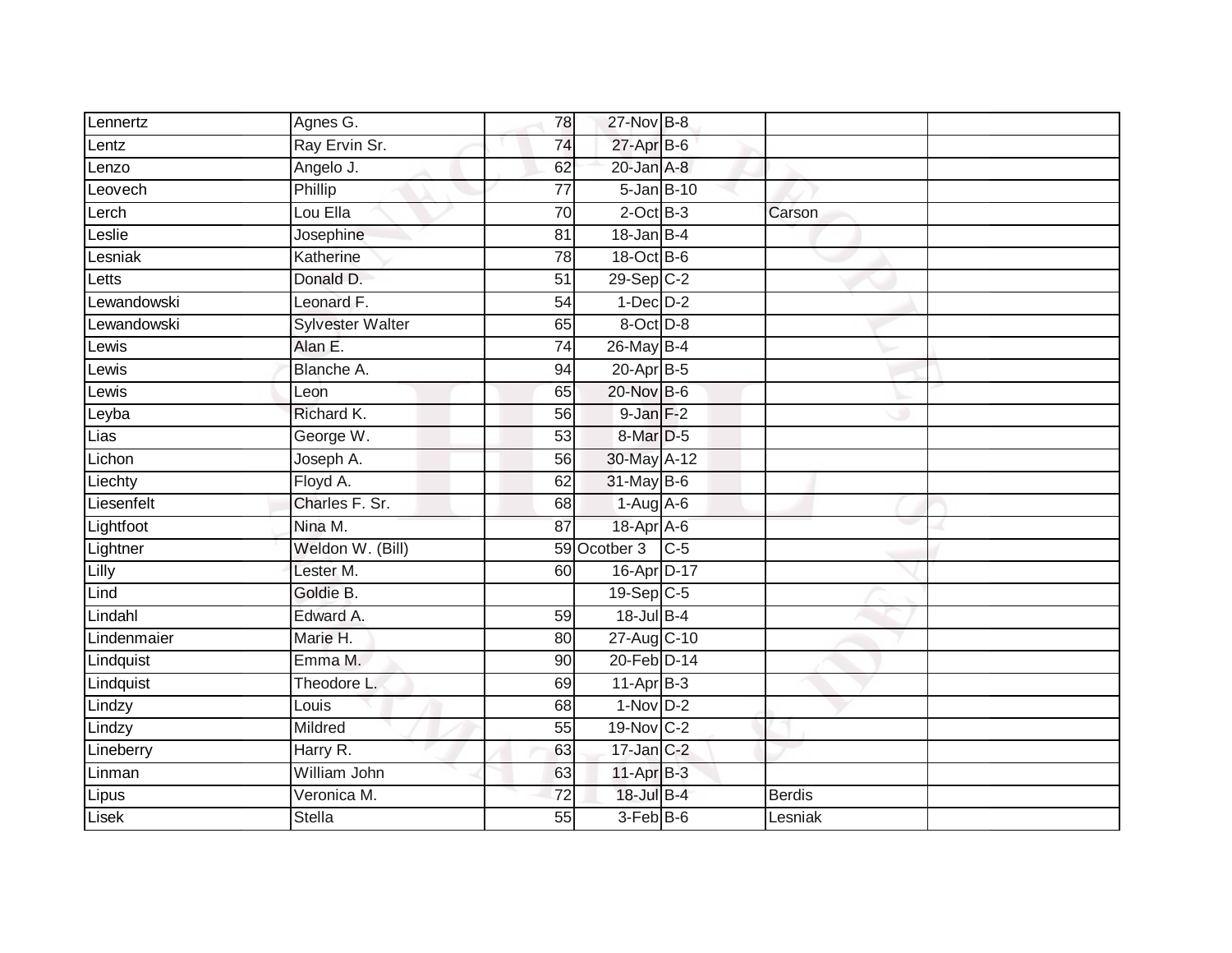| | | | | | | |
|---|---|---|---|---|---|---|
| Lennertz | Agnes G. | 78 | 27-Nov | B-8 | | |
| Lentz | Ray Ervin Sr. | 74 | 27-Apr | B-6 | | |
| Lenzo | Angelo J. | 62 | 20-Jan | A-8 | | |
| Leovech | Phillip | 77 | 5-Jan | B-10 | | |
| Lerch | Lou Ella | 70 | 2-Oct | B-3 | Carson | |
| Leslie | Josephine | 81 | 18-Jan | B-4 | | |
| Lesniak | Katherine | 78 | 18-Oct | B-6 | | |
| Letts | Donald D. | 51 | 29-Sep | C-2 | | |
| Lewandowski | Leonard F. | 54 | 1-Dec | D-2 | | |
| Lewandowski | Sylvester Walter | 65 | 8-Oct | D-8 | | |
| Lewis | Alan E. | 74 | 26-May | B-4 | | |
| Lewis | Blanche A. | 94 | 20-Apr | B-5 | | |
| Lewis | Leon | 65 | 20-Nov | B-6 | | |
| Leyba | Richard K. | 56 | 9-Jan | F-2 | | |
| Lias | George W. | 53 | 8-Mar | D-5 | | |
| Lichon | Joseph A. | 56 | 30-May | A-12 | | |
| Liechty | Floyd A. | 62 | 31-May | B-6 | | |
| Liesenfelt | Charles F. Sr. | 68 | 1-Aug | A-6 | | |
| Lightfoot | Nina M. | 87 | 18-Apr | A-6 | | |
| Lightner | Weldon W. (Bill) | 59 | Ocotber 3 | C-5 | | |
| Lilly | Lester M. | 60 | 16-Apr | D-17 | | |
| Lind | Goldie B. | | 19-Sep | C-5 | | |
| Lindahl | Edward A. | 59 | 18-Jul | B-4 | | |
| Lindenmaier | Marie H. | 80 | 27-Aug | C-10 | | |
| Lindquist | Emma M. | 90 | 20-Feb | D-14 | | |
| Lindquist | Theodore L. | 69 | 11-Apr | B-3 | | |
| Lindzy | Louis | 68 | 1-Nov | D-2 | | |
| Lindzy | Mildred | 55 | 19-Nov | C-2 | | |
| Lineberry | Harry R. | 63 | 17-Jan | C-2 | | |
| Linman | William John | 63 | 11-Apr | B-3 | | |
| Lipus | Veronica M. | 72 | 18-Jul | B-4 | Berdis | |
| Lisek | Stella | 55 | 3-Feb | B-6 | Lesniak | |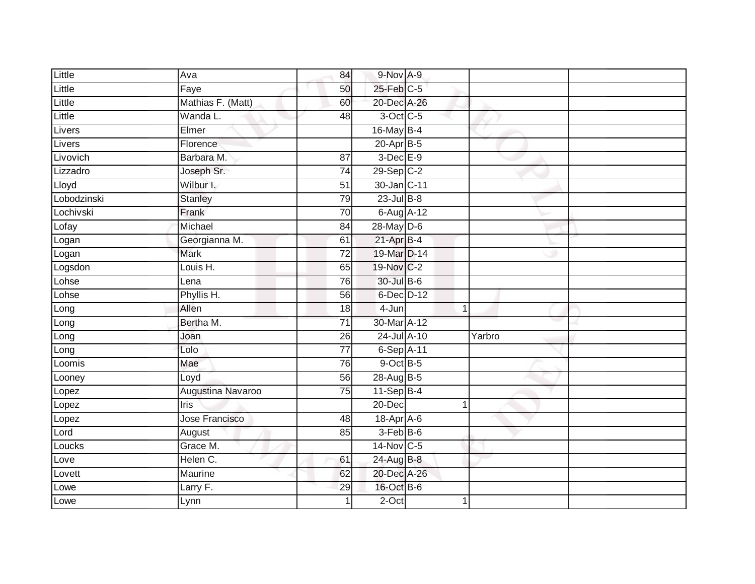| Little | Ava | 84 | 9-Nov | A-9 | | | |
|---|---|---|---|---|---|---|---|
| Little | Faye | 50 | 25-Feb | C-5 | | | |
| Little | Mathias F. (Matt) | 60 | 20-Dec | A-26 | | | |
| Little | Wanda L. | 48 | 3-Oct | C-5 | | | |
| Livers | Elmer | | 16-May | B-4 | | | |
| Livers | Florence | | 20-Apr | B-5 | | | |
| Livovich | Barbara M. | 87 | 3-Dec | E-9 | | | |
| Lizzadro | Joseph Sr. | 74 | 29-Sep | C-2 | | | |
| Lloyd | Wilbur I. | 51 | 30-Jan | C-11 | | | |
| Lobodzinski | Stanley | 79 | 23-Jul | B-8 | | | |
| Lochivski | Frank | 70 | 6-Aug | A-12 | | | |
| Lofay | Michael | 84 | 28-May | D-6 | | | |
| Logan | Georgianna M. | 61 | 21-Apr | B-4 | | | |
| Logan | Mark | 72 | 19-Mar | D-14 | | | |
| Logsdon | Louis H. | 65 | 19-Nov | C-2 | | | |
| Lohse | Lena | 76 | 30-Jul | B-6 | | | |
| Lohse | Phyllis H. | 56 | 6-Dec | D-12 | | | |
| Long | Allen | 18 | 4-Jun | | 1 | | |
| Long | Bertha M. | 71 | 30-Mar | A-12 | | | |
| Long | Joan | 26 | 24-Jul | A-10 | | Yarbro | |
| Long | Lolo | 77 | 6-Sep | A-11 | | | |
| Loomis | Mae | 76 | 9-Oct | B-5 | | | |
| Looney | Loyd | 56 | 28-Aug | B-5 | | | |
| Lopez | Augustina Navaroo | 75 | 11-Sep | B-4 | | | |
| Lopez | Iris | | 20-Dec | | 1 | | |
| Lopez | Jose Francisco | 48 | 18-Apr | A-6 | | | |
| Lord | August | 85 | 3-Feb | B-6 | | | |
| Loucks | Grace M. | | 14-Nov | C-5 | | | |
| Love | Helen C. | 61 | 24-Aug | B-8 | | | |
| Lovett | Maurine | 62 | 20-Dec | A-26 | | | |
| Lowe | Larry F. | 29 | 16-Oct | B-6 | | | |
| Lowe | Lynn | 1 | 2-Oct | | 1 | | |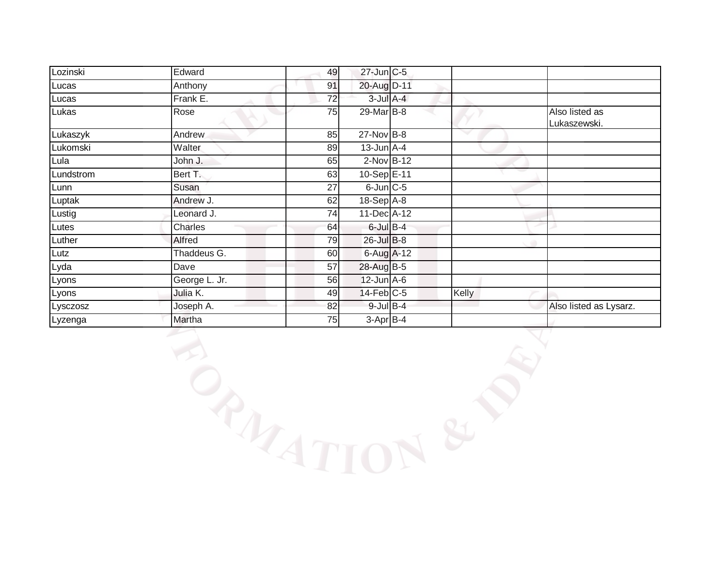| | | | | | | |
|---|---|---|---|---|---|---|
| Lozinski | Edward | 49 | 27-Jun | C-5 | | |
| Lucas | Anthony | 91 | 20-Aug | D-11 | | |
| Lucas | Frank E. | 72 | 3-Jul | A-4 | | |
| Lukas | Rose | 75 | 29-Mar | B-8 | | Also listed as Lukaszewski. |
| Lukaszyk | Andrew | 85 | 27-Nov | B-8 | | |
| Lukomski | Walter | 89 | 13-Jun | A-4 | | |
| Lula | John J. | 65 | 2-Nov | B-12 | | |
| Lundstrom | Bert T. | 63 | 10-Sep | E-11 | | |
| Lunn | Susan | 27 | 6-Jun | C-5 | | |
| Luptak | Andrew J. | 62 | 18-Sep | A-8 | | |
| Lustig | Leonard J. | 74 | 11-Dec | A-12 | | |
| Lutes | Charles | 64 | 6-Jul | B-4 | | |
| Luther | Alfred | 79 | 26-Jul | B-8 | | |
| Lutz | Thaddeus G. | 60 | 6-Aug | A-12 | | |
| Lyda | Dave | 57 | 28-Aug | B-5 | | |
| Lyons | George L. Jr. | 56 | 12-Jun | A-6 | | |
| Lyons | Julia K. | 49 | 14-Feb | C-5 | Kelly | |
| Lysczosz | Joseph A. | 82 | 9-Jul | B-4 | | Also listed as Lysarz. |
| Lyzenga | Martha | 75 | 3-Apr | B-4 | | |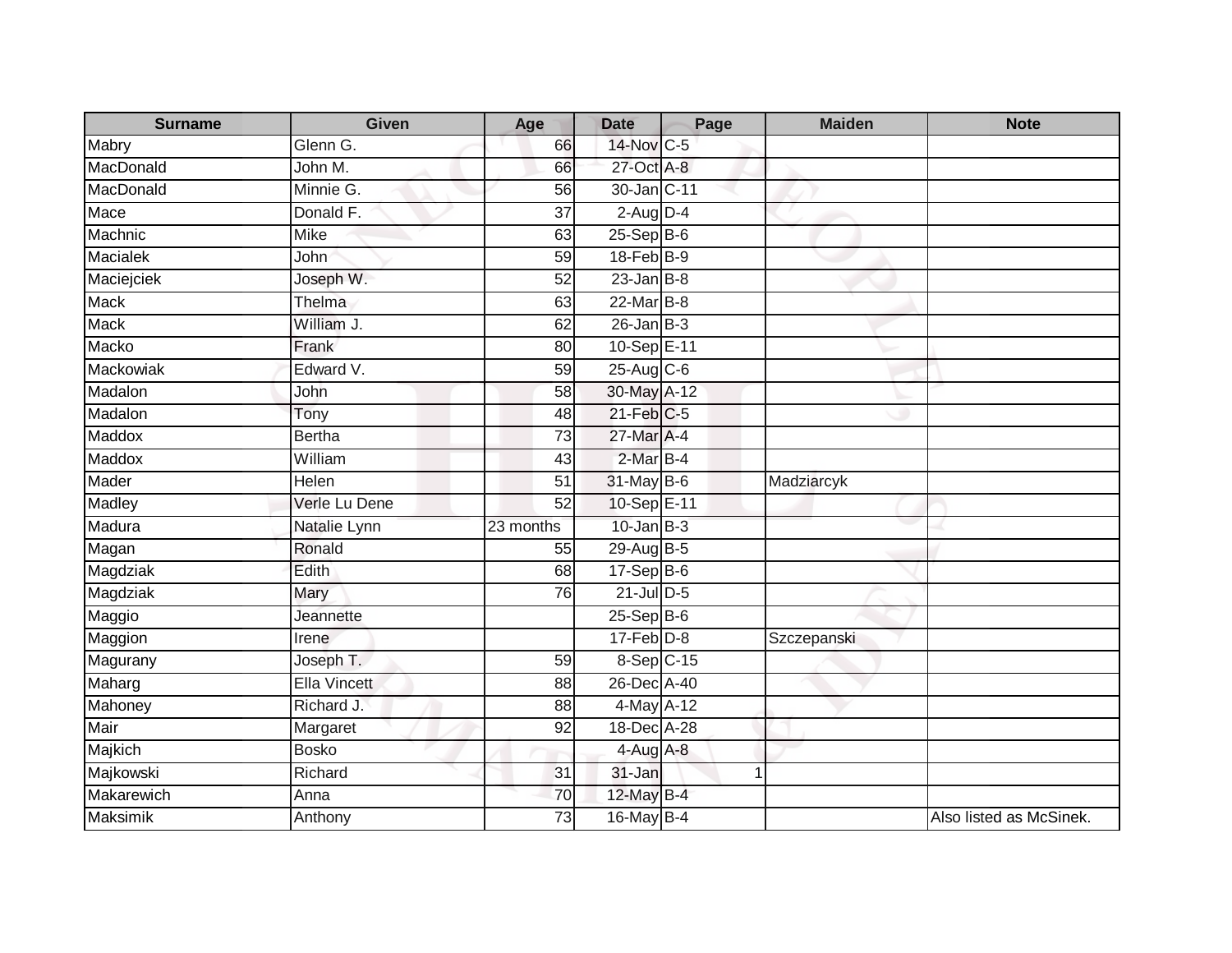| Surname | Given | Age | Date | Page | Maiden | Note |
|---|---|---|---|---|---|---|
| Mabry | Glenn G. | 66 | 14-Nov | C-5 | | |
| MacDonald | John M. | 66 | 27-Oct | A-8 | | |
| MacDonald | Minnie G. | 56 | 30-Jan | C-11 | | |
| Mace | Donald F. | 37 | 2-Aug | D-4 | | |
| Machnic | Mike | 63 | 25-Sep | B-6 | | |
| Macialek | John | 59 | 18-Feb | B-9 | | |
| Maciejciek | Joseph W. | 52 | 23-Jan | B-8 | | |
| Mack | Thelma | 63 | 22-Mar | B-8 | | |
| Mack | William J. | 62 | 26-Jan | B-3 | | |
| Macko | Frank | 80 | 10-Sep | E-11 | | |
| Mackowiak | Edward V. | 59 | 25-Aug | C-6 | | |
| Madalon | John | 58 | 30-May | A-12 | | |
| Madalon | Tony | 48 | 21-Feb | C-5 | | |
| Maddox | Bertha | 73 | 27-Mar | A-4 | | |
| Maddox | William | 43 | 2-Mar | B-4 | | |
| Mader | Helen | 51 | 31-May | B-6 | Madziarcyk | |
| Madley | Verle Lu Dene | 52 | 10-Sep | E-11 | | |
| Madura | Natalie Lynn | 23 months | 10-Jan | B-3 | | |
| Magan | Ronald | 55 | 29-Aug | B-5 | | |
| Magdziak | Edith | 68 | 17-Sep | B-6 | | |
| Magdziak | Mary | 76 | 21-Jul | D-5 | | |
| Maggio | Jeannette | | 25-Sep | B-6 | | |
| Maggion | Irene | | 17-Feb | D-8 | Szczepanski | |
| Magurany | Joseph T. | 59 | 8-Sep | C-15 | | |
| Maharg | Ella Vincett | 88 | 26-Dec | A-40 | | |
| Mahoney | Richard J. | 88 | 4-May | A-12 | | |
| Mair | Margaret | 92 | 18-Dec | A-28 | | |
| Majkich | Bosko | | 4-Aug | A-8 | | |
| Majkowski | Richard | 31 | 31-Jan | 1 | | |
| Makarewich | Anna | 70 | 12-May | B-4 | | |
| Maksimik | Anthony | 73 | 16-May | B-4 | | Also listed as McSinek. |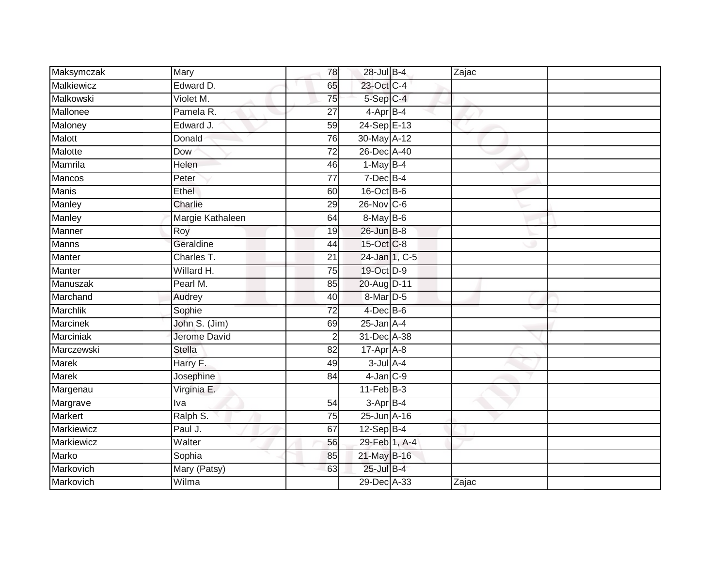| Maksymczak | Mary | 78 | 28-Jul | B-4 | Zajac | |
|---|---|---|---|---|---|---|
| Malkiewicz | Edward D. | 65 | 23-Oct | C-4 | | |
| Malkowski | Violet M. | 75 | 5-Sep | C-4 | | |
| Mallonee | Pamela R. | 27 | 4-Apr | B-4 | | |
| Maloney | Edward J. | 59 | 24-Sep | E-13 | | |
| Malott | Donald | 76 | 30-May | A-12 | | |
| Malotte | Dow | 72 | 26-Dec | A-40 | | |
| Mamrila | Helen | 46 | 1-May | B-4 | | |
| Mancos | Peter | 77 | 7-Dec | B-4 | | |
| Manis | Ethel | 60 | 16-Oct | B-6 | | |
| Manley | Charlie | 29 | 26-Nov | C-6 | | |
| Manley | Margie Kathaleen | 64 | 8-May | B-6 | | |
| Manner | Roy | 19 | 26-Jun | B-8 | | |
| Manns | Geraldine | 44 | 15-Oct | C-8 | | |
| Manter | Charles T. | 21 | 24-Jan | 1, C-5 | | |
| Manter | Willard H. | 75 | 19-Oct | D-9 | | |
| Manuszak | Pearl M. | 85 | 20-Aug | D-11 | | |
| Marchand | Audrey | 40 | 8-Mar | D-5 | | |
| Marchlik | Sophie | 72 | 4-Dec | B-6 | | |
| Marcinek | John S. (Jim) | 69 | 25-Jan | A-4 | | |
| Marciniak | Jerome David | 2 | 31-Dec | A-38 | | |
| Marczewski | Stella | 82 | 17-Apr | A-8 | | |
| Marek | Harry F. | 49 | 3-Jul | A-4 | | |
| Marek | Josephine | 84 | 4-Jan | C-9 | | |
| Margenau | Virginia E. | | 11-Feb | B-3 | | |
| Margrave | Iva | 54 | 3-Apr | B-4 | | |
| Markert | Ralph S. | 75 | 25-Jun | A-16 | | |
| Markiewicz | Paul J. | 67 | 12-Sep | B-4 | | |
| Markiewicz | Walter | 56 | 29-Feb | 1, A-4 | | |
| Marko | Sophia | 85 | 21-May | B-16 | | |
| Markovich | Mary (Patsy) | 63 | 25-Jul | B-4 | | |
| Markovich | Wilma | | 29-Dec | A-33 | Zajac | |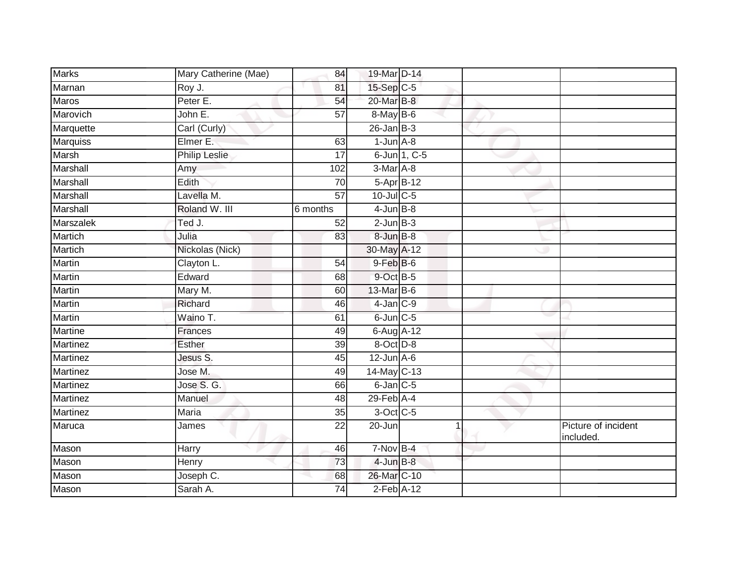| Marks | Mary Catherine (Mae) | 84 | 19-Mar | D-14 | | |
|---|---|---|---|---|---|---|
| Marnan | Roy J. | 81 | 15-Sep | C-5 | | |
| Maros | Peter E. | 54 | 20-Mar | B-8 | | |
| Marovich | John E. | 57 | 8-May | B-6 | | |
| Marquette | Carl (Curly) | | 26-Jan | B-3 | | |
| Marquiss | Elmer E. | 63 | 1-Jun | A-8 | | |
| Marsh | Philip Leslie | 17 | 6-Jun | 1, C-5 | | |
| Marshall | Amy | 102 | 3-Mar | A-8 | | |
| Marshall | Edith | 70 | 5-Apr | B-12 | | |
| Marshall | Lavella M. | 57 | 10-Jul | C-5 | | |
| Marshall | Roland W. III | 6 months | 4-Jun | B-8 | | |
| Marszalek | Ted J. | 52 | 2-Jun | B-3 | | |
| Martich | Julia | 83 | 8-Jun | B-8 | | |
| Martich | Nickolas (Nick) | | 30-May | A-12 | | |
| Martin | Clayton L. | 54 | 9-Feb | B-6 | | |
| Martin | Edward | 68 | 9-Oct | B-5 | | |
| Martin | Mary M. | 60 | 13-Mar | B-6 | | |
| Martin | Richard | 46 | 4-Jan | C-9 | | |
| Martin | Waino T. | 61 | 6-Jun | C-5 | | |
| Martine | Frances | 49 | 6-Aug | A-12 | | |
| Martinez | Esther | 39 | 8-Oct | D-8 | | |
| Martinez | Jesus S. | 45 | 12-Jun | A-6 | | |
| Martinez | Jose M. | 49 | 14-May | C-13 | | |
| Martinez | Jose S. G. | 66 | 6-Jan | C-5 | | |
| Martinez | Manuel | 48 | 29-Feb | A-4 | | |
| Martinez | Maria | 35 | 3-Oct | C-5 | | |
| Maruca | James | 22 | 20-Jun | 1 | | Picture of incident included. |
| Mason | Harry | 46 | 7-Nov | B-4 | | |
| Mason | Henry | 73 | 4-Jun | B-8 | | |
| Mason | Joseph C. | 68 | 26-Mar | C-10 | | |
| Mason | Sarah A. | 74 | 2-Feb | A-12 | | |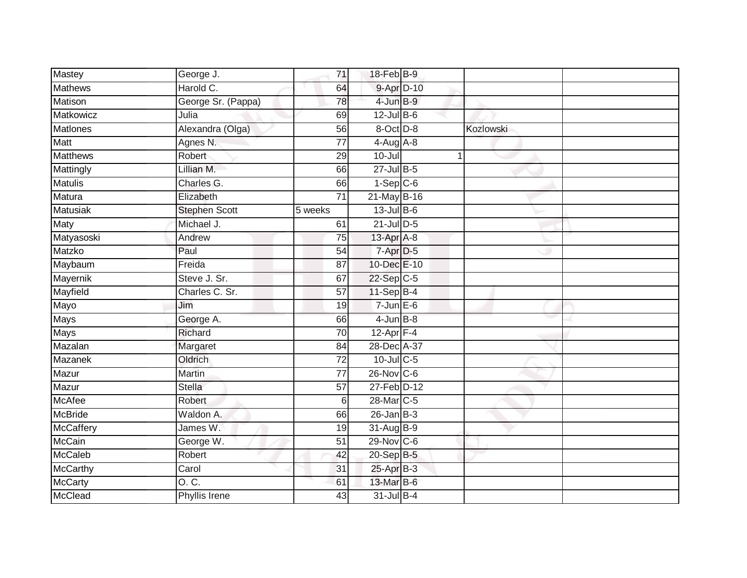| Mastey | George J. | 71 | 18-Feb | B-9 | | | |
|---|---|---|---|---|---|---|---|
| Mathews | Harold C. | 64 | 9-Apr | D-10 | | | |
| Matison | George Sr. (Pappa) | 78 | 4-Jun | B-9 | | | |
| Matkowicz | Julia | 69 | 12-Jul | B-6 | | | |
| Matlones | Alexandra (Olga) | 56 | 8-Oct | D-8 | | Kozlowski | |
| Matt | Agnes N. | 77 | 4-Aug | A-8 | | | |
| Matthews | Robert | 29 | 10-Jul | | 1 | | |
| Mattingly | Lillian M. | 66 | 27-Jul | B-5 | | | |
| Matulis | Charles G. | 66 | 1-Sep | C-6 | | | |
| Matura | Elizabeth | 71 | 21-May | B-16 | | | |
| Matusiak | Stephen Scott | 5 weeks | 13-Jul | B-6 | | | |
| Maty | Michael J. | 61 | 21-Jul | D-5 | | | |
| Matyasoski | Andrew | 75 | 13-Apr | A-8 | | | |
| Matzko | Paul | 54 | 7-Apr | D-5 | | | |
| Maybaum | Freida | 87 | 10-Dec | E-10 | | | |
| Mayernik | Steve J. Sr. | 67 | 22-Sep | C-5 | | | |
| Mayfield | Charles C. Sr. | 57 | 11-Sep | B-4 | | | |
| Mayo | Jim | 19 | 7-Jun | E-6 | | | |
| Mays | George A. | 66 | 4-Jun | B-8 | | | |
| Mays | Richard | 70 | 12-Apr | F-4 | | | |
| Mazalan | Margaret | 84 | 28-Dec | A-37 | | | |
| Mazanek | Oldrich | 72 | 10-Jul | C-5 | | | |
| Mazur | Martin | 77 | 26-Nov | C-6 | | | |
| Mazur | Stella | 57 | 27-Feb | D-12 | | | |
| McAfee | Robert | 6 | 28-Mar | C-5 | | | |
| McBride | Waldon A. | 66 | 26-Jan | B-3 | | | |
| McCaffery | James W. | 19 | 31-Aug | B-9 | | | |
| McCain | George W. | 51 | 29-Nov | C-6 | | | |
| McCaleb | Robert | 42 | 20-Sep | B-5 | | | |
| McCarthy | Carol | 31 | 25-Apr | B-3 | | | |
| McCarty | O. C. | 61 | 13-Mar | B-6 | | | |
| McClead | Phyllis Irene | 43 | 31-Jul | B-4 | | | |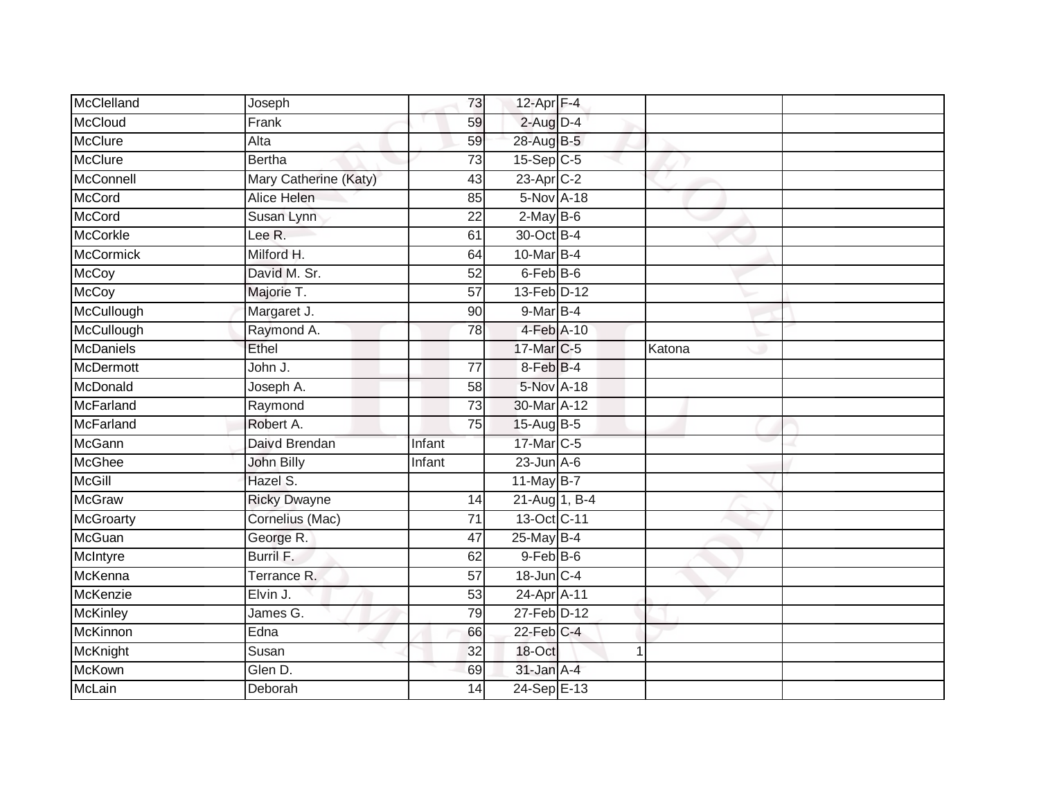| | | | | | | |
|---|---|---|---|---|---|---|
| McClelland | Joseph | 73 | 12-Apr | F-4 | | |
| McCloud | Frank | 59 | 2-Aug | D-4 | | |
| McClure | Alta | 59 | 28-Aug | B-5 | | |
| McClure | Bertha | 73 | 15-Sep | C-5 | | |
| McConnell | Mary Catherine (Katy) | 43 | 23-Apr | C-2 | | |
| McCord | Alice Helen | 85 | 5-Nov | A-18 | | |
| McCord | Susan Lynn | 22 | 2-May | B-6 | | |
| McCorkle | Lee R. | 61 | 30-Oct | B-4 | | |
| McCormick | Milford H. | 64 | 10-Mar | B-4 | | |
| McCoy | David M. Sr. | 52 | 6-Feb | B-6 | | |
| McCoy | Majorie T. | 57 | 13-Feb | D-12 | | |
| McCullough | Margaret J. | 90 | 9-Mar | B-4 | | |
| McCullough | Raymond A. | 78 | 4-Feb | A-10 | | |
| McDaniels | Ethel | | 17-Mar | C-5 | Katona | |
| McDermott | John J. | 77 | 8-Feb | B-4 | | |
| McDonald | Joseph A. | 58 | 5-Nov | A-18 | | |
| McFarland | Raymond | 73 | 30-Mar | A-12 | | |
| McFarland | Robert A. | 75 | 15-Aug | B-5 | | |
| McGann | Daivd Brendan | Infant | 17-Mar | C-5 | | |
| McGhee | John Billy | Infant | 23-Jun | A-6 | | |
| McGill | Hazel S. | | 11-May | B-7 | | |
| McGraw | Ricky Dwayne | 14 | 21-Aug | 1, B-4 | | |
| McGroarty | Cornelius (Mac) | 71 | 13-Oct | C-11 | | |
| McGuan | George R. | 47 | 25-May | B-4 | | |
| McIntyre | Burril F. | 62 | 9-Feb | B-6 | | |
| McKenna | Terrance R. | 57 | 18-Jun | C-4 | | |
| McKenzie | Elvin J. | 53 | 24-Apr | A-11 | | |
| McKinley | James G. | 79 | 27-Feb | D-12 | | |
| McKinnon | Edna | 66 | 22-Feb | C-4 | | |
| McKnight | Susan | 32 | 18-Oct | 1 | | |
| McKown | Glen D. | 69 | 31-Jan | A-4 | | |
| McLain | Deborah | 14 | 24-Sep | E-13 | | |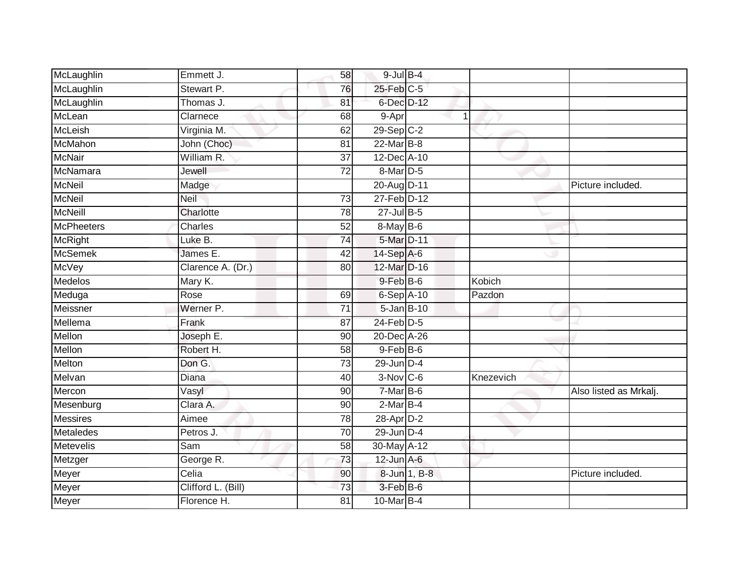| | | | | | | |
|---|---|---|---|---|---|---|
| McLaughlin | Emmett J. | 58 | 9-Jul | B-4 | | |
| McLaughlin | Stewart P. | 76 | 25-Feb | C-5 | | |
| McLaughlin | Thomas J. | 81 | 6-Dec | D-12 | | |
| McLean | Clarnece | 68 | 9-Apr | 1 | | |
| McLeish | Virginia M. | 62 | 29-Sep | C-2 | | |
| McMahon | John (Choc) | 81 | 22-Mar | B-8 | | |
| McNair | William R. | 37 | 12-Dec | A-10 | | |
| McNamara | Jewell | 72 | 8-Mar | D-5 | | |
| McNeil | Madge | | 20-Aug | D-11 | | Picture included. |
| McNeil | Neil | 73 | 27-Feb | D-12 | | |
| McNeill | Charlotte | 78 | 27-Jul | B-5 | | |
| McPheeters | Charles | 52 | 8-May | B-6 | | |
| McRight | Luke B. | 74 | 5-Mar | D-11 | | |
| McSemek | James E. | 42 | 14-Sep | A-6 | | |
| McVey | Clarence A. (Dr.) | 80 | 12-Mar | D-16 | | |
| Medelos | Mary K. | | 9-Feb | B-6 | Kobich | |
| Meduga | Rose | 69 | 6-Sep | A-10 | Pazdon | |
| Meissner | Werner P. | 71 | 5-Jan | B-10 | | |
| Mellema | Frank | 87 | 24-Feb | D-5 | | |
| Mellon | Joseph E. | 90 | 20-Dec | A-26 | | |
| Mellon | Robert H. | 58 | 9-Feb | B-6 | | |
| Melton | Don G. | 73 | 29-Jun | D-4 | | |
| Melvan | Diana | 40 | 3-Nov | C-6 | Knezevich | |
| Mercon | Vasyl | 90 | 7-Mar | B-6 | | Also listed as Mrkalj. |
| Mesenburg | Clara A. | 90 | 2-Mar | B-4 | | |
| Messires | Aimee | 78 | 28-Apr | D-2 | | |
| Metaledes | Petros J. | 70 | 29-Jun | D-4 | | |
| Metevelis | Sam | 58 | 30-May | A-12 | | |
| Metzger | George R. | 73 | 12-Jun | A-6 | | |
| Meyer | Celia | 90 | 8-Jun | 1, B-8 | | Picture included. |
| Meyer | Clifford L. (Bill) | 73 | 3-Feb | B-6 | | |
| Meyer | Florence H. | 81 | 10-Mar | B-4 | | |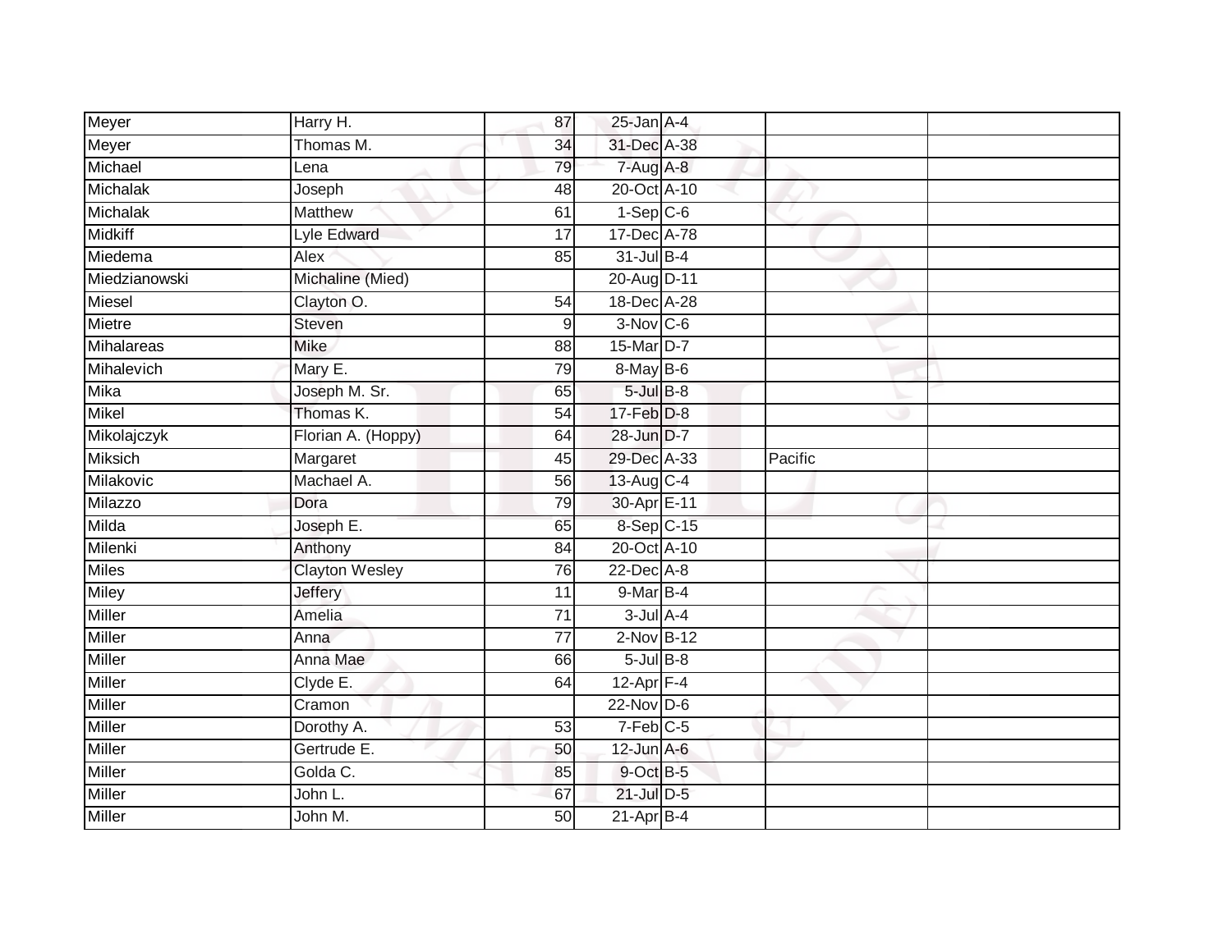| | | | | | | |
|---|---|---|---|---|---|---|
| Meyer | Harry H. | 87 | 25-Jan | A-4 | | |
| Meyer | Thomas M. | 34 | 31-Dec | A-38 | | |
| Michael | Lena | 79 | 7-Aug | A-8 | | |
| Michalak | Joseph | 48 | 20-Oct | A-10 | | |
| Michalak | Matthew | 61 | 1-Sep | C-6 | | |
| Midkiff | Lyle Edward | 17 | 17-Dec | A-78 | | |
| Miedema | Alex | 85 | 31-Jul | B-4 | | |
| Miedzianowski | Michaline (Mied) | | 20-Aug | D-11 | | |
| Miesel | Clayton O. | 54 | 18-Dec | A-28 | | |
| Mietre | Steven | 9 | 3-Nov | C-6 | | |
| Mihalareas | Mike | 88 | 15-Mar | D-7 | | |
| Mihalevich | Mary E. | 79 | 8-May | B-6 | | |
| Mika | Joseph M. Sr. | 65 | 5-Jul | B-8 | | |
| Mikel | Thomas K. | 54 | 17-Feb | D-8 | | |
| Mikolajczyk | Florian A. (Hoppy) | 64 | 28-Jun | D-7 | | |
| Miksich | Margaret | 45 | 29-Dec | A-33 | Pacific | |
| Milakovic | Machael A. | 56 | 13-Aug | C-4 | | |
| Milazzo | Dora | 79 | 30-Apr | E-11 | | |
| Milda | Joseph E. | 65 | 8-Sep | C-15 | | |
| Milenki | Anthony | 84 | 20-Oct | A-10 | | |
| Miles | Clayton Wesley | 76 | 22-Dec | A-8 | | |
| Miley | Jeffery | 11 | 9-Mar | B-4 | | |
| Miller | Amelia | 71 | 3-Jul | A-4 | | |
| Miller | Anna | 77 | 2-Nov | B-12 | | |
| Miller | Anna Mae | 66 | 5-Jul | B-8 | | |
| Miller | Clyde E. | 64 | 12-Apr | F-4 | | |
| Miller | Cramon | | 22-Nov | D-6 | | |
| Miller | Dorothy A. | 53 | 7-Feb | C-5 | | |
| Miller | Gertrude E. | 50 | 12-Jun | A-6 | | |
| Miller | Golda C. | 85 | 9-Oct | B-5 | | |
| Miller | John L. | 67 | 21-Jul | D-5 | | |
| Miller | John M. | 50 | 21-Apr | B-4 | | |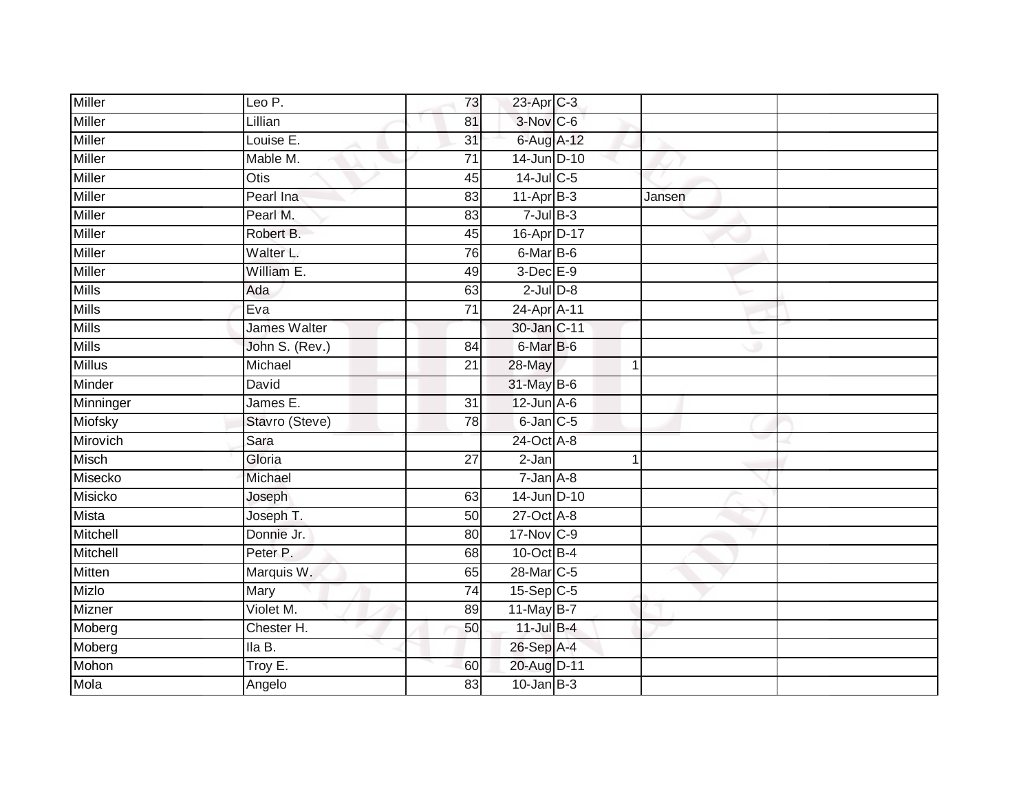| | | | | | | | |
|---|---|---|---|---|---|---|---|
| Miller | Leo P. | 73 | 23-Apr | C-3 | | | |
| Miller | Lillian | 81 | 3-Nov | C-6 | | | |
| Miller | Louise E. | 31 | 6-Aug | A-12 | | | |
| Miller | Mable M. | 71 | 14-Jun | D-10 | | | |
| Miller | Otis | 45 | 14-Jul | C-5 | | | |
| Miller | Pearl Ina | 83 | 11-Apr | B-3 | | Jansen | |
| Miller | Pearl M. | 83 | 7-Jul | B-3 | | | |
| Miller | Robert B. | 45 | 16-Apr | D-17 | | | |
| Miller | Walter L. | 76 | 6-Mar | B-6 | | | |
| Miller | William E. | 49 | 3-Dec | E-9 | | | |
| Mills | Ada | 63 | 2-Jul | D-8 | | | |
| Mills | Eva | 71 | 24-Apr | A-11 | | | |
| Mills | James Walter | | 30-Jan | C-11 | | | |
| Mills | John S. (Rev.) | 84 | 6-Mar | B-6 | | | |
| Millus | Michael | 21 | 28-May | | 1 | | |
| Minder | David | | 31-May | B-6 | | | |
| Minninger | James E. | 31 | 12-Jun | A-6 | | | |
| Miofsky | Stavro (Steve) | 78 | 6-Jan | C-5 | | | |
| Mirovich | Sara | | 24-Oct | A-8 | | | |
| Misch | Gloria | 27 | 2-Jan | | 1 | | |
| Misecko | Michael | | 7-Jan | A-8 | | | |
| Misicko | Joseph | 63 | 14-Jun | D-10 | | | |
| Mista | Joseph T. | 50 | 27-Oct | A-8 | | | |
| Mitchell | Donnie Jr. | 80 | 17-Nov | C-9 | | | |
| Mitchell | Peter P. | 68 | 10-Oct | B-4 | | | |
| Mitten | Marquis W. | 65 | 28-Mar | C-5 | | | |
| Mizlo | Mary | 74 | 15-Sep | C-5 | | | |
| Mizner | Violet M. | 89 | 11-May | B-7 | | | |
| Moberg | Chester H. | 50 | 11-Jul | B-4 | | | |
| Moberg | Ila B. | | 26-Sep | A-4 | | | |
| Mohon | Troy E. | 60 | 20-Aug | D-11 | | | |
| Mola | Angelo | 83 | 10-Jan | B-3 | | | |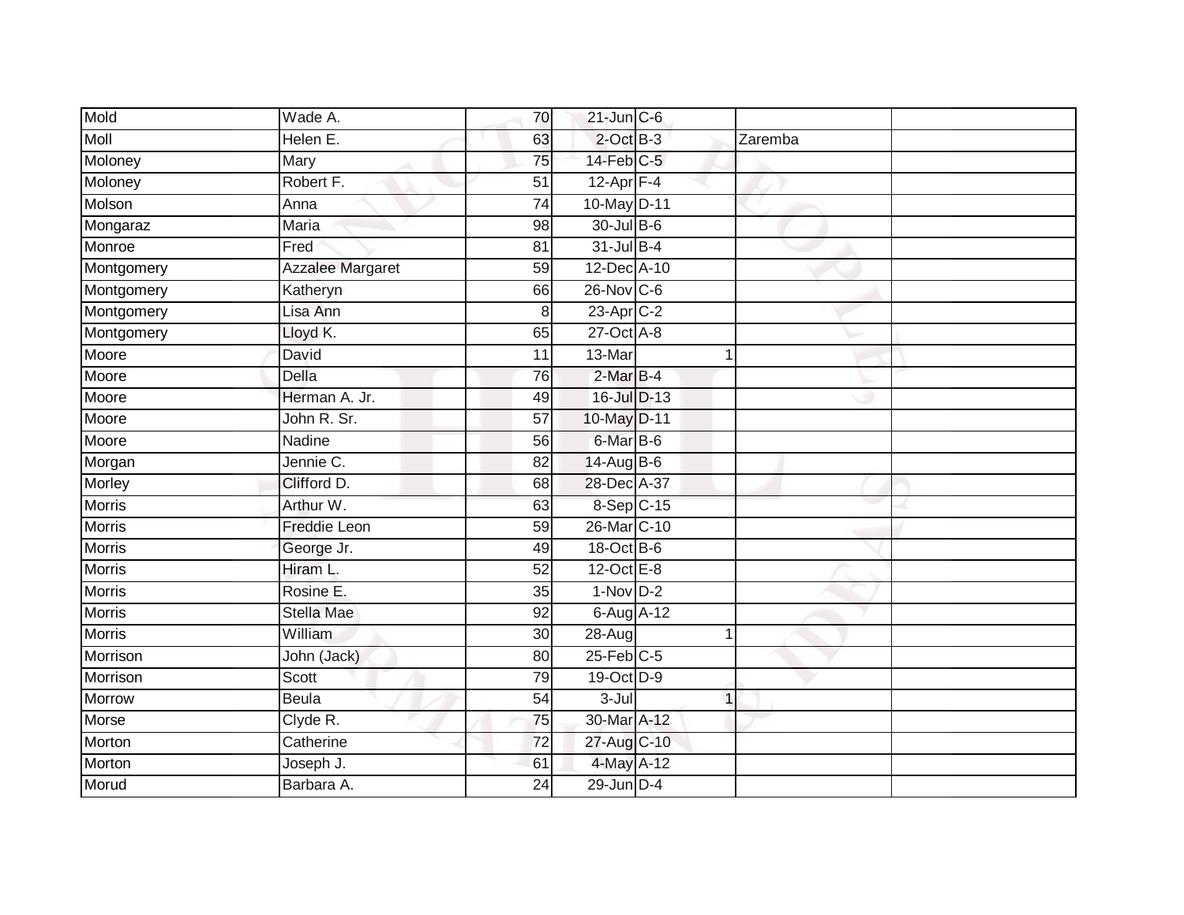| | | | | | | | |
|---|---|---|---|---|---|---|---|
| Mold | Wade A. | 70 | 21-Jun | C-6 | | | |
| Moll | Helen E. | 63 | 2-Oct | B-3 | | Zaremba | |
| Moloney | Mary | 75 | 14-Feb | C-5 | | | |
| Moloney | Robert F. | 51 | 12-Apr | F-4 | | | |
| Molson | Anna | 74 | 10-May | D-11 | | | |
| Mongaraz | Maria | 98 | 30-Jul | B-6 | | | |
| Monroe | Fred | 81 | 31-Jul | B-4 | | | |
| Montgomery | Azzalee Margaret | 59 | 12-Dec | A-10 | | | |
| Montgomery | Katheryn | 66 | 26-Nov | C-6 | | | |
| Montgomery | Lisa Ann | 8 | 23-Apr | C-2 | | | |
| Montgomery | Lloyd K. | 65 | 27-Oct | A-8 | | | |
| Moore | David | 11 | 13-Mar | | 1 | | |
| Moore | Della | 76 | 2-Mar | B-4 | | | |
| Moore | Herman A. Jr. | 49 | 16-Jul | D-13 | | | |
| Moore | John R. Sr. | 57 | 10-May | D-11 | | | |
| Moore | Nadine | 56 | 6-Mar | B-6 | | | |
| Morgan | Jennie C. | 82 | 14-Aug | B-6 | | | |
| Morley | Clifford D. | 68 | 28-Dec | A-37 | | | |
| Morris | Arthur W. | 63 | 8-Sep | C-15 | | | |
| Morris | Freddie Leon | 59 | 26-Mar | C-10 | | | |
| Morris | George Jr. | 49 | 18-Oct | B-6 | | | |
| Morris | Hiram L. | 52 | 12-Oct | E-8 | | | |
| Morris | Rosine E. | 35 | 1-Nov | D-2 | | | |
| Morris | Stella Mae | 92 | 6-Aug | A-12 | | | |
| Morris | William | 30 | 28-Aug | | 1 | | |
| Morrison | John (Jack) | 80 | 25-Feb | C-5 | | | |
| Morrison | Scott | 79 | 19-Oct | D-9 | | | |
| Morrow | Beula | 54 | 3-Jul | | 1 | | |
| Morse | Clyde R. | 75 | 30-Mar | A-12 | | | |
| Morton | Catherine | 72 | 27-Aug | C-10 | | | |
| Morton | Joseph J. | 61 | 4-May | A-12 | | | |
| Morud | Barbara A. | 24 | 29-Jun | D-4 | | | |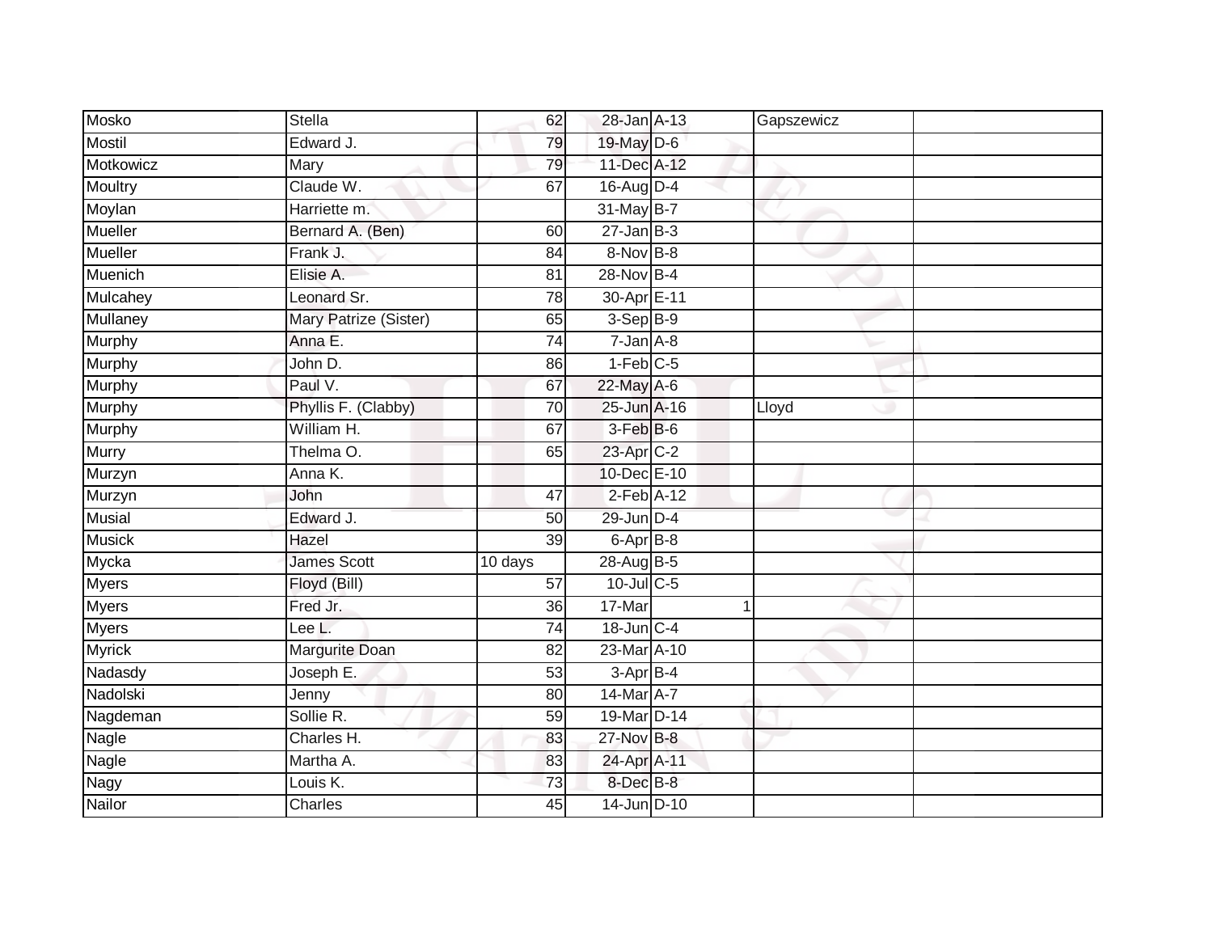| | | | | | | |
|---|---|---|---|---|---|---|
| Mosko | Stella | 62 | 28-Jan | A-13 | Gapszewicz | |
| Mostil | Edward J. | 79 | 19-May | D-6 | | |
| Motkowicz | Mary | 79 | 11-Dec | A-12 | | |
| Moultry | Claude W. | 67 | 16-Aug | D-4 | | |
| Moylan | Harriette m. | | 31-May | B-7 | | |
| Mueller | Bernard A. (Ben) | 60 | 27-Jan | B-3 | | |
| Mueller | Frank J. | 84 | 8-Nov | B-8 | | |
| Muenich | Elisie A. | 81 | 28-Nov | B-4 | | |
| Mulcahey | Leonard Sr. | 78 | 30-Apr | E-11 | | |
| Mullaney | Mary Patrize (Sister) | 65 | 3-Sep | B-9 | | |
| Murphy | Anna E. | 74 | 7-Jan | A-8 | | |
| Murphy | John D. | 86 | 1-Feb | C-5 | | |
| Murphy | Paul V. | 67 | 22-May | A-6 | | |
| Murphy | Phyllis F. (Clabby) | 70 | 25-Jun | A-16 | Lloyd | |
| Murphy | William H. | 67 | 3-Feb | B-6 | | |
| Murry | Thelma O. | 65 | 23-Apr | C-2 | | |
| Murzyn | Anna K. | | 10-Dec | E-10 | | |
| Murzyn | John | 47 | 2-Feb | A-12 | | |
| Musial | Edward J. | 50 | 29-Jun | D-4 | | |
| Musick | Hazel | 39 | 6-Apr | B-8 | | |
| Mycka | James Scott | 10 days | 28-Aug | B-5 | | |
| Myers | Floyd (Bill) | 57 | 10-Jul | C-5 | | |
| Myers | Fred Jr. | 36 | 17-Mar | 1 | | |
| Myers | Lee L. | 74 | 18-Jun | C-4 | | |
| Myrick | Margurite Doan | 82 | 23-Mar | A-10 | | |
| Nadasdy | Joseph E. | 53 | 3-Apr | B-4 | | |
| Nadolski | Jenny | 80 | 14-Mar | A-7 | | |
| Nagdeman | Sollie R. | 59 | 19-Mar | D-14 | | |
| Nagle | Charles H. | 83 | 27-Nov | B-8 | | |
| Nagle | Martha A. | 83 | 24-Apr | A-11 | | |
| Nagy | Louis K. | 73 | 8-Dec | B-8 | | |
| Nailor | Charles | 45 | 14-Jun | D-10 | | |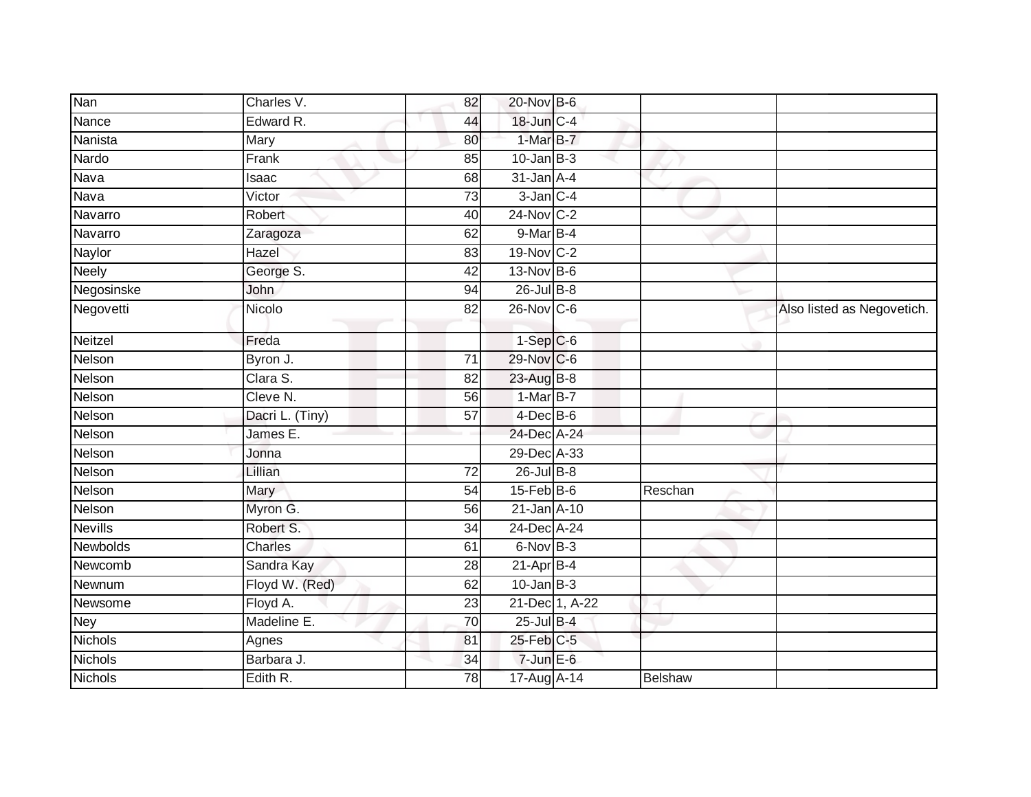| | | | | | | |
|---|---|---|---|---|---|---|
| Nan | Charles V. | 82 | 20-Nov | B-6 | | |
| Nance | Edward R. | 44 | 18-Jun | C-4 | | |
| Nanista | Mary | 80 | 1-Mar | B-7 | | |
| Nardo | Frank | 85 | 10-Jan | B-3 | | |
| Nava | Isaac | 68 | 31-Jan | A-4 | | |
| Nava | Victor | 73 | 3-Jan | C-4 | | |
| Navarro | Robert | 40 | 24-Nov | C-2 | | |
| Navarro | Zaragoza | 62 | 9-Mar | B-4 | | |
| Naylor | Hazel | 83 | 19-Nov | C-2 | | |
| Neely | George S. | 42 | 13-Nov | B-6 | | |
| Negosinske | John | 94 | 26-Jul | B-8 | | |
| Negovetti | Nicolo | 82 | 26-Nov | C-6 | | Also listed as Negovetich. |
| Neitzel | Freda | | 1-Sep | C-6 | | |
| Nelson | Byron J. | 71 | 29-Nov | C-6 | | |
| Nelson | Clara S. | 82 | 23-Aug | B-8 | | |
| Nelson | Cleve N. | 56 | 1-Mar | B-7 | | |
| Nelson | Dacri L. (Tiny) | 57 | 4-Dec | B-6 | | |
| Nelson | James E. | | 24-Dec | A-24 | | |
| Nelson | Jonna | | 29-Dec | A-33 | | |
| Nelson | Lillian | 72 | 26-Jul | B-8 | | |
| Nelson | Mary | 54 | 15-Feb | B-6 | Reschan | |
| Nelson | Myron G. | 56 | 21-Jan | A-10 | | |
| Nevills | Robert S. | 34 | 24-Dec | A-24 | | |
| Newbolds | Charles | 61 | 6-Nov | B-3 | | |
| Newcomb | Sandra Kay | 28 | 21-Apr | B-4 | | |
| Newnum | Floyd W. (Red) | 62 | 10-Jan | B-3 | | |
| Newsome | Floyd A. | 23 | 21-Dec | 1, A-22 | | |
| Ney | Madeline E. | 70 | 25-Jul | B-4 | | |
| Nichols | Agnes | 81 | 25-Feb | C-5 | | |
| Nichols | Barbara J. | 34 | 7-Jun | E-6 | | |
| Nichols | Edith R. | 78 | 17-Aug | A-14 | Belshaw | |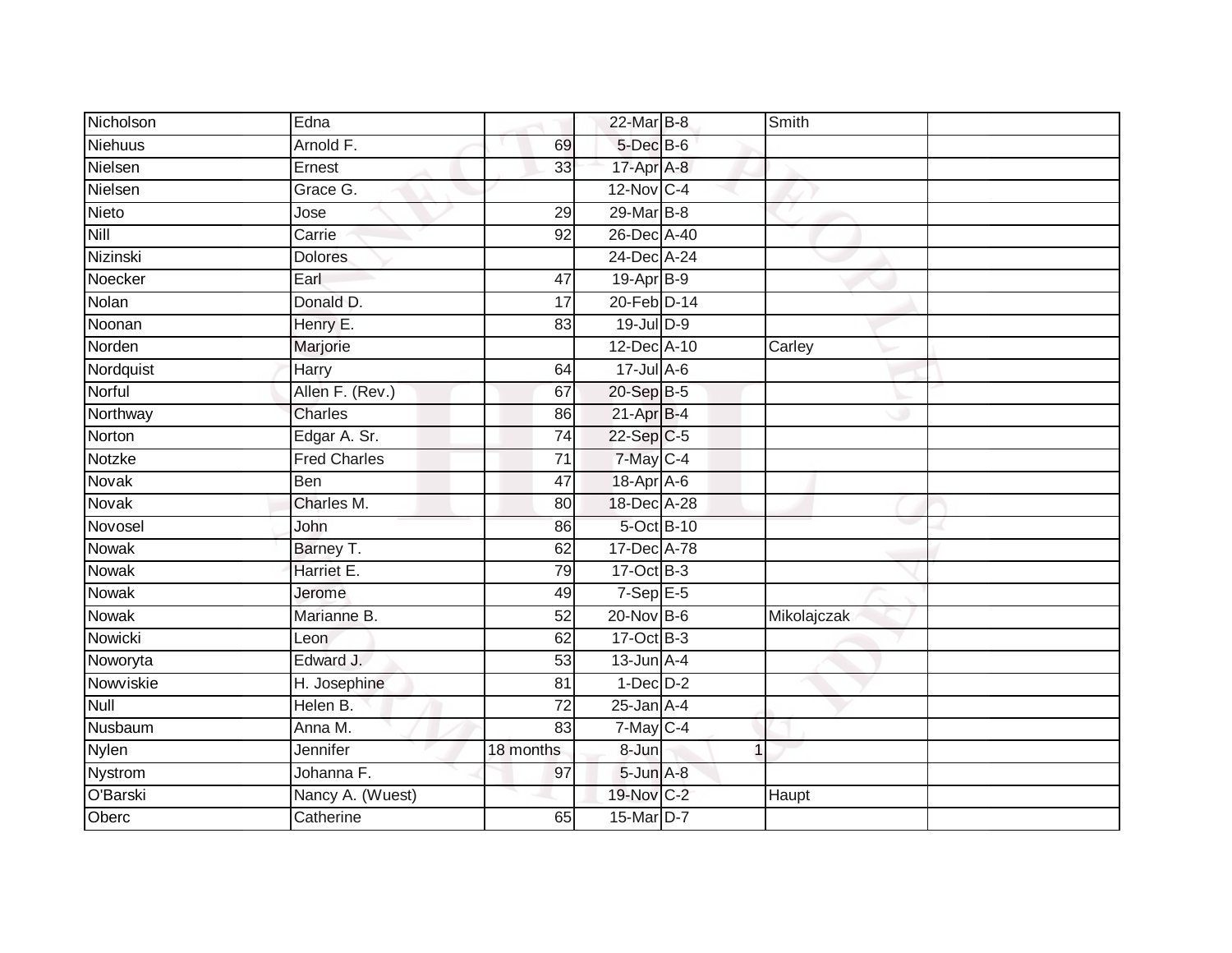| | | | | | | | |
|---|---|---|---|---|---|---|---|
| Nicholson | Edna | | 22-Mar | B-8 | | Smith | |
| Niehuus | Arnold F. | 69 | 5-Dec | B-6 | | | |
| Nielsen | Ernest | 33 | 17-Apr | A-8 | | | |
| Nielsen | Grace G. | | 12-Nov | C-4 | | | |
| Nieto | Jose | 29 | 29-Mar | B-8 | | | |
| Nill | Carrie | 92 | 26-Dec | A-40 | | | |
| Nizinski | Dolores | | 24-Dec | A-24 | | | |
| Noecker | Earl | 47 | 19-Apr | B-9 | | | |
| Nolan | Donald D. | 17 | 20-Feb | D-14 | | | |
| Noonan | Henry E. | 83 | 19-Jul | D-9 | | | |
| Norden | Marjorie | | 12-Dec | A-10 | | Carley | |
| Nordquist | Harry | 64 | 17-Jul | A-6 | | | |
| Norful | Allen F. (Rev.) | 67 | 20-Sep | B-5 | | | |
| Northway | Charles | 86 | 21-Apr | B-4 | | | |
| Norton | Edgar A. Sr. | 74 | 22-Sep | C-5 | | | |
| Notzke | Fred Charles | 71 | 7-May | C-4 | | | |
| Novak | Ben | 47 | 18-Apr | A-6 | | | |
| Novak | Charles M. | 80 | 18-Dec | A-28 | | | |
| Novosel | John | 86 | 5-Oct | B-10 | | | |
| Nowak | Barney T. | 62 | 17-Dec | A-78 | | | |
| Nowak | Harriet E. | 79 | 17-Oct | B-3 | | | |
| Nowak | Jerome | 49 | 7-Sep | E-5 | | | |
| Nowak | Marianne B. | 52 | 20-Nov | B-6 | | Mikolajczak | |
| Nowicki | Leon | 62 | 17-Oct | B-3 | | | |
| Noworyta | Edward J. | 53 | 13-Jun | A-4 | | | |
| Nowviskie | H. Josephine | 81 | 1-Dec | D-2 | | | |
| Null | Helen B. | 72 | 25-Jan | A-4 | | | |
| Nusbaum | Anna M. | 83 | 7-May | C-4 | | | |
| Nylen | Jennifer | 18 months | 8-Jun | | 1 | | |
| Nystrom | Johanna F. | 97 | 5-Jun | A-8 | | | |
| O'Barski | Nancy A. (Wuest) | | 19-Nov | C-2 | | Haupt | |
| Oberc | Catherine | 65 | 15-Mar | D-7 | | | |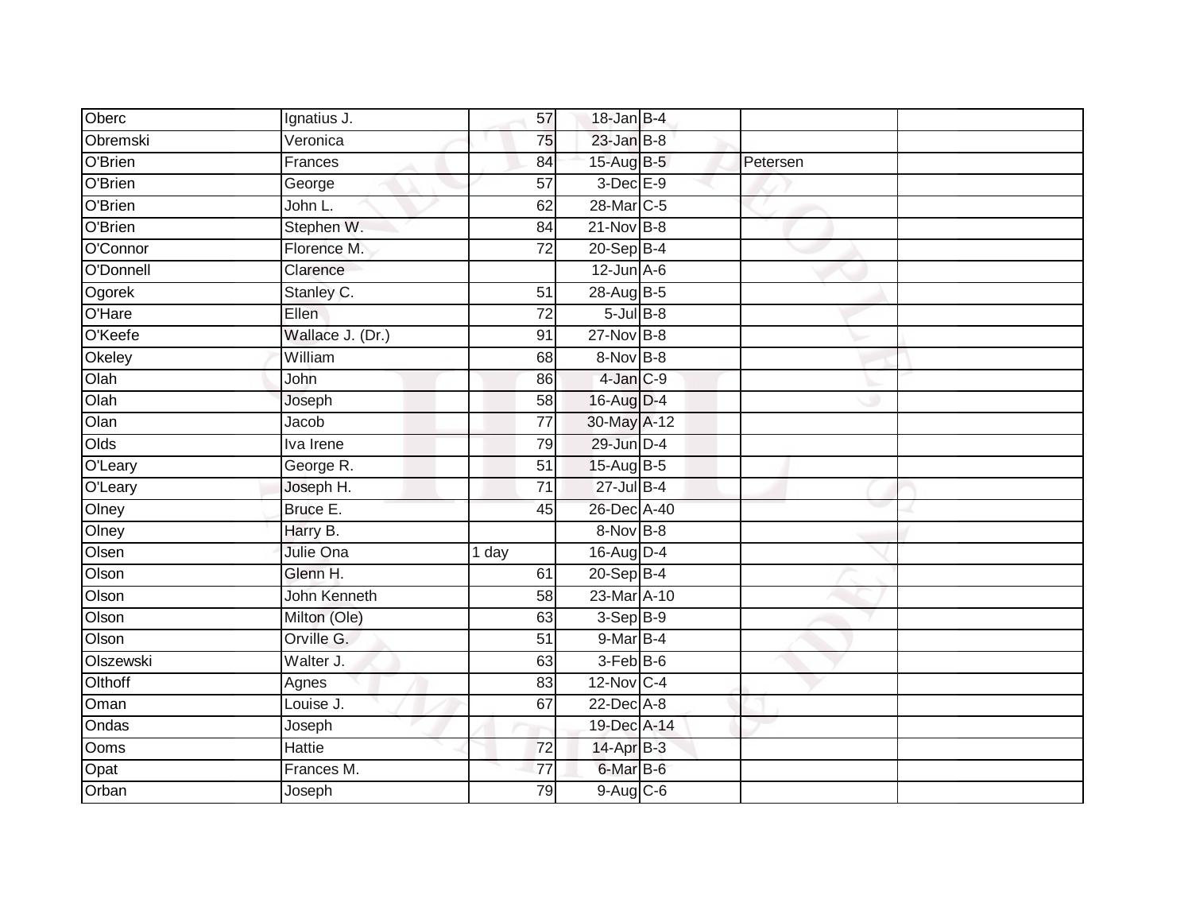| | | | | | | |
|---|---|---|---|---|---|---|
| Oberc | Ignatius J. | 57 | 18-Jan | B-4 | | |
| Obremski | Veronica | 75 | 23-Jan | B-8 | | |
| O'Brien | Frances | 84 | 15-Aug | B-5 | Petersen | |
| O'Brien | George | 57 | 3-Dec | E-9 | | |
| O'Brien | John L. | 62 | 28-Mar | C-5 | | |
| O'Brien | Stephen W. | 84 | 21-Nov | B-8 | | |
| O'Connor | Florence M. | 72 | 20-Sep | B-4 | | |
| O'Donnell | Clarence | | 12-Jun | A-6 | | |
| Ogorek | Stanley C. | 51 | 28-Aug | B-5 | | |
| O'Hare | Ellen | 72 | 5-Jul | B-8 | | |
| O'Keefe | Wallace J. (Dr.) | 91 | 27-Nov | B-8 | | |
| Okeley | William | 68 | 8-Nov | B-8 | | |
| Olah | John | 86 | 4-Jan | C-9 | | |
| Olah | Joseph | 58 | 16-Aug | D-4 | | |
| Olan | Jacob | 77 | 30-May | A-12 | | |
| Olds | Iva Irene | 79 | 29-Jun | D-4 | | |
| O'Leary | George R. | 51 | 15-Aug | B-5 | | |
| O'Leary | Joseph H. | 71 | 27-Jul | B-4 | | |
| Olney | Bruce E. | 45 | 26-Dec | A-40 | | |
| Olney | Harry B. | | 8-Nov | B-8 | | |
| Olsen | Julie Ona | 1 day | 16-Aug | D-4 | | |
| Olson | Glenn H. | 61 | 20-Sep | B-4 | | |
| Olson | John Kenneth | 58 | 23-Mar | A-10 | | |
| Olson | Milton (Ole) | 63 | 3-Sep | B-9 | | |
| Olson | Orville G. | 51 | 9-Mar | B-4 | | |
| Olszewski | Walter J. | 63 | 3-Feb | B-6 | | |
| Olthoff | Agnes | 83 | 12-Nov | C-4 | | |
| Oman | Louise J. | 67 | 22-Dec | A-8 | | |
| Ondas | Joseph | | 19-Dec | A-14 | | |
| Ooms | Hattie | 72 | 14-Apr | B-3 | | |
| Opat | Frances M. | 77 | 6-Mar | B-6 | | |
| Orban | Joseph | 79 | 9-Aug | C-6 | | |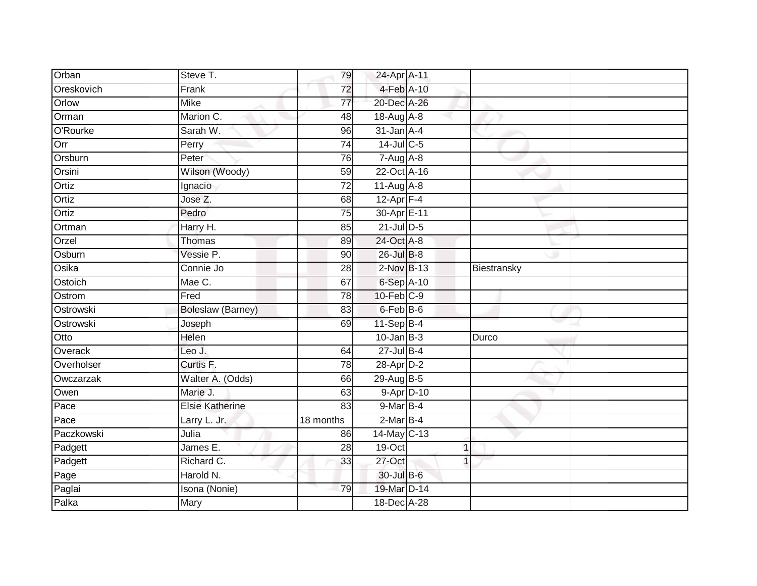| | | | | | | |
|---|---|---|---|---|---|---|
| Orban | Steve T. | 79 | 24-Apr | A-11 | | |
| Oreskovich | Frank | 72 | 4-Feb | A-10 | | |
| Orlow | Mike | 77 | 20-Dec | A-26 | | |
| Orman | Marion C. | 48 | 18-Aug | A-8 | | |
| O'Rourke | Sarah W. | 96 | 31-Jan | A-4 | | |
| Orr | Perry | 74 | 14-Jul | C-5 | | |
| Orsburn | Peter | 76 | 7-Aug | A-8 | | |
| Orsini | Wilson (Woody) | 59 | 22-Oct | A-16 | | |
| Ortiz | Ignacio | 72 | 11-Aug | A-8 | | |
| Ortiz | Jose Z. | 68 | 12-Apr | F-4 | | |
| Ortiz | Pedro | 75 | 30-Apr | E-11 | | |
| Ortman | Harry H. | 85 | 21-Jul | D-5 | | |
| Orzel | Thomas | 89 | 24-Oct | A-8 | | |
| Osburn | Vessie P. | 90 | 26-Jul | B-8 | | |
| Osika | Connie Jo | 28 | 2-Nov | B-13 | Biestransky | |
| Ostoich | Mae C. | 67 | 6-Sep | A-10 | | |
| Ostrom | Fred | 78 | 10-Feb | C-9 | | |
| Ostrowski | Boleslaw (Barney) | 83 | 6-Feb | B-6 | | |
| Ostrowski | Joseph | 69 | 11-Sep | B-4 | | |
| Otto | Helen | | 10-Jan | B-3 | Durco | |
| Overack | Leo J. | 64 | 27-Jul | B-4 | | |
| Overholser | Curtis F. | 78 | 28-Apr | D-2 | | |
| Owczarzak | Walter A. (Odds) | 66 | 29-Aug | B-5 | | |
| Owen | Marie J. | 63 | 9-Apr | D-10 | | |
| Pace | Elsie Katherine | 83 | 9-Mar | B-4 | | |
| Pace | Larry L. Jr. | 18 months | 2-Mar | B-4 | | |
| Paczkowski | Julia | 86 | 14-May | C-13 | | |
| Padgett | James E. | 28 | 19-Oct | 1 | | |
| Padgett | Richard C. | 33 | 27-Oct | 1 | | |
| Page | Harold N. | | 30-Jul | B-6 | | |
| Paglai | Isona (Nonie) | 79 | 19-Mar | D-14 | | |
| Palka | Mary | | 18-Dec | A-28 | | |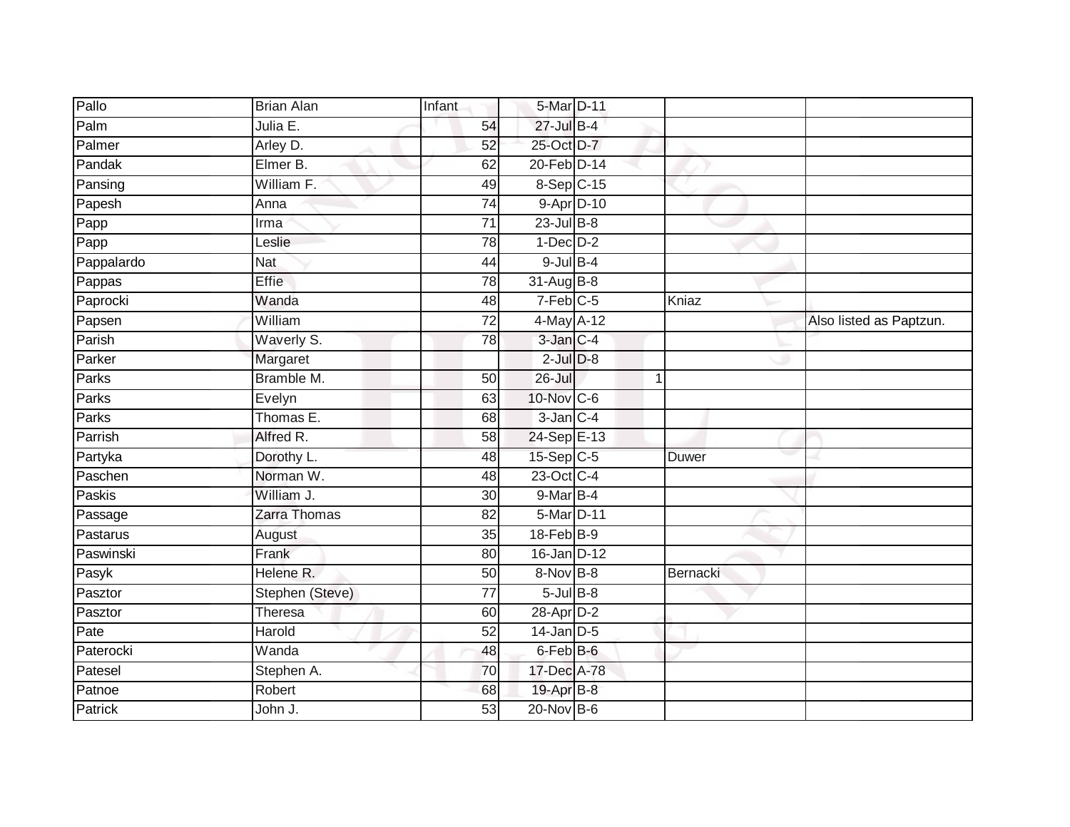| | | | | | | | |
|---|---|---|---|---|---|---|---|
| Pallo | Brian Alan | Infant | 5-Mar | D-11 | | | |
| Palm | Julia E. | 54 | 27-Jul | B-4 | | | |
| Palmer | Arley D. | 52 | 25-Oct | D-7 | | | |
| Pandak | Elmer B. | 62 | 20-Feb | D-14 | | | |
| Pansing | William F. | 49 | 8-Sep | C-15 | | | |
| Papesh | Anna | 74 | 9-Apr | D-10 | | | |
| Papp | Irma | 71 | 23-Jul | B-8 | | | |
| Papp | Leslie | 78 | 1-Dec | D-2 | | | |
| Pappalardo | Nat | 44 | 9-Jul | B-4 | | | |
| Pappas | Effie | 78 | 31-Aug | B-8 | | | |
| Paprocki | Wanda | 48 | 7-Feb | C-5 | | Kniaz | |
| Papsen | William | 72 | 4-May | A-12 | | | Also listed as Paptzun. |
| Parish | Waverly S. | 78 | 3-Jan | C-4 | | | |
| Parker | Margaret | | 2-Jul | D-8 | | | |
| Parks | Bramble M. | 50 | 26-Jul | | 1 | | |
| Parks | Evelyn | 63 | 10-Nov | C-6 | | | |
| Parks | Thomas E. | 68 | 3-Jan | C-4 | | | |
| Parrish | Alfred R. | 58 | 24-Sep | E-13 | | | |
| Partyka | Dorothy L. | 48 | 15-Sep | C-5 | | Duwer | |
| Paschen | Norman W. | 48 | 23-Oct | C-4 | | | |
| Paskis | William J. | 30 | 9-Mar | B-4 | | | |
| Passage | Zarra Thomas | 82 | 5-Mar | D-11 | | | |
| Pastarus | August | 35 | 18-Feb | B-9 | | | |
| Paswinski | Frank | 80 | 16-Jan | D-12 | | | |
| Pasyk | Helene R. | 50 | 8-Nov | B-8 | | Bernacki | |
| Pasztor | Stephen (Steve) | 77 | 5-Jul | B-8 | | | |
| Pasztor | Theresa | 60 | 28-Apr | D-2 | | | |
| Pate | Harold | 52 | 14-Jan | D-5 | | | |
| Paterocki | Wanda | 48 | 6-Feb | B-6 | | | |
| Patesel | Stephen A. | 70 | 17-Dec | A-78 | | | |
| Patnoe | Robert | 68 | 19-Apr | B-8 | | | |
| Patrick | John J. | 53 | 20-Nov | B-6 | | | |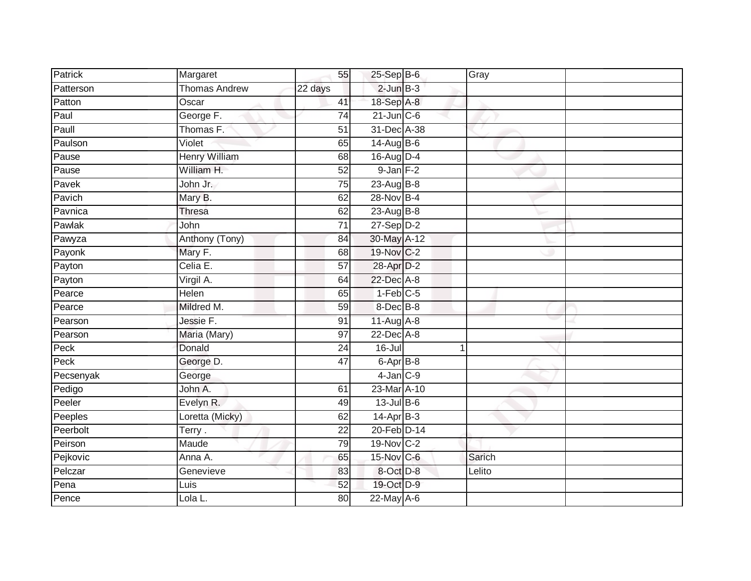| Patrick | Margaret | 55 | 25-Sep | B-6 | | Gray | |
|---|---|---|---|---|---|---|---|
| Patterson | Thomas Andrew | 22 days | 2-Jun | B-3 | | | |
| Patton | Oscar | 41 | 18-Sep | A-8 | | | |
| Paul | George F. | 74 | 21-Jun | C-6 | | | |
| Paull | Thomas F. | 51 | 31-Dec | A-38 | | | |
| Paulson | Violet | 65 | 14-Aug | B-6 | | | |
| Pause | Henry William | 68 | 16-Aug | D-4 | | | |
| Pause | William H. | 52 | 9-Jan | F-2 | | | |
| Pavek | John Jr. | 75 | 23-Aug | B-8 | | | |
| Pavich | Mary B. | 62 | 28-Nov | B-4 | | | |
| Pavnica | Thresa | 62 | 23-Aug | B-8 | | | |
| Pawlak | John | 71 | 27-Sep | D-2 | | | |
| Pawyza | Anthony (Tony) | 84 | 30-May | A-12 | | | |
| Payonk | Mary F. | 68 | 19-Nov | C-2 | | | |
| Payton | Celia E. | 57 | 28-Apr | D-2 | | | |
| Payton | Virgil A. | 64 | 22-Dec | A-8 | | | |
| Pearce | Helen | 65 | 1-Feb | C-5 | | | |
| Pearce | Mildred M. | 59 | 8-Dec | B-8 | | | |
| Pearson | Jessie F. | 91 | 11-Aug | A-8 | | | |
| Pearson | Maria (Mary) | 97 | 22-Dec | A-8 | | | |
| Peck | Donald | 24 | 16-Jul | | 1 | | |
| Peck | George D. | 47 | 6-Apr | B-8 | | | |
| Pecsenyak | George | | 4-Jan | C-9 | | | |
| Pedigo | John A. | 61 | 23-Mar | A-10 | | | |
| Peeler | Evelyn R. | 49 | 13-Jul | B-6 | | | |
| Peeples | Loretta (Micky) | 62 | 14-Apr | B-3 | | | |
| Peerbolt | Terry . | 22 | 20-Feb | D-14 | | | |
| Peirson | Maude | 79 | 19-Nov | C-2 | | | |
| Pejkovic | Anna A. | 65 | 15-Nov | C-6 | | Sarich | |
| Pelczar | Genevieve | 83 | 8-Oct | D-8 | | Lelito | |
| Pena | Luis | 52 | 19-Oct | D-9 | | | |
| Pence | Lola L. | 80 | 22-May | A-6 | | | |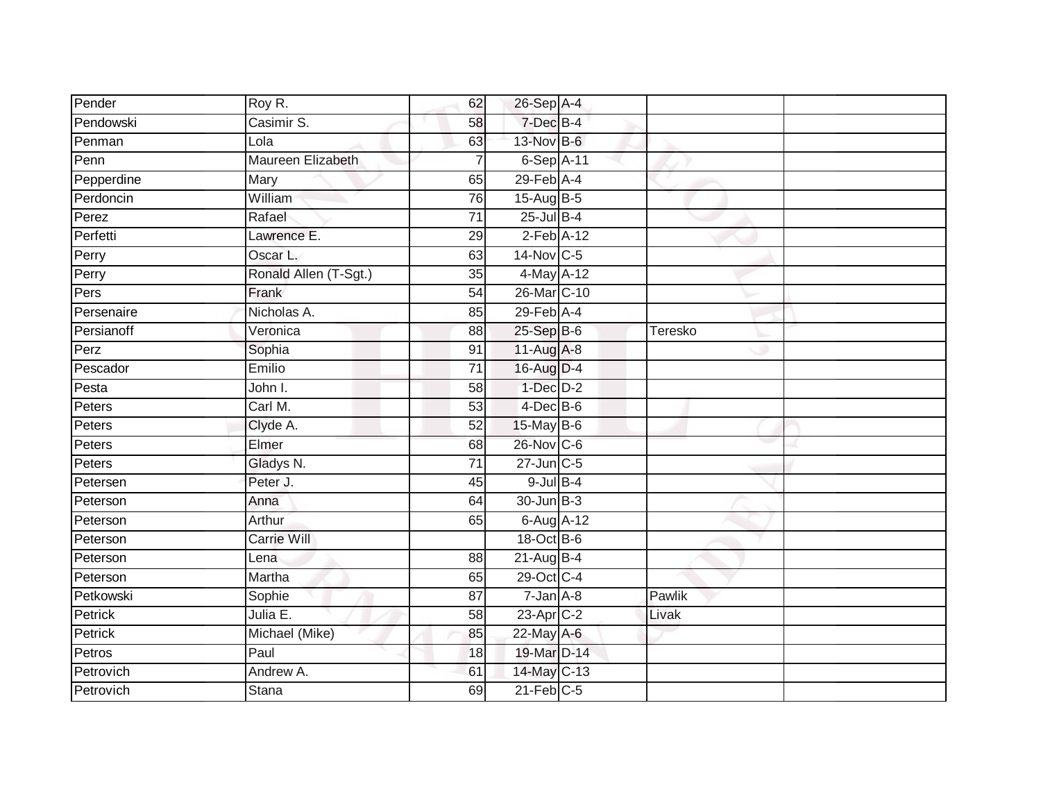| | | | | | | |
|---|---|---|---|---|---|---|
| Pender | Roy R. | 62 | 26-Sep | A-4 | | |
| Pendowski | Casimir S. | 58 | 7-Dec | B-4 | | |
| Penman | Lola | 63 | 13-Nov | B-6 | | |
| Penn | Maureen Elizabeth | 7 | 6-Sep | A-11 | | |
| Pepperdine | Mary | 65 | 29-Feb | A-4 | | |
| Perdoncin | William | 76 | 15-Aug | B-5 | | |
| Perez | Rafael | 71 | 25-Jul | B-4 | | |
| Perfetti | Lawrence E. | 29 | 2-Feb | A-12 | | |
| Perry | Oscar L. | 63 | 14-Nov | C-5 | | |
| Perry | Ronald Allen (T-Sgt.) | 35 | 4-May | A-12 | | |
| Pers | Frank | 54 | 26-Mar | C-10 | | |
| Persenaire | Nicholas A. | 85 | 29-Feb | A-4 | | |
| Persianoff | Veronica | 88 | 25-Sep | B-6 | Teresko | |
| Perz | Sophia | 91 | 11-Aug | A-8 | | |
| Pescador | Emilio | 71 | 16-Aug | D-4 | | |
| Pesta | John I. | 58 | 1-Dec | D-2 | | |
| Peters | Carl M. | 53 | 4-Dec | B-6 | | |
| Peters | Clyde A. | 52 | 15-May | B-6 | | |
| Peters | Elmer | 68 | 26-Nov | C-6 | | |
| Peters | Gladys N. | 71 | 27-Jun | C-5 | | |
| Petersen | Peter J. | 45 | 9-Jul | B-4 | | |
| Peterson | Anna | 64 | 30-Jun | B-3 | | |
| Peterson | Arthur | 65 | 6-Aug | A-12 | | |
| Peterson | Carrie Will | | 18-Oct | B-6 | | |
| Peterson | Lena | 88 | 21-Aug | B-4 | | |
| Peterson | Martha | 65 | 29-Oct | C-4 | | |
| Petkowski | Sophie | 87 | 7-Jan | A-8 | Pawlik | |
| Petrick | Julia E. | 58 | 23-Apr | C-2 | Livak | |
| Petrick | Michael (Mike) | 85 | 22-May | A-6 | | |
| Petros | Paul | 18 | 19-Mar | D-14 | | |
| Petrovich | Andrew A. | 61 | 14-May | C-13 | | |
| Petrovich | Stana | 69 | 21-Feb | C-5 | | |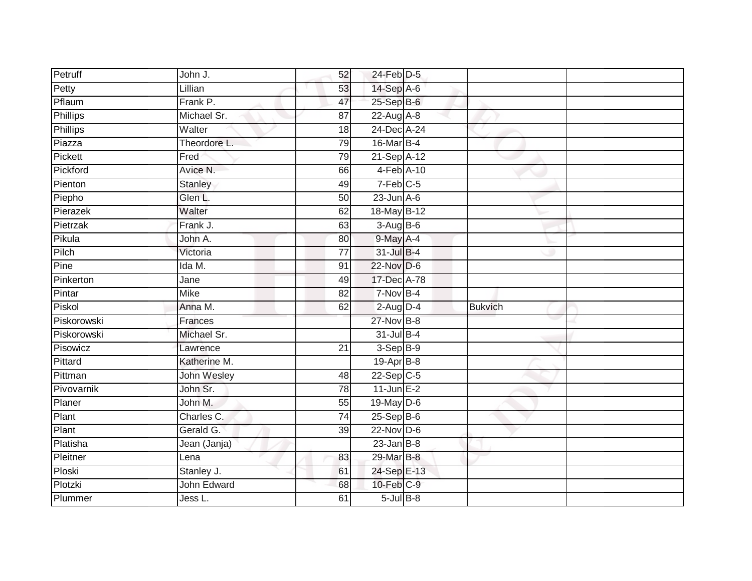| | | | | | | |
|---|---|---|---|---|---|---|
| Petruff | John J. | 52 | 24-Feb | D-5 | | |
| Petty | Lillian | 53 | 14-Sep | A-6 | | |
| Pflaum | Frank P. | 47 | 25-Sep | B-6 | | |
| Phillips | Michael Sr. | 87 | 22-Aug | A-8 | | |
| Phillips | Walter | 18 | 24-Dec | A-24 | | |
| Piazza | Theordore L. | 79 | 16-Mar | B-4 | | |
| Pickett | Fred | 79 | 21-Sep | A-12 | | |
| Pickford | Avice N. | 66 | 4-Feb | A-10 | | |
| Pienton | Stanley | 49 | 7-Feb | C-5 | | |
| Piepho | Glen L. | 50 | 23-Jun | A-6 | | |
| Pierazek | Walter | 62 | 18-May | B-12 | | |
| Pietrzak | Frank J. | 63 | 3-Aug | B-6 | | |
| Pikula | John A. | 80 | 9-May | A-4 | | |
| Pilch | Victoria | 77 | 31-Jul | B-4 | | |
| Pine | Ida M. | 91 | 22-Nov | D-6 | | |
| Pinkerton | Jane | 49 | 17-Dec | A-78 | | |
| Pintar | Mike | 82 | 7-Nov | B-4 | | |
| Piskol | Anna M. | 62 | 2-Aug | D-4 | Bukvich | |
| Piskorowski | Frances | | 27-Nov | B-8 | | |
| Piskorowski | Michael Sr. | | 31-Jul | B-4 | | |
| Pisowicz | Lawrence | 21 | 3-Sep | B-9 | | |
| Pittard | Katherine M. | | 19-Apr | B-8 | | |
| Pittman | John Wesley | 48 | 22-Sep | C-5 | | |
| Pivovarnik | John Sr. | 78 | 11-Jun | E-2 | | |
| Planer | John M. | 55 | 19-May | D-6 | | |
| Plant | Charles C. | 74 | 25-Sep | B-6 | | |
| Plant | Gerald G. | 39 | 22-Nov | D-6 | | |
| Platisha | Jean (Janja) | | 23-Jan | B-8 | | |
| Pleitner | Lena | 83 | 29-Mar | B-8 | | |
| Ploski | Stanley J. | 61 | 24-Sep | E-13 | | |
| Plotzki | John Edward | 68 | 10-Feb | C-9 | | |
| Plummer | Jess L. | 61 | 5-Jul | B-8 | | |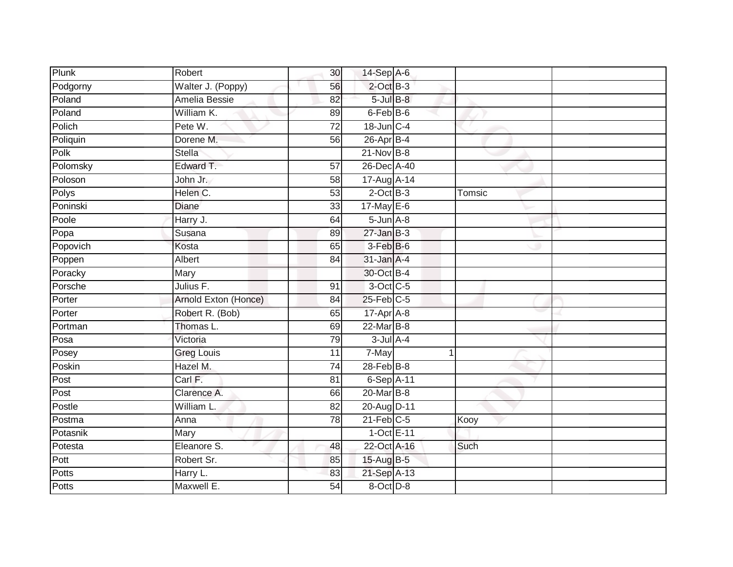| | | | | | | |
|---|---|---|---|---|---|---|
| Plunk | Robert | 30 | 14-Sep | A-6 | | |
| Podgorny | Walter J. (Poppy) | 56 | 2-Oct | B-3 | | |
| Poland | Amelia Bessie | 82 | 5-Jul | B-8 | | |
| Poland | William K. | 89 | 6-Feb | B-6 | | |
| Polich | Pete W. | 72 | 18-Jun | C-4 | | |
| Poliquin | Dorene M. | 56 | 26-Apr | B-4 | | |
| Polk | Stella | | 21-Nov | B-8 | | |
| Polomsky | Edward T. | 57 | 26-Dec | A-40 | | |
| Poloson | John Jr. | 58 | 17-Aug | A-14 | | |
| Polys | Helen C. | 53 | 2-Oct | B-3 | Tomsic | |
| Poninski | Diane | 33 | 17-May | E-6 | | |
| Poole | Harry J. | 64 | 5-Jun | A-8 | | |
| Popa | Susana | 89 | 27-Jan | B-3 | | |
| Popovich | Kosta | 65 | 3-Feb | B-6 | | |
| Poppen | Albert | 84 | 31-Jan | A-4 | | |
| Poracky | Mary | | 30-Oct | B-4 | | |
| Porsche | Julius F. | 91 | 3-Oct | C-5 | | |
| Porter | Arnold Exton (Honce) | 84 | 25-Feb | C-5 | | |
| Porter | Robert R. (Bob) | 65 | 17-Apr | A-8 | | |
| Portman | Thomas L. | 69 | 22-Mar | B-8 | | |
| Posa | Victoria | 79 | 3-Jul | A-4 | | |
| Posey | Greg Louis | 11 | 7-May | 1 | | |
| Poskin | Hazel M. | 74 | 28-Feb | B-8 | | |
| Post | Carl F. | 81 | 6-Sep | A-11 | | |
| Post | Clarence A. | 66 | 20-Mar | B-8 | | |
| Postle | William L. | 82 | 20-Aug | D-11 | | |
| Postma | Anna | 78 | 21-Feb | C-5 | Kooy | |
| Potasnik | Mary | | 1-Oct | E-11 | | |
| Potesta | Eleanore S. | 48 | 22-Oct | A-16 | Such | |
| Pott | Robert Sr. | 85 | 15-Aug | B-5 | | |
| Potts | Harry L. | 83 | 21-Sep | A-13 | | |
| Potts | Maxwell E. | 54 | 8-Oct | D-8 | | |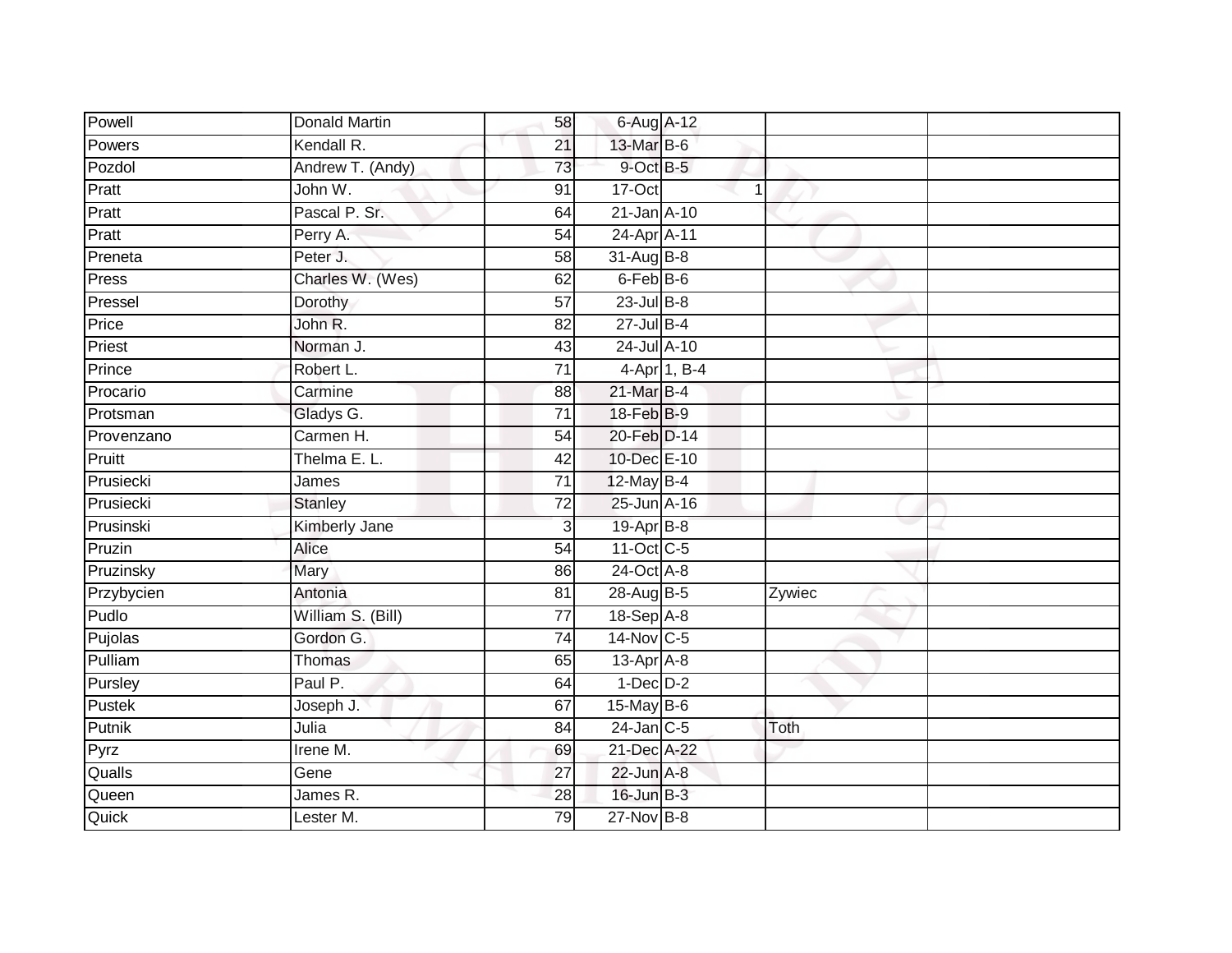| | | | | | | |
|---|---|---|---|---|---|---|
| Powell | Donald Martin | 58 | 6-Aug | A-12 | | |
| Powers | Kendall R. | 21 | 13-Mar | B-6 | | |
| Pozdol | Andrew T. (Andy) | 73 | 9-Oct | B-5 | | |
| Pratt | John W. | 91 | 17-Oct | 1 | | |
| Pratt | Pascal P. Sr. | 64 | 21-Jan | A-10 | | |
| Pratt | Perry A. | 54 | 24-Apr | A-11 | | |
| Preneta | Peter J. | 58 | 31-Aug | B-8 | | |
| Press | Charles W. (Wes) | 62 | 6-Feb | B-6 | | |
| Pressel | Dorothy | 57 | 23-Jul | B-8 | | |
| Price | John R. | 82 | 27-Jul | B-4 | | |
| Priest | Norman J. | 43 | 24-Jul | A-10 | | |
| Prince | Robert L. | 71 | 4-Apr | 1, B-4 | | |
| Procario | Carmine | 88 | 21-Mar | B-4 | | |
| Protsman | Gladys G. | 71 | 18-Feb | B-9 | | |
| Provenzano | Carmen H. | 54 | 20-Feb | D-14 | | |
| Pruitt | Thelma E. L. | 42 | 10-Dec | E-10 | | |
| Prusiecki | James | 71 | 12-May | B-4 | | |
| Prusiecki | Stanley | 72 | 25-Jun | A-16 | | |
| Prusinski | Kimberly Jane | 3 | 19-Apr | B-8 | | |
| Pruzin | Alice | 54 | 11-Oct | C-5 | | |
| Pruzinsky | Mary | 86 | 24-Oct | A-8 | | |
| Przybycien | Antonia | 81 | 28-Aug | B-5 | Zywiec | |
| Pudlo | William S. (Bill) | 77 | 18-Sep | A-8 | | |
| Pujolas | Gordon G. | 74 | 14-Nov | C-5 | | |
| Pulliam | Thomas | 65 | 13-Apr | A-8 | | |
| Pursley | Paul P. | 64 | 1-Dec | D-2 | | |
| Pustek | Joseph J. | 67 | 15-May | B-6 | | |
| Putnik | Julia | 84 | 24-Jan | C-5 | Toth | |
| Pyrz | Irene M. | 69 | 21-Dec | A-22 | | |
| Qualls | Gene | 27 | 22-Jun | A-8 | | |
| Queen | James R. | 28 | 16-Jun | B-3 | | |
| Quick | Lester M. | 79 | 27-Nov | B-8 | | |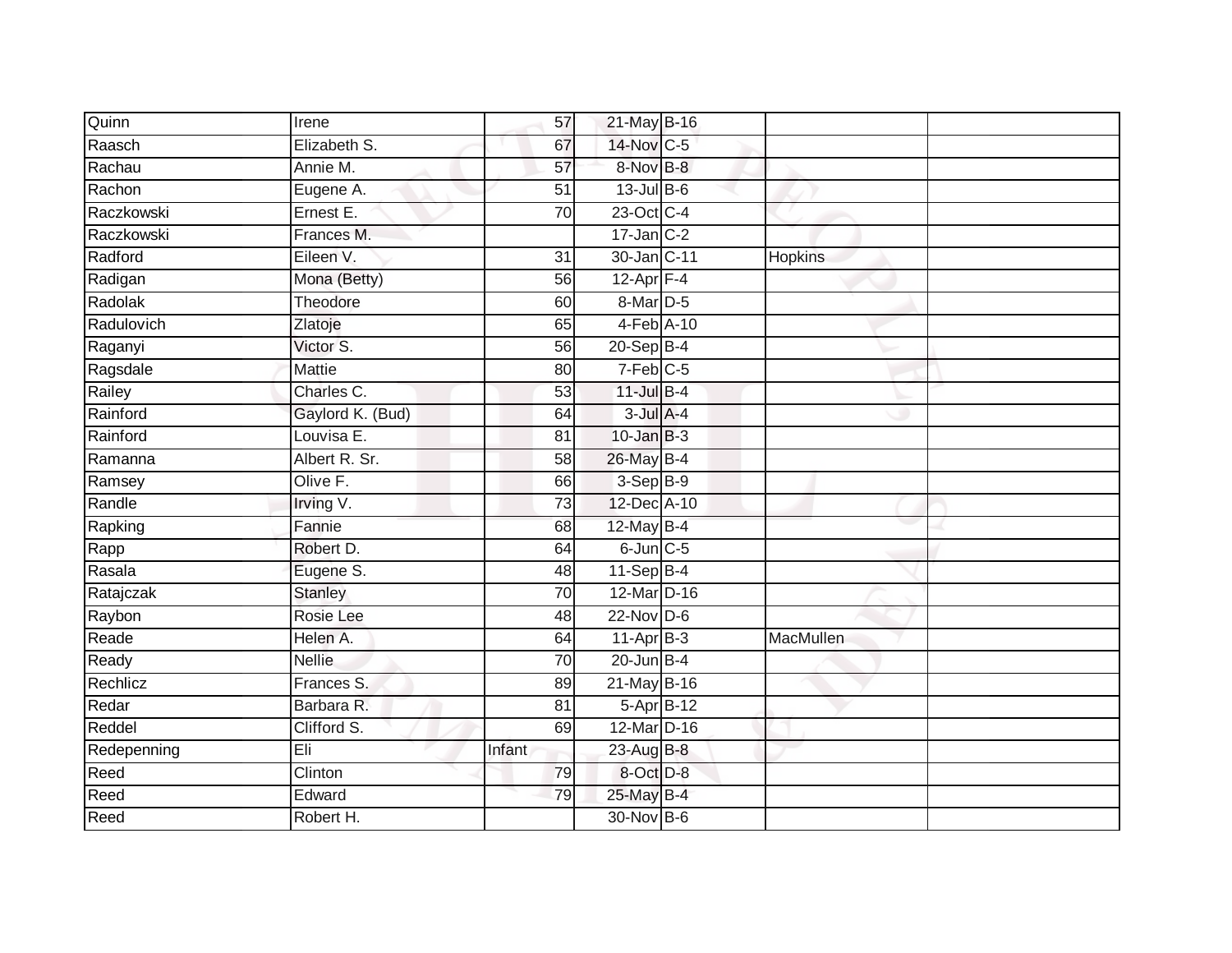| | | | | | | |
|---|---|---|---|---|---|---|
| Quinn | Irene | 57 | 21-May | B-16 | | |
| Raasch | Elizabeth S. | 67 | 14-Nov | C-5 | | |
| Rachau | Annie M. | 57 | 8-Nov | B-8 | | |
| Rachon | Eugene A. | 51 | 13-Jul | B-6 | | |
| Raczkowski | Ernest E. | 70 | 23-Oct | C-4 | | |
| Raczkowski | Frances M. | | 17-Jan | C-2 | | |
| Radford | Eileen V. | 31 | 30-Jan | C-11 | Hopkins | |
| Radigan | Mona (Betty) | 56 | 12-Apr | F-4 | | |
| Radolak | Theodore | 60 | 8-Mar | D-5 | | |
| Radulovich | Zlatoje | 65 | 4-Feb | A-10 | | |
| Raganyi | Victor S. | 56 | 20-Sep | B-4 | | |
| Ragsdale | Mattie | 80 | 7-Feb | C-5 | | |
| Railey | Charles C. | 53 | 11-Jul | B-4 | | |
| Rainford | Gaylord K. (Bud) | 64 | 3-Jul | A-4 | | |
| Rainford | Louvisa E. | 81 | 10-Jan | B-3 | | |
| Ramanna | Albert R. Sr. | 58 | 26-May | B-4 | | |
| Ramsey | Olive F. | 66 | 3-Sep | B-9 | | |
| Randle | Irving V. | 73 | 12-Dec | A-10 | | |
| Rapking | Fannie | 68 | 12-May | B-4 | | |
| Rapp | Robert D. | 64 | 6-Jun | C-5 | | |
| Rasala | Eugene S. | 48 | 11-Sep | B-4 | | |
| Ratajczak | Stanley | 70 | 12-Mar | D-16 | | |
| Raybon | Rosie Lee | 48 | 22-Nov | D-6 | | |
| Reade | Helen A. | 64 | 11-Apr | B-3 | MacMullen | |
| Ready | Nellie | 70 | 20-Jun | B-4 | | |
| Rechlicz | Frances S. | 89 | 21-May | B-16 | | |
| Redar | Barbara R. | 81 | 5-Apr | B-12 | | |
| Reddel | Clifford S. | 69 | 12-Mar | D-16 | | |
| Redepenning | Eli | Infant | 23-Aug | B-8 | | |
| Reed | Clinton | 79 | 8-Oct | D-8 | | |
| Reed | Edward | 79 | 25-May | B-4 | | |
| Reed | Robert H. | | 30-Nov | B-6 | | |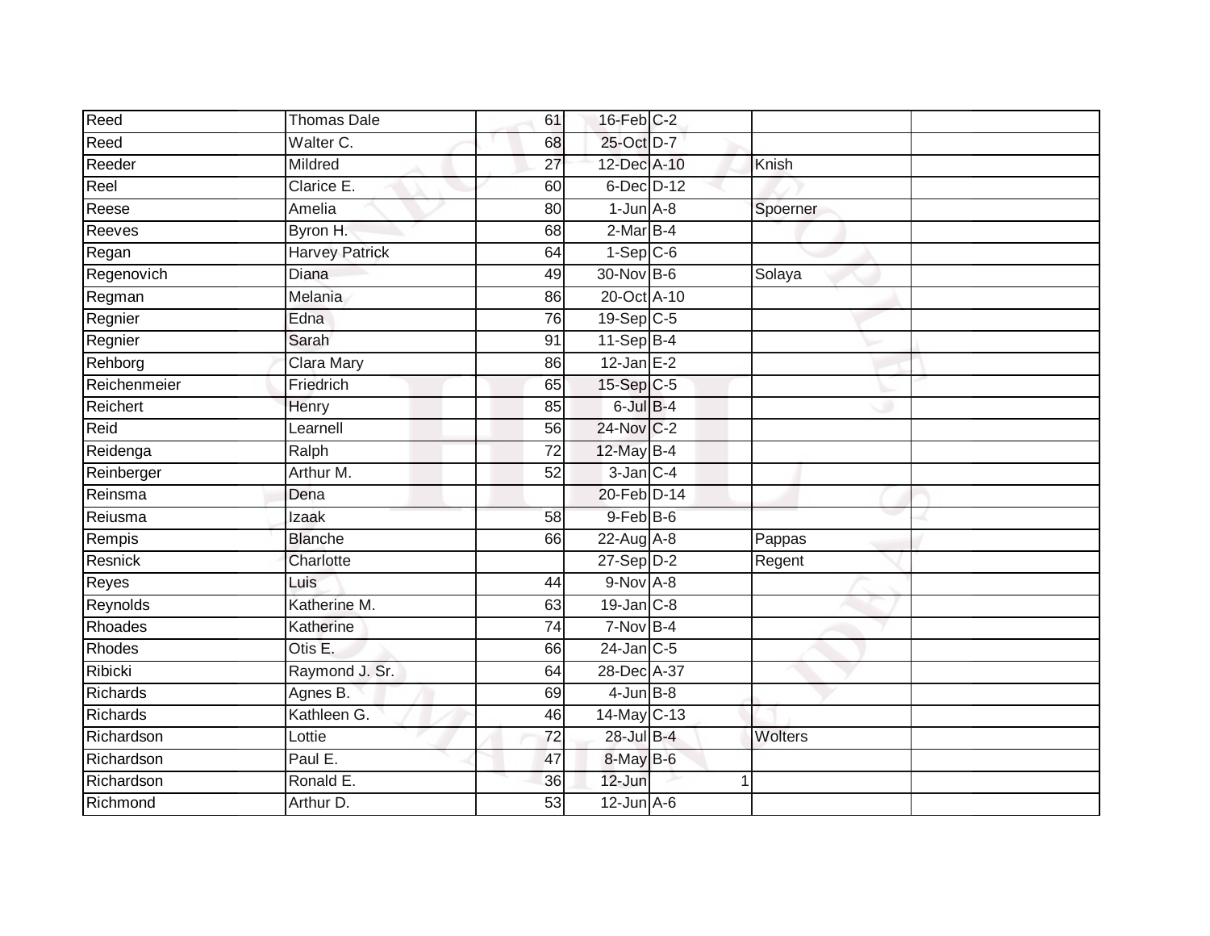| Reed | Thomas Dale | 61 | 16-Feb | C-2 | | |
|---|---|---|---|---|---|---|
| Reed | Walter C. | 68 | 25-Oct | D-7 | | |
| Reeder | Mildred | 27 | 12-Dec | A-10 | Knish | |
| Reel | Clarice E. | 60 | 6-Dec | D-12 | | |
| Reese | Amelia | 80 | 1-Jun | A-8 | Spoerner | |
| Reeves | Byron H. | 68 | 2-Mar | B-4 | | |
| Regan | Harvey Patrick | 64 | 1-Sep | C-6 | | |
| Regenovich | Diana | 49 | 30-Nov | B-6 | Solaya | |
| Regman | Melania | 86 | 20-Oct | A-10 | | |
| Regnier | Edna | 76 | 19-Sep | C-5 | | |
| Regnier | Sarah | 91 | 11-Sep | B-4 | | |
| Rehborg | Clara Mary | 86 | 12-Jan | E-2 | | |
| Reichenmeier | Friedrich | 65 | 15-Sep | C-5 | | |
| Reichert | Henry | 85 | 6-Jul | B-4 | | |
| Reid | Learnell | 56 | 24-Nov | C-2 | | |
| Reidenga | Ralph | 72 | 12-May | B-4 | | |
| Reinberger | Arthur M. | 52 | 3-Jan | C-4 | | |
| Reinsma | Dena | | 20-Feb | D-14 | | |
| Reiusma | Izaak | 58 | 9-Feb | B-6 | | |
| Rempis | Blanche | 66 | 22-Aug | A-8 | Pappas | |
| Resnick | Charlotte | | 27-Sep | D-2 | Regent | |
| Reyes | Luis | 44 | 9-Nov | A-8 | | |
| Reynolds | Katherine M. | 63 | 19-Jan | C-8 | | |
| Rhoades | Katherine | 74 | 7-Nov | B-4 | | |
| Rhodes | Otis E. | 66 | 24-Jan | C-5 | | |
| Ribicki | Raymond J. Sr. | 64 | 28-Dec | A-37 | | |
| Richards | Agnes B. | 69 | 4-Jun | B-8 | | |
| Richards | Kathleen G. | 46 | 14-May | C-13 | | |
| Richardson | Lottie | 72 | 28-Jul | B-4 | Wolters | |
| Richardson | Paul E. | 47 | 8-May | B-6 | | |
| Richardson | Ronald E. | 36 | 12-Jun | 1 | | |
| Richmond | Arthur D. | 53 | 12-Jun | A-6 | | |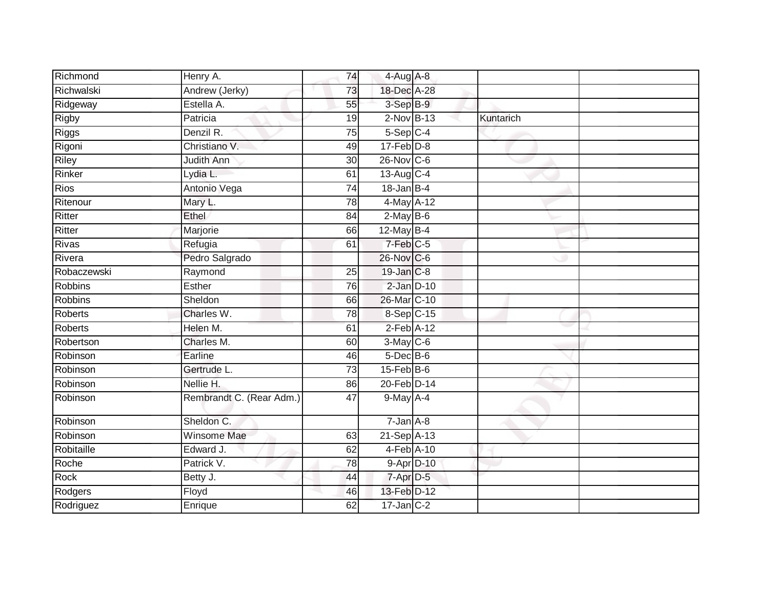| | | | | | | |
|---|---|---|---|---|---|---|
| Richmond | Henry A. | 74 | 4-Aug | A-8 | | |
| Richwalski | Andrew (Jerky) | 73 | 18-Dec | A-28 | | |
| Ridgeway | Estella A. | 55 | 3-Sep | B-9 | | |
| Rigby | Patricia | 19 | 2-Nov | B-13 | Kuntarich | |
| Riggs | Denzil R. | 75 | 5-Sep | C-4 | | |
| Rigoni | Christiano V. | 49 | 17-Feb | D-8 | | |
| Riley | Judith Ann | 30 | 26-Nov | C-6 | | |
| Rinker | Lydia L. | 61 | 13-Aug | C-4 | | |
| Rios | Antonio Vega | 74 | 18-Jan | B-4 | | |
| Ritenour | Mary L. | 78 | 4-May | A-12 | | |
| Ritter | Ethel | 84 | 2-May | B-6 | | |
| Ritter | Marjorie | 66 | 12-May | B-4 | | |
| Rivas | Refugia | 61 | 7-Feb | C-5 | | |
| Rivera | Pedro Salgrado | | 26-Nov | C-6 | | |
| Robaczewski | Raymond | 25 | 19-Jan | C-8 | | |
| Robbins | Esther | 76 | 2-Jan | D-10 | | |
| Robbins | Sheldon | 66 | 26-Mar | C-10 | | |
| Roberts | Charles W. | 78 | 8-Sep | C-15 | | |
| Roberts | Helen M. | 61 | 2-Feb | A-12 | | |
| Robertson | Charles M. | 60 | 3-May | C-6 | | |
| Robinson | Earline | 46 | 5-Dec | B-6 | | |
| Robinson | Gertrude L. | 73 | 15-Feb | B-6 | | |
| Robinson | Nellie H. | 86 | 20-Feb | D-14 | | |
| Robinson | Rembrandt C. (Rear Adm.) | 47 | 9-May | A-4 | | |
| Robinson | Sheldon C. | | 7-Jan | A-8 | | |
| Robinson | Winsome Mae | 63 | 21-Sep | A-13 | | |
| Robitaille | Edward J. | 62 | 4-Feb | A-10 | | |
| Roche | Patrick V. | 78 | 9-Apr | D-10 | | |
| Rock | Betty J. | 44 | 7-Apr | D-5 | | |
| Rodgers | Floyd | 46 | 13-Feb | D-12 | | |
| Rodriguez | Enrique | 62 | 17-Jan | C-2 | | |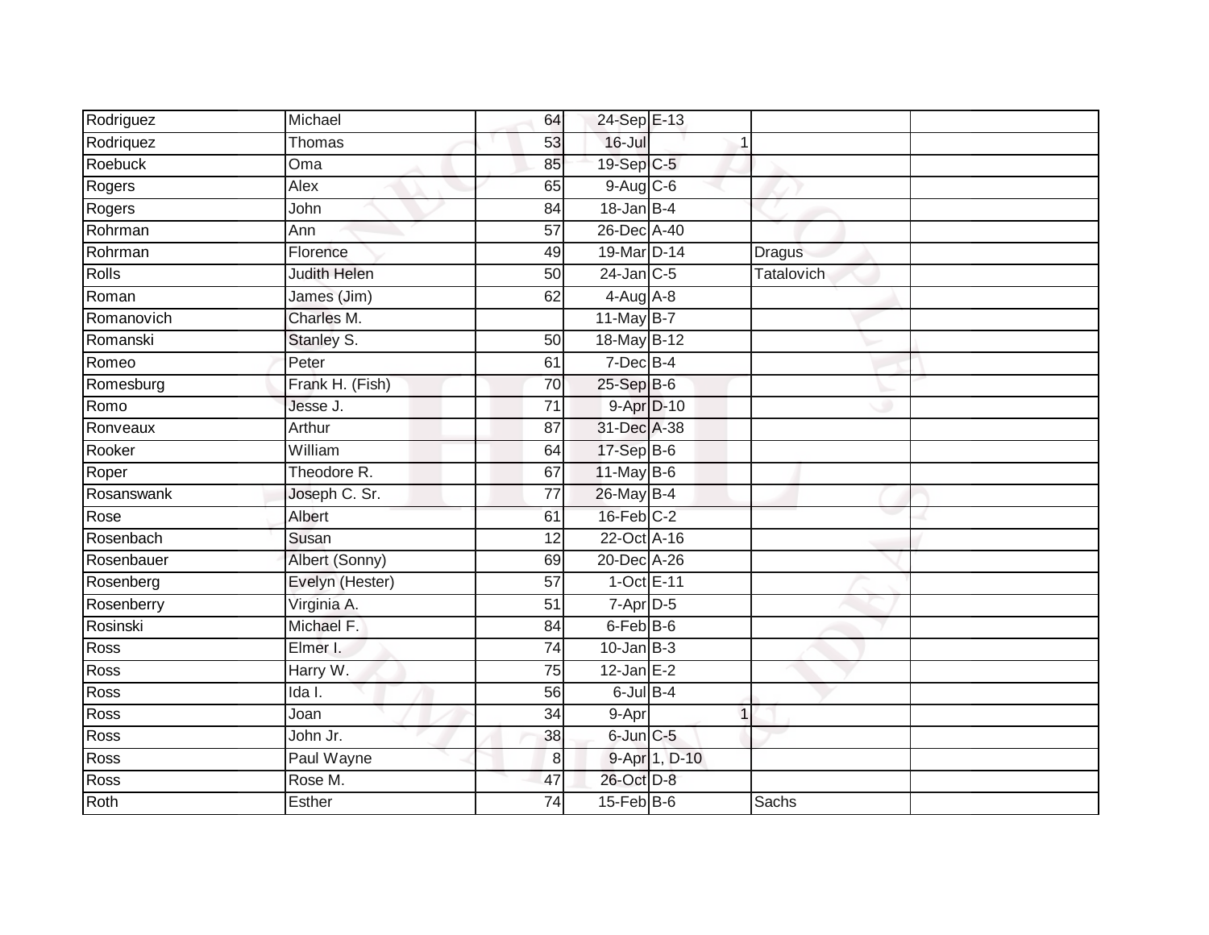| | | | | | | |
|---|---|---|---|---|---|---|
| Rodriguez | Michael | 64 | 24-Sep | E-13 | | |
| Rodriquez | Thomas | 53 | 16-Jul | 1 | | |
| Roebuck | Oma | 85 | 19-Sep | C-5 | | |
| Rogers | Alex | 65 | 9-Aug | C-6 | | |
| Rogers | John | 84 | 18-Jan | B-4 | | |
| Rohrman | Ann | 57 | 26-Dec | A-40 | | |
| Rohrman | Florence | 49 | 19-Mar | D-14 | Dragus | |
| Rolls | Judith Helen | 50 | 24-Jan | C-5 | Tatalovich | |
| Roman | James (Jim) | 62 | 4-Aug | A-8 | | |
| Romanovich | Charles M. | | 11-May | B-7 | | |
| Romanski | Stanley S. | 50 | 18-May | B-12 | | |
| Romeo | Peter | 61 | 7-Dec | B-4 | | |
| Romesburg | Frank H. (Fish) | 70 | 25-Sep | B-6 | | |
| Romo | Jesse J. | 71 | 9-Apr | D-10 | | |
| Ronveaux | Arthur | 87 | 31-Dec | A-38 | | |
| Rooker | William | 64 | 17-Sep | B-6 | | |
| Roper | Theodore R. | 67 | 11-May | B-6 | | |
| Rosanswank | Joseph C. Sr. | 77 | 26-May | B-4 | | |
| Rose | Albert | 61 | 16-Feb | C-2 | | |
| Rosenbach | Susan | 12 | 22-Oct | A-16 | | |
| Rosenbauer | Albert (Sonny) | 69 | 20-Dec | A-26 | | |
| Rosenberg | Evelyn (Hester) | 57 | 1-Oct | E-11 | | |
| Rosenberry | Virginia A. | 51 | 7-Apr | D-5 | | |
| Rosinski | Michael F. | 84 | 6-Feb | B-6 | | |
| Ross | Elmer I. | 74 | 10-Jan | B-3 | | |
| Ross | Harry W. | 75 | 12-Jan | E-2 | | |
| Ross | Ida I. | 56 | 6-Jul | B-4 | | |
| Ross | Joan | 34 | 9-Apr | 1 | | |
| Ross | John Jr. | 38 | 6-Jun | C-5 | | |
| Ross | Paul Wayne | 8 | 9-Apr | 1, D-10 | | |
| Ross | Rose M. | 47 | 26-Oct | D-8 | | |
| Roth | Esther | 74 | 15-Feb | B-6 | Sachs | |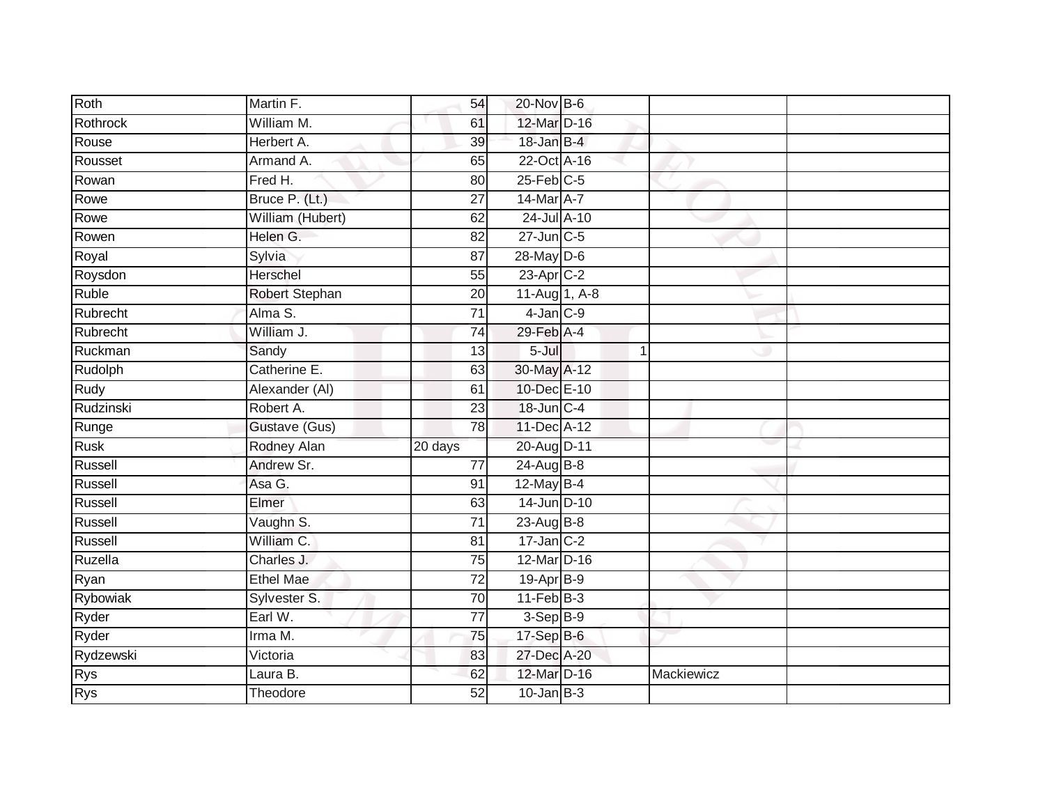| | | | | | | | |
|---|---|---|---|---|---|---|---|
| Roth | Martin F. | 54 | 20-Nov | B-6 | | | |
| Rothrock | William M. | 61 | 12-Mar | D-16 | | | |
| Rouse | Herbert A. | 39 | 18-Jan | B-4 | | | |
| Rousset | Armand A. | 65 | 22-Oct | A-16 | | | |
| Rowan | Fred H. | 80 | 25-Feb | C-5 | | | |
| Rowe | Bruce P. (Lt.) | 27 | 14-Mar | A-7 | | | |
| Rowe | William (Hubert) | 62 | 24-Jul | A-10 | | | |
| Rowen | Helen G. | 82 | 27-Jun | C-5 | | | |
| Royal | Sylvia | 87 | 28-May | D-6 | | | |
| Roysdon | Herschel | 55 | 23-Apr | C-2 | | | |
| Ruble | Robert Stephan | 20 | 11-Aug | 1, A-8 | | | |
| Rubrecht | Alma S. | 71 | 4-Jan | C-9 | | | |
| Rubrecht | William J. | 74 | 29-Feb | A-4 | | | |
| Ruckman | Sandy | 13 | 5-Jul | | 1 | | |
| Rudolph | Catherine E. | 63 | 30-May | A-12 | | | |
| Rudy | Alexander (Al) | 61 | 10-Dec | E-10 | | | |
| Rudzinski | Robert A. | 23 | 18-Jun | C-4 | | | |
| Runge | Gustave (Gus) | 78 | 11-Dec | A-12 | | | |
| Rusk | Rodney Alan | 20 days | 20-Aug | D-11 | | | |
| Russell | Andrew Sr. | 77 | 24-Aug | B-8 | | | |
| Russell | Asa G. | 91 | 12-May | B-4 | | | |
| Russell | Elmer | 63 | 14-Jun | D-10 | | | |
| Russell | Vaughn S. | 71 | 23-Aug | B-8 | | | |
| Russell | William C. | 81 | 17-Jan | C-2 | | | |
| Ruzella | Charles J. | 75 | 12-Mar | D-16 | | | |
| Ryan | Ethel Mae | 72 | 19-Apr | B-9 | | | |
| Rybowiak | Sylvester S. | 70 | 11-Feb | B-3 | | | |
| Ryder | Earl W. | 77 | 3-Sep | B-9 | | | |
| Ryder | Irma M. | 75 | 17-Sep | B-6 | | | |
| Rydzewski | Victoria | 83 | 27-Dec | A-20 | | | |
| Rys | Laura B. | 62 | 12-Mar | D-16 | | Mackiewicz | |
| Rys | Theodore | 52 | 10-Jan | B-3 | | | |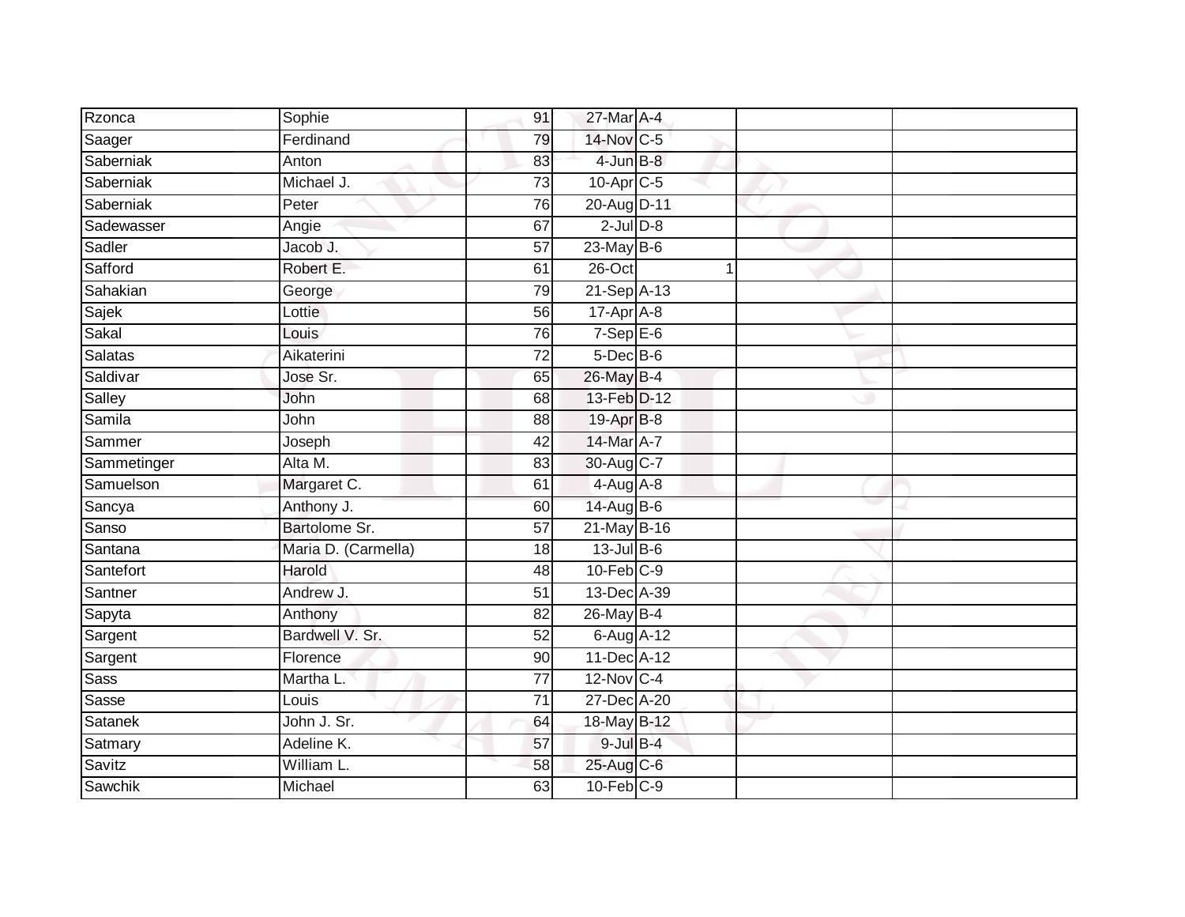| | | | | | | | |
|---|---|---|---|---|---|---|---|
| Rzonca | Sophie | 91 | 27-Mar | A-4 | | | |
| Saager | Ferdinand | 79 | 14-Nov | C-5 | | | |
| Saberniak | Anton | 83 | 4-Jun | B-8 | | | |
| Saberniak | Michael J. | 73 | 10-Apr | C-5 | | | |
| Saberniak | Peter | 76 | 20-Aug | D-11 | | | |
| Sadewasser | Angie | 67 | 2-Jul | D-8 | | | |
| Sadler | Jacob J. | 57 | 23-May | B-6 | | | |
| Safford | Robert E. | 61 | 26-Oct | | 1 | | |
| Sahakian | George | 79 | 21-Sep | A-13 | | | |
| Sajek | Lottie | 56 | 17-Apr | A-8 | | | |
| Sakal | Louis | 76 | 7-Sep | E-6 | | | |
| Salatas | Aikaterini | 72 | 5-Dec | B-6 | | | |
| Saldivar | Jose Sr. | 65 | 26-May | B-4 | | | |
| Salley | John | 68 | 13-Feb | D-12 | | | |
| Samila | John | 88 | 19-Apr | B-8 | | | |
| Sammer | Joseph | 42 | 14-Mar | A-7 | | | |
| Sammetinger | Alta M. | 83 | 30-Aug | C-7 | | | |
| Samuelson | Margaret C. | 61 | 4-Aug | A-8 | | | |
| Sancya | Anthony J. | 60 | 14-Aug | B-6 | | | |
| Sanso | Bartolome Sr. | 57 | 21-May | B-16 | | | |
| Santana | Maria D. (Carmella) | 18 | 13-Jul | B-6 | | | |
| Santefort | Harold | 48 | 10-Feb | C-9 | | | |
| Santner | Andrew J. | 51 | 13-Dec | A-39 | | | |
| Sapyta | Anthony | 82 | 26-May | B-4 | | | |
| Sargent | Bardwell V. Sr. | 52 | 6-Aug | A-12 | | | |
| Sargent | Florence | 90 | 11-Dec | A-12 | | | |
| Sass | Martha L. | 77 | 12-Nov | C-4 | | | |
| Sasse | Louis | 71 | 27-Dec | A-20 | | | |
| Satanek | John J. Sr. | 64 | 18-May | B-12 | | | |
| Satmary | Adeline K. | 57 | 9-Jul | B-4 | | | |
| Savitz | William L. | 58 | 25-Aug | C-6 | | | |
| Sawchik | Michael | 63 | 10-Feb | C-9 | | | |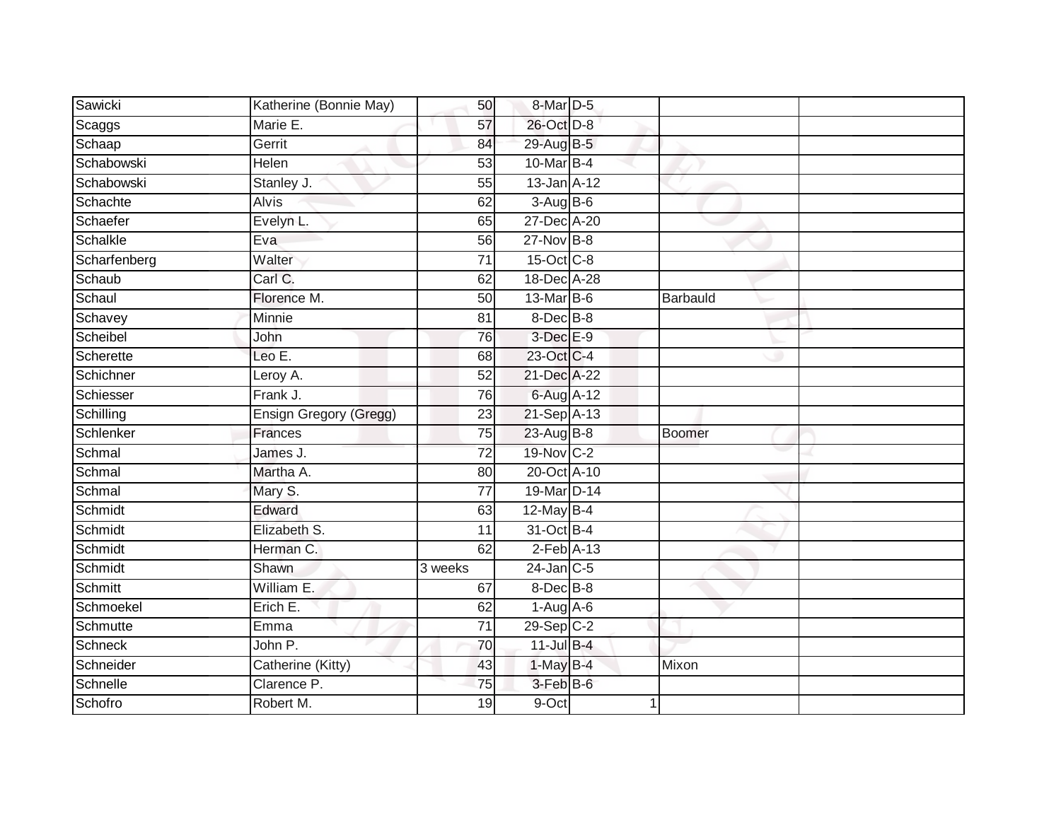| | | | | | | |
|---|---|---|---|---|---|---|
| Sawicki | Katherine (Bonnie May) | 50 | 8-Mar | D-5 | | |
| Scaggs | Marie E. | 57 | 26-Oct | D-8 | | |
| Schaap | Gerrit | 84 | 29-Aug | B-5 | | |
| Schabowski | Helen | 53 | 10-Mar | B-4 | | |
| Schabowski | Stanley J. | 55 | 13-Jan | A-12 | | |
| Schachte | Alvis | 62 | 3-Aug | B-6 | | |
| Schaefer | Evelyn L. | 65 | 27-Dec | A-20 | | |
| Schalkle | Eva | 56 | 27-Nov | B-8 | | |
| Scharfenberg | Walter | 71 | 15-Oct | C-8 | | |
| Schaub | Carl C. | 62 | 18-Dec | A-28 | | |
| Schaul | Florence M. | 50 | 13-Mar | B-6 | Barbauld | |
| Schavey | Minnie | 81 | 8-Dec | B-8 | | |
| Scheibel | John | 76 | 3-Dec | E-9 | | |
| Scherette | Leo E. | 68 | 23-Oct | C-4 | | |
| Schichner | Leroy A. | 52 | 21-Dec | A-22 | | |
| Schiesser | Frank J. | 76 | 6-Aug | A-12 | | |
| Schilling | Ensign Gregory (Gregg) | 23 | 21-Sep | A-13 | | |
| Schlenker | Frances | 75 | 23-Aug | B-8 | Boomer | |
| Schmal | James J. | 72 | 19-Nov | C-2 | | |
| Schmal | Martha A. | 80 | 20-Oct | A-10 | | |
| Schmal | Mary S. | 77 | 19-Mar | D-14 | | |
| Schmidt | Edward | 63 | 12-May | B-4 | | |
| Schmidt | Elizabeth S. | 11 | 31-Oct | B-4 | | |
| Schmidt | Herman C. | 62 | 2-Feb | A-13 | | |
| Schmidt | Shawn | 3 weeks | 24-Jan | C-5 | | |
| Schmitt | William E. | 67 | 8-Dec | B-8 | | |
| Schmoekel | Erich E. | 62 | 1-Aug | A-6 | | |
| Schmutte | Emma | 71 | 29-Sep | C-2 | | |
| Schneck | John P. | 70 | 11-Jul | B-4 | | |
| Schneider | Catherine (Kitty) | 43 | 1-May | B-4 | Mixon | |
| Schnelle | Clarence P. | 75 | 3-Feb | B-6 | | |
| Schofro | Robert M. | 19 | 9-Oct | 1 | | |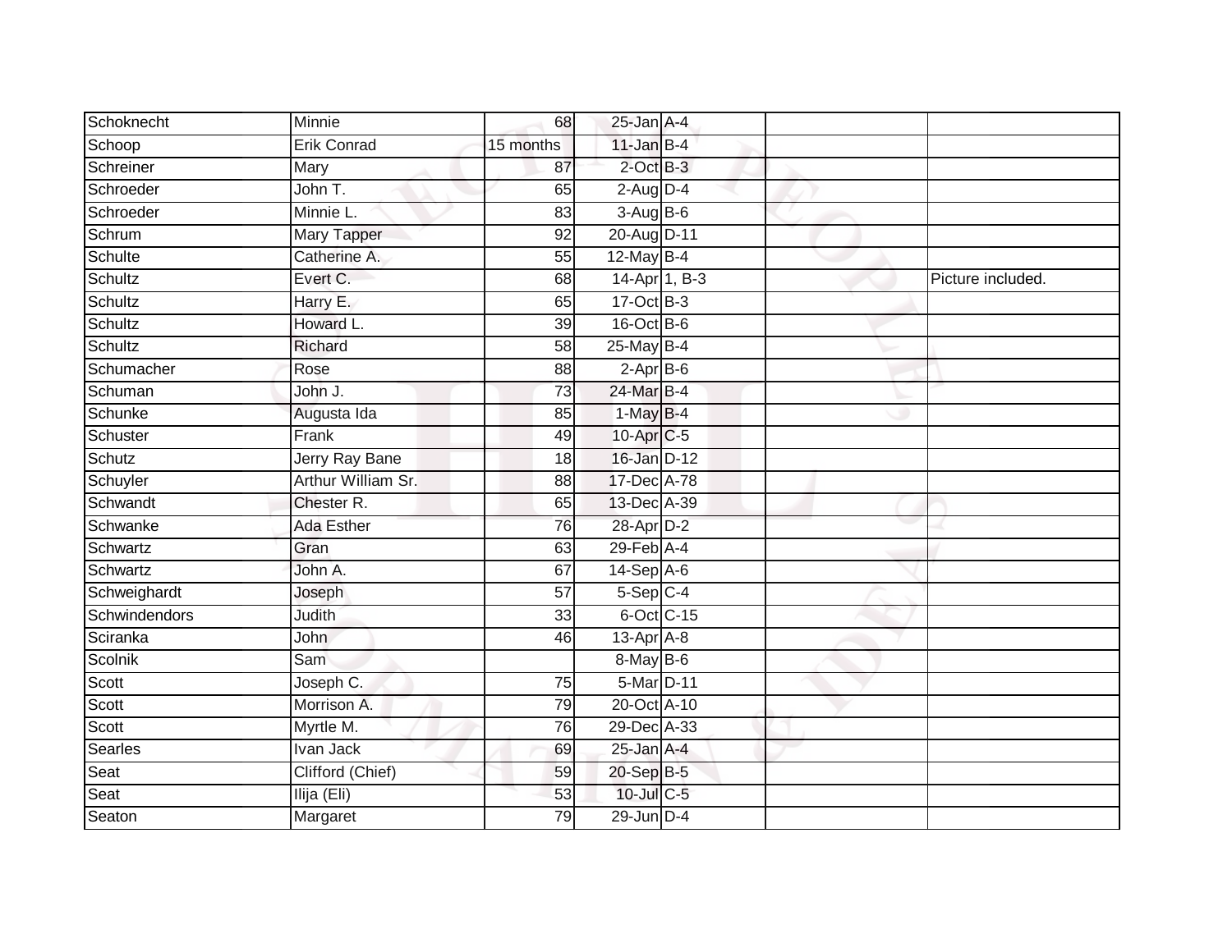| | | | | | | |
|---|---|---|---|---|---|---|
| Schoknecht | Minnie | 68 | 25-Jan | A-4 | | |
| Schoop | Erik Conrad | 15 months | 11-Jan | B-4 | | |
| Schreiner | Mary | 87 | 2-Oct | B-3 | | |
| Schroeder | John T. | 65 | 2-Aug | D-4 | | |
| Schroeder | Minnie L. | 83 | 3-Aug | B-6 | | |
| Schrum | Mary Tapper | 92 | 20-Aug | D-11 | | |
| Schulte | Catherine A. | 55 | 12-May | B-4 | | |
| Schultz | Evert C. | 68 | 14-Apr | 1, B-3 | | Picture included. |
| Schultz | Harry E. | 65 | 17-Oct | B-3 | | |
| Schultz | Howard L. | 39 | 16-Oct | B-6 | | |
| Schultz | Richard | 58 | 25-May | B-4 | | |
| Schumacher | Rose | 88 | 2-Apr | B-6 | | |
| Schuman | John J. | 73 | 24-Mar | B-4 | | |
| Schunke | Augusta Ida | 85 | 1-May | B-4 | | |
| Schuster | Frank | 49 | 10-Apr | C-5 | | |
| Schutz | Jerry Ray Bane | 18 | 16-Jan | D-12 | | |
| Schuyler | Arthur William Sr. | 88 | 17-Dec | A-78 | | |
| Schwandt | Chester R. | 65 | 13-Dec | A-39 | | |
| Schwanke | Ada Esther | 76 | 28-Apr | D-2 | | |
| Schwartz | Gran | 63 | 29-Feb | A-4 | | |
| Schwartz | John A. | 67 | 14-Sep | A-6 | | |
| Schweighardt | Joseph | 57 | 5-Sep | C-4 | | |
| Schwindendors | Judith | 33 | 6-Oct | C-15 | | |
| Sciranka | John | 46 | 13-Apr | A-8 | | |
| Scolnik | Sam | | 8-May | B-6 | | |
| Scott | Joseph C. | 75 | 5-Mar | D-11 | | |
| Scott | Morrison A. | 79 | 20-Oct | A-10 | | |
| Scott | Myrtle M. | 76 | 29-Dec | A-33 | | |
| Searles | Ivan Jack | 69 | 25-Jan | A-4 | | |
| Seat | Clifford (Chief) | 59 | 20-Sep | B-5 | | |
| Seat | Ilija (Eli) | 53 | 10-Jul | C-5 | | |
| Seaton | Margaret | 79 | 29-Jun | D-4 | | |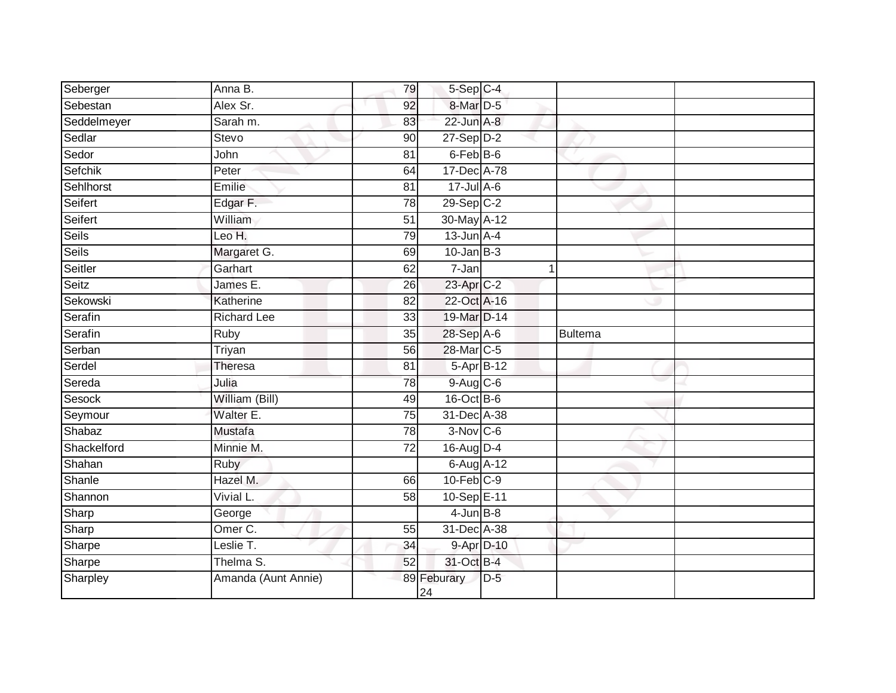| | | | | | | |
|---|---|---|---|---|---|---|
| Seberger | Anna B. | 79 | 5-Sep | C-4 | | |
| Sebestan | Alex Sr. | 92 | 8-Mar | D-5 | | |
| Seddelmeyer | Sarah m. | 83 | 22-Jun | A-8 | | |
| Sedlar | Stevo | 90 | 27-Sep | D-2 | | |
| Sedor | John | 81 | 6-Feb | B-6 | | |
| Sefchik | Peter | 64 | 17-Dec | A-78 | | |
| Sehlhorst | Emilie | 81 | 17-Jul | A-6 | | |
| Seifert | Edgar F. | 78 | 29-Sep | C-2 | | |
| Seifert | William | 51 | 30-May | A-12 | | |
| Seils | Leo H. | 79 | 13-Jun | A-4 | | |
| Seils | Margaret G. | 69 | 10-Jan | B-3 | | |
| Seitler | Garhart | 62 | 7-Jan | 1 | | |
| Seitz | James E. | 26 | 23-Apr | C-2 | | |
| Sekowski | Katherine | 82 | 22-Oct | A-16 | | |
| Serafin | Richard Lee | 33 | 19-Mar | D-14 | | |
| Serafin | Ruby | 35 | 28-Sep | A-6 | Bultema | |
| Serban | Triyan | 56 | 28-Mar | C-5 | | |
| Serdel | Theresa | 81 | 5-Apr | B-12 | | |
| Sereda | Julia | 78 | 9-Aug | C-6 | | |
| Sesock | William (Bill) | 49 | 16-Oct | B-6 | | |
| Seymour | Walter E. | 75 | 31-Dec | A-38 | | |
| Shabaz | Mustafa | 78 | 3-Nov | C-6 | | |
| Shackelford | Minnie M. | 72 | 16-Aug | D-4 | | |
| Shahan | Ruby | | 6-Aug | A-12 | | |
| Shanle | Hazel M. | 66 | 10-Feb | C-9 | | |
| Shannon | Vivial L. | 58 | 10-Sep | E-11 | | |
| Sharp | George | | 4-Jun | B-8 | | |
| Sharp | Omer C. | 55 | 31-Dec | A-38 | | |
| Sharpe | Leslie T. | 34 | 9-Apr | D-10 | | |
| Sharpe | Thelma S. | 52 | 31-Oct | B-4 | | |
| Sharpley | Amanda (Aunt Annie) | 89 | Feburary 24 | D-5 | | |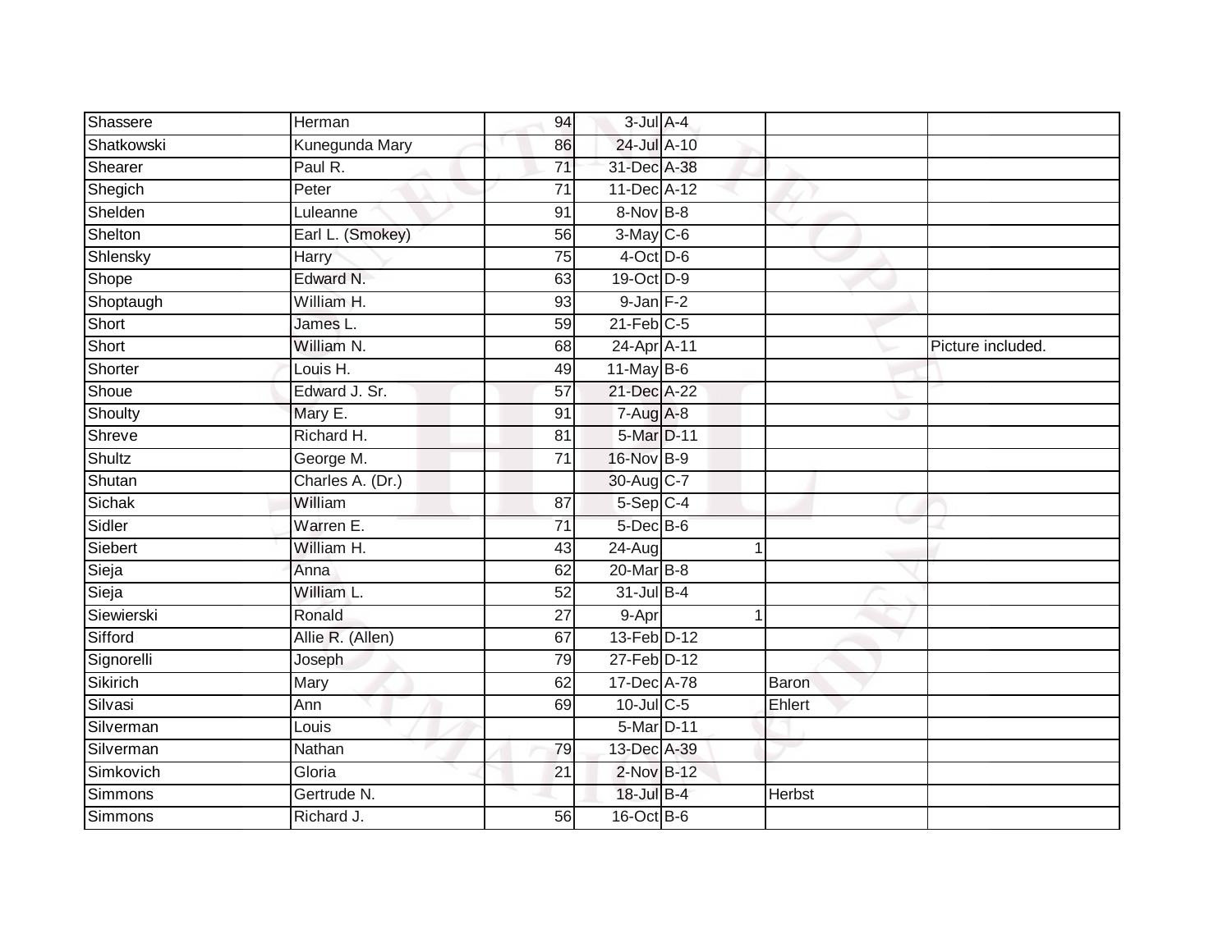| | | | | | | |
|---|---|---|---|---|---|---|
| Shassere | Herman | 94 | 3-Jul | A-4 | | |
| Shatkowski | Kunegunda Mary | 86 | 24-Jul | A-10 | | |
| Shearer | Paul R. | 71 | 31-Dec | A-38 | | |
| Shegich | Peter | 71 | 11-Dec | A-12 | | |
| Shelden | Luleanne | 91 | 8-Nov | B-8 | | |
| Shelton | Earl L. (Smokey) | 56 | 3-May | C-6 | | |
| Shlensky | Harry | 75 | 4-Oct | D-6 | | |
| Shope | Edward N. | 63 | 19-Oct | D-9 | | |
| Shoptaugh | William H. | 93 | 9-Jan | F-2 | | |
| Short | James L. | 59 | 21-Feb | C-5 | | |
| Short | William N. | 68 | 24-Apr | A-11 | | Picture included. |
| Shorter | Louis H. | 49 | 11-May | B-6 | | |
| Shoue | Edward J. Sr. | 57 | 21-Dec | A-22 | | |
| Shoulty | Mary E. | 91 | 7-Aug | A-8 | | |
| Shreve | Richard H. | 81 | 5-Mar | D-11 | | |
| Shultz | George M. | 71 | 16-Nov | B-9 | | |
| Shutan | Charles A. (Dr.) | | 30-Aug | C-7 | | |
| Sichak | William | 87 | 5-Sep | C-4 | | |
| Sidler | Warren E. | 71 | 5-Dec | B-6 | | |
| Siebert | William H. | 43 | 24-Aug | 1 | | |
| Sieja | Anna | 62 | 20-Mar | B-8 | | |
| Sieja | William L. | 52 | 31-Jul | B-4 | | |
| Siewierski | Ronald | 27 | 9-Apr | 1 | | |
| Sifford | Allie R. (Allen) | 67 | 13-Feb | D-12 | | |
| Signorelli | Joseph | 79 | 27-Feb | D-12 | | |
| Sikirich | Mary | 62 | 17-Dec | A-78 | Baron | |
| Silvasi | Ann | 69 | 10-Jul | C-5 | Ehlert | |
| Silverman | Louis | | 5-Mar | D-11 | | |
| Silverman | Nathan | 79 | 13-Dec | A-39 | | |
| Simkovich | Gloria | 21 | 2-Nov | B-12 | | |
| Simmons | Gertrude N. | | 18-Jul | B-4 | Herbst | |
| Simmons | Richard J. | 56 | 16-Oct | B-6 | | |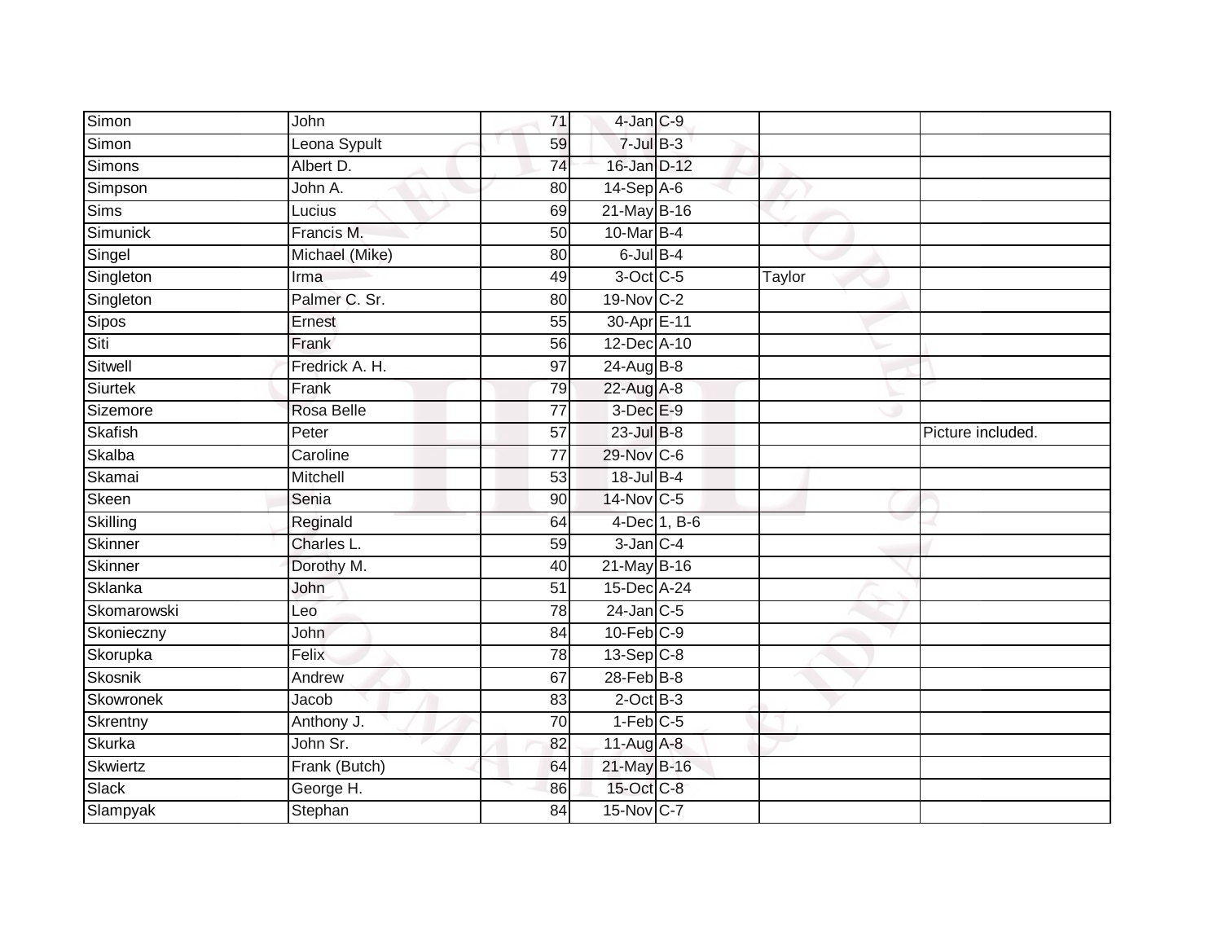| Simon | John | 71 | 4-Jan | C-9 | | |
|---|---|---|---|---|---|---|
| Simon | Leona Sypult | 59 | 7-Jul | B-3 | | |
| Simons | Albert D. | 74 | 16-Jan | D-12 | | |
| Simpson | John A. | 80 | 14-Sep | A-6 | | |
| Sims | Lucius | 69 | 21-May | B-16 | | |
| Simunick | Francis M. | 50 | 10-Mar | B-4 | | |
| Singel | Michael (Mike) | 80 | 6-Jul | B-4 | | |
| Singleton | Irma | 49 | 3-Oct | C-5 | Taylor | |
| Singleton | Palmer C. Sr. | 80 | 19-Nov | C-2 | | |
| Sipos | Ernest | 55 | 30-Apr | E-11 | | |
| Siti | Frank | 56 | 12-Dec | A-10 | | |
| Sitwell | Fredrick A. H. | 97 | 24-Aug | B-8 | | |
| Siurtek | Frank | 79 | 22-Aug | A-8 | | |
| Sizemore | Rosa Belle | 77 | 3-Dec | E-9 | | |
| Skafish | Peter | 57 | 23-Jul | B-8 | | Picture included. |
| Skalba | Caroline | 77 | 29-Nov | C-6 | | |
| Skamai | Mitchell | 53 | 18-Jul | B-4 | | |
| Skeen | Senia | 90 | 14-Nov | C-5 | | |
| Skilling | Reginald | 64 | 4-Dec | 1, B-6 | | |
| Skinner | Charles L. | 59 | 3-Jan | C-4 | | |
| Skinner | Dorothy M. | 40 | 21-May | B-16 | | |
| Sklanka | John | 51 | 15-Dec | A-24 | | |
| Skomarowski | Leo | 78 | 24-Jan | C-5 | | |
| Skonieczny | John | 84 | 10-Feb | C-9 | | |
| Skorupka | Felix | 78 | 13-Sep | C-8 | | |
| Skosnik | Andrew | 67 | 28-Feb | B-8 | | |
| Skowronek | Jacob | 83 | 2-Oct | B-3 | | |
| Skrentny | Anthony J. | 70 | 1-Feb | C-5 | | |
| Skurka | John Sr. | 82 | 11-Aug | A-8 | | |
| Skwiertz | Frank (Butch) | 64 | 21-May | B-16 | | |
| Slack | George H. | 86 | 15-Oct | C-8 | | |
| Slampyak | Stephan | 84 | 15-Nov | C-7 | | |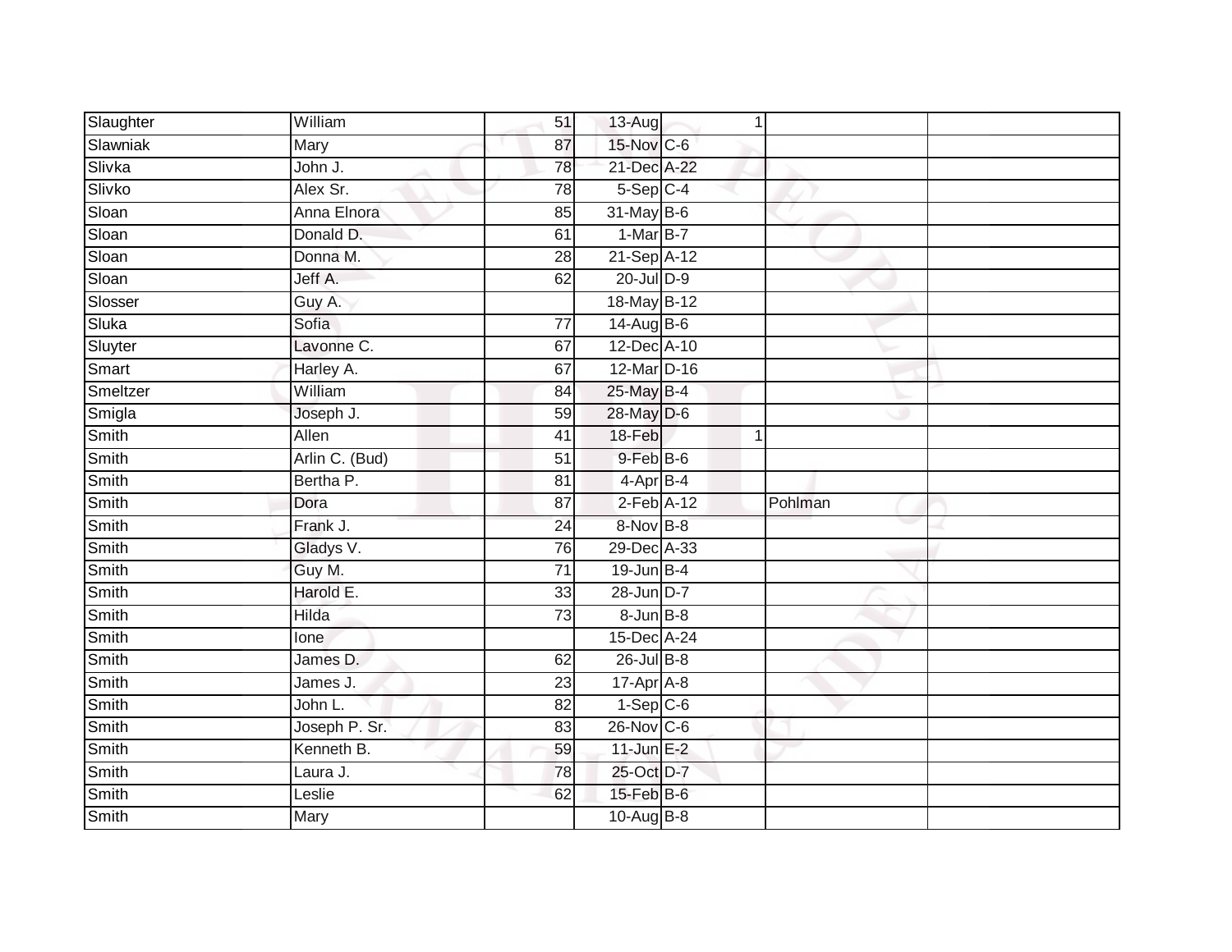| | | | | | | |
|---|---|---|---|---|---|---|
| Slaughter | William | 51 | 13-Aug | 1 | | |
| Slawniak | Mary | 87 | 15-Nov | C-6 | | |
| Slivka | John J. | 78 | 21-Dec | A-22 | | |
| Slivko | Alex Sr. | 78 | 5-Sep | C-4 | | |
| Sloan | Anna Elnora | 85 | 31-May | B-6 | | |
| Sloan | Donald D. | 61 | 1-Mar | B-7 | | |
| Sloan | Donna M. | 28 | 21-Sep | A-12 | | |
| Sloan | Jeff A. | 62 | 20-Jul | D-9 | | |
| Slosser | Guy A. | | 18-May | B-12 | | |
| Sluka | Sofia | 77 | 14-Aug | B-6 | | |
| Sluyter | Lavonne C. | 67 | 12-Dec | A-10 | | |
| Smart | Harley A. | 67 | 12-Mar | D-16 | | |
| Smeltzer | William | 84 | 25-May | B-4 | | |
| Smigla | Joseph J. | 59 | 28-May | D-6 | | |
| Smith | Allen | 41 | 18-Feb | 1 | | |
| Smith | Arlin C. (Bud) | 51 | 9-Feb | B-6 | | |
| Smith | Bertha P. | 81 | 4-Apr | B-4 | | |
| Smith | Dora | 87 | 2-Feb | A-12 | Pohlman | |
| Smith | Frank J. | 24 | 8-Nov | B-8 | | |
| Smith | Gladys V. | 76 | 29-Dec | A-33 | | |
| Smith | Guy M. | 71 | 19-Jun | B-4 | | |
| Smith | Harold E. | 33 | 28-Jun | D-7 | | |
| Smith | Hilda | 73 | 8-Jun | B-8 | | |
| Smith | Ione | | 15-Dec | A-24 | | |
| Smith | James D. | 62 | 26-Jul | B-8 | | |
| Smith | James J. | 23 | 17-Apr | A-8 | | |
| Smith | John L. | 82 | 1-Sep | C-6 | | |
| Smith | Joseph P. Sr. | 83 | 26-Nov | C-6 | | |
| Smith | Kenneth B. | 59 | 11-Jun | E-2 | | |
| Smith | Laura J. | 78 | 25-Oct | D-7 | | |
| Smith | Leslie | 62 | 15-Feb | B-6 | | |
| Smith | Mary | | 10-Aug | B-8 | | |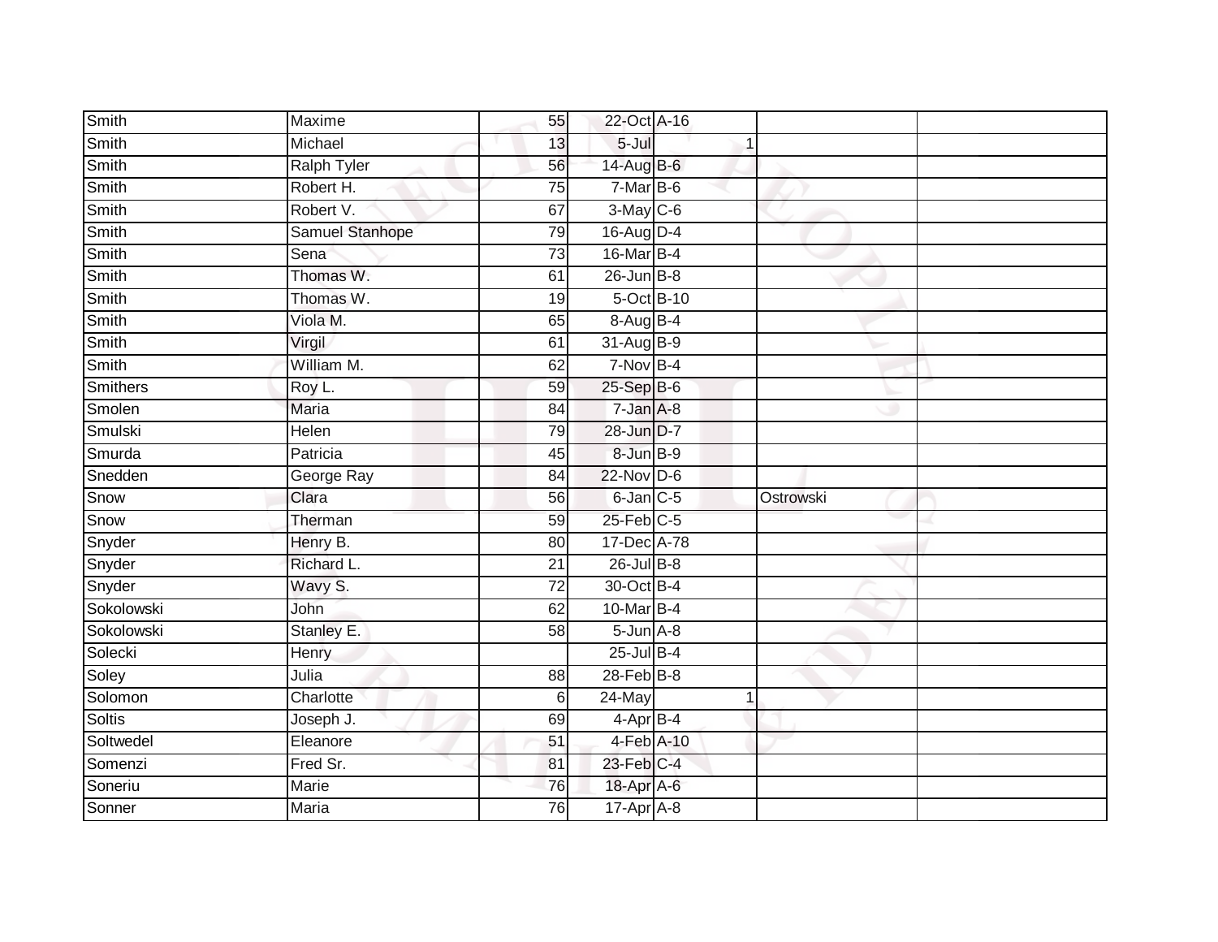| | | | | | | |
|---|---|---|---|---|---|---|
| Smith | Maxime | 55 | 22-Oct | A-16 | | |
| Smith | Michael | 13 | 5-Jul | 1 | | |
| Smith | Ralph Tyler | 56 | 14-Aug | B-6 | | |
| Smith | Robert H. | 75 | 7-Mar | B-6 | | |
| Smith | Robert V. | 67 | 3-May | C-6 | | |
| Smith | Samuel Stanhope | 79 | 16-Aug | D-4 | | |
| Smith | Sena | 73 | 16-Mar | B-4 | | |
| Smith | Thomas W. | 61 | 26-Jun | B-8 | | |
| Smith | Thomas W. | 19 | 5-Oct | B-10 | | |
| Smith | Viola M. | 65 | 8-Aug | B-4 | | |
| Smith | Virgil | 61 | 31-Aug | B-9 | | |
| Smith | William M. | 62 | 7-Nov | B-4 | | |
| Smithers | Roy L. | 59 | 25-Sep | B-6 | | |
| Smolen | Maria | 84 | 7-Jan | A-8 | | |
| Smulski | Helen | 79 | 28-Jun | D-7 | | |
| Smurda | Patricia | 45 | 8-Jun | B-9 | | |
| Snedden | George Ray | 84 | 22-Nov | D-6 | | |
| Snow | Clara | 56 | 6-Jan | C-5 | Ostrowski | |
| Snow | Therman | 59 | 25-Feb | C-5 | | |
| Snyder | Henry B. | 80 | 17-Dec | A-78 | | |
| Snyder | Richard L. | 21 | 26-Jul | B-8 | | |
| Snyder | Wavy S. | 72 | 30-Oct | B-4 | | |
| Sokolowski | John | 62 | 10-Mar | B-4 | | |
| Sokolowski | Stanley E. | 58 | 5-Jun | A-8 | | |
| Solecki | Henry | | 25-Jul | B-4 | | |
| Soley | Julia | 88 | 28-Feb | B-8 | | |
| Solomon | Charlotte | 6 | 24-May | 1 | | |
| Soltis | Joseph J. | 69 | 4-Apr | B-4 | | |
| Soltwedel | Eleanore | 51 | 4-Feb | A-10 | | |
| Somenzi | Fred Sr. | 81 | 23-Feb | C-4 | | |
| Soneriu | Marie | 76 | 18-Apr | A-6 | | |
| Sonner | Maria | 76 | 17-Apr | A-8 | | |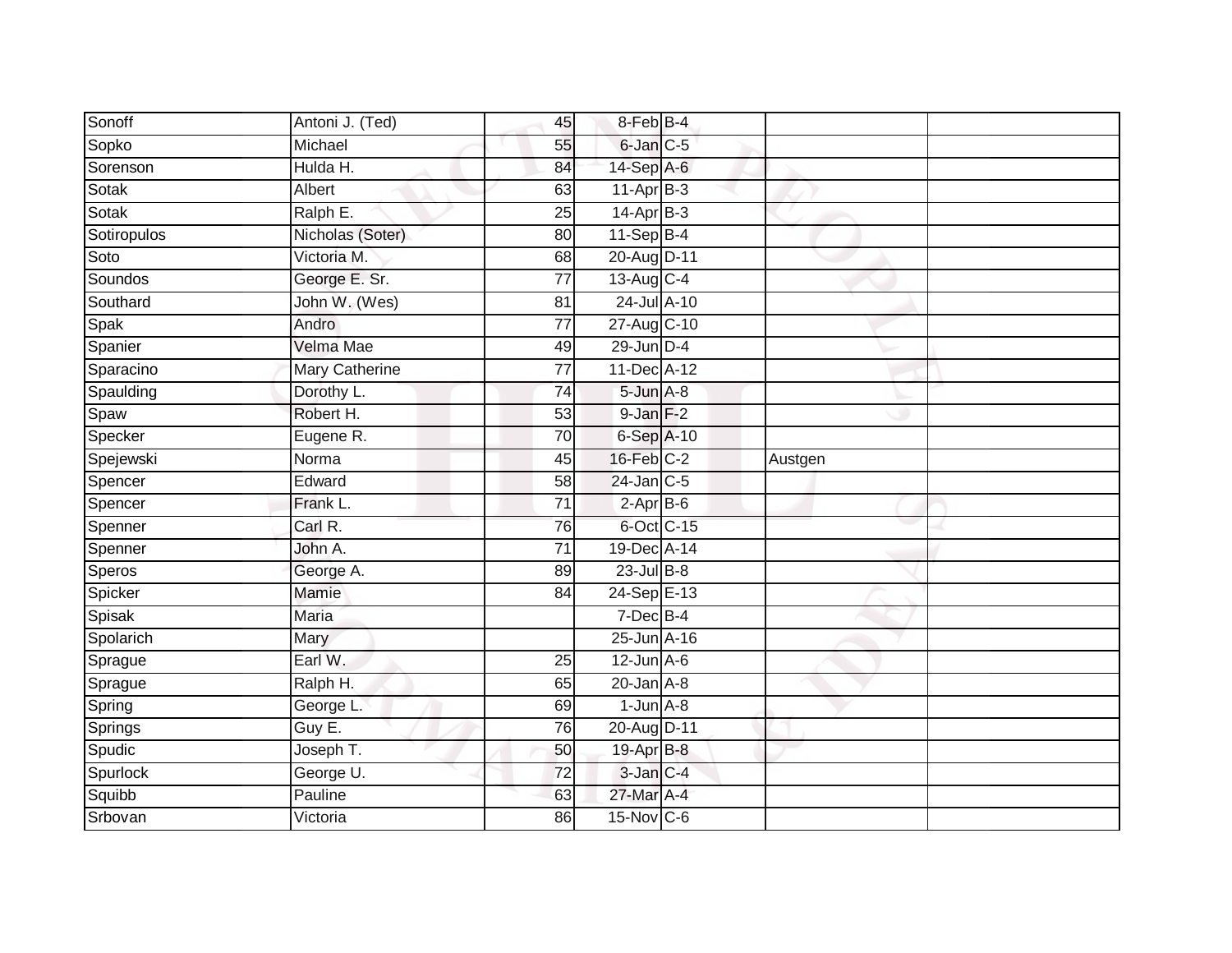| | | | | | | |
|---|---|---|---|---|---|---|
| Sonoff | Antoni J. (Ted) | 45 | 8-Feb | B-4 | | |
| Sopko | Michael | 55 | 6-Jan | C-5 | | |
| Sorenson | Hulda H. | 84 | 14-Sep | A-6 | | |
| Sotak | Albert | 63 | 11-Apr | B-3 | | |
| Sotak | Ralph E. | 25 | 14-Apr | B-3 | | |
| Sotiropulos | Nicholas (Soter) | 80 | 11-Sep | B-4 | | |
| Soto | Victoria M. | 68 | 20-Aug | D-11 | | |
| Soundos | George E. Sr. | 77 | 13-Aug | C-4 | | |
| Southard | John W. (Wes) | 81 | 24-Jul | A-10 | | |
| Spak | Andro | 77 | 27-Aug | C-10 | | |
| Spanier | Velma Mae | 49 | 29-Jun | D-4 | | |
| Sparacino | Mary Catherine | 77 | 11-Dec | A-12 | | |
| Spaulding | Dorothy L. | 74 | 5-Jun | A-8 | | |
| Spaw | Robert H. | 53 | 9-Jan | F-2 | | |
| Specker | Eugene R. | 70 | 6-Sep | A-10 | | |
| Spejewski | Norma | 45 | 16-Feb | C-2 | Austgen | |
| Spencer | Edward | 58 | 24-Jan | C-5 | | |
| Spencer | Frank L. | 71 | 2-Apr | B-6 | | |
| Spenner | Carl R. | 76 | 6-Oct | C-15 | | |
| Spenner | John A. | 71 | 19-Dec | A-14 | | |
| Speros | George A. | 89 | 23-Jul | B-8 | | |
| Spicker | Mamie | 84 | 24-Sep | E-13 | | |
| Spisak | Maria | | 7-Dec | B-4 | | |
| Spolarich | Mary | | 25-Jun | A-16 | | |
| Sprague | Earl W. | 25 | 12-Jun | A-6 | | |
| Sprague | Ralph H. | 65 | 20-Jan | A-8 | | |
| Spring | George L. | 69 | 1-Jun | A-8 | | |
| Springs | Guy E. | 76 | 20-Aug | D-11 | | |
| Spudic | Joseph T. | 50 | 19-Apr | B-8 | | |
| Spurlock | George U. | 72 | 3-Jan | C-4 | | |
| Squibb | Pauline | 63 | 27-Mar | A-4 | | |
| Srbovan | Victoria | 86 | 15-Nov | C-6 | | |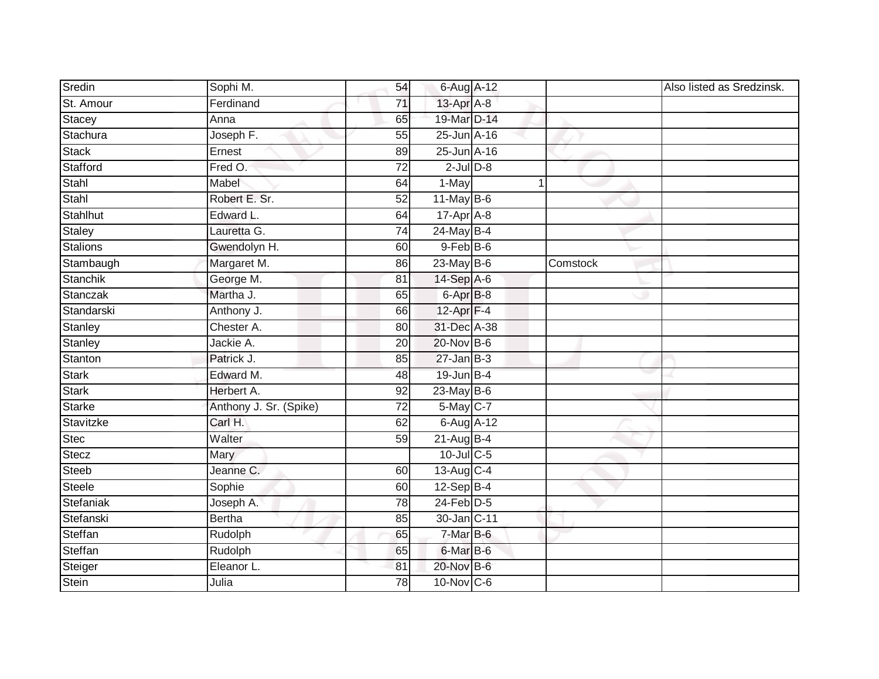| Sredin | Sophi M. | 54 | 6-Aug | A-12 | | | Also listed as Sredzinsk. |
|---|---|---|---|---|---|---|---|
| St. Amour | Ferdinand | 71 | 13-Apr | A-8 | | | |
| Stacey | Anna | 65 | 19-Mar | D-14 | | | |
| Stachura | Joseph F. | 55 | 25-Jun | A-16 | | | |
| Stack | Ernest | 89 | 25-Jun | A-16 | | | |
| Stafford | Fred O. | 72 | 2-Jul | D-8 | | | |
| Stahl | Mabel | 64 | 1-May | | 1 | | |
| Stahl | Robert E. Sr. | 52 | 11-May | B-6 | | | |
| Stahlhut | Edward L. | 64 | 17-Apr | A-8 | | | |
| Staley | Lauretta G. | 74 | 24-May | B-4 | | | |
| Stalions | Gwendolyn H. | 60 | 9-Feb | B-6 | | | |
| Stambaugh | Margaret M. | 86 | 23-May | B-6 | | Comstock | |
| Stanchik | George M. | 81 | 14-Sep | A-6 | | | |
| Stanczak | Martha J. | 65 | 6-Apr | B-8 | | | |
| Standarski | Anthony J. | 66 | 12-Apr | F-4 | | | |
| Stanley | Chester A. | 80 | 31-Dec | A-38 | | | |
| Stanley | Jackie A. | 20 | 20-Nov | B-6 | | | |
| Stanton | Patrick J. | 85 | 27-Jan | B-3 | | | |
| Stark | Edward M. | 48 | 19-Jun | B-4 | | | |
| Stark | Herbert A. | 92 | 23-May | B-6 | | | |
| Starke | Anthony J. Sr. (Spike) | 72 | 5-May | C-7 | | | |
| Stavitzke | Carl H. | 62 | 6-Aug | A-12 | | | |
| Stec | Walter | 59 | 21-Aug | B-4 | | | |
| Stecz | Mary | | 10-Jul | C-5 | | | |
| Steeb | Jeanne C. | 60 | 13-Aug | C-4 | | | |
| Steele | Sophie | 60 | 12-Sep | B-4 | | | |
| Stefaniak | Joseph A. | 78 | 24-Feb | D-5 | | | |
| Stefanski | Bertha | 85 | 30-Jan | C-11 | | | |
| Steffan | Rudolph | 65 | 7-Mar | B-6 | | | |
| Steffan | Rudolph | 65 | 6-Mar | B-6 | | | |
| Steiger | Eleanor L. | 81 | 20-Nov | B-6 | | | |
| Stein | Julia | 78 | 10-Nov | C-6 | | | |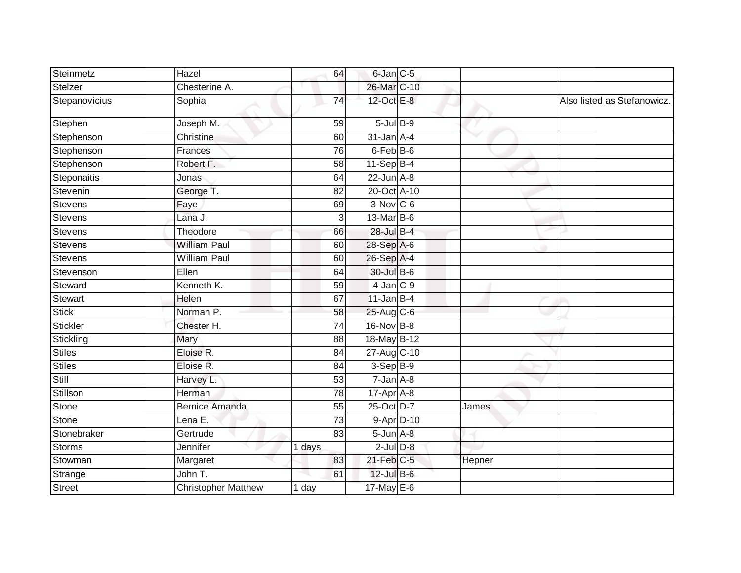| | | | | | | |
|---|---|---|---|---|---|---|
| Steinmetz | Hazel | 64 | 6-Jan | C-5 | | |
| Stelzer | Chesterine A. | | 26-Mar | C-10 | | |
| Stepanovicius | Sophia | 74 | 12-Oct | E-8 | | Also listed as Stefanowicz. |
| Stephen | Joseph M. | 59 | 5-Jul | B-9 | | |
| Stephenson | Christine | 60 | 31-Jan | A-4 | | |
| Stephenson | Frances | 76 | 6-Feb | B-6 | | |
| Stephenson | Robert F. | 58 | 11-Sep | B-4 | | |
| Steponaitis | Jonas | 64 | 22-Jun | A-8 | | |
| Stevenin | George T. | 82 | 20-Oct | A-10 | | |
| Stevens | Faye | 69 | 3-Nov | C-6 | | |
| Stevens | Lana J. | 3 | 13-Mar | B-6 | | |
| Stevens | Theodore | 66 | 28-Jul | B-4 | | |
| Stevens | William Paul | 60 | 28-Sep | A-6 | | |
| Stevens | William Paul | 60 | 26-Sep | A-4 | | |
| Stevenson | Ellen | 64 | 30-Jul | B-6 | | |
| Steward | Kenneth K. | 59 | 4-Jan | C-9 | | |
| Stewart | Helen | 67 | 11-Jan | B-4 | | |
| Stick | Norman P. | 58 | 25-Aug | C-6 | | |
| Stickler | Chester H. | 74 | 16-Nov | B-8 | | |
| Stickling | Mary | 88 | 18-May | B-12 | | |
| Stiles | Eloise R. | 84 | 27-Aug | C-10 | | |
| Stiles | Eloise R. | 84 | 3-Sep | B-9 | | |
| Still | Harvey L. | 53 | 7-Jan | A-8 | | |
| Stillson | Herman | 78 | 17-Apr | A-8 | | |
| Stone | Bernice Amanda | 55 | 25-Oct | D-7 | James | |
| Stone | Lena E. | 73 | 9-Apr | D-10 | | |
| Stonebraker | Gertrude | 83 | 5-Jun | A-8 | | |
| Storms | Jennifer | 1 days | 2-Jul | D-8 | | |
| Stowman | Margaret | 83 | 21-Feb | C-5 | Hepner | |
| Strange | John T. | 61 | 12-Jul | B-6 | | |
| Street | Christopher Matthew | 1 day | 17-May | E-6 | | |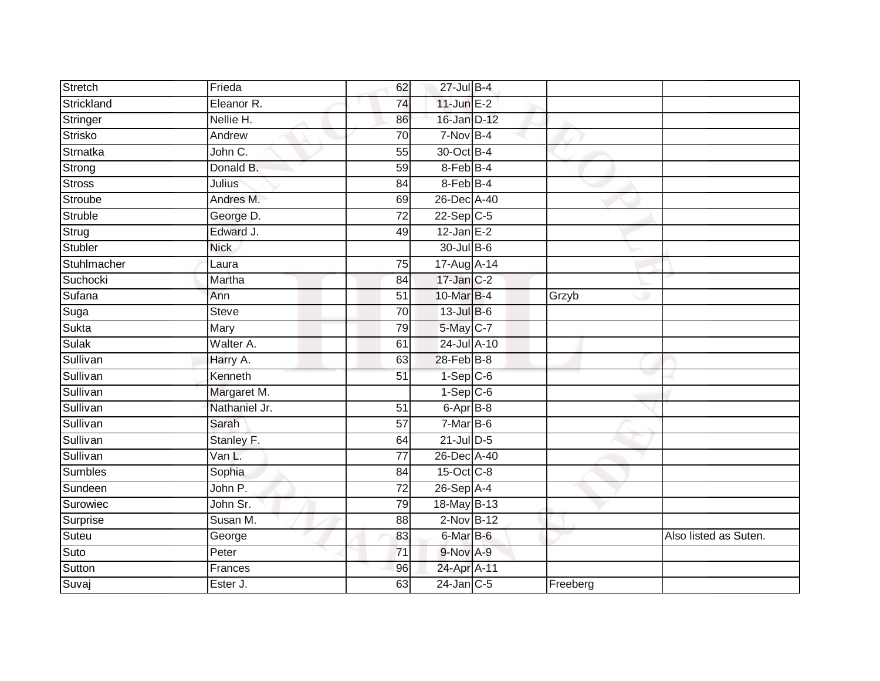| | | | | | | |
|---|---|---|---|---|---|---|
| Stretch | Frieda | 62 | 27-Jul | B-4 | | |
| Strickland | Eleanor R. | 74 | 11-Jun | E-2 | | |
| Stringer | Nellie H. | 86 | 16-Jan | D-12 | | |
| Strisko | Andrew | 70 | 7-Nov | B-4 | | |
| Strnatka | John C. | 55 | 30-Oct | B-4 | | |
| Strong | Donald B. | 59 | 8-Feb | B-4 | | |
| Stross | Julius | 84 | 8-Feb | B-4 | | |
| Stroube | Andres M. | 69 | 26-Dec | A-40 | | |
| Struble | George D. | 72 | 22-Sep | C-5 | | |
| Strug | Edward J. | 49 | 12-Jan | E-2 | | |
| Stubler | Nick | | 30-Jul | B-6 | | |
| Stuhlmacher | Laura | 75 | 17-Aug | A-14 | | |
| Suchocki | Martha | 84 | 17-Jan | C-2 | | |
| Sufana | Ann | 51 | 10-Mar | B-4 | Grzyb | |
| Suga | Steve | 70 | 13-Jul | B-6 | | |
| Sukta | Mary | 79 | 5-May | C-7 | | |
| Sulak | Walter A. | 61 | 24-Jul | A-10 | | |
| Sullivan | Harry A. | 63 | 28-Feb | B-8 | | |
| Sullivan | Kenneth | 51 | 1-Sep | C-6 | | |
| Sullivan | Margaret M. | | 1-Sep | C-6 | | |
| Sullivan | Nathaniel Jr. | 51 | 6-Apr | B-8 | | |
| Sullivan | Sarah | 57 | 7-Mar | B-6 | | |
| Sullivan | Stanley F. | 64 | 21-Jul | D-5 | | |
| Sullivan | Van L. | 77 | 26-Dec | A-40 | | |
| Sumbles | Sophia | 84 | 15-Oct | C-8 | | |
| Sundeen | John P. | 72 | 26-Sep | A-4 | | |
| Surowiec | John Sr. | 79 | 18-May | B-13 | | |
| Surprise | Susan M. | 88 | 2-Nov | B-12 | | |
| Suteu | George | 83 | 6-Mar | B-6 | | Also listed as Suten. |
| Suto | Peter | 71 | 9-Nov | A-9 | | |
| Sutton | Frances | 96 | 24-Apr | A-11 | | |
| Suvaj | Ester J. | 63 | 24-Jan | C-5 | Freeberg | |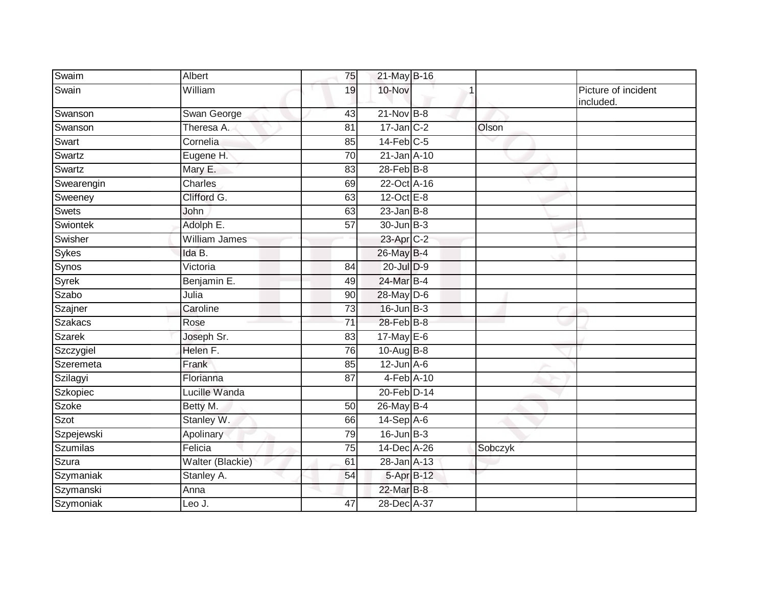| | | | | | | |
|---|---|---|---|---|---|---|
| Swaim | Albert | 75 | 21-May | B-16 | | |
| Swain | William | 19 | 10-Nov | 1 | | Picture of incident included. |
| Swanson | Swan George | 43 | 21-Nov | B-8 | | |
| Swanson | Theresa A. | 81 | 17-Jan | C-2 | Olson | |
| Swart | Cornelia | 85 | 14-Feb | C-5 | | |
| Swartz | Eugene H. | 70 | 21-Jan | A-10 | | |
| Swartz | Mary E. | 83 | 28-Feb | B-8 | | |
| Swearengin | Charles | 69 | 22-Oct | A-16 | | |
| Sweeney | Clifford G. | 63 | 12-Oct | E-8 | | |
| Swets | John | 63 | 23-Jan | B-8 | | |
| Swiontek | Adolph E. | 57 | 30-Jun | B-3 | | |
| Swisher | William James | | 23-Apr | C-2 | | |
| Sykes | Ida B. | | 26-May | B-4 | | |
| Synos | Victoria | 84 | 20-Jul | D-9 | | |
| Syrek | Benjamin E. | 49 | 24-Mar | B-4 | | |
| Szabo | Julia | 90 | 28-May | D-6 | | |
| Szajner | Caroline | 73 | 16-Jun | B-3 | | |
| Szakacs | Rose | 71 | 28-Feb | B-8 | | |
| Szarek | Joseph Sr. | 83 | 17-May | E-6 | | |
| Szczygiel | Helen F. | 76 | 10-Aug | B-8 | | |
| Szeremeta | Frank | 85 | 12-Jun | A-6 | | |
| Szilagyi | Florianna | 87 | 4-Feb | A-10 | | |
| Szkopiec | Lucille Wanda | | 20-Feb | D-14 | | |
| Szoke | Betty M. | 50 | 26-May | B-4 | | |
| Szot | Stanley W. | 66 | 14-Sep | A-6 | | |
| Szpejewski | Apolinary | 79 | 16-Jun | B-3 | | |
| Szumilas | Felicia | 75 | 14-Dec | A-26 | Sobczyk | |
| Szura | Walter (Blackie) | 61 | 28-Jan | A-13 | | |
| Szymaniak | Stanley A. | 54 | 5-Apr | B-12 | | |
| Szymanski | Anna | | 22-Mar | B-8 | | |
| Szymoniak | Leo J. | 47 | 28-Dec | A-37 | | |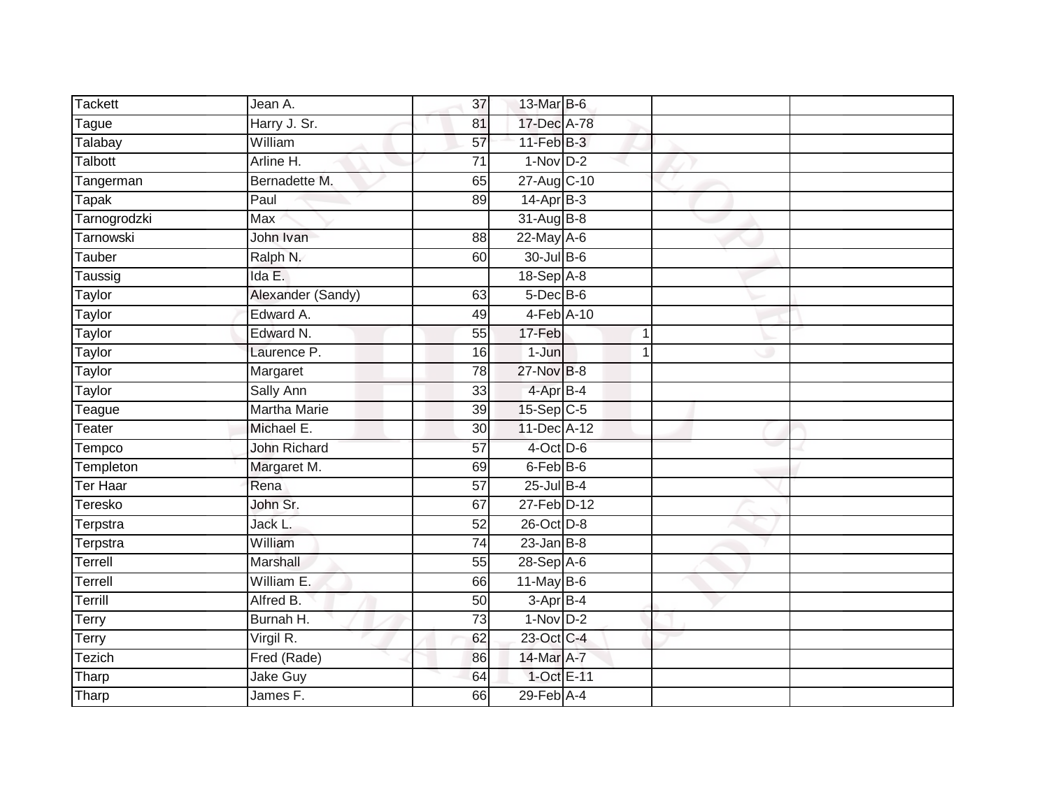| Tackett | Jean A. | 37 | 13-Mar | B-6 | | | |
|---|---|---|---|---|---|---|---|
| Tague | Harry J. Sr. | 81 | 17-Dec | A-78 | | | |
| Talabay | William | 57 | 11-Feb | B-3 | | | |
| Talbott | Arline H. | 71 | 1-Nov | D-2 | | | |
| Tangerman | Bernadette M. | 65 | 27-Aug | C-10 | | | |
| Tapak | Paul | 89 | 14-Apr | B-3 | | | |
| Tarnogrodzki | Max | | 31-Aug | B-8 | | | |
| Tarnowski | John Ivan | 88 | 22-May | A-6 | | | |
| Tauber | Ralph N. | 60 | 30-Jul | B-6 | | | |
| Taussig | Ida E. | | 18-Sep | A-8 | | | |
| Taylor | Alexander (Sandy) | 63 | 5-Dec | B-6 | | | |
| Taylor | Edward A. | 49 | 4-Feb | A-10 | | | |
| Taylor | Edward N. | 55 | 17-Feb | | 1 | | |
| Taylor | Laurence P. | 16 | 1-Jun | | 1 | | |
| Taylor | Margaret | 78 | 27-Nov | B-8 | | | |
| Taylor | Sally Ann | 33 | 4-Apr | B-4 | | | |
| Teague | Martha Marie | 39 | 15-Sep | C-5 | | | |
| Teater | Michael E. | 30 | 11-Dec | A-12 | | | |
| Tempco | John Richard | 57 | 4-Oct | D-6 | | | |
| Templeton | Margaret M. | 69 | 6-Feb | B-6 | | | |
| Ter Haar | Rena | 57 | 25-Jul | B-4 | | | |
| Teresko | John Sr. | 67 | 27-Feb | D-12 | | | |
| Terpstra | Jack L. | 52 | 26-Oct | D-8 | | | |
| Terpstra | William | 74 | 23-Jan | B-8 | | | |
| Terrell | Marshall | 55 | 28-Sep | A-6 | | | |
| Terrell | William E. | 66 | 11-May | B-6 | | | |
| Terrill | Alfred B. | 50 | 3-Apr | B-4 | | | |
| Terry | Burnah H. | 73 | 1-Nov | D-2 | | | |
| Terry | Virgil R. | 62 | 23-Oct | C-4 | | | |
| Tezich | Fred (Rade) | 86 | 14-Mar | A-7 | | | |
| Tharp | Jake Guy | 64 | 1-Oct | E-11 | | | |
| Tharp | James F. | 66 | 29-Feb | A-4 | | | |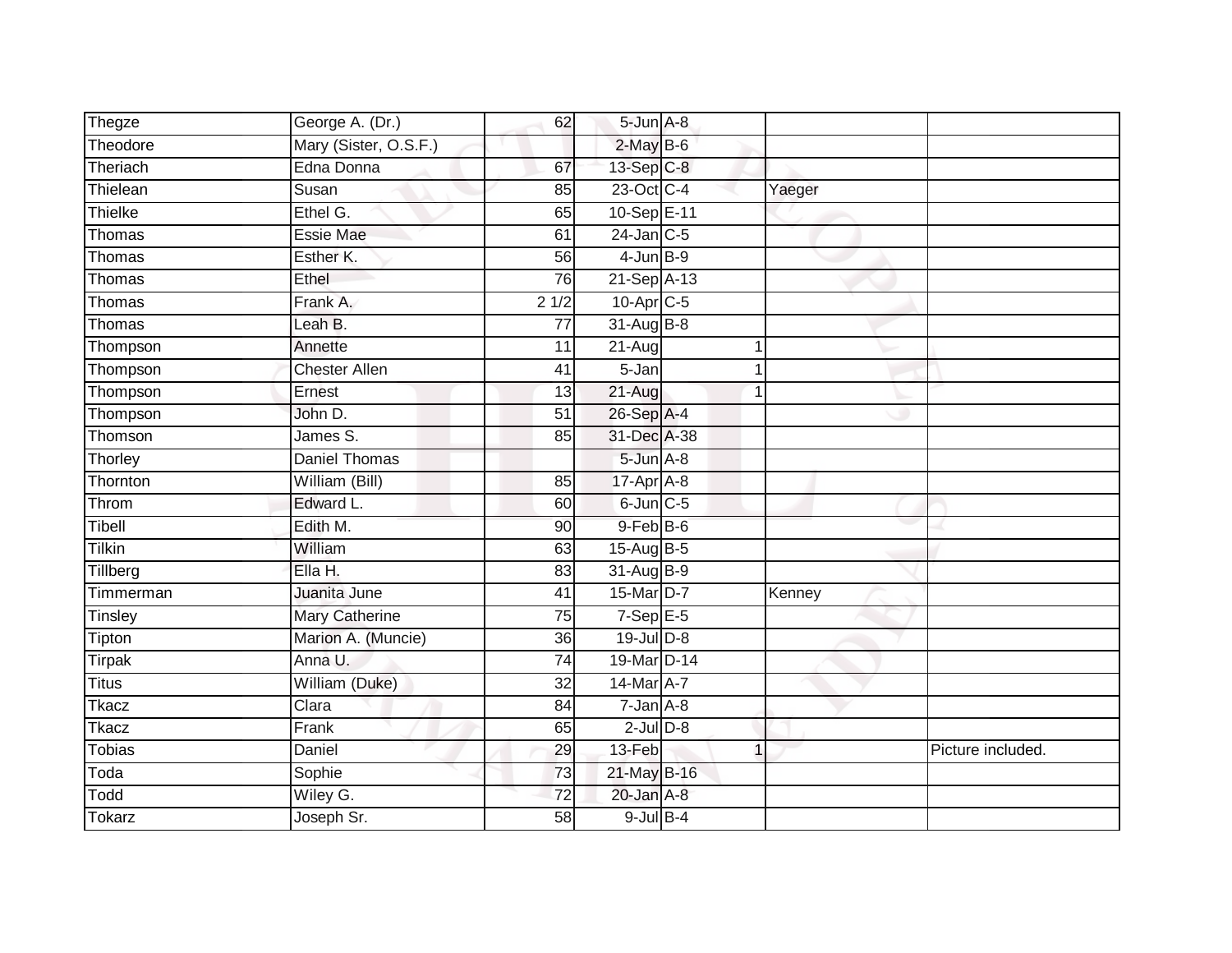| | | | | | | | |
|---|---|---|---|---|---|---|---|
| Thegze | George A. (Dr.) | 62 | 5-Jun | A-8 | | | |
| Theodore | Mary (Sister, O.S.F.) | | 2-May | B-6 | | | |
| Theriach | Edna Donna | 67 | 13-Sep | C-8 | | | |
| Thielean | Susan | 85 | 23-Oct | C-4 | | Yaeger | |
| Thielke | Ethel G. | 65 | 10-Sep | E-11 | | | |
| Thomas | Essie Mae | 61 | 24-Jan | C-5 | | | |
| Thomas | Esther K. | 56 | 4-Jun | B-9 | | | |
| Thomas | Ethel | 76 | 21-Sep | A-13 | | | |
| Thomas | Frank A. | 2 1/2 | 10-Apr | C-5 | | | |
| Thomas | Leah B. | 77 | 31-Aug | B-8 | | | |
| Thompson | Annette | 11 | 21-Aug | | 1 | | |
| Thompson | Chester Allen | 41 | 5-Jan | | 1 | | |
| Thompson | Ernest | 13 | 21-Aug | | 1 | | |
| Thompson | John D. | 51 | 26-Sep | A-4 | | | |
| Thomson | James S. | 85 | 31-Dec | A-38 | | | |
| Thorley | Daniel Thomas | | 5-Jun | A-8 | | | |
| Thornton | William (Bill) | 85 | 17-Apr | A-8 | | | |
| Throm | Edward L. | 60 | 6-Jun | C-5 | | | |
| Tibell | Edith M. | 90 | 9-Feb | B-6 | | | |
| Tilkin | William | 63 | 15-Aug | B-5 | | | |
| Tillberg | Ella H. | 83 | 31-Aug | B-9 | | | |
| Timmerman | Juanita June | 41 | 15-Mar | D-7 | | Kenney | |
| Tinsley | Mary Catherine | 75 | 7-Sep | E-5 | | | |
| Tipton | Marion A. (Muncie) | 36 | 19-Jul | D-8 | | | |
| Tirpak | Anna U. | 74 | 19-Mar | D-14 | | | |
| Titus | William (Duke) | 32 | 14-Mar | A-7 | | | |
| Tkacz | Clara | 84 | 7-Jan | A-8 | | | |
| Tkacz | Frank | 65 | 2-Jul | D-8 | | | |
| Tobias | Daniel | 29 | 13-Feb | | 1 | | Picture included. |
| Toda | Sophie | 73 | 21-May | B-16 | | | |
| Todd | Wiley G. | 72 | 20-Jan | A-8 | | | |
| Tokarz | Joseph Sr. | 58 | 9-Jul | B-4 | | | |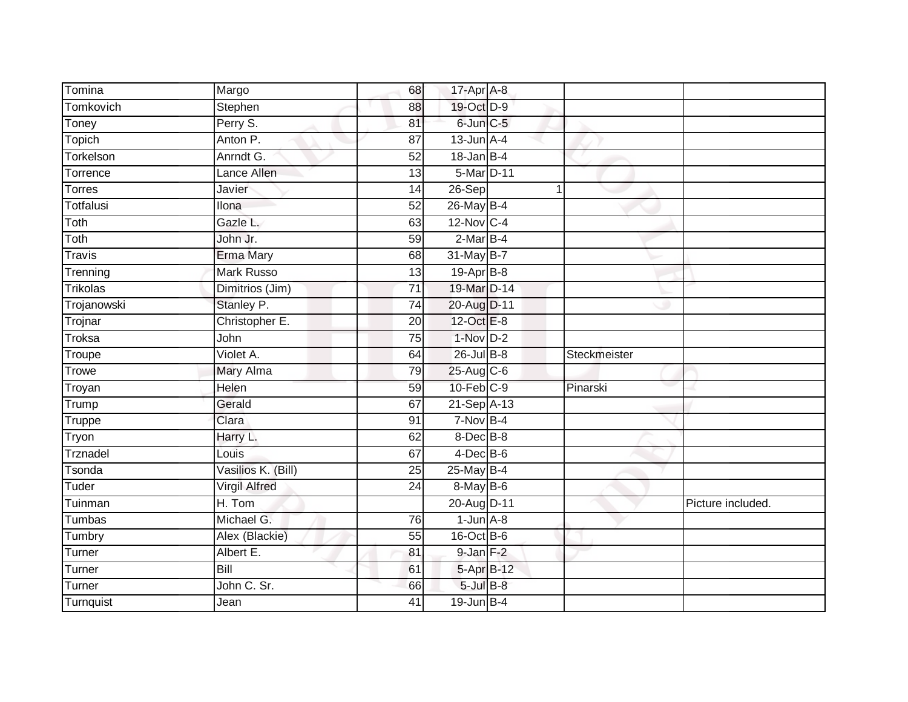| Tomina | Margo | 68 | 17-Apr | A-8 | | |
|---|---|---|---|---|---|---|
| Tomkovich | Stephen | 88 | 19-Oct | D-9 | | |
| Toney | Perry S. | 81 | 6-Jun | C-5 | | |
| Topich | Anton P. | 87 | 13-Jun | A-4 | | |
| Torkelson | Anrndt G. | 52 | 18-Jan | B-4 | | |
| Torrence | Lance Allen | 13 | 5-Mar | D-11 | | |
| Torres | Javier | 14 | 26-Sep | 1 | | |
| Totfalusi | Ilona | 52 | 26-May | B-4 | | |
| Toth | Gazle L. | 63 | 12-Nov | C-4 | | |
| Toth | John Jr. | 59 | 2-Mar | B-4 | | |
| Travis | Erma Mary | 68 | 31-May | B-7 | | |
| Trenning | Mark Russo | 13 | 19-Apr | B-8 | | |
| Trikolas | Dimitrios (Jim) | 71 | 19-Mar | D-14 | | |
| Trojanowski | Stanley P. | 74 | 20-Aug | D-11 | | |
| Trojnar | Christopher E. | 20 | 12-Oct | E-8 | | |
| Troksa | John | 75 | 1-Nov | D-2 | | |
| Troupe | Violet A. | 64 | 26-Jul | B-8 | Steckmeister | |
| Trowe | Mary Alma | 79 | 25-Aug | C-6 | | |
| Troyan | Helen | 59 | 10-Feb | C-9 | Pinarski | |
| Trump | Gerald | 67 | 21-Sep | A-13 | | |
| Truppe | Clara | 91 | 7-Nov | B-4 | | |
| Tryon | Harry L. | 62 | 8-Dec | B-8 | | |
| Trznadel | Louis | 67 | 4-Dec | B-6 | | |
| Tsonda | Vasilios K. (Bill) | 25 | 25-May | B-4 | | |
| Tuder | Virgil Alfred | 24 | 8-May | B-6 | | |
| Tuinman | H. Tom | | 20-Aug | D-11 | | Picture included. |
| Tumbas | Michael G. | 76 | 1-Jun | A-8 | | |
| Tumbry | Alex (Blackie) | 55 | 16-Oct | B-6 | | |
| Turner | Albert E. | 81 | 9-Jan | F-2 | | |
| Turner | Bill | 61 | 5-Apr | B-12 | | |
| Turner | John C. Sr. | 66 | 5-Jul | B-8 | | |
| Turnquist | Jean | 41 | 19-Jun | B-4 | | |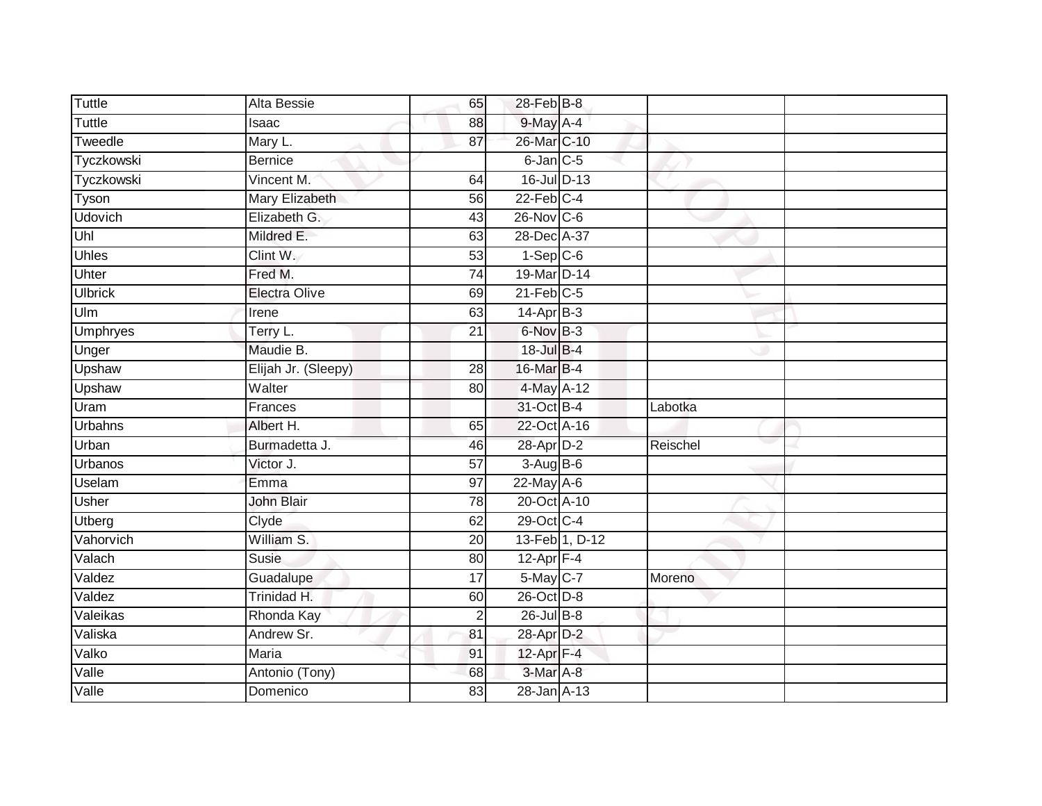| | | | | | | |
|---|---|---|---|---|---|---|
| Tuttle | Alta Bessie | 65 | 28-Feb | B-8 | | |
| Tuttle | Isaac | 88 | 9-May | A-4 | | |
| Tweedle | Mary L. | 87 | 26-Mar | C-10 | | |
| Tyczkowski | Bernice | | 6-Jan | C-5 | | |
| Tyczkowski | Vincent M. | 64 | 16-Jul | D-13 | | |
| Tyson | Mary Elizabeth | 56 | 22-Feb | C-4 | | |
| Udovich | Elizabeth G. | 43 | 26-Nov | C-6 | | |
| Uhl | Mildred E. | 63 | 28-Dec | A-37 | | |
| Uhles | Clint W. | 53 | 1-Sep | C-6 | | |
| Uhter | Fred M. | 74 | 19-Mar | D-14 | | |
| Ulbrick | Electra Olive | 69 | 21-Feb | C-5 | | |
| Ulm | Irene | 63 | 14-Apr | B-3 | | |
| Umphryes | Terry L. | 21 | 6-Nov | B-3 | | |
| Unger | Maudie B. | | 18-Jul | B-4 | | |
| Upshaw | Elijah Jr. (Sleepy) | 28 | 16-Mar | B-4 | | |
| Upshaw | Walter | 80 | 4-May | A-12 | | |
| Uram | Frances | | 31-Oct | B-4 | Labotka | |
| Urbahns | Albert H. | 65 | 22-Oct | A-16 | | |
| Urban | Burmadetta J. | 46 | 28-Apr | D-2 | Reischel | |
| Urbanos | Victor J. | 57 | 3-Aug | B-6 | | |
| Uselam | Emma | 97 | 22-May | A-6 | | |
| Usher | John Blair | 78 | 20-Oct | A-10 | | |
| Utberg | Clyde | 62 | 29-Oct | C-4 | | |
| Vahorvich | William S. | 20 | 13-Feb | 1, D-12 | | |
| Valach | Susie | 80 | 12-Apr | F-4 | | |
| Valdez | Guadalupe | 17 | 5-May | C-7 | Moreno | |
| Valdez | Trinidad H. | 60 | 26-Oct | D-8 | | |
| Valeikas | Rhonda Kay | 2 | 26-Jul | B-8 | | |
| Valiska | Andrew Sr. | 81 | 28-Apr | D-2 | | |
| Valko | Maria | 91 | 12-Apr | F-4 | | |
| Valle | Antonio (Tony) | 68 | 3-Mar | A-8 | | |
| Valle | Domenico | 83 | 28-Jan | A-13 | | |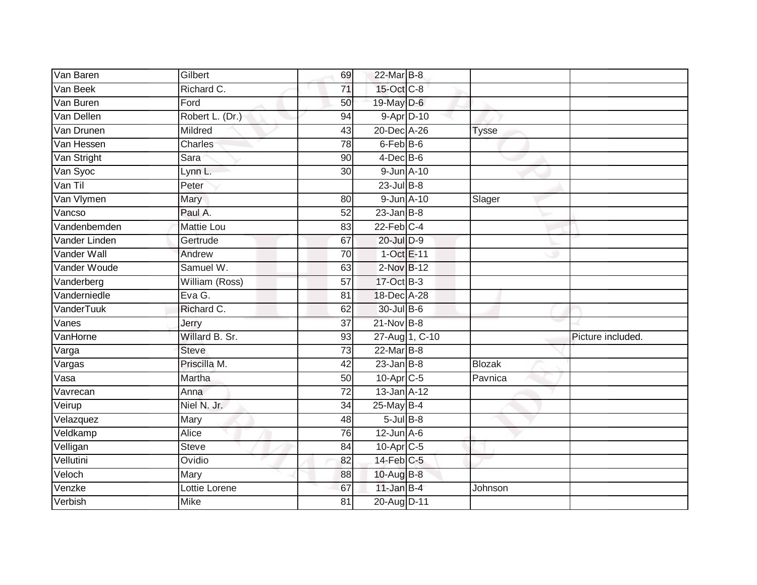| | | | | | | |
|---|---|---|---|---|---|---|
| Van Baren | Gilbert | 69 | 22-Mar | B-8 | | |
| Van Beek | Richard C. | 71 | 15-Oct | C-8 | | |
| Van Buren | Ford | 50 | 19-May | D-6 | | |
| Van Dellen | Robert L. (Dr.) | 94 | 9-Apr | D-10 | | |
| Van Drunen | Mildred | 43 | 20-Dec | A-26 | Tysse | |
| Van Hessen | Charles | 78 | 6-Feb | B-6 | | |
| Van Stright | Sara | 90 | 4-Dec | B-6 | | |
| Van Syoc | Lynn L. | 30 | 9-Jun | A-10 | | |
| Van Til | Peter | | 23-Jul | B-8 | | |
| Van Vlymen | Mary | 80 | 9-Jun | A-10 | Slager | |
| Vancso | Paul A. | 52 | 23-Jan | B-8 | | |
| Vandenbemden | Mattie Lou | 83 | 22-Feb | C-4 | | |
| Vander Linden | Gertrude | 67 | 20-Jul | D-9 | | |
| Vander Wall | Andrew | 70 | 1-Oct | E-11 | | |
| Vander Woude | Samuel W. | 63 | 2-Nov | B-12 | | |
| Vanderberg | William (Ross) | 57 | 17-Oct | B-3 | | |
| Vanderniedle | Eva G. | 81 | 18-Dec | A-28 | | |
| VanderTuuk | Richard C. | 62 | 30-Jul | B-6 | | |
| Vanes | Jerry | 37 | 21-Nov | B-8 | | |
| VanHorne | Willard B. Sr. | 93 | 27-Aug | 1, C-10 | | Picture included. |
| Varga | Steve | 73 | 22-Mar | B-8 | | |
| Vargas | Priscilla M. | 42 | 23-Jan | B-8 | Blozak | |
| Vasa | Martha | 50 | 10-Apr | C-5 | Pavnica | |
| Vavrecan | Anna | 72 | 13-Jan | A-12 | | |
| Veirup | Niel N. Jr. | 34 | 25-May | B-4 | | |
| Velazquez | Mary | 48 | 5-Jul | B-8 | | |
| Veldkamp | Alice | 76 | 12-Jun | A-6 | | |
| Velligan | Steve | 84 | 10-Apr | C-5 | | |
| Vellutini | Ovidio | 82 | 14-Feb | C-5 | | |
| Veloch | Mary | 88 | 10-Aug | B-8 | | |
| Venzke | Lottie Lorene | 67 | 11-Jan | B-4 | Johnson | |
| Verbish | Mike | 81 | 20-Aug | D-11 | | |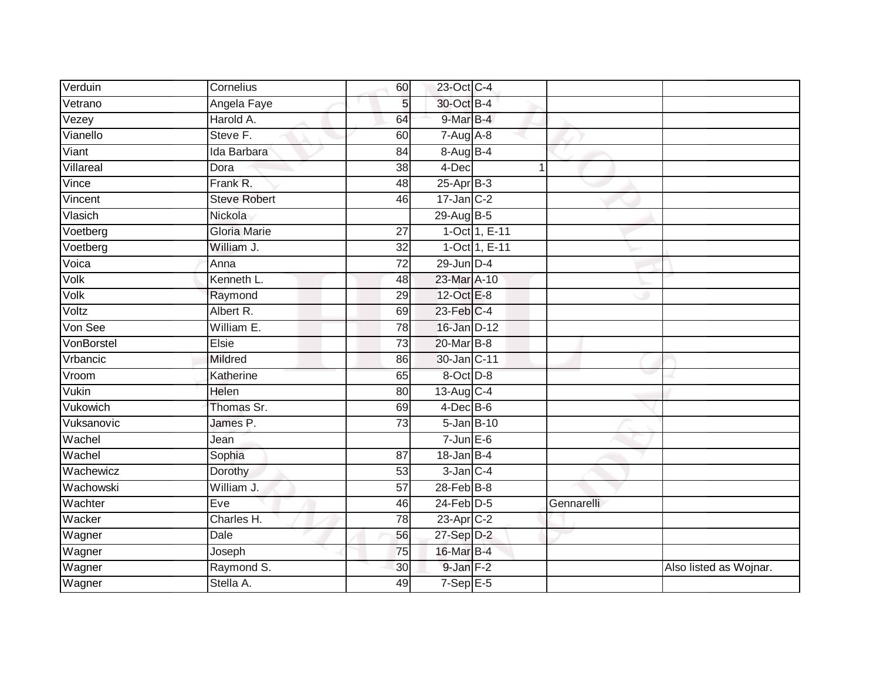| Verduin | Cornelius | 60 | 23-Oct | C-4 | | |
|---|---|---|---|---|---|---|
| Vetrano | Angela Faye | 5 | 30-Oct | B-4 | | |
| Vezey | Harold A. | 64 | 9-Mar | B-4 | | |
| Vianello | Steve F. | 60 | 7-Aug | A-8 | | |
| Viant | Ida Barbara | 84 | 8-Aug | B-4 | | |
| Villareal | Dora | 38 | 4-Dec | 1 | | |
| Vince | Frank R. | 48 | 25-Apr | B-3 | | |
| Vincent | Steve Robert | 46 | 17-Jan | C-2 | | |
| Vlasich | Nickola | | 29-Aug | B-5 | | |
| Voetberg | Gloria Marie | 27 | 1-Oct | 1, E-11 | | |
| Voetberg | William J. | 32 | 1-Oct | 1, E-11 | | |
| Voica | Anna | 72 | 29-Jun | D-4 | | |
| Volk | Kenneth L. | 48 | 23-Mar | A-10 | | |
| Volk | Raymond | 29 | 12-Oct | E-8 | | |
| Voltz | Albert R. | 69 | 23-Feb | C-4 | | |
| Von See | William E. | 78 | 16-Jan | D-12 | | |
| VonBorstel | Elsie | 73 | 20-Mar | B-8 | | |
| Vrbancic | Mildred | 86 | 30-Jan | C-11 | | |
| Vroom | Katherine | 65 | 8-Oct | D-8 | | |
| Vukin | Helen | 80 | 13-Aug | C-4 | | |
| Vukowich | Thomas Sr. | 69 | 4-Dec | B-6 | | |
| Vuksanovic | James P. | 73 | 5-Jan | B-10 | | |
| Wachel | Jean | | 7-Jun | E-6 | | |
| Wachel | Sophia | 87 | 18-Jan | B-4 | | |
| Wachewicz | Dorothy | 53 | 3-Jan | C-4 | | |
| Wachowski | William J. | 57 | 28-Feb | B-8 | | |
| Wachter | Eve | 46 | 24-Feb | D-5 | Gennarelli | |
| Wacker | Charles H. | 78 | 23-Apr | C-2 | | |
| Wagner | Dale | 56 | 27-Sep | D-2 | | |
| Wagner | Joseph | 75 | 16-Mar | B-4 | | |
| Wagner | Raymond S. | 30 | 9-Jan | F-2 | | Also listed as Wojnar. |
| Wagner | Stella A. | 49 | 7-Sep | E-5 | | |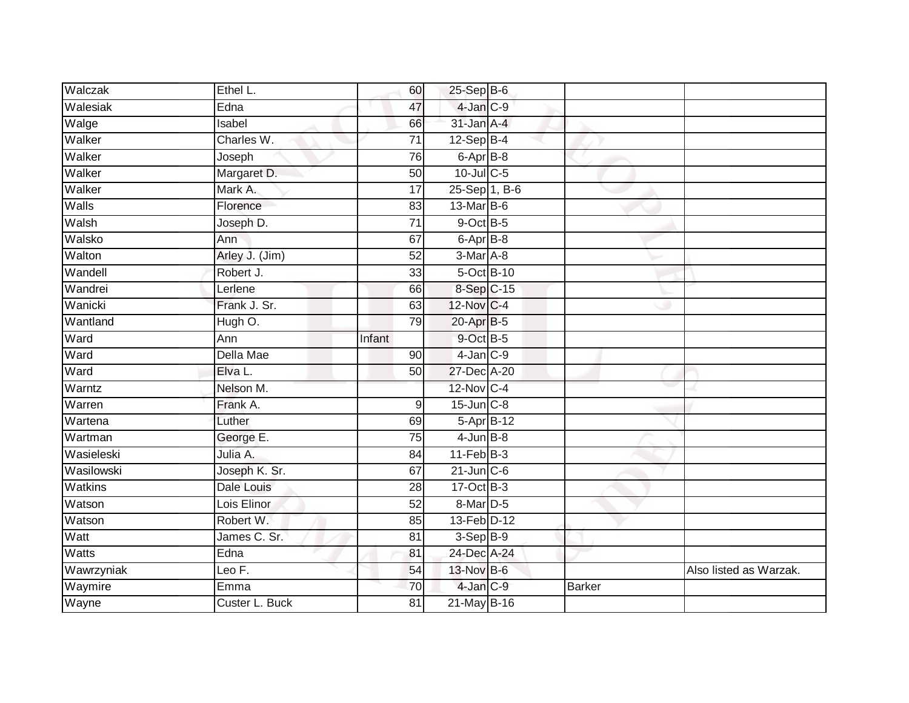| Walczak | Ethel L. | 60 | 25-Sep | B-6 | | |
|---|---|---|---|---|---|---|
| Walesiak | Edna | 47 | 4-Jan | C-9 | | |
| Walge | Isabel | 66 | 31-Jan | A-4 | | |
| Walker | Charles W. | 71 | 12-Sep | B-4 | | |
| Walker | Joseph | 76 | 6-Apr | B-8 | | |
| Walker | Margaret D. | 50 | 10-Jul | C-5 | | |
| Walker | Mark A. | 17 | 25-Sep | 1, B-6 | | |
| Walls | Florence | 83 | 13-Mar | B-6 | | |
| Walsh | Joseph D. | 71 | 9-Oct | B-5 | | |
| Walsko | Ann | 67 | 6-Apr | B-8 | | |
| Walton | Arley J. (Jim) | 52 | 3-Mar | A-8 | | |
| Wandell | Robert J. | 33 | 5-Oct | B-10 | | |
| Wandrei | Lerlene | 66 | 8-Sep | C-15 | | |
| Wanicki | Frank J. Sr. | 63 | 12-Nov | C-4 | | |
| Wantland | Hugh O. | 79 | 20-Apr | B-5 | | |
| Ward | Ann | Infant | 9-Oct | B-5 | | |
| Ward | Della Mae | 90 | 4-Jan | C-9 | | |
| Ward | Elva L. | 50 | 27-Dec | A-20 | | |
| Warntz | Nelson M. | | 12-Nov | C-4 | | |
| Warren | Frank A. | 9 | 15-Jun | C-8 | | |
| Wartena | Luther | 69 | 5-Apr | B-12 | | |
| Wartman | George E. | 75 | 4-Jun | B-8 | | |
| Wasieleski | Julia A. | 84 | 11-Feb | B-3 | | |
| Wasilowski | Joseph K. Sr. | 67 | 21-Jun | C-6 | | |
| Watkins | Dale Louis | 28 | 17-Oct | B-3 | | |
| Watson | Lois Elinor | 52 | 8-Mar | D-5 | | |
| Watson | Robert W. | 85 | 13-Feb | D-12 | | |
| Watt | James C. Sr. | 81 | 3-Sep | B-9 | | |
| Watts | Edna | 81 | 24-Dec | A-24 | | |
| Wawrzyniak | Leo F. | 54 | 13-Nov | B-6 | | Also listed as Warzak. |
| Waymire | Emma | 70 | 4-Jan | C-9 | Barker | |
| Wayne | Custer L. Buck | 81 | 21-May | B-16 | | |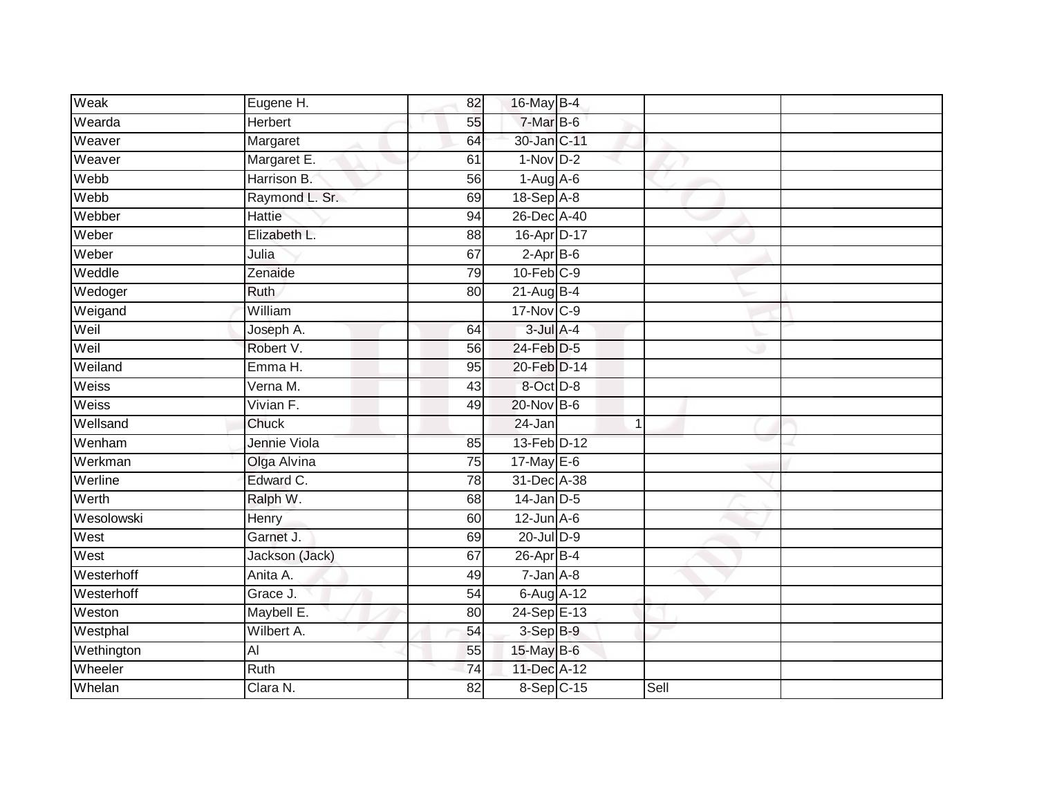| Weak | Eugene H. | 82 | 16-May | B-4 | | |
|---|---|---|---|---|---|---|
| Wearda | Herbert | 55 | 7-Mar | B-6 | | |
| Weaver | Margaret | 64 | 30-Jan | C-11 | | |
| Weaver | Margaret E. | 61 | 1-Nov | D-2 | | |
| Webb | Harrison B. | 56 | 1-Aug | A-6 | | |
| Webb | Raymond L. Sr. | 69 | 18-Sep | A-8 | | |
| Webber | Hattie | 94 | 26-Dec | A-40 | | |
| Weber | Elizabeth L. | 88 | 16-Apr | D-17 | | |
| Weber | Julia | 67 | 2-Apr | B-6 | | |
| Weddle | Zenaide | 79 | 10-Feb | C-9 | | |
| Wedoger | Ruth | 80 | 21-Aug | B-4 | | |
| Weigand | William | | 17-Nov | C-9 | | |
| Weil | Joseph A. | 64 | 3-Jul | A-4 | | |
| Weil | Robert V. | 56 | 24-Feb | D-5 | | |
| Weiland | Emma H. | 95 | 20-Feb | D-14 | | |
| Weiss | Verna M. | 43 | 8-Oct | D-8 | | |
| Weiss | Vivian F. | 49 | 20-Nov | B-6 | | |
| Wellsand | Chuck | | 24-Jan | 1 | | |
| Wenham | Jennie Viola | 85 | 13-Feb | D-12 | | |
| Werkman | Olga Alvina | 75 | 17-May | E-6 | | |
| Werline | Edward C. | 78 | 31-Dec | A-38 | | |
| Werth | Ralph W. | 68 | 14-Jan | D-5 | | |
| Wesolowski | Henry | 60 | 12-Jun | A-6 | | |
| West | Garnet J. | 69 | 20-Jul | D-9 | | |
| West | Jackson (Jack) | 67 | 26-Apr | B-4 | | |
| Westerhoff | Anita A. | 49 | 7-Jan | A-8 | | |
| Westerhoff | Grace J. | 54 | 6-Aug | A-12 | | |
| Weston | Maybell E. | 80 | 24-Sep | E-13 | | |
| Westphal | Wilbert A. | 54 | 3-Sep | B-9 | | |
| Wethington | Al | 55 | 15-May | B-6 | | |
| Wheeler | Ruth | 74 | 11-Dec | A-12 | | |
| Whelan | Clara N. | 82 | 8-Sep | C-15 | Sell | |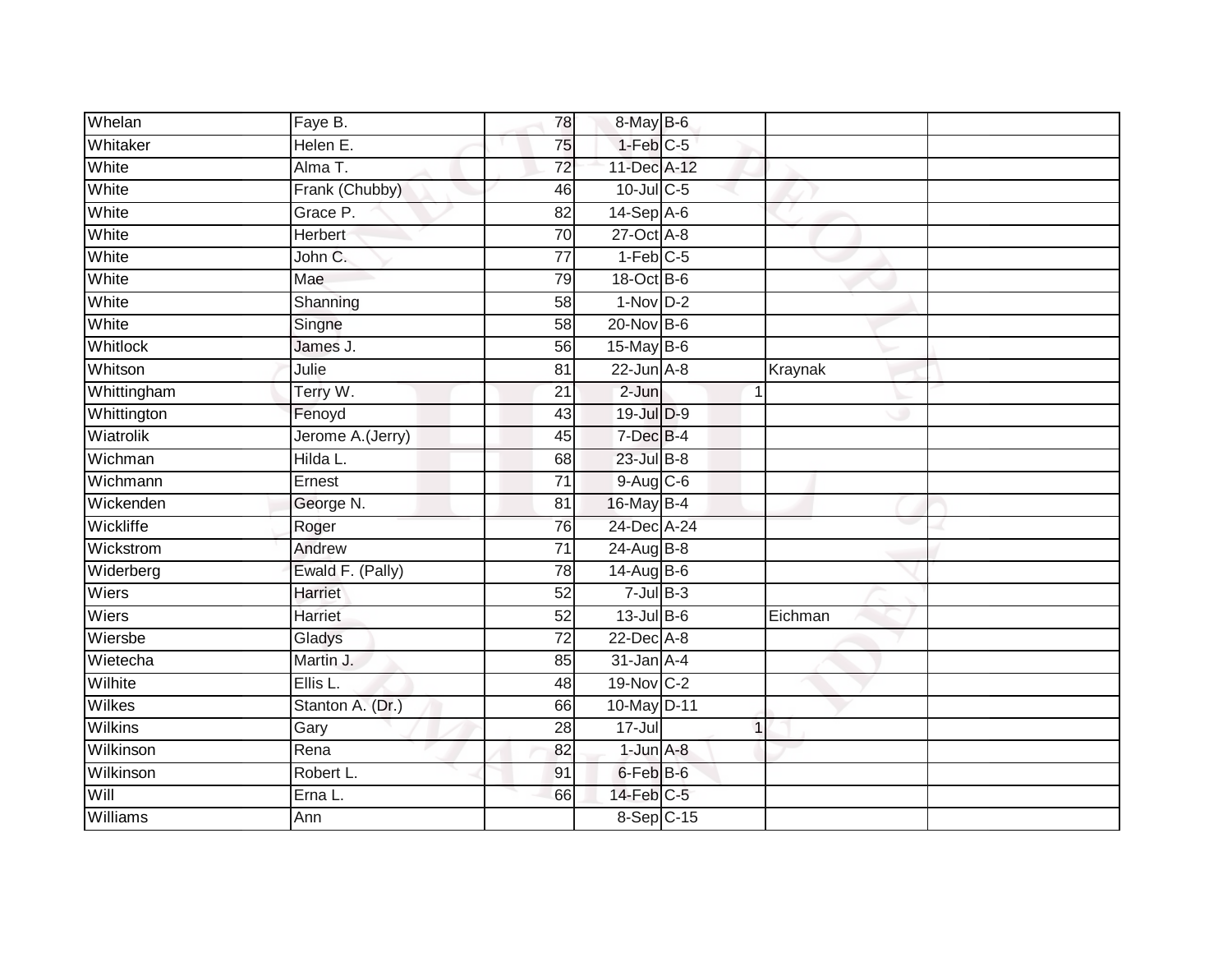| | | | | | | | |
|---|---|---|---|---|---|---|---|
| Whelan | Faye B. | 78 | 8-May | B-6 | | | |
| Whitaker | Helen E. | 75 | 1-Feb | C-5 | | | |
| White | Alma T. | 72 | 11-Dec | A-12 | | | |
| White | Frank (Chubby) | 46 | 10-Jul | C-5 | | | |
| White | Grace P. | 82 | 14-Sep | A-6 | | | |
| White | Herbert | 70 | 27-Oct | A-8 | | | |
| White | John C. | 77 | 1-Feb | C-5 | | | |
| White | Mae | 79 | 18-Oct | B-6 | | | |
| White | Shanning | 58 | 1-Nov | D-2 | | | |
| White | Singne | 58 | 20-Nov | B-6 | | | |
| Whitlock | James J. | 56 | 15-May | B-6 | | | |
| Whitson | Julie | 81 | 22-Jun | A-8 | | Kraynak | |
| Whittingham | Terry W. | 21 | 2-Jun | | 1 | | |
| Whittington | Fenoyd | 43 | 19-Jul | D-9 | | | |
| Wiatrolik | Jerome A.(Jerry) | 45 | 7-Dec | B-4 | | | |
| Wichman | Hilda L. | 68 | 23-Jul | B-8 | | | |
| Wichmann | Ernest | 71 | 9-Aug | C-6 | | | |
| Wickenden | George N. | 81 | 16-May | B-4 | | | |
| Wickliffe | Roger | 76 | 24-Dec | A-24 | | | |
| Wickstrom | Andrew | 71 | 24-Aug | B-8 | | | |
| Widerberg | Ewald F. (Pally) | 78 | 14-Aug | B-6 | | | |
| Wiers | Harriet | 52 | 7-Jul | B-3 | | | |
| Wiers | Harriet | 52 | 13-Jul | B-6 | | Eichman | |
| Wiersbe | Gladys | 72 | 22-Dec | A-8 | | | |
| Wietecha | Martin J. | 85 | 31-Jan | A-4 | | | |
| Wilhite | Ellis L. | 48 | 19-Nov | C-2 | | | |
| Wilkes | Stanton A. (Dr.) | 66 | 10-May | D-11 | | | |
| Wilkins | Gary | 28 | 17-Jul | | 1 | | |
| Wilkinson | Rena | 82 | 1-Jun | A-8 | | | |
| Wilkinson | Robert L. | 91 | 6-Feb | B-6 | | | |
| Will | Erna L. | 66 | 14-Feb | C-5 | | | |
| Williams | Ann | | 8-Sep | C-15 | | | |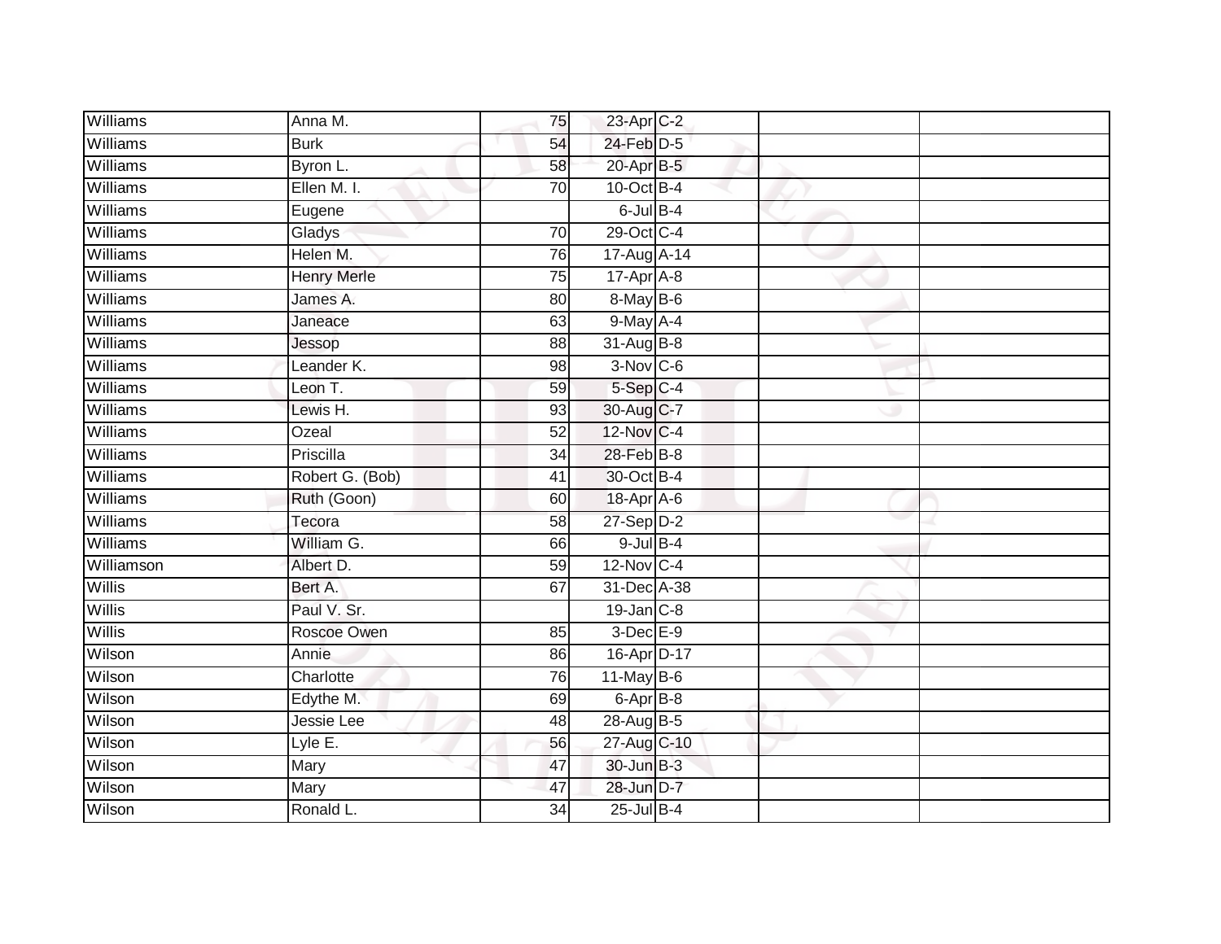| | | | | | | |
|---|---|---|---|---|---|---|
| Williams | Anna M. | 75 | 23-Apr | C-2 | | |
| Williams | Burk | 54 | 24-Feb | D-5 | | |
| Williams | Byron L. | 58 | 20-Apr | B-5 | | |
| Williams | Ellen M. I. | 70 | 10-Oct | B-4 | | |
| Williams | Eugene | | 6-Jul | B-4 | | |
| Williams | Gladys | 70 | 29-Oct | C-4 | | |
| Williams | Helen M. | 76 | 17-Aug | A-14 | | |
| Williams | Henry Merle | 75 | 17-Apr | A-8 | | |
| Williams | James A. | 80 | 8-May | B-6 | | |
| Williams | Janeace | 63 | 9-May | A-4 | | |
| Williams | Jessop | 88 | 31-Aug | B-8 | | |
| Williams | Leander K. | 98 | 3-Nov | C-6 | | |
| Williams | Leon T. | 59 | 5-Sep | C-4 | | |
| Williams | Lewis H. | 93 | 30-Aug | C-7 | | |
| Williams | Ozeal | 52 | 12-Nov | C-4 | | |
| Williams | Priscilla | 34 | 28-Feb | B-8 | | |
| Williams | Robert G. (Bob) | 41 | 30-Oct | B-4 | | |
| Williams | Ruth (Goon) | 60 | 18-Apr | A-6 | | |
| Williams | Tecora | 58 | 27-Sep | D-2 | | |
| Williams | William G. | 66 | 9-Jul | B-4 | | |
| Williamson | Albert D. | 59 | 12-Nov | C-4 | | |
| Willis | Bert A. | 67 | 31-Dec | A-38 | | |
| Willis | Paul V. Sr. | | 19-Jan | C-8 | | |
| Willis | Roscoe Owen | 85 | 3-Dec | E-9 | | |
| Wilson | Annie | 86 | 16-Apr | D-17 | | |
| Wilson | Charlotte | 76 | 11-May | B-6 | | |
| Wilson | Edythe M. | 69 | 6-Apr | B-8 | | |
| Wilson | Jessie Lee | 48 | 28-Aug | B-5 | | |
| Wilson | Lyle E. | 56 | 27-Aug | C-10 | | |
| Wilson | Mary | 47 | 30-Jun | B-3 | | |
| Wilson | Mary | 47 | 28-Jun | D-7 | | |
| Wilson | Ronald L. | 34 | 25-Jul | B-4 | | |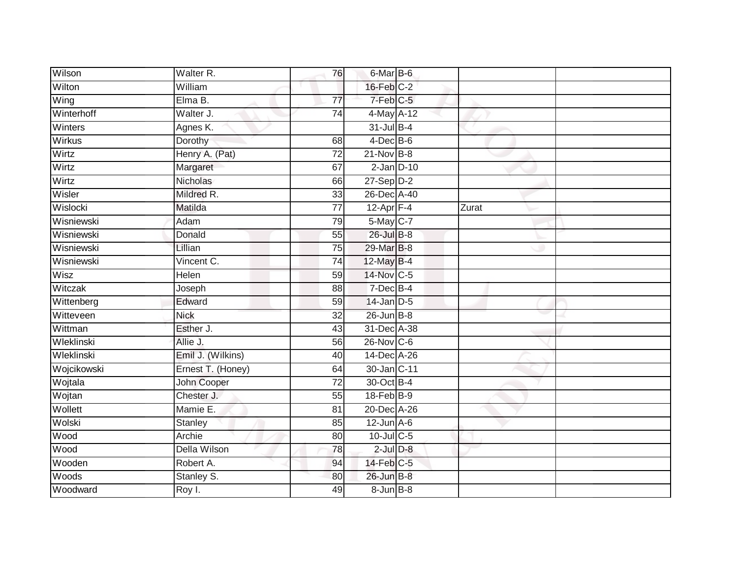| | | | | | | |
|---|---|---|---|---|---|---|
| Wilson | Walter R. | 76 | 6-Mar | B-6 | | |
| Wilton | William | | 16-Feb | C-2 | | |
| Wing | Elma B. | 77 | 7-Feb | C-5 | | |
| Winterhoff | Walter J. | 74 | 4-May | A-12 | | |
| Winters | Agnes K. | | 31-Jul | B-4 | | |
| Wirkus | Dorothy | 68 | 4-Dec | B-6 | | |
| Wirtz | Henry A. (Pat) | 72 | 21-Nov | B-8 | | |
| Wirtz | Margaret | 67 | 2-Jan | D-10 | | |
| Wirtz | Nicholas | 66 | 27-Sep | D-2 | | |
| Wisler | Mildred R. | 33 | 26-Dec | A-40 | | |
| Wislocki | Matilda | 77 | 12-Apr | F-4 | Zurat | |
| Wisniewski | Adam | 79 | 5-May | C-7 | | |
| Wisniewski | Donald | 55 | 26-Jul | B-8 | | |
| Wisniewski | Lillian | 75 | 29-Mar | B-8 | | |
| Wisniewski | Vincent C. | 74 | 12-May | B-4 | | |
| Wisz | Helen | 59 | 14-Nov | C-5 | | |
| Witczak | Joseph | 88 | 7-Dec | B-4 | | |
| Wittenberg | Edward | 59 | 14-Jan | D-5 | | |
| Witteveen | Nick | 32 | 26-Jun | B-8 | | |
| Wittman | Esther J. | 43 | 31-Dec | A-38 | | |
| Wleklinski | Allie J. | 56 | 26-Nov | C-6 | | |
| Wleklinski | Emil J. (Wilkins) | 40 | 14-Dec | A-26 | | |
| Wojcikowski | Ernest T. (Honey) | 64 | 30-Jan | C-11 | | |
| Wojtala | John Cooper | 72 | 30-Oct | B-4 | | |
| Wojtan | Chester J. | 55 | 18-Feb | B-9 | | |
| Wollett | Mamie E. | 81 | 20-Dec | A-26 | | |
| Wolski | Stanley | 85 | 12-Jun | A-6 | | |
| Wood | Archie | 80 | 10-Jul | C-5 | | |
| Wood | Della Wilson | 78 | 2-Jul | D-8 | | |
| Wooden | Robert A. | 94 | 14-Feb | C-5 | | |
| Woods | Stanley S. | 80 | 26-Jun | B-8 | | |
| Woodward | Roy I. | 49 | 8-Jun | B-8 | | |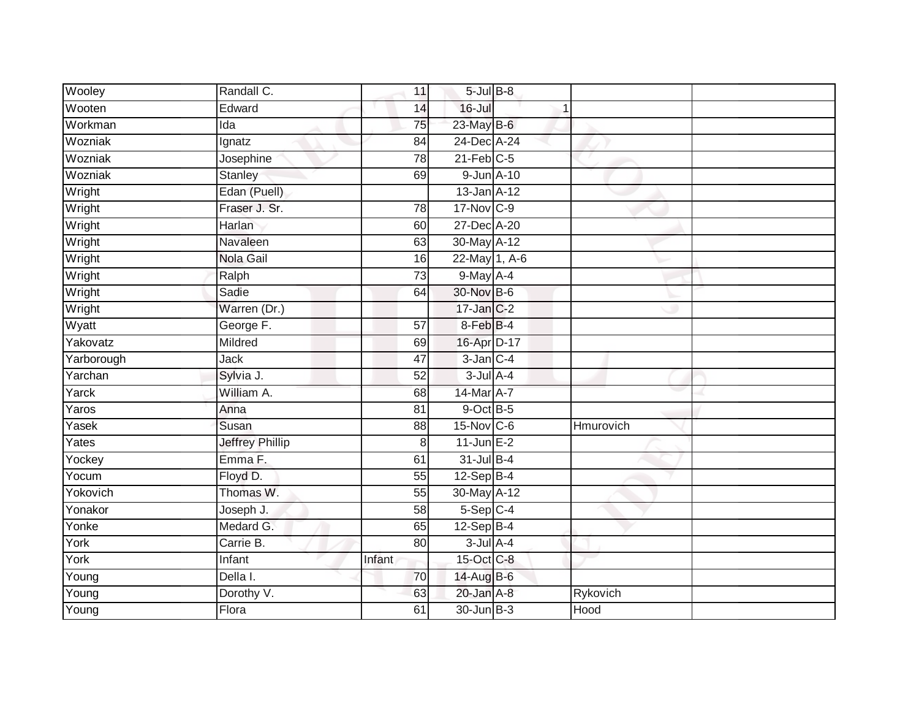| | | | | | | |
|---|---|---|---|---|---|---|
| Wooley | Randall C. | 11 | 5-Jul | B-8 | | |
| Wooten | Edward | 14 | 16-Jul | 1 | | |
| Workman | Ida | 75 | 23-May | B-6 | | |
| Wozniak | Ignatz | 84 | 24-Dec | A-24 | | |
| Wozniak | Josephine | 78 | 21-Feb | C-5 | | |
| Wozniak | Stanley | 69 | 9-Jun | A-10 | | |
| Wright | Edan (Puell) | | 13-Jan | A-12 | | |
| Wright | Fraser J. Sr. | 78 | 17-Nov | C-9 | | |
| Wright | Harlan | 60 | 27-Dec | A-20 | | |
| Wright | Navaleen | 63 | 30-May | A-12 | | |
| Wright | Nola Gail | 16 | 22-May | 1, A-6 | | |
| Wright | Ralph | 73 | 9-May | A-4 | | |
| Wright | Sadie | 64 | 30-Nov | B-6 | | |
| Wright | Warren (Dr.) | | 17-Jan | C-2 | | |
| Wyatt | George F. | 57 | 8-Feb | B-4 | | |
| Yakovatz | Mildred | 69 | 16-Apr | D-17 | | |
| Yarborough | Jack | 47 | 3-Jan | C-4 | | |
| Yarchan | Sylvia J. | 52 | 3-Jul | A-4 | | |
| Yarck | William A. | 68 | 14-Mar | A-7 | | |
| Yaros | Anna | 81 | 9-Oct | B-5 | | |
| Yasek | Susan | 88 | 15-Nov | C-6 | Hmurovich | |
| Yates | Jeffrey Phillip | 8 | 11-Jun | E-2 | | |
| Yockey | Emma F. | 61 | 31-Jul | B-4 | | |
| Yocum | Floyd D. | 55 | 12-Sep | B-4 | | |
| Yokovich | Thomas W. | 55 | 30-May | A-12 | | |
| Yonakor | Joseph J. | 58 | 5-Sep | C-4 | | |
| Yonke | Medard G. | 65 | 12-Sep | B-4 | | |
| York | Carrie B. | 80 | 3-Jul | A-4 | | |
| York | Infant | Infant | 15-Oct | C-8 | | |
| Young | Della I. | 70 | 14-Aug | B-6 | | |
| Young | Dorothy V. | 63 | 20-Jan | A-8 | Rykovich | |
| Young | Flora | 61 | 30-Jun | B-3 | Hood | |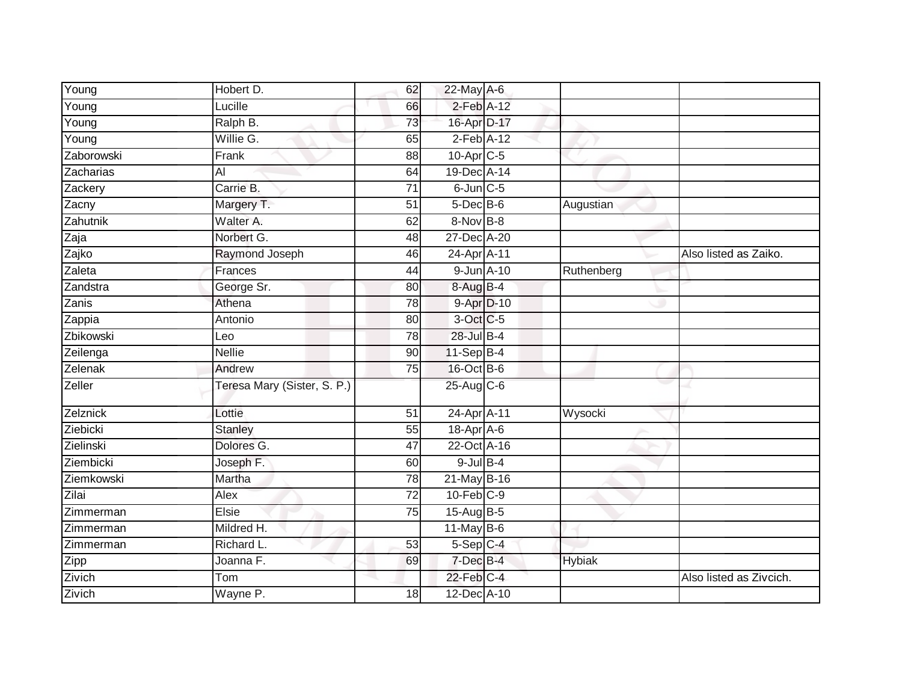| Young | Hobert D. | 62 | 22-May | A-6 | | |
|---|---|---|---|---|---|---|
| Young | Lucille | 66 | 2-Feb | A-12 | | |
| Young | Ralph B. | 73 | 16-Apr | D-17 | | |
| Young | Willie G. | 65 | 2-Feb | A-12 | | |
| Zaborowski | Frank | 88 | 10-Apr | C-5 | | |
| Zacharias | Al | 64 | 19-Dec | A-14 | | |
| Zackery | Carrie B. | 71 | 6-Jun | C-5 | | |
| Zacny | Margery T. | 51 | 5-Dec | B-6 | Augustian | |
| Zahutnik | Walter A. | 62 | 8-Nov | B-8 | | |
| Zaja | Norbert G. | 48 | 27-Dec | A-20 | | |
| Zajko | Raymond Joseph | 46 | 24-Apr | A-11 | | Also listed as Zaiko. |
| Zaleta | Frances | 44 | 9-Jun | A-10 | Ruthenberg | |
| Zandstra | George Sr. | 80 | 8-Aug | B-4 | | |
| Zanis | Athena | 78 | 9-Apr | D-10 | | |
| Zappia | Antonio | 80 | 3-Oct | C-5 | | |
| Zbikowski | Leo | 78 | 28-Jul | B-4 | | |
| Zeilenga | Nellie | 90 | 11-Sep | B-4 | | |
| Zelenak | Andrew | 75 | 16-Oct | B-6 | | |
| Zeller | Teresa Mary (Sister, S. P.) | | 25-Aug | C-6 | | |
| Zelznick | Lottie | 51 | 24-Apr | A-11 | Wysocki | |
| Ziebicki | Stanley | 55 | 18-Apr | A-6 | | |
| Zielinski | Dolores G. | 47 | 22-Oct | A-16 | | |
| Ziembicki | Joseph F. | 60 | 9-Jul | B-4 | | |
| Ziemkowski | Martha | 78 | 21-May | B-16 | | |
| Zilai | Alex | 72 | 10-Feb | C-9 | | |
| Zimmerman | Elsie | 75 | 15-Aug | B-5 | | |
| Zimmerman | Mildred H. | | 11-May | B-6 | | |
| Zimmerman | Richard L. | 53 | 5-Sep | C-4 | | |
| Zipp | Joanna F. | 69 | 7-Dec | B-4 | Hybiak | |
| Zivich | Tom | | 22-Feb | C-4 | | Also listed as Zivcich. |
| Zivich | Wayne P. | 18 | 12-Dec | A-10 | | |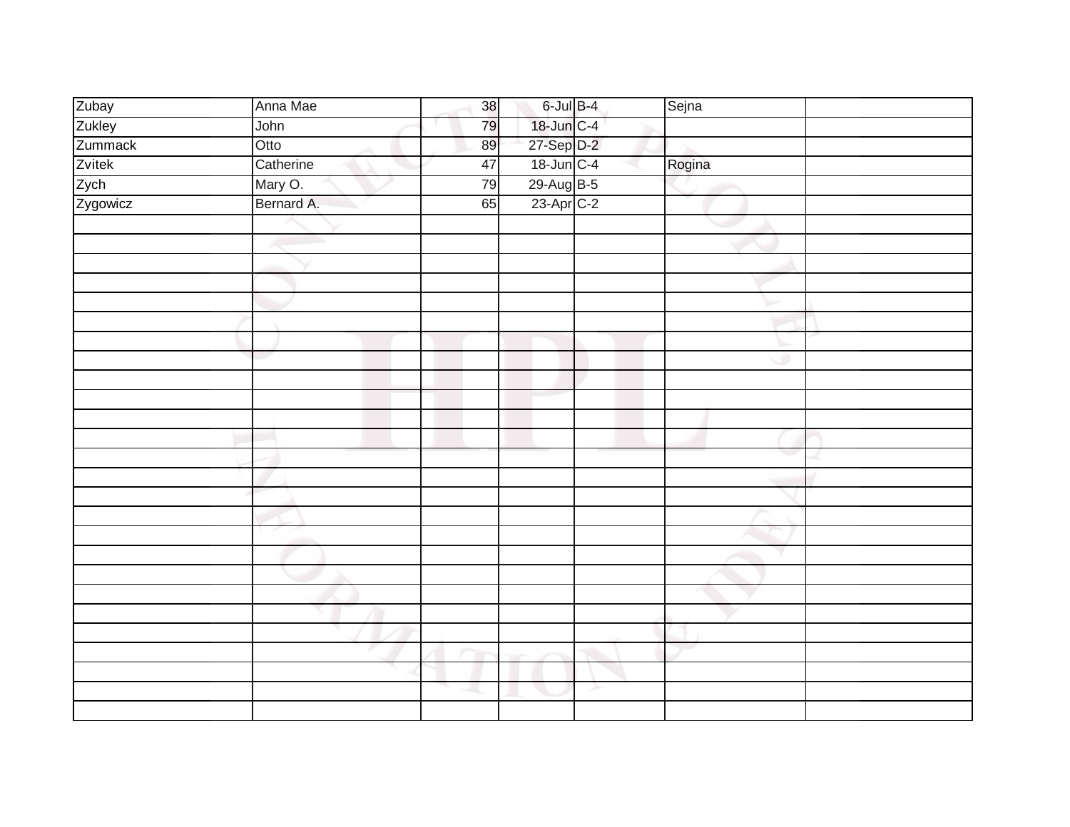| | | | | | | |
|---|---|---|---|---|---|---|
| Zubay | Anna Mae | 38 | 6-Jul | B-4 | Sejna | |
| Zukley | John | 79 | 18-Jun | C-4 | | |
| Zummack | Otto | 89 | 27-Sep | D-2 | | |
| Zvitek | Catherine | 47 | 18-Jun | C-4 | Rogina | |
| Zych | Mary O. | 79 | 29-Aug | B-5 | | |
| Zygowicz | Bernard A. | 65 | 23-Apr | C-2 | | |